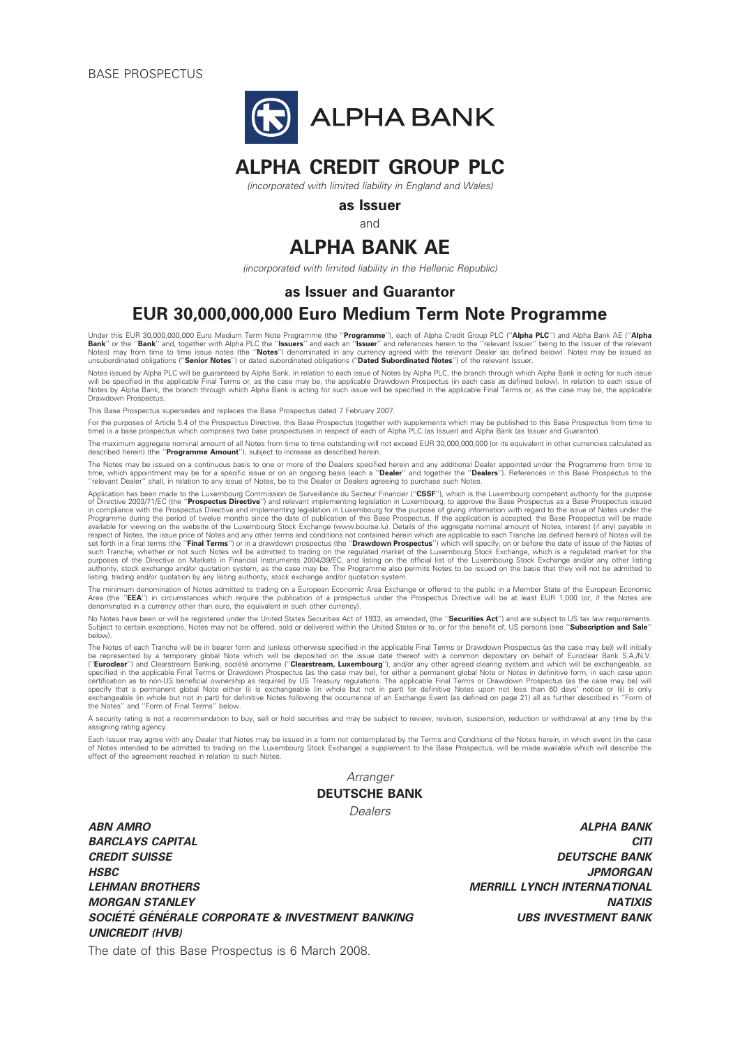BASE PROSPECTUS

ALPHA BANK

# ALPHA CREDIT GROUP PLC

*(incorporated with limited liability in England and Wales)*

**as Issuer**

and

# ALPHA BANK AE

*(incorporated with limited liability in the Hellenic Republic)*

**as Issuer and Guarantor**

## EUR 30,000,000,000 Euro Medium Term Note Programme

Under this EUR 30,000,000,000 Euro Medium Term Note Programme (the "**Programme**"), each of Alpha Credit Group PLC ("**Alpha PLC**") and Alpha Bank AE ("**Alpha Bank**" or the "**Bank**" and, together with Alpha PLC the "**Issuers**" and each an "**Issuer**" and references herein to the "relevant Issuer" being to the Issuer of the relevant Notes) may from time to time issue notes (the "**Notes**") denominated in any currency agreed with the relevant Dealer (as defined below). Notes may be issued as unsubordinated obligations ("**Senior Notes**") or dated subordinated obligations ("**Dated Subordinated Notes**") of the relevant Issuer.

Notes issued by Alpha PLC will be guaranteed by Alpha Bank. In relation to each issue of Notes by Alpha PLC, the branch through which Alpha Bank is acting for such issue will be specified in the applicable Final Terms or, as the case may be, the applicable Drawdown Prospectus (in each case as defined below). In relation to each issue of Notes by Alpha Bank, the branch through which Alpha Bank is acting for such issue will be specified in the applicable Final Terms or, as the case may be, the applicable Drawdown Prospectus.

This Base Prospectus supersedes and replaces the Base Prospectus dated 7 February 2007.

For the purposes of Article 5.4 of the Prospectus Directive, this Base Prospectus (together with supplements which may be published to this Base Prospectus from time to time) is a base prospectus which comprises two base prospectuses in respect of each of Alpha PLC (as Issuer) and Alpha Bank (as Issuer and Guarantor).

The maximum aggregate nominal amount of all Notes from time to time outstanding will not exceed EUR 30,000,000,000 (or its equivalent in other currencies calculated as described herein) (the "**Programme Amount**"), subject to increase as described herein.

The Notes may be issued on a continuous basis to one or more of the Dealers specified herein and any additional Dealer appointed under the Programme from time to time, which appointment may be for a specific issue or on an ongoing basis (each a "**Dealer**" and together the "**Dealers**"). References in this Base Prospectus to the "relevant Dealer" shall, in relation to any issue of Notes, be to the Dealer or Dealers agreeing to purchase such Notes.

Application has been made to the Luxembourg Commission de Surveillance du Secteur Financier ("**CSSF**"), which is the Luxembourg competent authority for the purpose of Directive 2003/71/EC (the "**Prospectus Directive**") and relevant implementing legislation in Luxembourg, to approve the Base Prospectus as a Base Prospectus issued in compliance with the Prospectus Directive and implementing legislation in Luxembourg for the purpose of giving information with regard to the issue of Notes under the Programme during the period of twelve months since the date of publication of this Base Prospectus. If the application is accepted, the Base Prospectus will be made available for viewing on the website of the Luxembourg Stock Exchange (www.bourse.lu). Details of the aggregate nominal amount of Notes, interest (if any) payable in respect of Notes, the issue price of Notes and any other terms and conditions not contained herein which are applicable to each Tranche (as defined herein) of Notes will be set forth in a final terms (the "**Final Terms**") or in a drawdown prospectus (the "**Drawdown Prospectus**") which will specify, on or before the date of issue of the Notes of such Tranche, whether or not such Notes will be admitted to trading on the regulated market of the Luxembourg Stock Exchange, which is a regulated market for the purposes of the Directive on Markets in Financial Instruments 2004/39/EC, and listing on the official list of the Luxembourg Stock Exchange and/or any other listing authority, stock exchange and/or quotation system, as the case may be. The Programme also permits Notes to be issued on the basis that they will not be admitted to listing, trading and/or quotation by any listing authority, stock exchange and/or quotation system.

The minimum denomination of Notes admitted to trading on a European Economic Area Exchange or offered to the public in a Member State of the European Economic Area (the "**EEA**") in circumstances which require the publication of a prospectus under the Prospectus Directive will be at least EUR 1,000 (or, if the Notes are denominated in a currency other than euro, the equivalent in such other currency).

No Notes have been or will be registered under the United States Securities Act of 1933, as amended, (the "**Securities Act**") and are subject to US tax law requirements. Subject to certain exceptions, Notes may not be offered, sold or delivered within the United States or to, or for the benefit of, US persons (see "**Subscription and Sale**" below).

The Notes of each Tranche will be in bearer form and (unless otherwise specified in the applicable Final Terms or Drawdown Prospectus (as the case may be)) will initially be represented by a temporary global Note which will be deposited on the issue date thereof with a common depositary on behalf of Euroclear Bank S.A./N.V. ("**Euroclear**") and Clearstream Banking, société anonyme ("**Clearstream, Luxembourg**"), and/or any other agreed clearing system and which will be exchangeable, as specified in the applicable Final Terms or Drawdown Prospectus (as the case may be), for either a permanent global Note or Notes in definitive form, in each case upon certification as to non-US beneficial ownership as required by US Treasury regulations. The applicable Final Terms or Drawdown Prospectus (as the case may be) will specify that a permanent global Note either (i) is exchangeable (in whole but not in part) for definitive Notes upon not less than 60 days' notice or (ii) is only exchangeable (in whole but not in part) for definitive Notes following the occurrence of an Exchange Event (as defined on page 21) all as further described in "Form of the Notes" and "Form of Final Terms" below.

A security rating is not a recommendation to buy, sell or hold securities and may be subject to review, revision, suspension, reduction or withdrawal at any time by the assigning rating agency.

Each Issuer may agree with any Dealer that Notes may be issued in a form not contemplated by the Terms and Conditions of the Notes herein, in which event (in the case of Notes intended to be admitted to trading on the Luxembourg Stock Exchange) a supplement to the Base Prospectus, will be made available which will describe the effect of the agreement reached in relation to such Notes.

*Arranger*

**DEUTSCHE BANK**

*Dealers*

***ABN AMRO***

***ALPHA BANK***

***BARCLAYS CAPITAL***

***CITI***

***CREDIT SUISSE***

***DEUTSCHE BANK***

***HSBC***

***JPMORGAN***

***LEHMAN BROTHERS***

***MERRILL LYNCH INTERNATIONAL***

***MORGAN STANLEY***

***NATIXIS***

***SOCIÉTÉ GÉNÉRALE CORPORATE & INVESTMENT BANKING***

***UBS INVESTMENT BANK***

***UNICREDIT (HVB)***

The date of this Base Prospectus is 6 March 2008.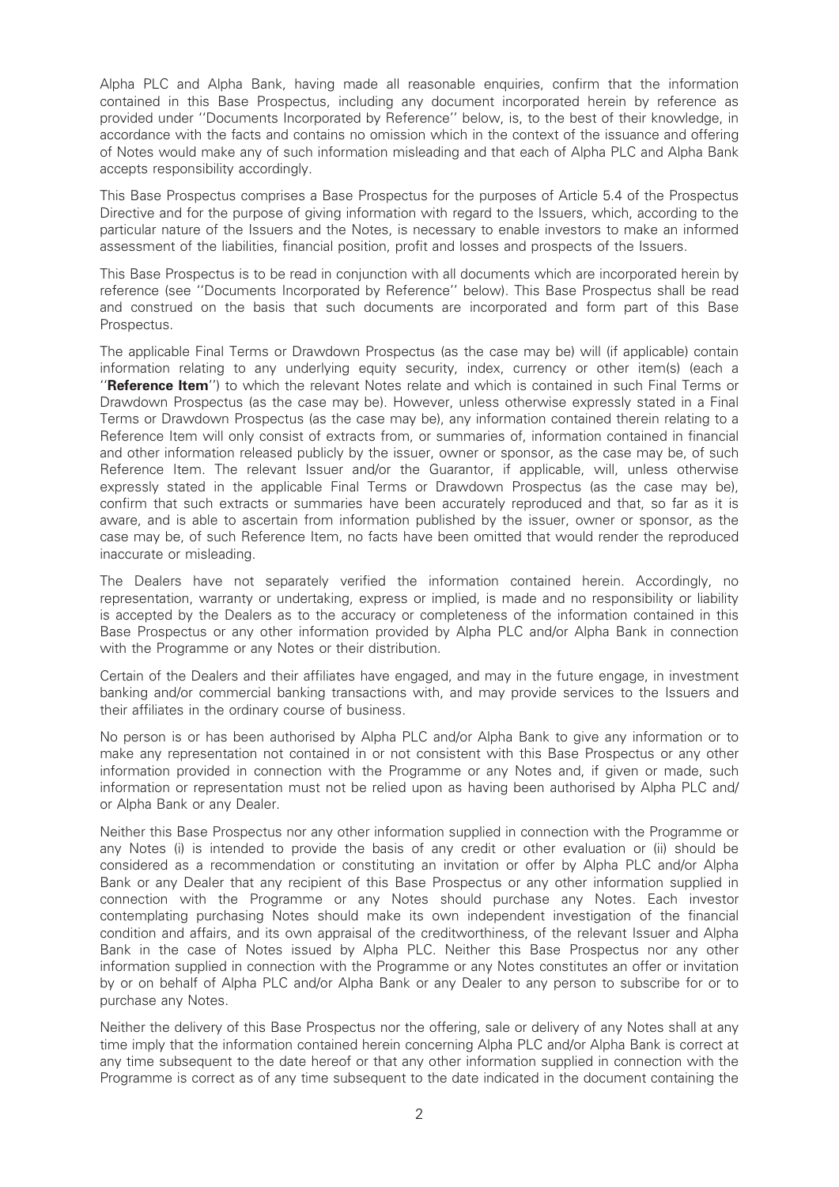Alpha PLC and Alpha Bank, having made all reasonable enquiries, confirm that the information contained in this Base Prospectus, including any document incorporated herein by reference as provided under ''Documents Incorporated by Reference'' below, is, to the best of their knowledge, in accordance with the facts and contains no omission which in the context of the issuance and offering of Notes would make any of such information misleading and that each of Alpha PLC and Alpha Bank accepts responsibility accordingly.

This Base Prospectus comprises a Base Prospectus for the purposes of Article 5.4 of the Prospectus Directive and for the purpose of giving information with regard to the Issuers, which, according to the particular nature of the Issuers and the Notes, is necessary to enable investors to make an informed assessment of the liabilities, financial position, profit and losses and prospects of the Issuers.

This Base Prospectus is to be read in conjunction with all documents which are incorporated herein by reference (see ''Documents Incorporated by Reference'' below). This Base Prospectus shall be read and construed on the basis that such documents are incorporated and form part of this Base Prospectus.

The applicable Final Terms or Drawdown Prospectus (as the case may be) will (if applicable) contain information relating to any underlying equity security, index, currency or other item(s) (each a ''**Reference Item**'') to which the relevant Notes relate and which is contained in such Final Terms or Drawdown Prospectus (as the case may be). However, unless otherwise expressly stated in a Final Terms or Drawdown Prospectus (as the case may be), any information contained therein relating to a Reference Item will only consist of extracts from, or summaries of, information contained in financial and other information released publicly by the issuer, owner or sponsor, as the case may be, of such Reference Item. The relevant Issuer and/or the Guarantor, if applicable, will, unless otherwise expressly stated in the applicable Final Terms or Drawdown Prospectus (as the case may be), confirm that such extracts or summaries have been accurately reproduced and that, so far as it is aware, and is able to ascertain from information published by the issuer, owner or sponsor, as the case may be, of such Reference Item, no facts have been omitted that would render the reproduced inaccurate or misleading.

The Dealers have not separately verified the information contained herein. Accordingly, no representation, warranty or undertaking, express or implied, is made and no responsibility or liability is accepted by the Dealers as to the accuracy or completeness of the information contained in this Base Prospectus or any other information provided by Alpha PLC and/or Alpha Bank in connection with the Programme or any Notes or their distribution.

Certain of the Dealers and their affiliates have engaged, and may in the future engage, in investment banking and/or commercial banking transactions with, and may provide services to the Issuers and their affiliates in the ordinary course of business.

No person is or has been authorised by Alpha PLC and/or Alpha Bank to give any information or to make any representation not contained in or not consistent with this Base Prospectus or any other information provided in connection with the Programme or any Notes and, if given or made, such information or representation must not be relied upon as having been authorised by Alpha PLC and/ or Alpha Bank or any Dealer.

Neither this Base Prospectus nor any other information supplied in connection with the Programme or any Notes (i) is intended to provide the basis of any credit or other evaluation or (ii) should be considered as a recommendation or constituting an invitation or offer by Alpha PLC and/or Alpha Bank or any Dealer that any recipient of this Base Prospectus or any other information supplied in connection with the Programme or any Notes should purchase any Notes. Each investor contemplating purchasing Notes should make its own independent investigation of the financial condition and affairs, and its own appraisal of the creditworthiness, of the relevant Issuer and Alpha Bank in the case of Notes issued by Alpha PLC. Neither this Base Prospectus nor any other information supplied in connection with the Programme or any Notes constitutes an offer or invitation by or on behalf of Alpha PLC and/or Alpha Bank or any Dealer to any person to subscribe for or to purchase any Notes.

Neither the delivery of this Base Prospectus nor the offering, sale or delivery of any Notes shall at any time imply that the information contained herein concerning Alpha PLC and/or Alpha Bank is correct at any time subsequent to the date hereof or that any other information supplied in connection with the Programme is correct as of any time subsequent to the date indicated in the document containing the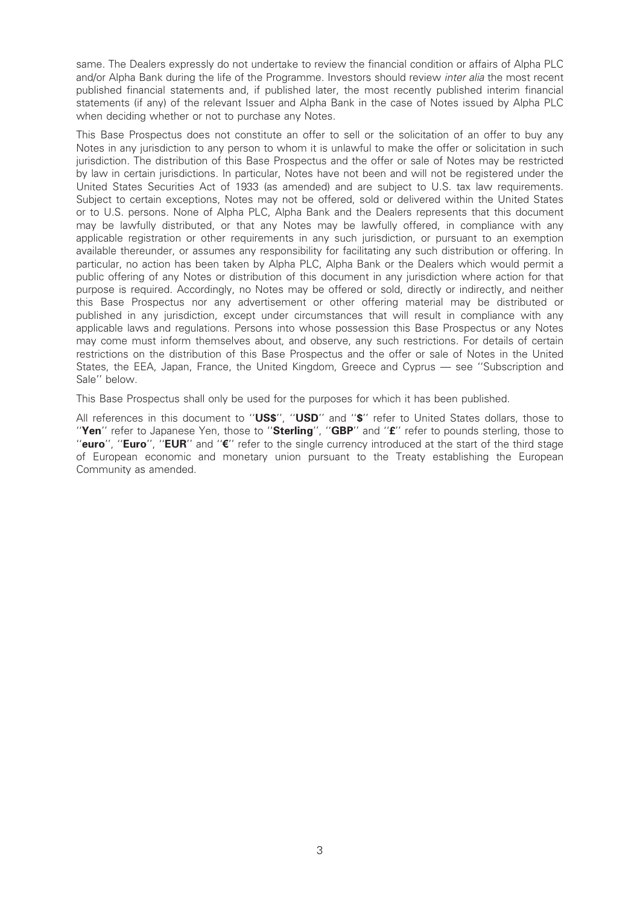same. The Dealers expressly do not undertake to review the financial condition or affairs of Alpha PLC and/or Alpha Bank during the life of the Programme. Investors should review *inter alia* the most recent published financial statements and, if published later, the most recently published interim financial statements (if any) of the relevant Issuer and Alpha Bank in the case of Notes issued by Alpha PLC when deciding whether or not to purchase any Notes.

This Base Prospectus does not constitute an offer to sell or the solicitation of an offer to buy any Notes in any jurisdiction to any person to whom it is unlawful to make the offer or solicitation in such jurisdiction. The distribution of this Base Prospectus and the offer or sale of Notes may be restricted by law in certain jurisdictions. In particular, Notes have not been and will not be registered under the United States Securities Act of 1933 (as amended) and are subject to U.S. tax law requirements. Subject to certain exceptions, Notes may not be offered, sold or delivered within the United States or to U.S. persons. None of Alpha PLC, Alpha Bank and the Dealers represents that this document may be lawfully distributed, or that any Notes may be lawfully offered, in compliance with any applicable registration or other requirements in any such jurisdiction, or pursuant to an exemption available thereunder, or assumes any responsibility for facilitating any such distribution or offering. In particular, no action has been taken by Alpha PLC, Alpha Bank or the Dealers which would permit a public offering of any Notes or distribution of this document in any jurisdiction where action for that purpose is required. Accordingly, no Notes may be offered or sold, directly or indirectly, and neither this Base Prospectus nor any advertisement or other offering material may be distributed or published in any jurisdiction, except under circumstances that will result in compliance with any applicable laws and regulations. Persons into whose possession this Base Prospectus or any Notes may come must inform themselves about, and observe, any such restrictions. For details of certain restrictions on the distribution of this Base Prospectus and the offer or sale of Notes in the United States, the EEA, Japan, France, the United Kingdom, Greece and Cyprus — see ''Subscription and Sale'' below.

This Base Prospectus shall only be used for the purposes for which it has been published.

All references in this document to ''**US$**'', ''**USD**'' and ''**$**'' refer to United States dollars, those to ''**Yen**'' refer to Japanese Yen, those to ''**Sterling**'', ''**GBP**'' and ''**£**'' refer to pounds sterling, those to ''**euro**'', ''**Euro**'', ''**EUR**'' and ''**€**'' refer to the single currency introduced at the start of the third stage of European economic and monetary union pursuant to the Treaty establishing the European Community as amended.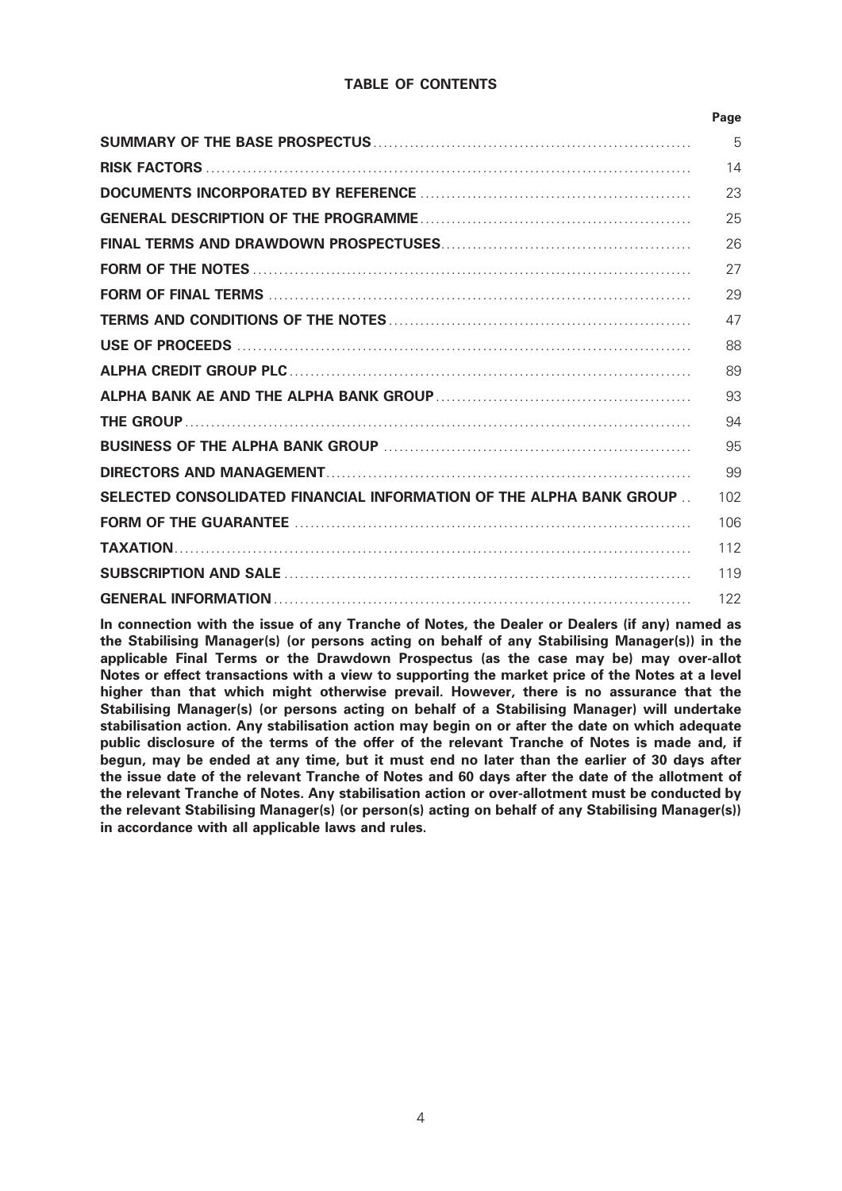## TABLE OF CONTENTS

| | Page |
|---|---|
| **SUMMARY OF THE BASE PROSPECTUS** | 5 |
| **RISK FACTORS** | 14 |
| **DOCUMENTS INCORPORATED BY REFERENCE** | 23 |
| **GENERAL DESCRIPTION OF THE PROGRAMME** | 25 |
| **FINAL TERMS AND DRAWDOWN PROSPECTUSES** | 26 |
| **FORM OF THE NOTES** | 27 |
| **FORM OF FINAL TERMS** | 29 |
| **TERMS AND CONDITIONS OF THE NOTES** | 47 |
| **USE OF PROCEEDS** | 88 |
| **ALPHA CREDIT GROUP PLC** | 89 |
| **ALPHA BANK AE AND THE ALPHA BANK GROUP** | 93 |
| **THE GROUP** | 94 |
| **BUSINESS OF THE ALPHA BANK GROUP** | 95 |
| **DIRECTORS AND MANAGEMENT** | 99 |
| **SELECTED CONSOLIDATED FINANCIAL INFORMATION OF THE ALPHA BANK GROUP** | 102 |
| **FORM OF THE GUARANTEE** | 106 |
| **TAXATION** | 112 |
| **SUBSCRIPTION AND SALE** | 119 |
| **GENERAL INFORMATION** | 122 |

**In connection with the issue of any Tranche of Notes, the Dealer or Dealers (if any) named as the Stabilising Manager(s) (or persons acting on behalf of any Stabilising Manager(s)) in the applicable Final Terms or the Drawdown Prospectus (as the case may be) may over-allot Notes or effect transactions with a view to supporting the market price of the Notes at a level higher than that which might otherwise prevail. However, there is no assurance that the Stabilising Manager(s) (or persons acting on behalf of a Stabilising Manager) will undertake stabilisation action. Any stabilisation action may begin on or after the date on which adequate public disclosure of the terms of the offer of the relevant Tranche of Notes is made and, if begun, may be ended at any time, but it must end no later than the earlier of 30 days after the issue date of the relevant Tranche of Notes and 60 days after the date of the allotment of the relevant Tranche of Notes. Any stabilisation action or over-allotment must be conducted by the relevant Stabilising Manager(s) (or person(s) acting on behalf of any Stabilising Manager(s)) in accordance with all applicable laws and rules.**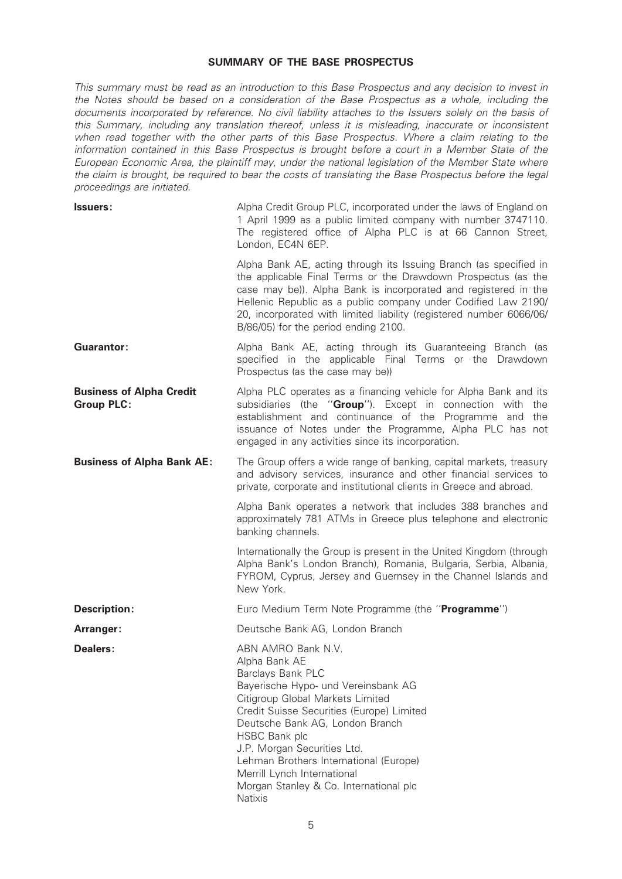## SUMMARY OF THE BASE PROSPECTUS

*This summary must be read as an introduction to this Base Prospectus and any decision to invest in the Notes should be based on a consideration of the Base Prospectus as a whole, including the documents incorporated by reference. No civil liability attaches to the Issuers solely on the basis of this Summary, including any translation thereof, unless it is misleading, inaccurate or inconsistent when read together with the other parts of this Base Prospectus. Where a claim relating to the information contained in this Base Prospectus is brought before a court in a Member State of the European Economic Area, the plaintiff may, under the national legislation of the Member State where the claim is brought, be required to bear the costs of translating the Base Prospectus before the legal proceedings are initiated.*

| | |
|---|---|
| **Issuers:** | Alpha Credit Group PLC, incorporated under the laws of England on 1 April 1999 as a public limited company with number 3747110. The registered office of Alpha PLC is at 66 Cannon Street, London, EC4N 6EP. |
| | Alpha Bank AE, acting through its Issuing Branch (as specified in the applicable Final Terms or the Drawdown Prospectus (as the case may be)). Alpha Bank is incorporated and registered in the Hellenic Republic as a public company under Codified Law 2190/20, incorporated with limited liability (registered number 6066/06/B/86/05) for the period ending 2100. |
| **Guarantor:** | Alpha Bank AE, acting through its Guaranteeing Branch (as specified in the applicable Final Terms or the Drawdown Prospectus (as the case may be)) |
| **Business of Alpha Credit Group PLC:** | Alpha PLC operates as a financing vehicle for Alpha Bank and its subsidiaries (the "**Group**"). Except in connection with the establishment and continuance of the Programme and the issuance of Notes under the Programme, Alpha PLC has not engaged in any activities since its incorporation. |
| **Business of Alpha Bank AE:** | The Group offers a wide range of banking, capital markets, treasury and advisory services, insurance and other financial services to private, corporate and institutional clients in Greece and abroad. |
| | Alpha Bank operates a network that includes 388 branches and approximately 781 ATMs in Greece plus telephone and electronic banking channels. |
| | Internationally the Group is present in the United Kingdom (through Alpha Bank's London Branch), Romania, Bulgaria, Serbia, Albania, FYROM, Cyprus, Jersey and Guernsey in the Channel Islands and New York. |
| **Description:** | Euro Medium Term Note Programme (the "**Programme**") |
| **Arranger:** | Deutsche Bank AG, London Branch |
| **Dealers:** | ABN AMRO Bank N.V.<br>Alpha Bank AE<br>Barclays Bank PLC<br>Bayerische Hypo- und Vereinsbank AG<br>Citigroup Global Markets Limited<br>Credit Suisse Securities (Europe) Limited<br>Deutsche Bank AG, London Branch<br>HSBC Bank plc<br>J.P. Morgan Securities Ltd.<br>Lehman Brothers International (Europe)<br>Merrill Lynch International<br>Morgan Stanley & Co. International plc<br>Natixis |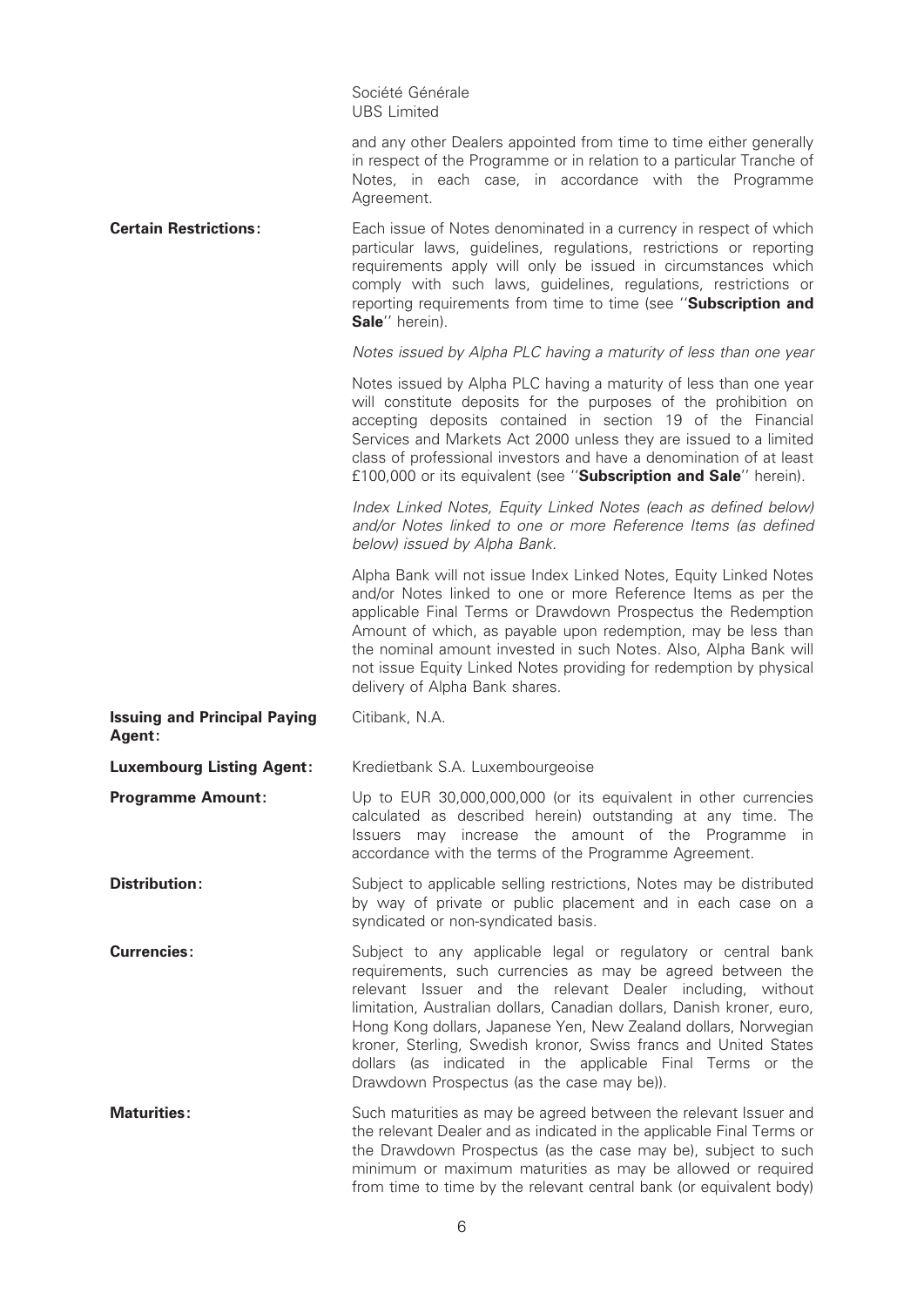| | |
|---|---|
| | Société Générale<br>UBS Limited |
| | and any other Dealers appointed from time to time either generally in respect of the Programme or in relation to a particular Tranche of Notes, in each case, in accordance with the Programme Agreement. |
| **Certain Restrictions:** | Each issue of Notes denominated in a currency in respect of which particular laws, guidelines, regulations, restrictions or reporting requirements apply will only be issued in circumstances which comply with such laws, guidelines, regulations, restrictions or reporting requirements from time to time (see "**Subscription and Sale**" herein). |
| | *Notes issued by Alpha PLC having a maturity of less than one year* |
| | Notes issued by Alpha PLC having a maturity of less than one year will constitute deposits for the purposes of the prohibition on accepting deposits contained in section 19 of the Financial Services and Markets Act 2000 unless they are issued to a limited class of professional investors and have a denomination of at least £100,000 or its equivalent (see "**Subscription and Sale**" herein). |
| | *Index Linked Notes, Equity Linked Notes (each as defined below) and/or Notes linked to one or more Reference Items (as defined below) issued by Alpha Bank.* |
| | Alpha Bank will not issue Index Linked Notes, Equity Linked Notes and/or Notes linked to one or more Reference Items as per the applicable Final Terms or Drawdown Prospectus the Redemption Amount of which, as payable upon redemption, may be less than the nominal amount invested in such Notes. Also, Alpha Bank will not issue Equity Linked Notes providing for redemption by physical delivery of Alpha Bank shares. |
| **Issuing and Principal Paying Agent:** | Citibank, N.A. |
| **Luxembourg Listing Agent:** | Kredietbank S.A. Luxembourgeoise |
| **Programme Amount:** | Up to EUR 30,000,000,000 (or its equivalent in other currencies calculated as described herein) outstanding at any time. The Issuers may increase the amount of the Programme in accordance with the terms of the Programme Agreement. |
| **Distribution:** | Subject to applicable selling restrictions, Notes may be distributed by way of private or public placement and in each case on a syndicated or non-syndicated basis. |
| **Currencies:** | Subject to any applicable legal or regulatory or central bank requirements, such currencies as may be agreed between the relevant Issuer and the relevant Dealer including, without limitation, Australian dollars, Canadian dollars, Danish kroner, euro, Hong Kong dollars, Japanese Yen, New Zealand dollars, Norwegian kroner, Sterling, Swedish kronor, Swiss francs and United States dollars (as indicated in the applicable Final Terms or the Drawdown Prospectus (as the case may be)). |
| **Maturities:** | Such maturities as may be agreed between the relevant Issuer and the relevant Dealer and as indicated in the applicable Final Terms or the Drawdown Prospectus (as the case may be), subject to such minimum or maximum maturities as may be allowed or required from time to time by the relevant central bank (or equivalent body) |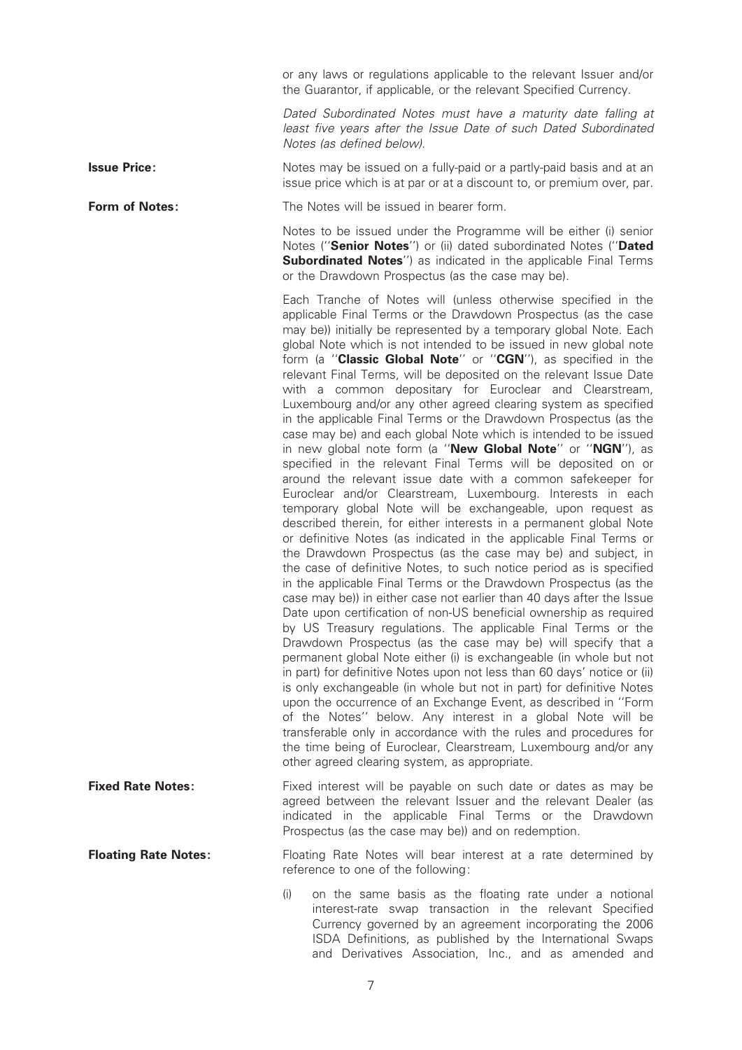or any laws or regulations applicable to the relevant Issuer and/or the Guarantor, if applicable, or the relevant Specified Currency.

*Dated Subordinated Notes must have a maturity date falling at least five years after the Issue Date of such Dated Subordinated Notes (as defined below).*

**Issue Price:** Notes may be issued on a fully-paid or a partly-paid basis and at an issue price which is at par or at a discount to, or premium over, par.

**Form of Notes:** The Notes will be issued in bearer form.

Notes to be issued under the Programme will be either (i) senior Notes (''**Senior Notes**'') or (ii) dated subordinated Notes (''**Dated Subordinated Notes**'') as indicated in the applicable Final Terms or the Drawdown Prospectus (as the case may be).

Each Tranche of Notes will (unless otherwise specified in the applicable Final Terms or the Drawdown Prospectus (as the case may be)) initially be represented by a temporary global Note. Each global Note which is not intended to be issued in new global note form (a ''**Classic Global Note**'' or ''**CGN**''), as specified in the relevant Final Terms, will be deposited on the relevant Issue Date with a common depositary for Euroclear and Clearstream, Luxembourg and/or any other agreed clearing system as specified in the applicable Final Terms or the Drawdown Prospectus (as the case may be) and each global Note which is intended to be issued in new global note form (a ''**New Global Note**'' or ''**NGN**''), as specified in the relevant Final Terms will be deposited on or around the relevant issue date with a common safekeeper for Euroclear and/or Clearstream, Luxembourg. Interests in each temporary global Note will be exchangeable, upon request as described therein, for either interests in a permanent global Note or definitive Notes (as indicated in the applicable Final Terms or the Drawdown Prospectus (as the case may be) and subject, in the case of definitive Notes, to such notice period as is specified in the applicable Final Terms or the Drawdown Prospectus (as the case may be)) in either case not earlier than 40 days after the Issue Date upon certification of non-US beneficial ownership as required by US Treasury regulations. The applicable Final Terms or the Drawdown Prospectus (as the case may be) will specify that a permanent global Note either (i) is exchangeable (in whole but not in part) for definitive Notes upon not less than 60 days' notice or (ii) is only exchangeable (in whole but not in part) for definitive Notes upon the occurrence of an Exchange Event, as described in ''Form of the Notes'' below. Any interest in a global Note will be transferable only in accordance with the rules and procedures for the time being of Euroclear, Clearstream, Luxembourg and/or any other agreed clearing system, as appropriate.

**Fixed Rate Notes:** Fixed interest will be payable on such date or dates as may be agreed between the relevant Issuer and the relevant Dealer (as indicated in the applicable Final Terms or the Drawdown Prospectus (as the case may be)) and on redemption.

**Floating Rate Notes:** Floating Rate Notes will bear interest at a rate determined by reference to one of the following:

(i) on the same basis as the floating rate under a notional interest-rate swap transaction in the relevant Specified Currency governed by an agreement incorporating the 2006 ISDA Definitions, as published by the International Swaps and Derivatives Association, Inc., and as amended and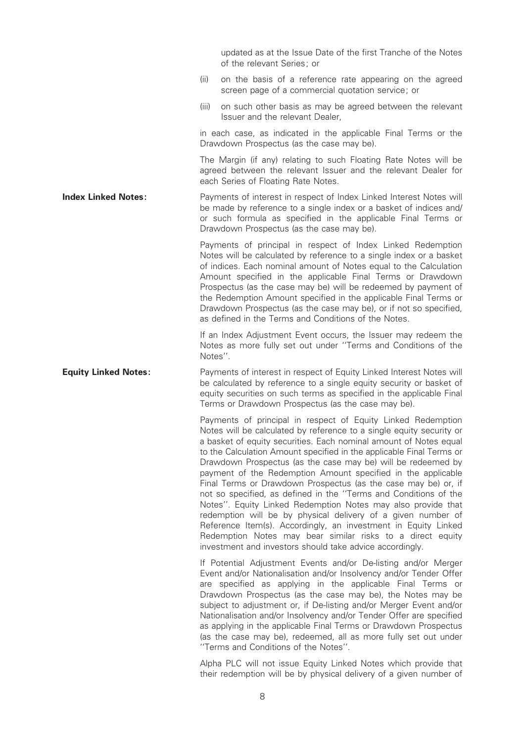updated as at the Issue Date of the first Tranche of the Notes of the relevant Series; or

(ii) on the basis of a reference rate appearing on the agreed screen page of a commercial quotation service; or

(iii) on such other basis as may be agreed between the relevant Issuer and the relevant Dealer,

in each case, as indicated in the applicable Final Terms or the Drawdown Prospectus (as the case may be).

The Margin (if any) relating to such Floating Rate Notes will be agreed between the relevant Issuer and the relevant Dealer for each Series of Floating Rate Notes.

**Index Linked Notes:**

Payments of interest in respect of Index Linked Interest Notes will be made by reference to a single index or a basket of indices and/or such formula as specified in the applicable Final Terms or Drawdown Prospectus (as the case may be).

Payments of principal in respect of Index Linked Redemption Notes will be calculated by reference to a single index or a basket of indices. Each nominal amount of Notes equal to the Calculation Amount specified in the applicable Final Terms or Drawdown Prospectus (as the case may be) will be redeemed by payment of the Redemption Amount specified in the applicable Final Terms or Drawdown Prospectus (as the case may be), or if not so specified, as defined in the Terms and Conditions of the Notes.

If an Index Adjustment Event occurs, the Issuer may redeem the Notes as more fully set out under ''Terms and Conditions of the Notes''.

**Equity Linked Notes:**

Payments of interest in respect of Equity Linked Interest Notes will be calculated by reference to a single equity security or basket of equity securities on such terms as specified in the applicable Final Terms or Drawdown Prospectus (as the case may be).

Payments of principal in respect of Equity Linked Redemption Notes will be calculated by reference to a single equity security or a basket of equity securities. Each nominal amount of Notes equal to the Calculation Amount specified in the applicable Final Terms or Drawdown Prospectus (as the case may be) will be redeemed by payment of the Redemption Amount specified in the applicable Final Terms or Drawdown Prospectus (as the case may be) or, if not so specified, as defined in the ''Terms and Conditions of the Notes''. Equity Linked Redemption Notes may also provide that redemption will be by physical delivery of a given number of Reference Item(s). Accordingly, an investment in Equity Linked Redemption Notes may bear similar risks to a direct equity investment and investors should take advice accordingly.

If Potential Adjustment Events and/or De-listing and/or Merger Event and/or Nationalisation and/or Insolvency and/or Tender Offer are specified as applying in the applicable Final Terms or Drawdown Prospectus (as the case may be), the Notes may be subject to adjustment or, if De-listing and/or Merger Event and/or Nationalisation and/or Insolvency and/or Tender Offer are specified as applying in the applicable Final Terms or Drawdown Prospectus (as the case may be), redeemed, all as more fully set out under ''Terms and Conditions of the Notes''.

Alpha PLC will not issue Equity Linked Notes which provide that their redemption will be by physical delivery of a given number of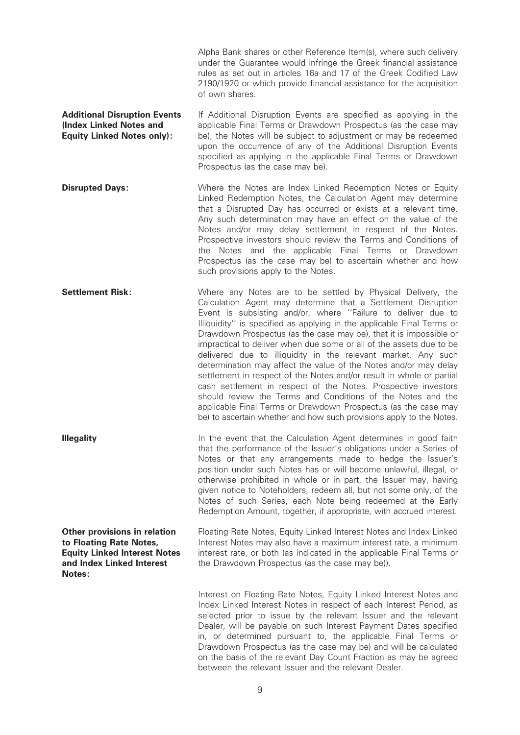Alpha Bank shares or other Reference Item(s), where such delivery under the Guarantee would infringe the Greek financial assistance rules as set out in articles 16a and 17 of the Greek Codified Law 2190/1920 or which provide financial assistance for the acquisition of own shares.

**Additional Disruption Events (Index Linked Notes and Equity Linked Notes only):** If Additional Disruption Events are specified as applying in the applicable Final Terms or Drawdown Prospectus (as the case may be), the Notes will be subject to adjustment or may be redeemed upon the occurrence of any of the Additional Disruption Events specified as applying in the applicable Final Terms or Drawdown Prospectus (as the case may be).

**Disrupted Days:** Where the Notes are Index Linked Redemption Notes or Equity Linked Redemption Notes, the Calculation Agent may determine that a Disrupted Day has occurred or exists at a relevant time. Any such determination may have an effect on the value of the Notes and/or may delay settlement in respect of the Notes. Prospective investors should review the Terms and Conditions of the Notes and the applicable Final Terms or Drawdown Prospectus (as the case may be) to ascertain whether and how such provisions apply to the Notes.

**Settlement Risk:** Where any Notes are to be settled by Physical Delivery, the Calculation Agent may determine that a Settlement Disruption Event is subsisting and/or, where ''Failure to deliver due to Illiquidity'' is specified as applying in the applicable Final Terms or Drawdown Prospectus (as the case may be), that it is impossible or impractical to deliver when due some or all of the assets due to be delivered due to illiquidity in the relevant market. Any such determination may affect the value of the Notes and/or may delay settlement in respect of the Notes and/or result in whole or partial cash settlement in respect of the Notes. Prospective investors should review the Terms and Conditions of the Notes and the applicable Final Terms or Drawdown Prospectus (as the case may be) to ascertain whether and how such provisions apply to the Notes.

**Illegality** In the event that the Calculation Agent determines in good faith that the performance of the Issuer's obligations under a Series of Notes or that any arrangements made to hedge the Issuer's position under such Notes has or will become unlawful, illegal, or otherwise prohibited in whole or in part, the Issuer may, having given notice to Noteholders, redeem all, but not some only, of the Notes of such Series, each Note being redeemed at the Early Redemption Amount, together, if appropriate, with accrued interest.

**Other provisions in relation to Floating Rate Notes, Equity Linked Interest Notes and Index Linked Interest Notes:** Floating Rate Notes, Equity Linked Interest Notes and Index Linked Interest Notes may also have a maximum interest rate, a minimum interest rate, or both (as indicated in the applicable Final Terms or the Drawdown Prospectus (as the case may be)).

Interest on Floating Rate Notes, Equity Linked Interest Notes and Index Linked Interest Notes in respect of each Interest Period, as selected prior to issue by the relevant Issuer and the relevant Dealer, will be payable on such Interest Payment Dates specified in, or determined pursuant to, the applicable Final Terms or Drawdown Prospectus (as the case may be) and will be calculated on the basis of the relevant Day Count Fraction as may be agreed between the relevant Issuer and the relevant Dealer.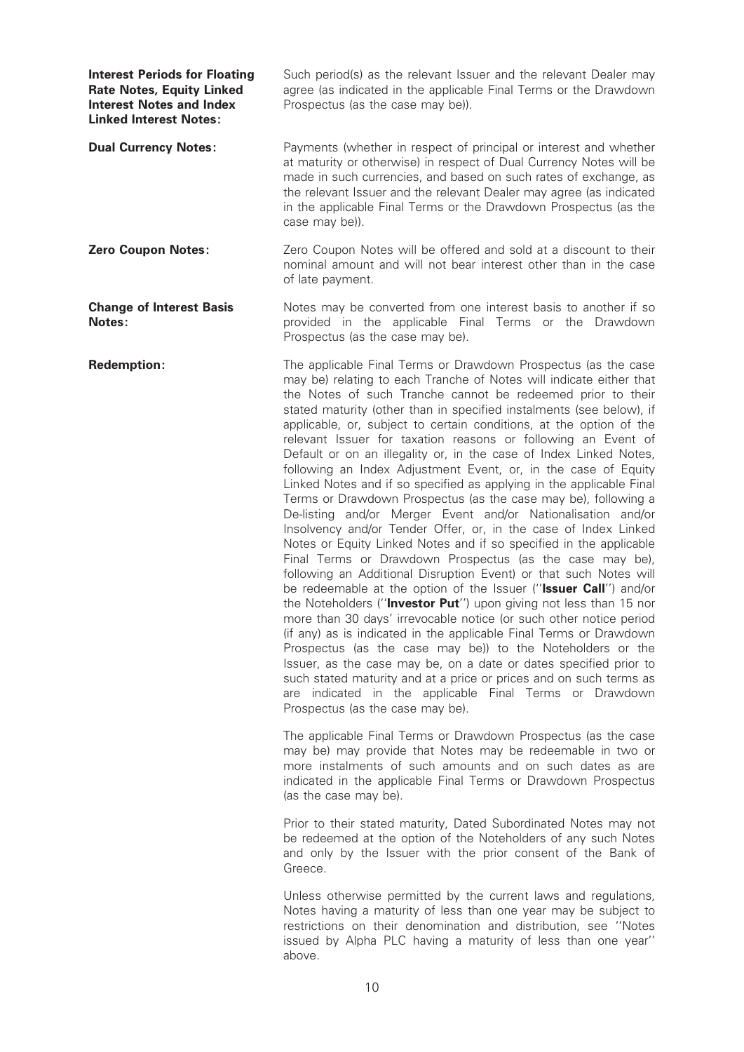**Interest Periods for Floating Rate Notes, Equity Linked Interest Notes and Index Linked Interest Notes:** Such period(s) as the relevant Issuer and the relevant Dealer may agree (as indicated in the applicable Final Terms or the Drawdown Prospectus (as the case may be)).

**Dual Currency Notes:** Payments (whether in respect of principal or interest and whether at maturity or otherwise) in respect of Dual Currency Notes will be made in such currencies, and based on such rates of exchange, as the relevant Issuer and the relevant Dealer may agree (as indicated in the applicable Final Terms or the Drawdown Prospectus (as the case may be)).

**Zero Coupon Notes:** Zero Coupon Notes will be offered and sold at a discount to their nominal amount and will not bear interest other than in the case of late payment.

**Change of Interest Basis Notes:** Notes may be converted from one interest basis to another if so provided in the applicable Final Terms or the Drawdown Prospectus (as the case may be).

**Redemption:** The applicable Final Terms or Drawdown Prospectus (as the case may be) relating to each Tranche of Notes will indicate either that the Notes of such Tranche cannot be redeemed prior to their stated maturity (other than in specified instalments (see below), if applicable, or, subject to certain conditions, at the option of the relevant Issuer for taxation reasons or following an Event of Default or on an illegality or, in the case of Index Linked Notes, following an Index Adjustment Event, or, in the case of Equity Linked Notes and if so specified as applying in the applicable Final Terms or Drawdown Prospectus (as the case may be), following a De-listing and/or Merger Event and/or Nationalisation and/or Insolvency and/or Tender Offer, or, in the case of Index Linked Notes or Equity Linked Notes and if so specified in the applicable Final Terms or Drawdown Prospectus (as the case may be), following an Additional Disruption Event) or that such Notes will be redeemable at the option of the Issuer (''**Issuer Call**'') and/or the Noteholders (''**Investor Put**'') upon giving not less than 15 nor more than 30 days' irrevocable notice (or such other notice period (if any) as is indicated in the applicable Final Terms or Drawdown Prospectus (as the case may be)) to the Noteholders or the Issuer, as the case may be, on a date or dates specified prior to such stated maturity and at a price or prices and on such terms as are indicated in the applicable Final Terms or Drawdown Prospectus (as the case may be).

The applicable Final Terms or Drawdown Prospectus (as the case may be) may provide that Notes may be redeemable in two or more instalments of such amounts and on such dates as are indicated in the applicable Final Terms or Drawdown Prospectus (as the case may be).

Prior to their stated maturity, Dated Subordinated Notes may not be redeemed at the option of the Noteholders of any such Notes and only by the Issuer with the prior consent of the Bank of Greece.

Unless otherwise permitted by the current laws and regulations, Notes having a maturity of less than one year may be subject to restrictions on their denomination and distribution, see ''Notes issued by Alpha PLC having a maturity of less than one year'' above.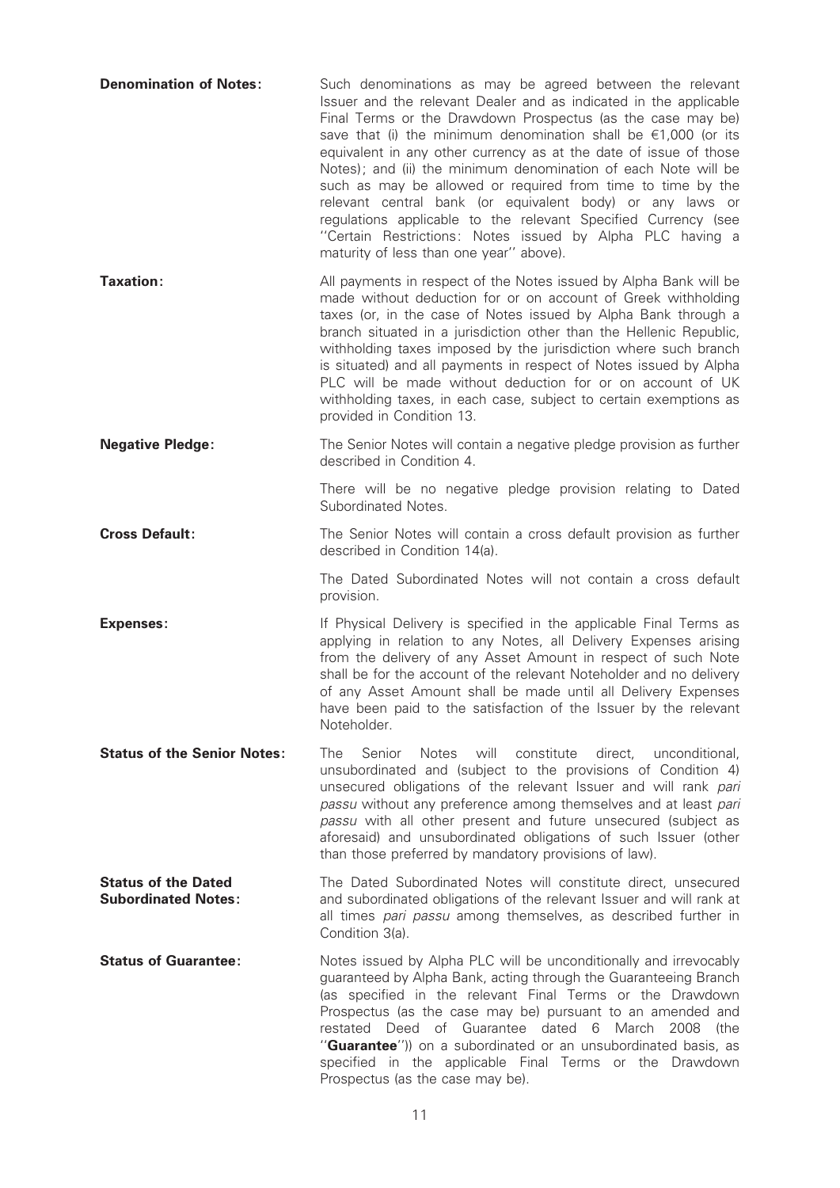**Denomination of Notes:** Such denominations as may be agreed between the relevant Issuer and the relevant Dealer and as indicated in the applicable Final Terms or the Drawdown Prospectus (as the case may be) save that (i) the minimum denomination shall be €1,000 (or its equivalent in any other currency as at the date of issue of those Notes); and (ii) the minimum denomination of each Note will be such as may be allowed or required from time to time by the relevant central bank (or equivalent body) or any laws or regulations applicable to the relevant Specified Currency (see "Certain Restrictions: Notes issued by Alpha PLC having a maturity of less than one year" above).

**Taxation:** All payments in respect of the Notes issued by Alpha Bank will be made without deduction for or on account of Greek withholding taxes (or, in the case of Notes issued by Alpha Bank through a branch situated in a jurisdiction other than the Hellenic Republic, withholding taxes imposed by the jurisdiction where such branch is situated) and all payments in respect of Notes issued by Alpha PLC will be made without deduction for or on account of UK withholding taxes, in each case, subject to certain exemptions as provided in Condition 13.

**Negative Pledge:** The Senior Notes will contain a negative pledge provision as further described in Condition 4.

There will be no negative pledge provision relating to Dated Subordinated Notes.

**Cross Default:** The Senior Notes will contain a cross default provision as further described in Condition 14(a).

The Dated Subordinated Notes will not contain a cross default provision.

**Expenses:** If Physical Delivery is specified in the applicable Final Terms as applying in relation to any Notes, all Delivery Expenses arising from the delivery of any Asset Amount in respect of such Note shall be for the account of the relevant Noteholder and no delivery of any Asset Amount shall be made until all Delivery Expenses have been paid to the satisfaction of the Issuer by the relevant Noteholder.

**Status of the Senior Notes:** The Senior Notes will constitute direct, unconditional, unsubordinated and (subject to the provisions of Condition 4) unsecured obligations of the relevant Issuer and will rank *pari passu* without any preference among themselves and at least *pari passu* with all other present and future unsecured (subject as aforesaid) and unsubordinated obligations of such Issuer (other than those preferred by mandatory provisions of law).

**Status of the Dated Subordinated Notes:** The Dated Subordinated Notes will constitute direct, unsecured and subordinated obligations of the relevant Issuer and will rank at all times *pari passu* among themselves, as described further in Condition 3(a).

**Status of Guarantee:** Notes issued by Alpha PLC will be unconditionally and irrevocably guaranteed by Alpha Bank, acting through the Guaranteeing Branch (as specified in the relevant Final Terms or the Drawdown Prospectus (as the case may be) pursuant to an amended and restated Deed of Guarantee dated 6 March 2008 (the "**Guarantee**")) on a subordinated or an unsubordinated basis, as specified in the applicable Final Terms or the Drawdown Prospectus (as the case may be).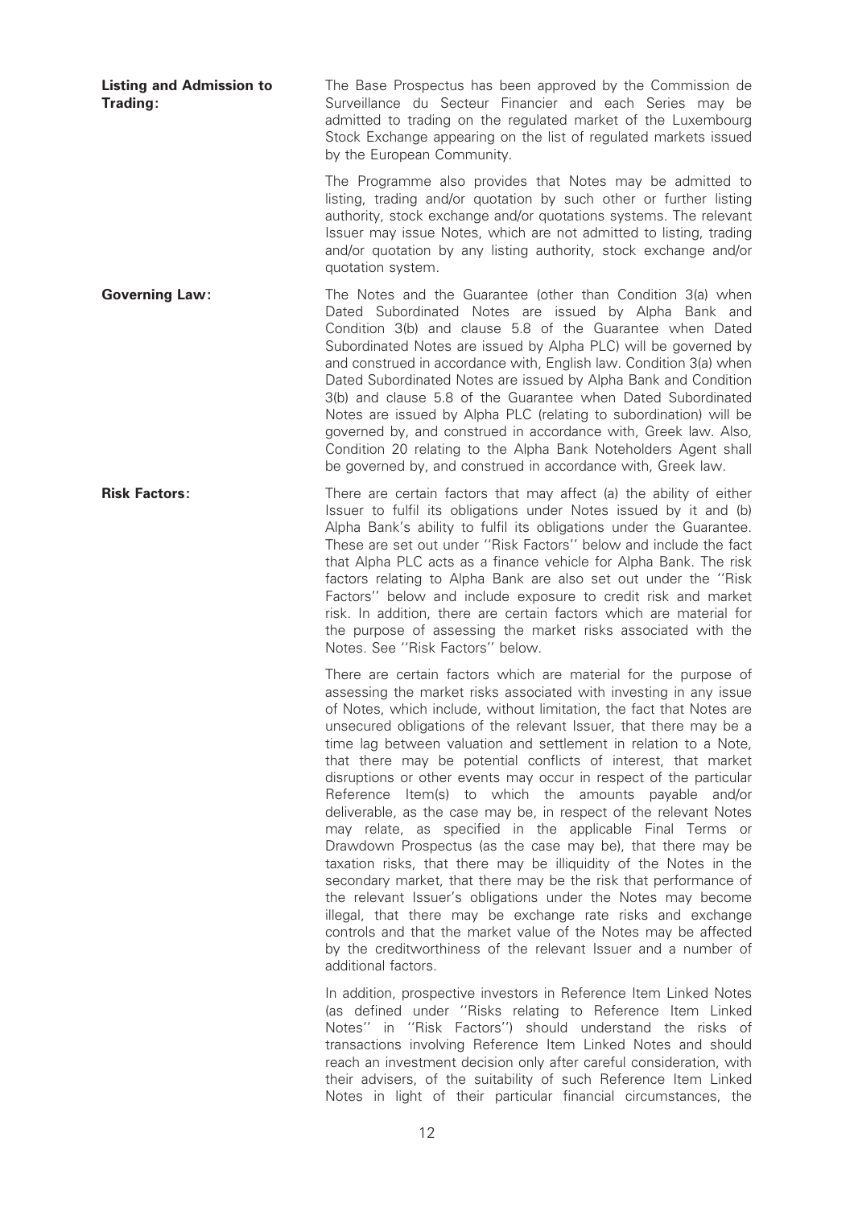**Listing and Admission to Trading:**

The Base Prospectus has been approved by the Commission de Surveillance du Secteur Financier and each Series may be admitted to trading on the regulated market of the Luxembourg Stock Exchange appearing on the list of regulated markets issued by the European Community.

The Programme also provides that Notes may be admitted to listing, trading and/or quotation by such other or further listing authority, stock exchange and/or quotations systems. The relevant Issuer may issue Notes, which are not admitted to listing, trading and/or quotation by any listing authority, stock exchange and/or quotation system.

**Governing Law:**

The Notes and the Guarantee (other than Condition 3(a) when Dated Subordinated Notes are issued by Alpha Bank and Condition 3(b) and clause 5.8 of the Guarantee when Dated Subordinated Notes are issued by Alpha PLC) will be governed by and construed in accordance with, English law. Condition 3(a) when Dated Subordinated Notes are issued by Alpha Bank and Condition 3(b) and clause 5.8 of the Guarantee when Dated Subordinated Notes are issued by Alpha PLC (relating to subordination) will be governed by, and construed in accordance with, Greek law. Also, Condition 20 relating to the Alpha Bank Noteholders Agent shall be governed by, and construed in accordance with, Greek law.

**Risk Factors:**

There are certain factors that may affect (a) the ability of either Issuer to fulfil its obligations under Notes issued by it and (b) Alpha Bank's ability to fulfil its obligations under the Guarantee. These are set out under ''Risk Factors'' below and include the fact that Alpha PLC acts as a finance vehicle for Alpha Bank. The risk factors relating to Alpha Bank are also set out under the ''Risk Factors'' below and include exposure to credit risk and market risk. In addition, there are certain factors which are material for the purpose of assessing the market risks associated with the Notes. See ''Risk Factors'' below.

There are certain factors which are material for the purpose of assessing the market risks associated with investing in any issue of Notes, which include, without limitation, the fact that Notes are unsecured obligations of the relevant Issuer, that there may be a time lag between valuation and settlement in relation to a Note, that there may be potential conflicts of interest, that market disruptions or other events may occur in respect of the particular Reference Item(s) to which the amounts payable and/or deliverable, as the case may be, in respect of the relevant Notes may relate, as specified in the applicable Final Terms or Drawdown Prospectus (as the case may be), that there may be taxation risks, that there may be illiquidity of the Notes in the secondary market, that there may be the risk that performance of the relevant Issuer's obligations under the Notes may become illegal, that there may be exchange rate risks and exchange controls and that the market value of the Notes may be affected by the creditworthiness of the relevant Issuer and a number of additional factors.

In addition, prospective investors in Reference Item Linked Notes (as defined under ''Risks relating to Reference Item Linked Notes'' in ''Risk Factors'') should understand the risks of transactions involving Reference Item Linked Notes and should reach an investment decision only after careful consideration, with their advisers, of the suitability of such Reference Item Linked Notes in light of their particular financial circumstances, the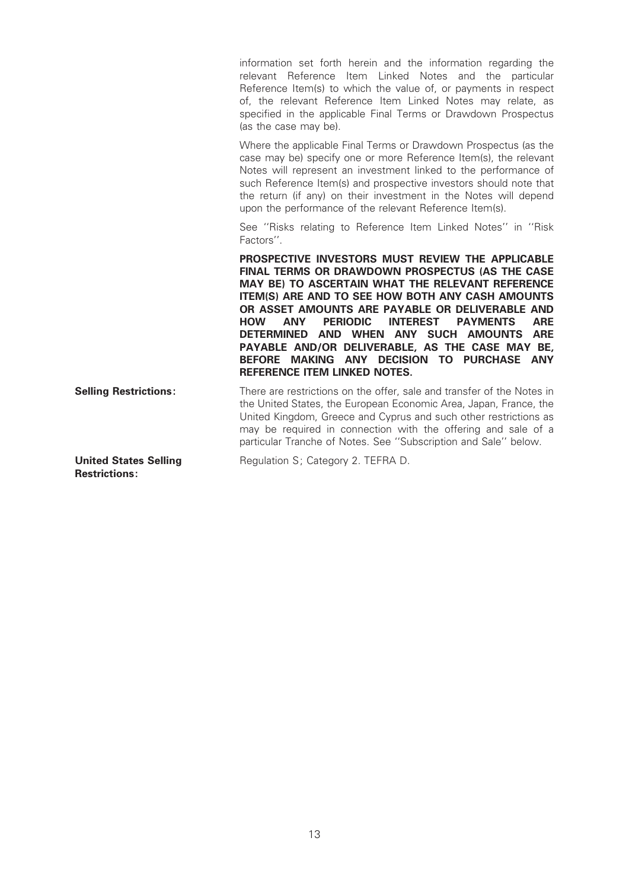information set forth herein and the information regarding the relevant Reference Item Linked Notes and the particular Reference Item(s) to which the value of, or payments in respect of, the relevant Reference Item Linked Notes may relate, as specified in the applicable Final Terms or Drawdown Prospectus (as the case may be).

Where the applicable Final Terms or Drawdown Prospectus (as the case may be) specify one or more Reference Item(s), the relevant Notes will represent an investment linked to the performance of such Reference Item(s) and prospective investors should note that the return (if any) on their investment in the Notes will depend upon the performance of the relevant Reference Item(s).

See ''Risks relating to Reference Item Linked Notes'' in ''Risk Factors''.

**PROSPECTIVE INVESTORS MUST REVIEW THE APPLICABLE FINAL TERMS OR DRAWDOWN PROSPECTUS (AS THE CASE MAY BE) TO ASCERTAIN WHAT THE RELEVANT REFERENCE ITEM(S) ARE AND TO SEE HOW BOTH ANY CASH AMOUNTS OR ASSET AMOUNTS ARE PAYABLE OR DELIVERABLE AND HOW ANY PERIODIC INTEREST PAYMENTS ARE DETERMINED AND WHEN ANY SUCH AMOUNTS ARE PAYABLE AND/OR DELIVERABLE, AS THE CASE MAY BE, BEFORE MAKING ANY DECISION TO PURCHASE ANY REFERENCE ITEM LINKED NOTES.**

**Selling Restrictions:** There are restrictions on the offer, sale and transfer of the Notes in the United States, the European Economic Area, Japan, France, the United Kingdom, Greece and Cyprus and such other restrictions as may be required in connection with the offering and sale of a particular Tranche of Notes. See ''Subscription and Sale'' below.

**United States Selling Restrictions:** Regulation S; Category 2. TEFRA D.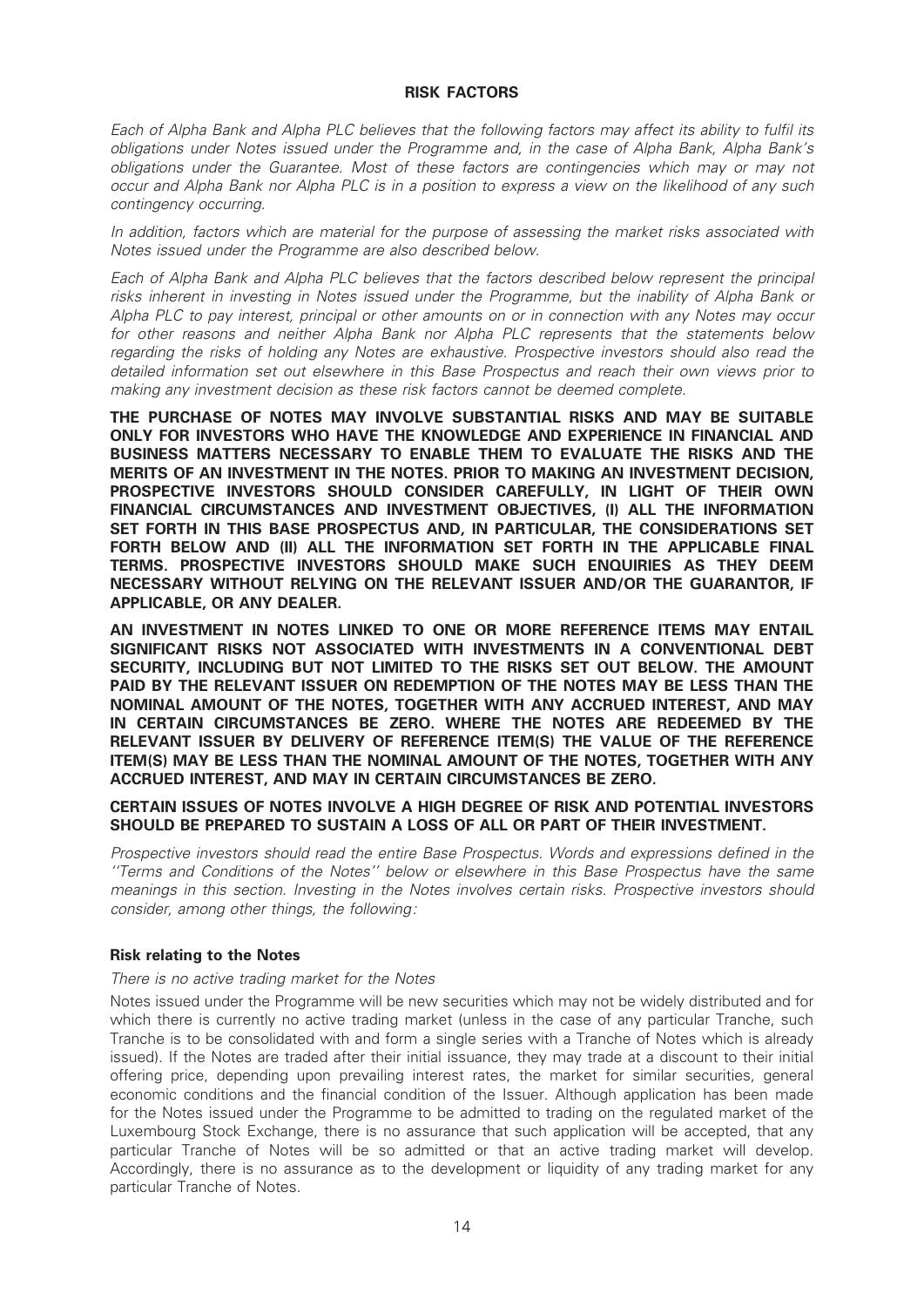## RISK FACTORS

*Each of Alpha Bank and Alpha PLC believes that the following factors may affect its ability to fulfil its obligations under Notes issued under the Programme and, in the case of Alpha Bank, Alpha Bank's obligations under the Guarantee. Most of these factors are contingencies which may or may not occur and Alpha Bank nor Alpha PLC is in a position to express a view on the likelihood of any such contingency occurring.*

*In addition, factors which are material for the purpose of assessing the market risks associated with Notes issued under the Programme are also described below.*

*Each of Alpha Bank and Alpha PLC believes that the factors described below represent the principal risks inherent in investing in Notes issued under the Programme, but the inability of Alpha Bank or Alpha PLC to pay interest, principal or other amounts on or in connection with any Notes may occur for other reasons and neither Alpha Bank nor Alpha PLC represents that the statements below regarding the risks of holding any Notes are exhaustive. Prospective investors should also read the detailed information set out elsewhere in this Base Prospectus and reach their own views prior to making any investment decision as these risk factors cannot be deemed complete.*

**THE PURCHASE OF NOTES MAY INVOLVE SUBSTANTIAL RISKS AND MAY BE SUITABLE ONLY FOR INVESTORS WHO HAVE THE KNOWLEDGE AND EXPERIENCE IN FINANCIAL AND BUSINESS MATTERS NECESSARY TO ENABLE THEM TO EVALUATE THE RISKS AND THE MERITS OF AN INVESTMENT IN THE NOTES. PRIOR TO MAKING AN INVESTMENT DECISION, PROSPECTIVE INVESTORS SHOULD CONSIDER CAREFULLY, IN LIGHT OF THEIR OWN FINANCIAL CIRCUMSTANCES AND INVESTMENT OBJECTIVES, (I) ALL THE INFORMATION SET FORTH IN THIS BASE PROSPECTUS AND, IN PARTICULAR, THE CONSIDERATIONS SET FORTH BELOW AND (II) ALL THE INFORMATION SET FORTH IN THE APPLICABLE FINAL TERMS. PROSPECTIVE INVESTORS SHOULD MAKE SUCH ENQUIRIES AS THEY DEEM NECESSARY WITHOUT RELYING ON THE RELEVANT ISSUER AND/OR THE GUARANTOR, IF APPLICABLE, OR ANY DEALER.**

**AN INVESTMENT IN NOTES LINKED TO ONE OR MORE REFERENCE ITEMS MAY ENTAIL SIGNIFICANT RISKS NOT ASSOCIATED WITH INVESTMENTS IN A CONVENTIONAL DEBT SECURITY, INCLUDING BUT NOT LIMITED TO THE RISKS SET OUT BELOW. THE AMOUNT PAID BY THE RELEVANT ISSUER ON REDEMPTION OF THE NOTES MAY BE LESS THAN THE NOMINAL AMOUNT OF THE NOTES, TOGETHER WITH ANY ACCRUED INTEREST, AND MAY IN CERTAIN CIRCUMSTANCES BE ZERO. WHERE THE NOTES ARE REDEEMED BY THE RELEVANT ISSUER BY DELIVERY OF REFERENCE ITEM(S) THE VALUE OF THE REFERENCE ITEM(S) MAY BE LESS THAN THE NOMINAL AMOUNT OF THE NOTES, TOGETHER WITH ANY ACCRUED INTEREST, AND MAY IN CERTAIN CIRCUMSTANCES BE ZERO.**

**CERTAIN ISSUES OF NOTES INVOLVE A HIGH DEGREE OF RISK AND POTENTIAL INVESTORS SHOULD BE PREPARED TO SUSTAIN A LOSS OF ALL OR PART OF THEIR INVESTMENT.**

*Prospective investors should read the entire Base Prospectus. Words and expressions defined in the ''Terms and Conditions of the Notes'' below or elsewhere in this Base Prospectus have the same meanings in this section. Investing in the Notes involves certain risks. Prospective investors should consider, among other things, the following:*

### Risk relating to the Notes

*There is no active trading market for the Notes*

Notes issued under the Programme will be new securities which may not be widely distributed and for which there is currently no active trading market (unless in the case of any particular Tranche, such Tranche is to be consolidated with and form a single series with a Tranche of Notes which is already issued). If the Notes are traded after their initial issuance, they may trade at a discount to their initial offering price, depending upon prevailing interest rates, the market for similar securities, general economic conditions and the financial condition of the Issuer. Although application has been made for the Notes issued under the Programme to be admitted to trading on the regulated market of the Luxembourg Stock Exchange, there is no assurance that such application will be accepted, that any particular Tranche of Notes will be so admitted or that an active trading market will develop. Accordingly, there is no assurance as to the development or liquidity of any trading market for any particular Tranche of Notes.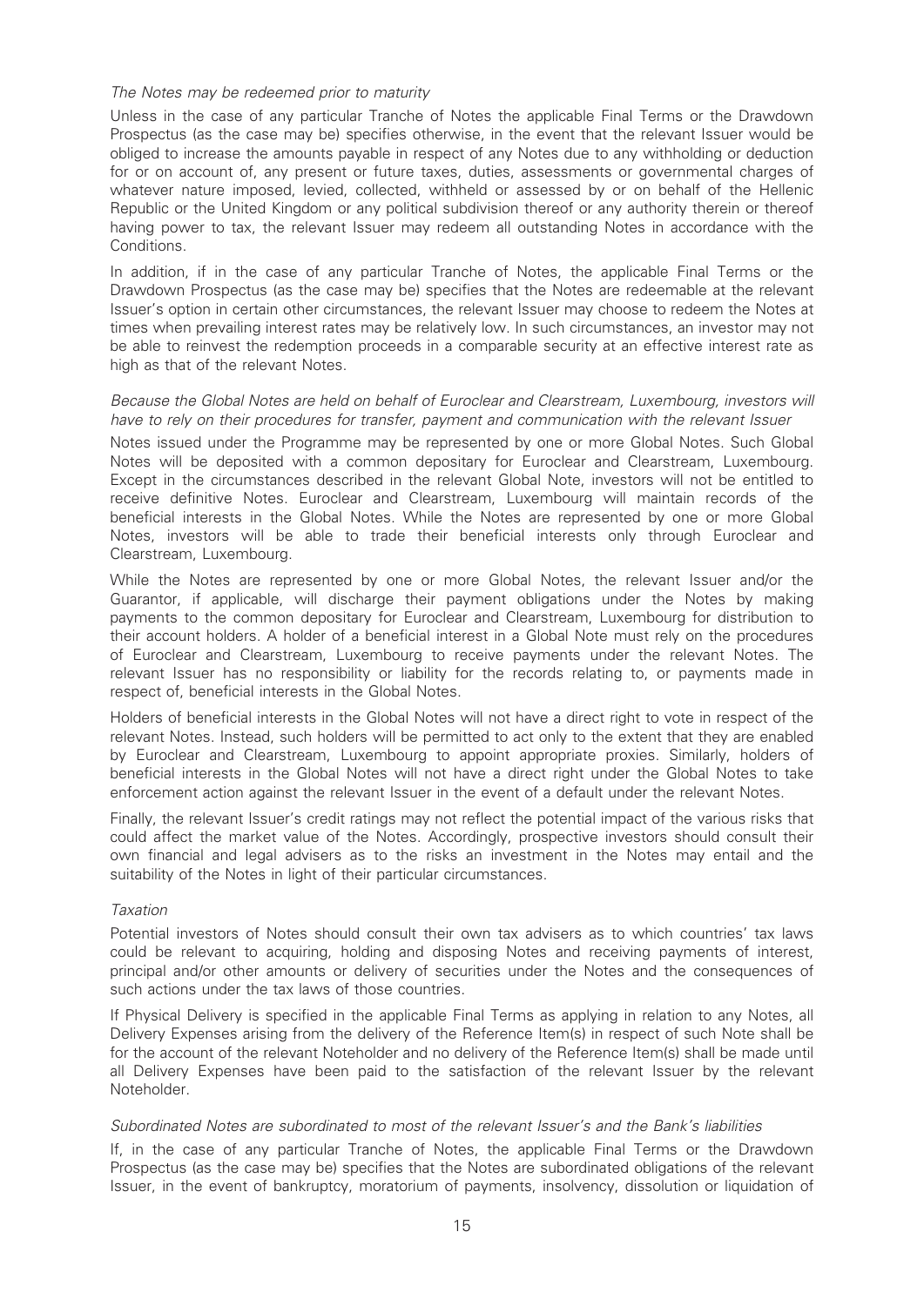*The Notes may be redeemed prior to maturity*

Unless in the case of any particular Tranche of Notes the applicable Final Terms or the Drawdown Prospectus (as the case may be) specifies otherwise, in the event that the relevant Issuer would be obliged to increase the amounts payable in respect of any Notes due to any withholding or deduction for or on account of, any present or future taxes, duties, assessments or governmental charges of whatever nature imposed, levied, collected, withheld or assessed by or on behalf of the Hellenic Republic or the United Kingdom or any political subdivision thereof or any authority therein or thereof having power to tax, the relevant Issuer may redeem all outstanding Notes in accordance with the Conditions.

In addition, if in the case of any particular Tranche of Notes, the applicable Final Terms or the Drawdown Prospectus (as the case may be) specifies that the Notes are redeemable at the relevant Issuer's option in certain other circumstances, the relevant Issuer may choose to redeem the Notes at times when prevailing interest rates may be relatively low. In such circumstances, an investor may not be able to reinvest the redemption proceeds in a comparable security at an effective interest rate as high as that of the relevant Notes.

*Because the Global Notes are held on behalf of Euroclear and Clearstream, Luxembourg, investors will have to rely on their procedures for transfer, payment and communication with the relevant Issuer*

Notes issued under the Programme may be represented by one or more Global Notes. Such Global Notes will be deposited with a common depositary for Euroclear and Clearstream, Luxembourg. Except in the circumstances described in the relevant Global Note, investors will not be entitled to receive definitive Notes. Euroclear and Clearstream, Luxembourg will maintain records of the beneficial interests in the Global Notes. While the Notes are represented by one or more Global Notes, investors will be able to trade their beneficial interests only through Euroclear and Clearstream, Luxembourg.

While the Notes are represented by one or more Global Notes, the relevant Issuer and/or the Guarantor, if applicable, will discharge their payment obligations under the Notes by making payments to the common depositary for Euroclear and Clearstream, Luxembourg for distribution to their account holders. A holder of a beneficial interest in a Global Note must rely on the procedures of Euroclear and Clearstream, Luxembourg to receive payments under the relevant Notes. The relevant Issuer has no responsibility or liability for the records relating to, or payments made in respect of, beneficial interests in the Global Notes.

Holders of beneficial interests in the Global Notes will not have a direct right to vote in respect of the relevant Notes. Instead, such holders will be permitted to act only to the extent that they are enabled by Euroclear and Clearstream, Luxembourg to appoint appropriate proxies. Similarly, holders of beneficial interests in the Global Notes will not have a direct right under the Global Notes to take enforcement action against the relevant Issuer in the event of a default under the relevant Notes.

Finally, the relevant Issuer's credit ratings may not reflect the potential impact of the various risks that could affect the market value of the Notes. Accordingly, prospective investors should consult their own financial and legal advisers as to the risks an investment in the Notes may entail and the suitability of the Notes in light of their particular circumstances.

*Taxation*

Potential investors of Notes should consult their own tax advisers as to which countries' tax laws could be relevant to acquiring, holding and disposing Notes and receiving payments of interest, principal and/or other amounts or delivery of securities under the Notes and the consequences of such actions under the tax laws of those countries.

If Physical Delivery is specified in the applicable Final Terms as applying in relation to any Notes, all Delivery Expenses arising from the delivery of the Reference Item(s) in respect of such Note shall be for the account of the relevant Noteholder and no delivery of the Reference Item(s) shall be made until all Delivery Expenses have been paid to the satisfaction of the relevant Issuer by the relevant Noteholder.

*Subordinated Notes are subordinated to most of the relevant Issuer's and the Bank's liabilities*

If, in the case of any particular Tranche of Notes, the applicable Final Terms or the Drawdown Prospectus (as the case may be) specifies that the Notes are subordinated obligations of the relevant Issuer, in the event of bankruptcy, moratorium of payments, insolvency, dissolution or liquidation of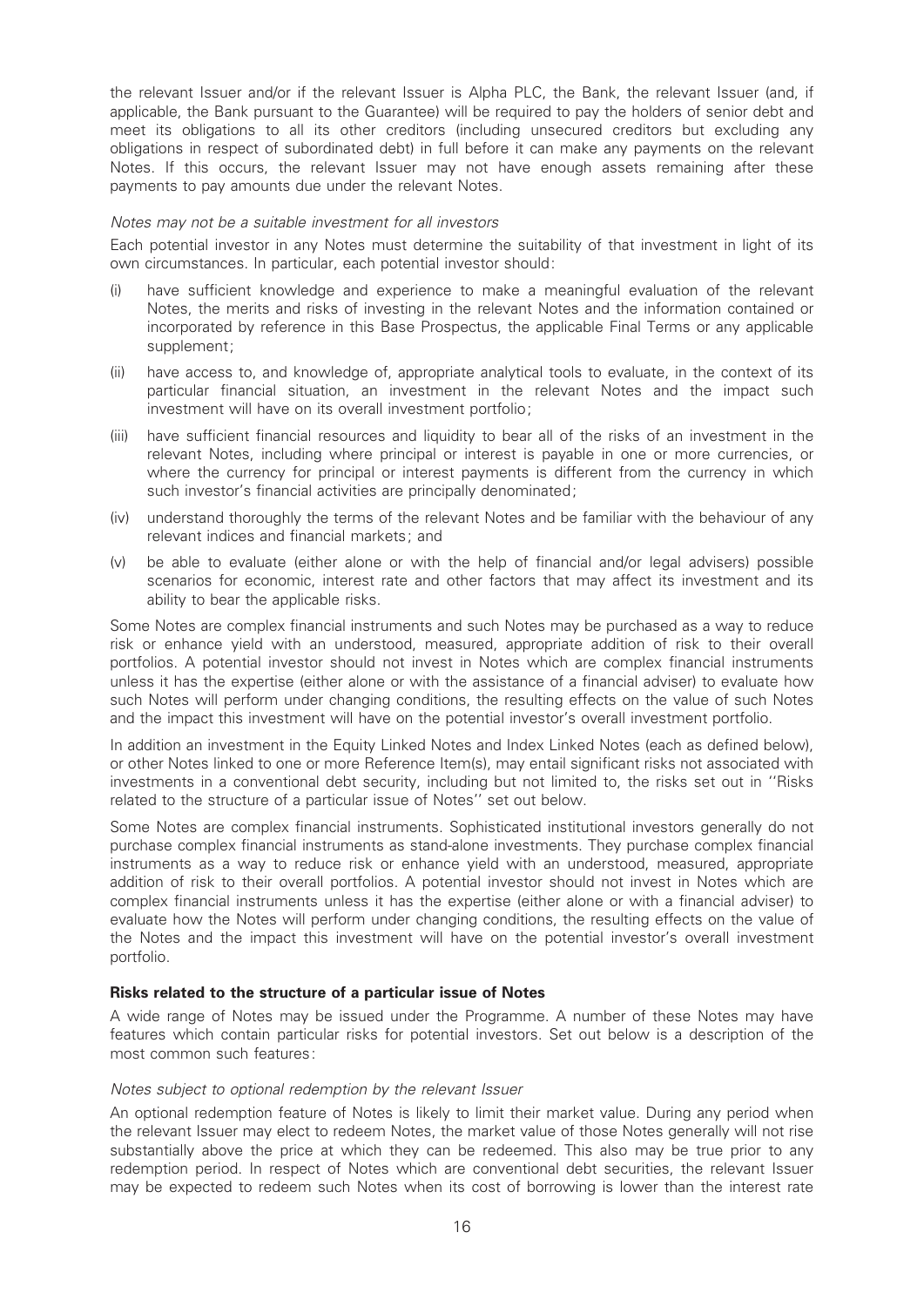the relevant Issuer and/or if the relevant Issuer is Alpha PLC, the Bank, the relevant Issuer (and, if applicable, the Bank pursuant to the Guarantee) will be required to pay the holders of senior debt and meet its obligations to all its other creditors (including unsecured creditors but excluding any obligations in respect of subordinated debt) in full before it can make any payments on the relevant Notes. If this occurs, the relevant Issuer may not have enough assets remaining after these payments to pay amounts due under the relevant Notes.

*Notes may not be a suitable investment for all investors*

Each potential investor in any Notes must determine the suitability of that investment in light of its own circumstances. In particular, each potential investor should:

(i) have sufficient knowledge and experience to make a meaningful evaluation of the relevant Notes, the merits and risks of investing in the relevant Notes and the information contained or incorporated by reference in this Base Prospectus, the applicable Final Terms or any applicable supplement;

(ii) have access to, and knowledge of, appropriate analytical tools to evaluate, in the context of its particular financial situation, an investment in the relevant Notes and the impact such investment will have on its overall investment portfolio;

(iii) have sufficient financial resources and liquidity to bear all of the risks of an investment in the relevant Notes, including where principal or interest is payable in one or more currencies, or where the currency for principal or interest payments is different from the currency in which such investor's financial activities are principally denominated;

(iv) understand thoroughly the terms of the relevant Notes and be familiar with the behaviour of any relevant indices and financial markets; and

(v) be able to evaluate (either alone or with the help of financial and/or legal advisers) possible scenarios for economic, interest rate and other factors that may affect its investment and its ability to bear the applicable risks.

Some Notes are complex financial instruments and such Notes may be purchased as a way to reduce risk or enhance yield with an understood, measured, appropriate addition of risk to their overall portfolios. A potential investor should not invest in Notes which are complex financial instruments unless it has the expertise (either alone or with the assistance of a financial adviser) to evaluate how such Notes will perform under changing conditions, the resulting effects on the value of such Notes and the impact this investment will have on the potential investor's overall investment portfolio.

In addition an investment in the Equity Linked Notes and Index Linked Notes (each as defined below), or other Notes linked to one or more Reference Item(s), may entail significant risks not associated with investments in a conventional debt security, including but not limited to, the risks set out in ''Risks related to the structure of a particular issue of Notes'' set out below.

Some Notes are complex financial instruments. Sophisticated institutional investors generally do not purchase complex financial instruments as stand-alone investments. They purchase complex financial instruments as a way to reduce risk or enhance yield with an understood, measured, appropriate addition of risk to their overall portfolios. A potential investor should not invest in Notes which are complex financial instruments unless it has the expertise (either alone or with a financial adviser) to evaluate how the Notes will perform under changing conditions, the resulting effects on the value of the Notes and the impact this investment will have on the potential investor's overall investment portfolio.

**Risks related to the structure of a particular issue of Notes**

A wide range of Notes may be issued under the Programme. A number of these Notes may have features which contain particular risks for potential investors. Set out below is a description of the most common such features:

*Notes subject to optional redemption by the relevant Issuer*

An optional redemption feature of Notes is likely to limit their market value. During any period when the relevant Issuer may elect to redeem Notes, the market value of those Notes generally will not rise substantially above the price at which they can be redeemed. This also may be true prior to any redemption period. In respect of Notes which are conventional debt securities, the relevant Issuer may be expected to redeem such Notes when its cost of borrowing is lower than the interest rate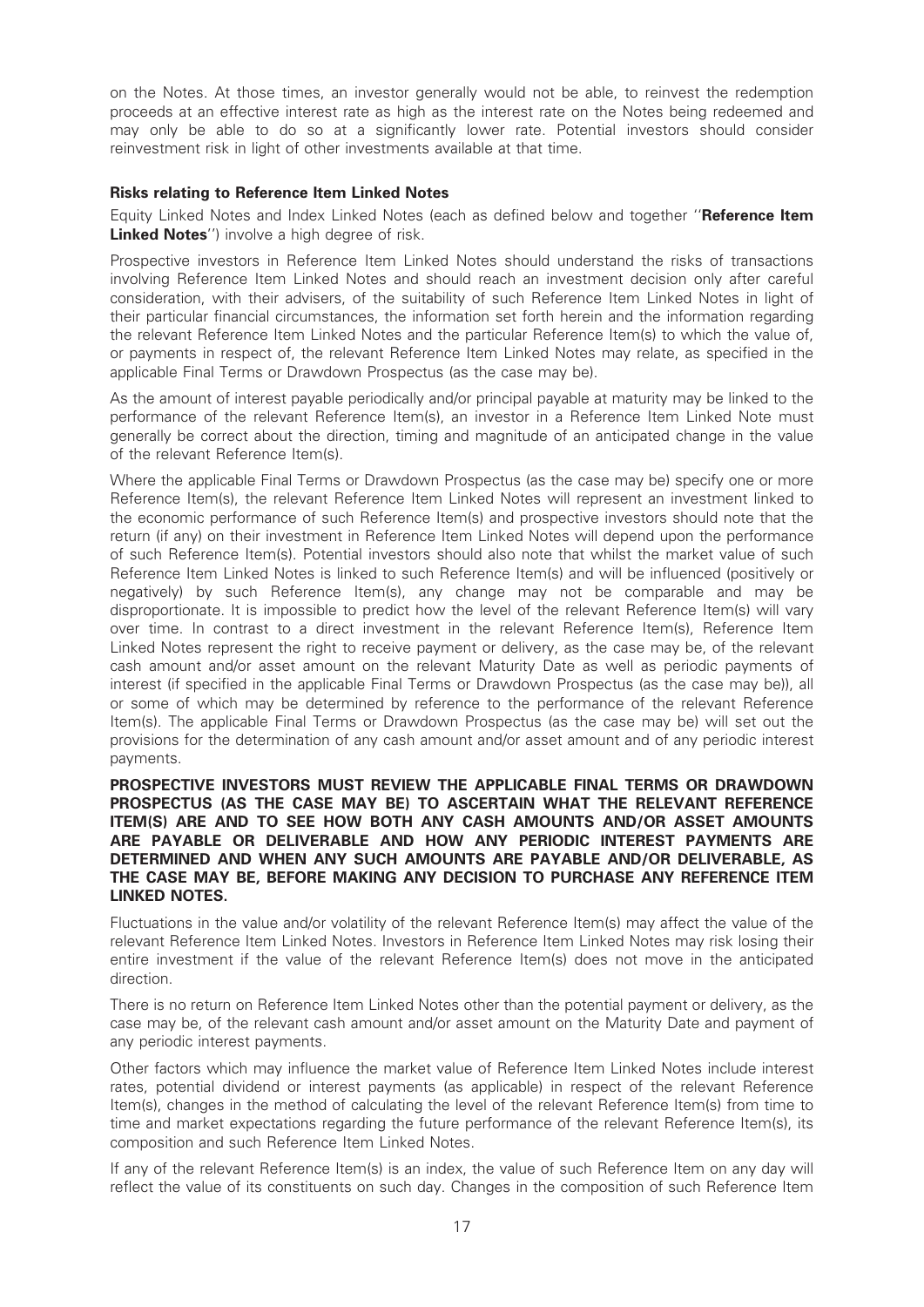on the Notes. At those times, an investor generally would not be able, to reinvest the redemption proceeds at an effective interest rate as high as the interest rate on the Notes being redeemed and may only be able to do so at a significantly lower rate. Potential investors should consider reinvestment risk in light of other investments available at that time.

**Risks relating to Reference Item Linked Notes**

Equity Linked Notes and Index Linked Notes (each as defined below and together ''**Reference Item Linked Notes**'') involve a high degree of risk.

Prospective investors in Reference Item Linked Notes should understand the risks of transactions involving Reference Item Linked Notes and should reach an investment decision only after careful consideration, with their advisers, of the suitability of such Reference Item Linked Notes in light of their particular financial circumstances, the information set forth herein and the information regarding the relevant Reference Item Linked Notes and the particular Reference Item(s) to which the value of, or payments in respect of, the relevant Reference Item Linked Notes may relate, as specified in the applicable Final Terms or Drawdown Prospectus (as the case may be).

As the amount of interest payable periodically and/or principal payable at maturity may be linked to the performance of the relevant Reference Item(s), an investor in a Reference Item Linked Note must generally be correct about the direction, timing and magnitude of an anticipated change in the value of the relevant Reference Item(s).

Where the applicable Final Terms or Drawdown Prospectus (as the case may be) specify one or more Reference Item(s), the relevant Reference Item Linked Notes will represent an investment linked to the economic performance of such Reference Item(s) and prospective investors should note that the return (if any) on their investment in Reference Item Linked Notes will depend upon the performance of such Reference Item(s). Potential investors should also note that whilst the market value of such Reference Item Linked Notes is linked to such Reference Item(s) and will be influenced (positively or negatively) by such Reference Item(s), any change may not be comparable and may be disproportionate. It is impossible to predict how the level of the relevant Reference Item(s) will vary over time. In contrast to a direct investment in the relevant Reference Item(s), Reference Item Linked Notes represent the right to receive payment or delivery, as the case may be, of the relevant cash amount and/or asset amount on the relevant Maturity Date as well as periodic payments of interest (if specified in the applicable Final Terms or Drawdown Prospectus (as the case may be)), all or some of which may be determined by reference to the performance of the relevant Reference Item(s). The applicable Final Terms or Drawdown Prospectus (as the case may be) will set out the provisions for the determination of any cash amount and/or asset amount and of any periodic interest payments.

**PROSPECTIVE INVESTORS MUST REVIEW THE APPLICABLE FINAL TERMS OR DRAWDOWN PROSPECTUS (AS THE CASE MAY BE) TO ASCERTAIN WHAT THE RELEVANT REFERENCE ITEM(S) ARE AND TO SEE HOW BOTH ANY CASH AMOUNTS AND/OR ASSET AMOUNTS ARE PAYABLE OR DELIVERABLE AND HOW ANY PERIODIC INTEREST PAYMENTS ARE DETERMINED AND WHEN ANY SUCH AMOUNTS ARE PAYABLE AND/OR DELIVERABLE, AS THE CASE MAY BE, BEFORE MAKING ANY DECISION TO PURCHASE ANY REFERENCE ITEM LINKED NOTES.**

Fluctuations in the value and/or volatility of the relevant Reference Item(s) may affect the value of the relevant Reference Item Linked Notes. Investors in Reference Item Linked Notes may risk losing their entire investment if the value of the relevant Reference Item(s) does not move in the anticipated direction.

There is no return on Reference Item Linked Notes other than the potential payment or delivery, as the case may be, of the relevant cash amount and/or asset amount on the Maturity Date and payment of any periodic interest payments.

Other factors which may influence the market value of Reference Item Linked Notes include interest rates, potential dividend or interest payments (as applicable) in respect of the relevant Reference Item(s), changes in the method of calculating the level of the relevant Reference Item(s) from time to time and market expectations regarding the future performance of the relevant Reference Item(s), its composition and such Reference Item Linked Notes.

If any of the relevant Reference Item(s) is an index, the value of such Reference Item on any day will reflect the value of its constituents on such day. Changes in the composition of such Reference Item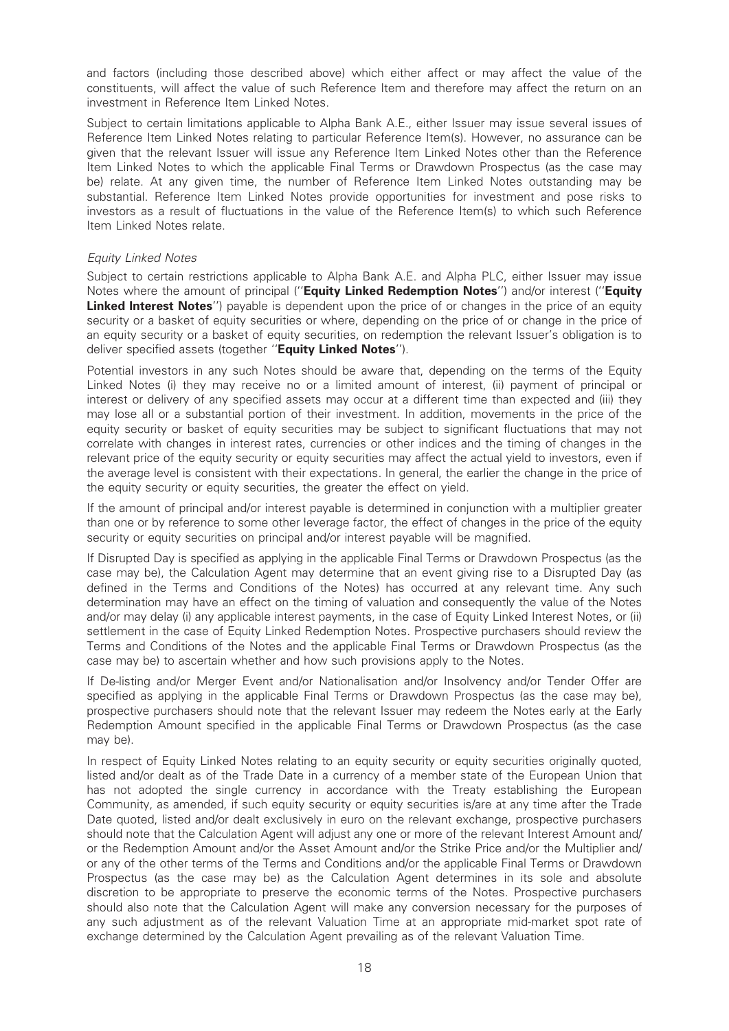and factors (including those described above) which either affect or may affect the value of the constituents, will affect the value of such Reference Item and therefore may affect the return on an investment in Reference Item Linked Notes.

Subject to certain limitations applicable to Alpha Bank A.E., either Issuer may issue several issues of Reference Item Linked Notes relating to particular Reference Item(s). However, no assurance can be given that the relevant Issuer will issue any Reference Item Linked Notes other than the Reference Item Linked Notes to which the applicable Final Terms or Drawdown Prospectus (as the case may be) relate. At any given time, the number of Reference Item Linked Notes outstanding may be substantial. Reference Item Linked Notes provide opportunities for investment and pose risks to investors as a result of fluctuations in the value of the Reference Item(s) to which such Reference Item Linked Notes relate.

*Equity Linked Notes*

Subject to certain restrictions applicable to Alpha Bank A.E. and Alpha PLC, either Issuer may issue Notes where the amount of principal (''**Equity Linked Redemption Notes**'') and/or interest (''**Equity Linked Interest Notes**'') payable is dependent upon the price of or changes in the price of an equity security or a basket of equity securities or where, depending on the price of or change in the price of an equity security or a basket of equity securities, on redemption the relevant Issuer's obligation is to deliver specified assets (together ''**Equity Linked Notes**'').

Potential investors in any such Notes should be aware that, depending on the terms of the Equity Linked Notes (i) they may receive no or a limited amount of interest, (ii) payment of principal or interest or delivery of any specified assets may occur at a different time than expected and (iii) they may lose all or a substantial portion of their investment. In addition, movements in the price of the equity security or basket of equity securities may be subject to significant fluctuations that may not correlate with changes in interest rates, currencies or other indices and the timing of changes in the relevant price of the equity security or equity securities may affect the actual yield to investors, even if the average level is consistent with their expectations. In general, the earlier the change in the price of the equity security or equity securities, the greater the effect on yield.

If the amount of principal and/or interest payable is determined in conjunction with a multiplier greater than one or by reference to some other leverage factor, the effect of changes in the price of the equity security or equity securities on principal and/or interest payable will be magnified.

If Disrupted Day is specified as applying in the applicable Final Terms or Drawdown Prospectus (as the case may be), the Calculation Agent may determine that an event giving rise to a Disrupted Day (as defined in the Terms and Conditions of the Notes) has occurred at any relevant time. Any such determination may have an effect on the timing of valuation and consequently the value of the Notes and/or may delay (i) any applicable interest payments, in the case of Equity Linked Interest Notes, or (ii) settlement in the case of Equity Linked Redemption Notes. Prospective purchasers should review the Terms and Conditions of the Notes and the applicable Final Terms or Drawdown Prospectus (as the case may be) to ascertain whether and how such provisions apply to the Notes.

If De-listing and/or Merger Event and/or Nationalisation and/or Insolvency and/or Tender Offer are specified as applying in the applicable Final Terms or Drawdown Prospectus (as the case may be), prospective purchasers should note that the relevant Issuer may redeem the Notes early at the Early Redemption Amount specified in the applicable Final Terms or Drawdown Prospectus (as the case may be).

In respect of Equity Linked Notes relating to an equity security or equity securities originally quoted, listed and/or dealt as of the Trade Date in a currency of a member state of the European Union that has not adopted the single currency in accordance with the Treaty establishing the European Community, as amended, if such equity security or equity securities is/are at any time after the Trade Date quoted, listed and/or dealt exclusively in euro on the relevant exchange, prospective purchasers should note that the Calculation Agent will adjust any one or more of the relevant Interest Amount and/or the Redemption Amount and/or the Asset Amount and/or the Strike Price and/or the Multiplier and/or any of the other terms of the Terms and Conditions and/or the applicable Final Terms or Drawdown Prospectus (as the case may be) as the Calculation Agent determines in its sole and absolute discretion to be appropriate to preserve the economic terms of the Notes. Prospective purchasers should also note that the Calculation Agent will make any conversion necessary for the purposes of any such adjustment as of the relevant Valuation Time at an appropriate mid-market spot rate of exchange determined by the Calculation Agent prevailing as of the relevant Valuation Time.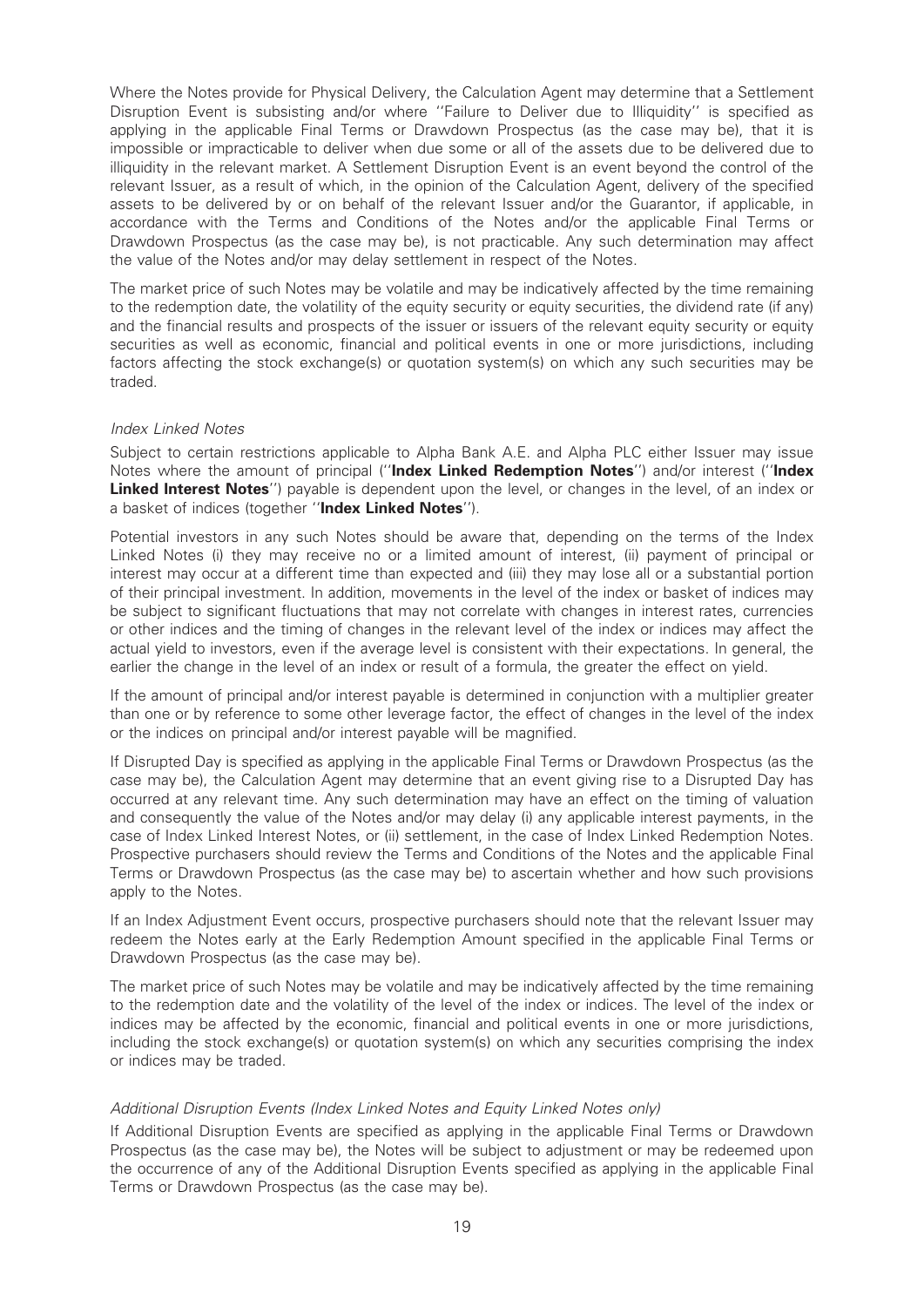Where the Notes provide for Physical Delivery, the Calculation Agent may determine that a Settlement Disruption Event is subsisting and/or where ''Failure to Deliver due to Illiquidity'' is specified as applying in the applicable Final Terms or Drawdown Prospectus (as the case may be), that it is impossible or impracticable to deliver when due some or all of the assets due to be delivered due to illiquidity in the relevant market. A Settlement Disruption Event is an event beyond the control of the relevant Issuer, as a result of which, in the opinion of the Calculation Agent, delivery of the specified assets to be delivered by or on behalf of the relevant Issuer and/or the Guarantor, if applicable, in accordance with the Terms and Conditions of the Notes and/or the applicable Final Terms or Drawdown Prospectus (as the case may be), is not practicable. Any such determination may affect the value of the Notes and/or may delay settlement in respect of the Notes.

The market price of such Notes may be volatile and may be indicatively affected by the time remaining to the redemption date, the volatility of the equity security or equity securities, the dividend rate (if any) and the financial results and prospects of the issuer or issuers of the relevant equity security or equity securities as well as economic, financial and political events in one or more jurisdictions, including factors affecting the stock exchange(s) or quotation system(s) on which any such securities may be traded.

*Index Linked Notes*

Subject to certain restrictions applicable to Alpha Bank A.E. and Alpha PLC either Issuer may issue Notes where the amount of principal (''**Index Linked Redemption Notes**'') and/or interest (''**Index Linked Interest Notes**'') payable is dependent upon the level, or changes in the level, of an index or a basket of indices (together ''**Index Linked Notes**'').

Potential investors in any such Notes should be aware that, depending on the terms of the Index Linked Notes (i) they may receive no or a limited amount of interest, (ii) payment of principal or interest may occur at a different time than expected and (iii) they may lose all or a substantial portion of their principal investment. In addition, movements in the level of the index or basket of indices may be subject to significant fluctuations that may not correlate with changes in interest rates, currencies or other indices and the timing of changes in the relevant level of the index or indices may affect the actual yield to investors, even if the average level is consistent with their expectations. In general, the earlier the change in the level of an index or result of a formula, the greater the effect on yield.

If the amount of principal and/or interest payable is determined in conjunction with a multiplier greater than one or by reference to some other leverage factor, the effect of changes in the level of the index or the indices on principal and/or interest payable will be magnified.

If Disrupted Day is specified as applying in the applicable Final Terms or Drawdown Prospectus (as the case may be), the Calculation Agent may determine that an event giving rise to a Disrupted Day has occurred at any relevant time. Any such determination may have an effect on the timing of valuation and consequently the value of the Notes and/or may delay (i) any applicable interest payments, in the case of Index Linked Interest Notes, or (ii) settlement, in the case of Index Linked Redemption Notes. Prospective purchasers should review the Terms and Conditions of the Notes and the applicable Final Terms or Drawdown Prospectus (as the case may be) to ascertain whether and how such provisions apply to the Notes.

If an Index Adjustment Event occurs, prospective purchasers should note that the relevant Issuer may redeem the Notes early at the Early Redemption Amount specified in the applicable Final Terms or Drawdown Prospectus (as the case may be).

The market price of such Notes may be volatile and may be indicatively affected by the time remaining to the redemption date and the volatility of the level of the index or indices. The level of the index or indices may be affected by the economic, financial and political events in one or more jurisdictions, including the stock exchange(s) or quotation system(s) on which any securities comprising the index or indices may be traded.

*Additional Disruption Events (Index Linked Notes and Equity Linked Notes only)*

If Additional Disruption Events are specified as applying in the applicable Final Terms or Drawdown Prospectus (as the case may be), the Notes will be subject to adjustment or may be redeemed upon the occurrence of any of the Additional Disruption Events specified as applying in the applicable Final Terms or Drawdown Prospectus (as the case may be).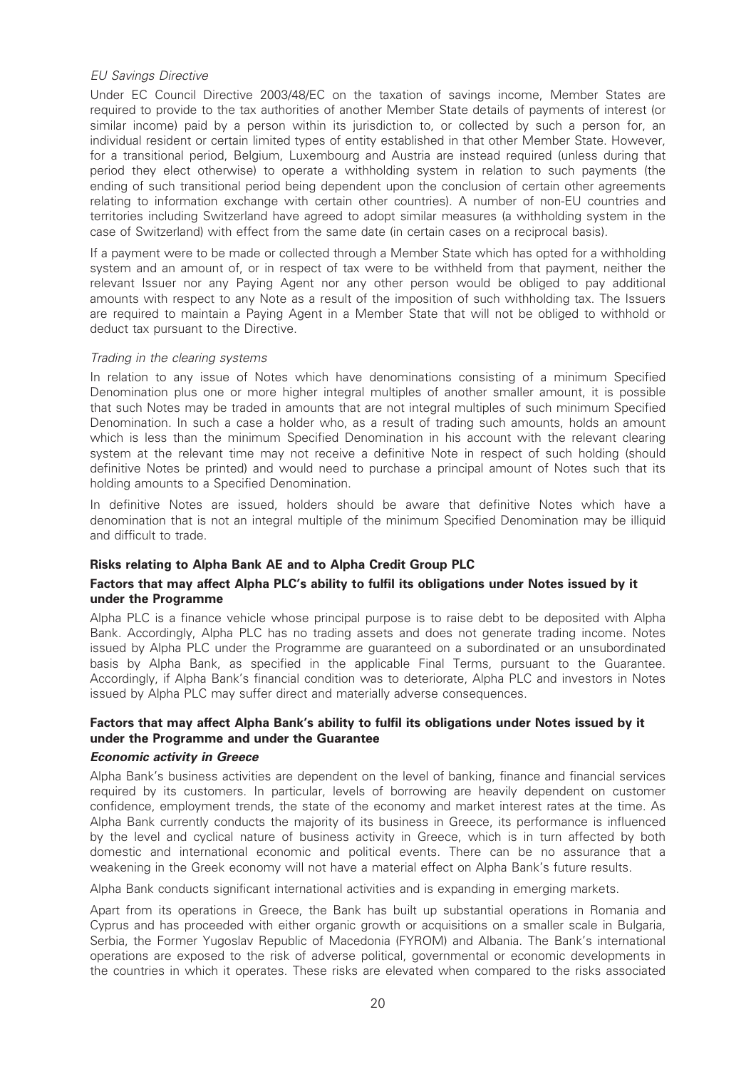*EU Savings Directive*

Under EC Council Directive 2003/48/EC on the taxation of savings income, Member States are required to provide to the tax authorities of another Member State details of payments of interest (or similar income) paid by a person within its jurisdiction to, or collected by such a person for, an individual resident or certain limited types of entity established in that other Member State. However, for a transitional period, Belgium, Luxembourg and Austria are instead required (unless during that period they elect otherwise) to operate a withholding system in relation to such payments (the ending of such transitional period being dependent upon the conclusion of certain other agreements relating to information exchange with certain other countries). A number of non-EU countries and territories including Switzerland have agreed to adopt similar measures (a withholding system in the case of Switzerland) with effect from the same date (in certain cases on a reciprocal basis).

If a payment were to be made or collected through a Member State which has opted for a withholding system and an amount of, or in respect of tax were to be withheld from that payment, neither the relevant Issuer nor any Paying Agent nor any other person would be obliged to pay additional amounts with respect to any Note as a result of the imposition of such withholding tax. The Issuers are required to maintain a Paying Agent in a Member State that will not be obliged to withhold or deduct tax pursuant to the Directive.

*Trading in the clearing systems*

In relation to any issue of Notes which have denominations consisting of a minimum Specified Denomination plus one or more higher integral multiples of another smaller amount, it is possible that such Notes may be traded in amounts that are not integral multiples of such minimum Specified Denomination. In such a case a holder who, as a result of trading such amounts, holds an amount which is less than the minimum Specified Denomination in his account with the relevant clearing system at the relevant time may not receive a definitive Note in respect of such holding (should definitive Notes be printed) and would need to purchase a principal amount of Notes such that its holding amounts to a Specified Denomination.

In definitive Notes are issued, holders should be aware that definitive Notes which have a denomination that is not an integral multiple of the minimum Specified Denomination may be illiquid and difficult to trade.

## Risks relating to Alpha Bank AE and to Alpha Credit Group PLC

### Factors that may affect Alpha PLC's ability to fulfil its obligations under Notes issued by it under the Programme

Alpha PLC is a finance vehicle whose principal purpose is to raise debt to be deposited with Alpha Bank. Accordingly, Alpha PLC has no trading assets and does not generate trading income. Notes issued by Alpha PLC under the Programme are guaranteed on a subordinated or an unsubordinated basis by Alpha Bank, as specified in the applicable Final Terms, pursuant to the Guarantee. Accordingly, if Alpha Bank's financial condition was to deteriorate, Alpha PLC and investors in Notes issued by Alpha PLC may suffer direct and materially adverse consequences.

### Factors that may affect Alpha Bank's ability to fulfil its obligations under Notes issued by it under the Programme and under the Guarantee

***Economic activity in Greece***

Alpha Bank's business activities are dependent on the level of banking, finance and financial services required by its customers. In particular, levels of borrowing are heavily dependent on customer confidence, employment trends, the state of the economy and market interest rates at the time. As Alpha Bank currently conducts the majority of its business in Greece, its performance is influenced by the level and cyclical nature of business activity in Greece, which is in turn affected by both domestic and international economic and political events. There can be no assurance that a weakening in the Greek economy will not have a material effect on Alpha Bank's future results.

Alpha Bank conducts significant international activities and is expanding in emerging markets.

Apart from its operations in Greece, the Bank has built up substantial operations in Romania and Cyprus and has proceeded with either organic growth or acquisitions on a smaller scale in Bulgaria, Serbia, the Former Yugoslav Republic of Macedonia (FYROM) and Albania. The Bank's international operations are exposed to the risk of adverse political, governmental or economic developments in the countries in which it operates. These risks are elevated when compared to the risks associated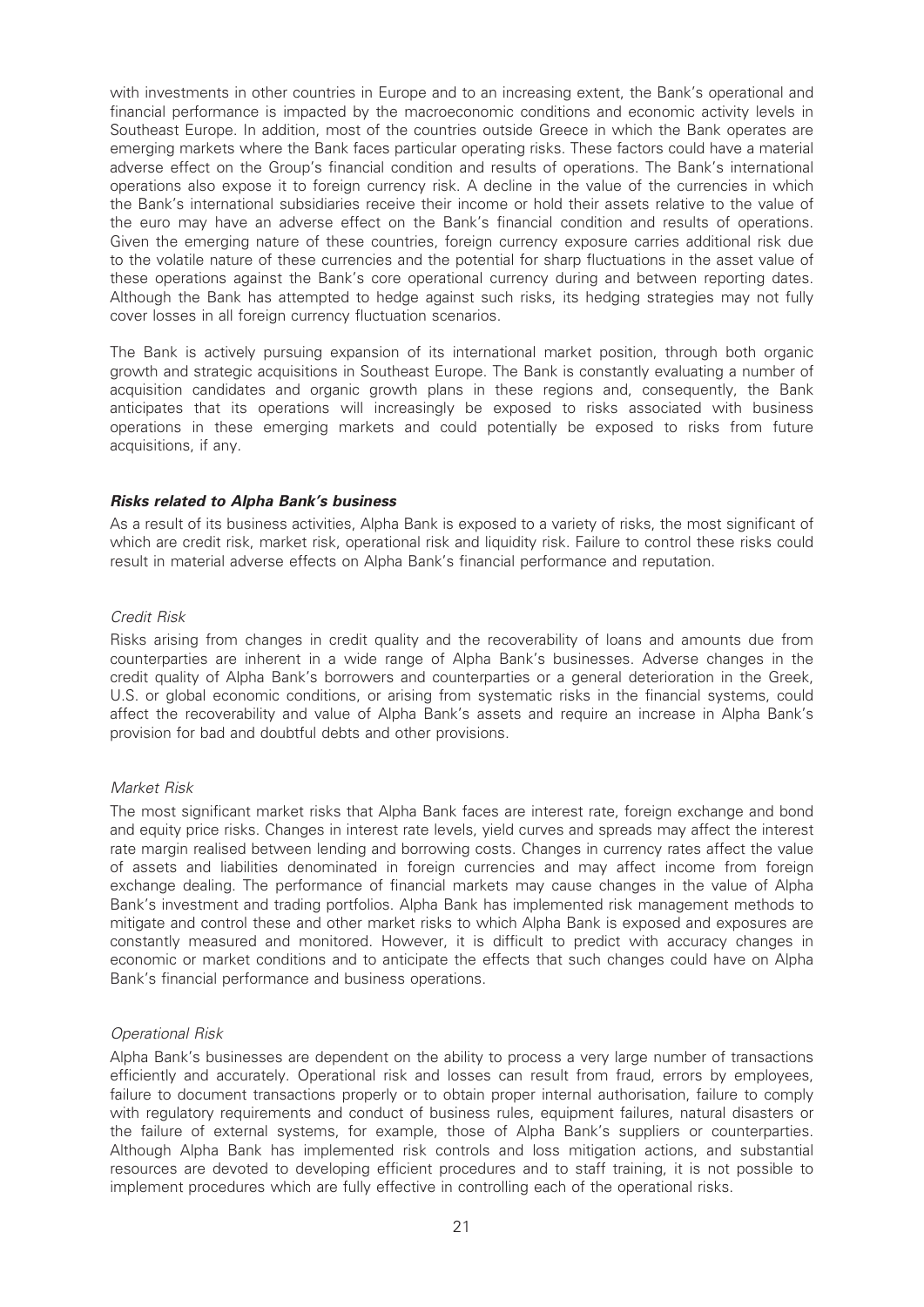with investments in other countries in Europe and to an increasing extent, the Bank's operational and financial performance is impacted by the macroeconomic conditions and economic activity levels in Southeast Europe. In addition, most of the countries outside Greece in which the Bank operates are emerging markets where the Bank faces particular operating risks. These factors could have a material adverse effect on the Group's financial condition and results of operations. The Bank's international operations also expose it to foreign currency risk. A decline in the value of the currencies in which the Bank's international subsidiaries receive their income or hold their assets relative to the value of the euro may have an adverse effect on the Bank's financial condition and results of operations. Given the emerging nature of these countries, foreign currency exposure carries additional risk due to the volatile nature of these currencies and the potential for sharp fluctuations in the asset value of these operations against the Bank's core operational currency during and between reporting dates. Although the Bank has attempted to hedge against such risks, its hedging strategies may not fully cover losses in all foreign currency fluctuation scenarios.

The Bank is actively pursuing expansion of its international market position, through both organic growth and strategic acquisitions in Southeast Europe. The Bank is constantly evaluating a number of acquisition candidates and organic growth plans in these regions and, consequently, the Bank anticipates that its operations will increasingly be exposed to risks associated with business operations in these emerging markets and could potentially be exposed to risks from future acquisitions, if any.

### ***Risks related to Alpha Bank's business***

As a result of its business activities, Alpha Bank is exposed to a variety of risks, the most significant of which are credit risk, market risk, operational risk and liquidity risk. Failure to control these risks could result in material adverse effects on Alpha Bank's financial performance and reputation.

*Credit Risk*

Risks arising from changes in credit quality and the recoverability of loans and amounts due from counterparties are inherent in a wide range of Alpha Bank's businesses. Adverse changes in the credit quality of Alpha Bank's borrowers and counterparties or a general deterioration in the Greek, U.S. or global economic conditions, or arising from systematic risks in the financial systems, could affect the recoverability and value of Alpha Bank's assets and require an increase in Alpha Bank's provision for bad and doubtful debts and other provisions.

*Market Risk*

The most significant market risks that Alpha Bank faces are interest rate, foreign exchange and bond and equity price risks. Changes in interest rate levels, yield curves and spreads may affect the interest rate margin realised between lending and borrowing costs. Changes in currency rates affect the value of assets and liabilities denominated in foreign currencies and may affect income from foreign exchange dealing. The performance of financial markets may cause changes in the value of Alpha Bank's investment and trading portfolios. Alpha Bank has implemented risk management methods to mitigate and control these and other market risks to which Alpha Bank is exposed and exposures are constantly measured and monitored. However, it is difficult to predict with accuracy changes in economic or market conditions and to anticipate the effects that such changes could have on Alpha Bank's financial performance and business operations.

*Operational Risk*

Alpha Bank's businesses are dependent on the ability to process a very large number of transactions efficiently and accurately. Operational risk and losses can result from fraud, errors by employees, failure to document transactions properly or to obtain proper internal authorisation, failure to comply with regulatory requirements and conduct of business rules, equipment failures, natural disasters or the failure of external systems, for example, those of Alpha Bank's suppliers or counterparties. Although Alpha Bank has implemented risk controls and loss mitigation actions, and substantial resources are devoted to developing efficient procedures and to staff training, it is not possible to implement procedures which are fully effective in controlling each of the operational risks.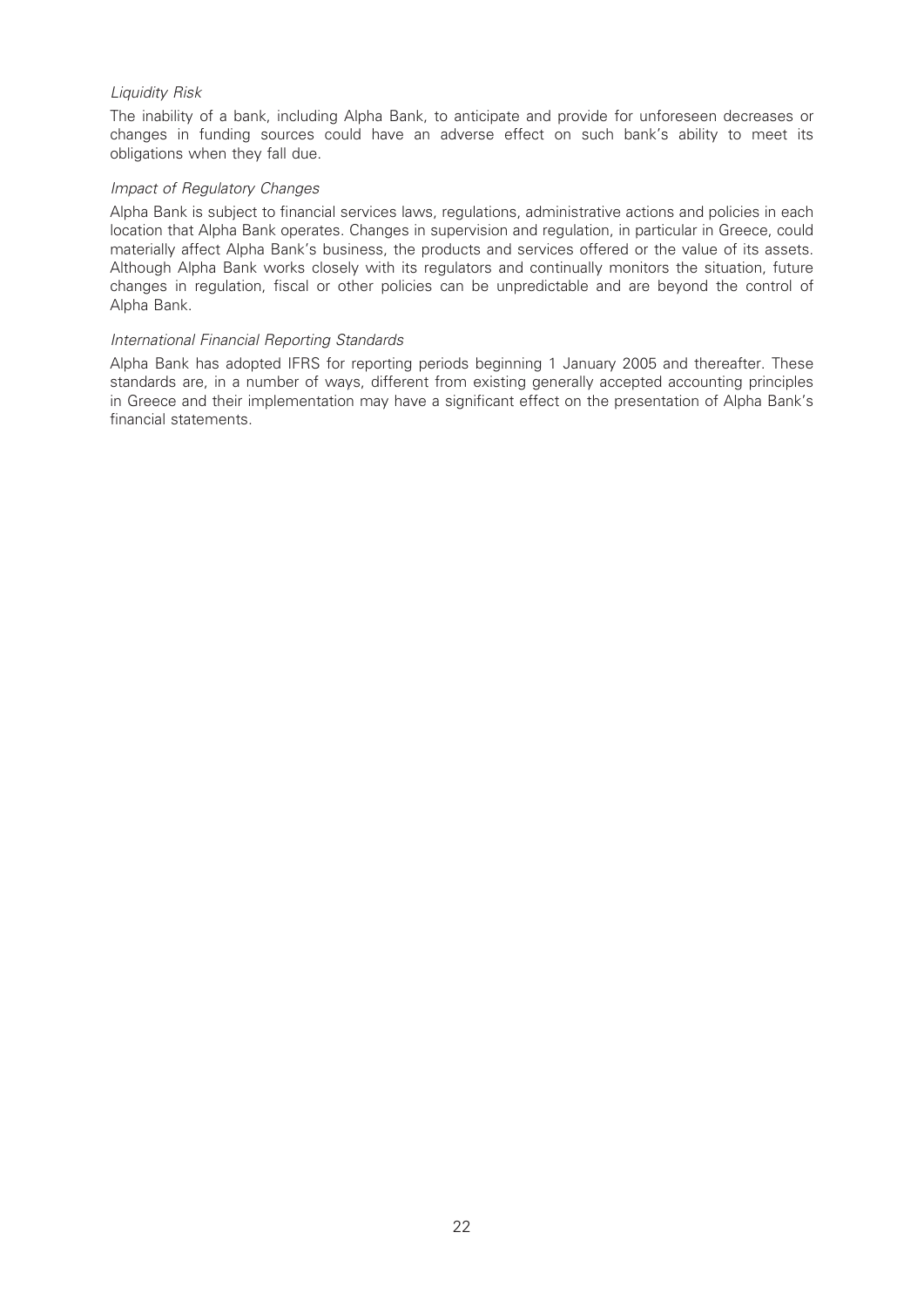*Liquidity Risk*

The inability of a bank, including Alpha Bank, to anticipate and provide for unforeseen decreases or changes in funding sources could have an adverse effect on such bank's ability to meet its obligations when they fall due.

*Impact of Regulatory Changes*

Alpha Bank is subject to financial services laws, regulations, administrative actions and policies in each location that Alpha Bank operates. Changes in supervision and regulation, in particular in Greece, could materially affect Alpha Bank's business, the products and services offered or the value of its assets. Although Alpha Bank works closely with its regulators and continually monitors the situation, future changes in regulation, fiscal or other policies can be unpredictable and are beyond the control of Alpha Bank.

*International Financial Reporting Standards*

Alpha Bank has adopted IFRS for reporting periods beginning 1 January 2005 and thereafter. These standards are, in a number of ways, different from existing generally accepted accounting principles in Greece and their implementation may have a significant effect on the presentation of Alpha Bank's financial statements.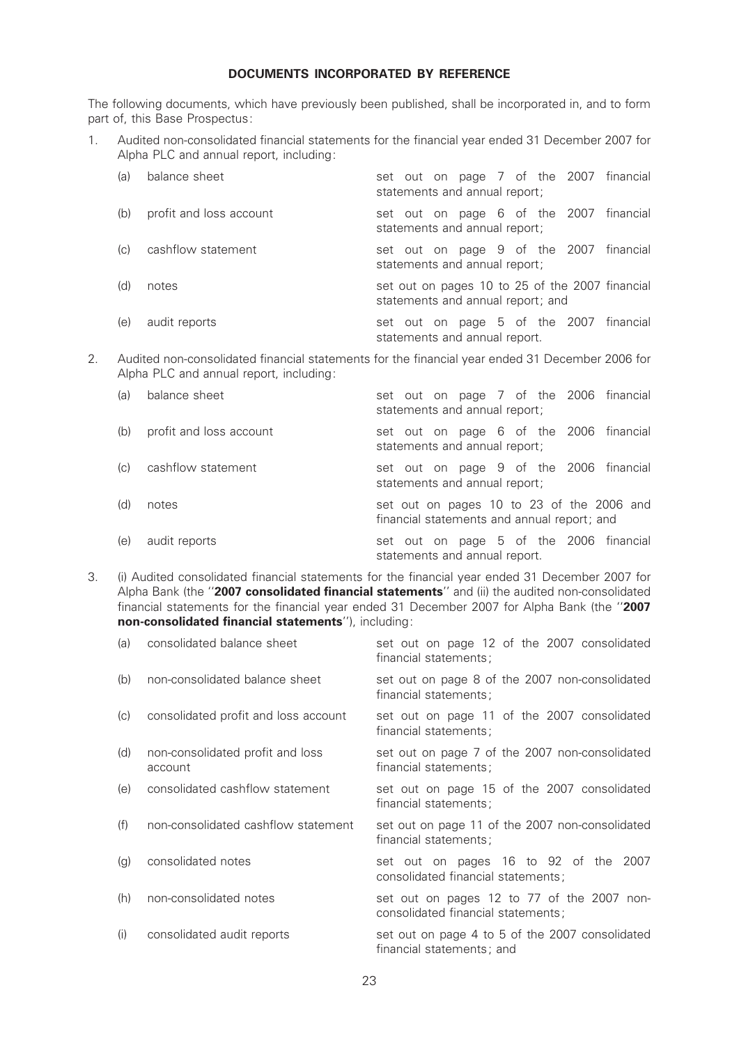## DOCUMENTS INCORPORATED BY REFERENCE

The following documents, which have previously been published, shall be incorporated in, and to form part of, this Base Prospectus:

1. Audited non-consolidated financial statements for the financial year ended 31 December 2007 for Alpha PLC and annual report, including:

   (a) balance sheet — set out on page 7 of the 2007 financial statements and annual report;

   (b) profit and loss account — set out on page 6 of the 2007 financial statements and annual report;

   (c) cashflow statement — set out on page 9 of the 2007 financial statements and annual report;

   (d) notes — set out on pages 10 to 25 of the 2007 financial statements and annual report; and

   (e) audit reports — set out on page 5 of the 2007 financial statements and annual report.

2. Audited non-consolidated financial statements for the financial year ended 31 December 2006 for Alpha PLC and annual report, including:

   (a) balance sheet — set out on page 7 of the 2006 financial statements and annual report;

   (b) profit and loss account — set out on page 6 of the 2006 financial statements and annual report;

   (c) cashflow statement — set out on page 9 of the 2006 financial statements and annual report;

   (d) notes — set out on pages 10 to 23 of the 2006 and financial statements and annual report; and

   (e) audit reports — set out on page 5 of the 2006 financial statements and annual report.

3. (i) Audited consolidated financial statements for the financial year ended 31 December 2007 for Alpha Bank (the ''**2007 consolidated financial statements**'' and (ii) the audited non-consolidated financial statements for the financial year ended 31 December 2007 for Alpha Bank (the ''**2007 non-consolidated financial statements**''), including:

   (a) consolidated balance sheet — set out on page 12 of the 2007 consolidated financial statements;

   (b) non-consolidated balance sheet — set out on page 8 of the 2007 non-consolidated financial statements;

   (c) consolidated profit and loss account — set out on page 11 of the 2007 consolidated financial statements;

   (d) non-consolidated profit and loss account — set out on page 7 of the 2007 non-consolidated financial statements;

   (e) consolidated cashflow statement — set out on page 15 of the 2007 consolidated financial statements;

   (f) non-consolidated cashflow statement — set out on page 11 of the 2007 non-consolidated financial statements;

   (g) consolidated notes — set out on pages 16 to 92 of the 2007 consolidated financial statements;

   (h) non-consolidated notes — set out on pages 12 to 77 of the 2007 non-consolidated financial statements;

   (i) consolidated audit reports — set out on page 4 to 5 of the 2007 consolidated financial statements; and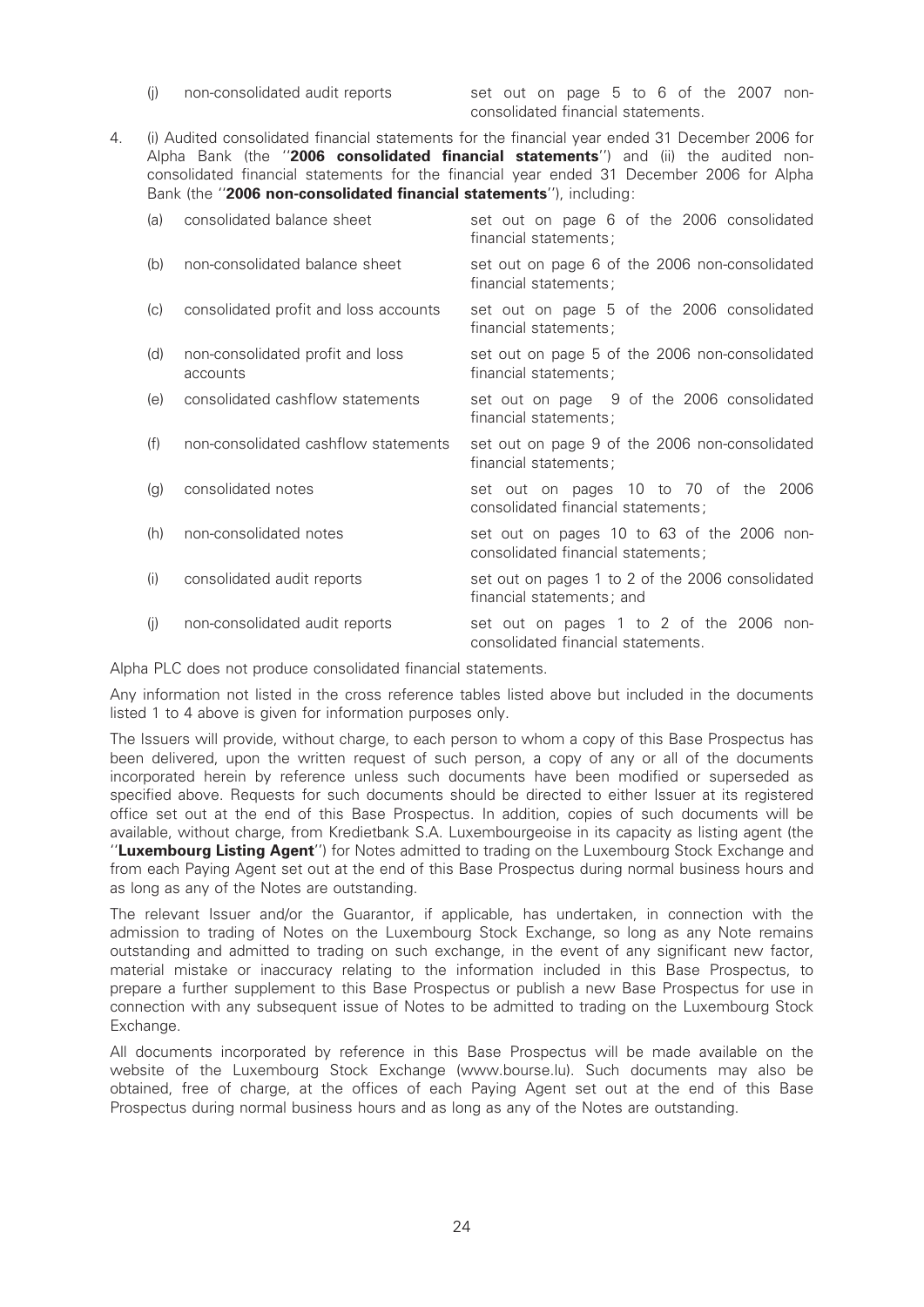| | | |
|---|---|---|
| (j) | non-consolidated audit reports | set out on page 5 to 6 of the 2007 non-consolidated financial statements. |

4. (i) Audited consolidated financial statements for the financial year ended 31 December 2006 for Alpha Bank (the ''**2006 consolidated financial statements**'') and (ii) the audited non-consolidated financial statements for the financial year ended 31 December 2006 for Alpha Bank (the ''**2006 non-consolidated financial statements**''), including:

| | | |
|---|---|---|
| (a) | consolidated balance sheet | set out on page 6 of the 2006 consolidated financial statements; |
| (b) | non-consolidated balance sheet | set out on page 6 of the 2006 non-consolidated financial statements; |
| (c) | consolidated profit and loss accounts | set out on page 5 of the 2006 consolidated financial statements; |
| (d) | non-consolidated profit and loss accounts | set out on page 5 of the 2006 non-consolidated financial statements; |
| (e) | consolidated cashflow statements | set out on page 9 of the 2006 consolidated financial statements; |
| (f) | non-consolidated cashflow statements | set out on page 9 of the 2006 non-consolidated financial statements; |
| (g) | consolidated notes | set out on pages 10 to 70 of the 2006 consolidated financial statements; |
| (h) | non-consolidated notes | set out on pages 10 to 63 of the 2006 non-consolidated financial statements; |
| (i) | consolidated audit reports | set out on pages 1 to 2 of the 2006 consolidated financial statements; and |
| (j) | non-consolidated audit reports | set out on pages 1 to 2 of the 2006 non-consolidated financial statements. |

Alpha PLC does not produce consolidated financial statements.

Any information not listed in the cross reference tables listed above but included in the documents listed 1 to 4 above is given for information purposes only.

The Issuers will provide, without charge, to each person to whom a copy of this Base Prospectus has been delivered, upon the written request of such person, a copy of any or all of the documents incorporated herein by reference unless such documents have been modified or superseded as specified above. Requests for such documents should be directed to either Issuer at its registered office set out at the end of this Base Prospectus. In addition, copies of such documents will be available, without charge, from Kredietbank S.A. Luxembourgeoise in its capacity as listing agent (the ''**Luxembourg Listing Agent**'') for Notes admitted to trading on the Luxembourg Stock Exchange and from each Paying Agent set out at the end of this Base Prospectus during normal business hours and as long as any of the Notes are outstanding.

The relevant Issuer and/or the Guarantor, if applicable, has undertaken, in connection with the admission to trading of Notes on the Luxembourg Stock Exchange, so long as any Note remains outstanding and admitted to trading on such exchange, in the event of any significant new factor, material mistake or inaccuracy relating to the information included in this Base Prospectus, to prepare a further supplement to this Base Prospectus or publish a new Base Prospectus for use in connection with any subsequent issue of Notes to be admitted to trading on the Luxembourg Stock Exchange.

All documents incorporated by reference in this Base Prospectus will be made available on the website of the Luxembourg Stock Exchange (www.bourse.lu). Such documents may also be obtained, free of charge, at the offices of each Paying Agent set out at the end of this Base Prospectus during normal business hours and as long as any of the Notes are outstanding.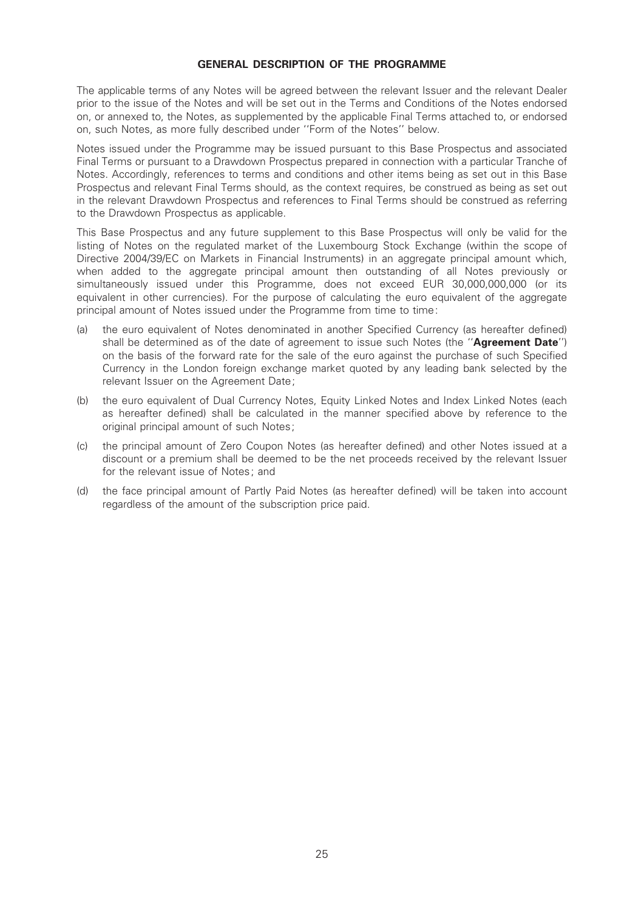## GENERAL DESCRIPTION OF THE PROGRAMME

The applicable terms of any Notes will be agreed between the relevant Issuer and the relevant Dealer prior to the issue of the Notes and will be set out in the Terms and Conditions of the Notes endorsed on, or annexed to, the Notes, as supplemented by the applicable Final Terms attached to, or endorsed on, such Notes, as more fully described under ''Form of the Notes'' below.

Notes issued under the Programme may be issued pursuant to this Base Prospectus and associated Final Terms or pursuant to a Drawdown Prospectus prepared in connection with a particular Tranche of Notes. Accordingly, references to terms and conditions and other items being as set out in this Base Prospectus and relevant Final Terms should, as the context requires, be construed as being as set out in the relevant Drawdown Prospectus and references to Final Terms should be construed as referring to the Drawdown Prospectus as applicable.

This Base Prospectus and any future supplement to this Base Prospectus will only be valid for the listing of Notes on the regulated market of the Luxembourg Stock Exchange (within the scope of Directive 2004/39/EC on Markets in Financial Instruments) in an aggregate principal amount which, when added to the aggregate principal amount then outstanding of all Notes previously or simultaneously issued under this Programme, does not exceed EUR 30,000,000,000 (or its equivalent in other currencies). For the purpose of calculating the euro equivalent of the aggregate principal amount of Notes issued under the Programme from time to time:

(a) the euro equivalent of Notes denominated in another Specified Currency (as hereafter defined) shall be determined as of the date of agreement to issue such Notes (the ''**Agreement Date**'') on the basis of the forward rate for the sale of the euro against the purchase of such Specified Currency in the London foreign exchange market quoted by any leading bank selected by the relevant Issuer on the Agreement Date;

(b) the euro equivalent of Dual Currency Notes, Equity Linked Notes and Index Linked Notes (each as hereafter defined) shall be calculated in the manner specified above by reference to the original principal amount of such Notes;

(c) the principal amount of Zero Coupon Notes (as hereafter defined) and other Notes issued at a discount or a premium shall be deemed to be the net proceeds received by the relevant Issuer for the relevant issue of Notes; and

(d) the face principal amount of Partly Paid Notes (as hereafter defined) will be taken into account regardless of the amount of the subscription price paid.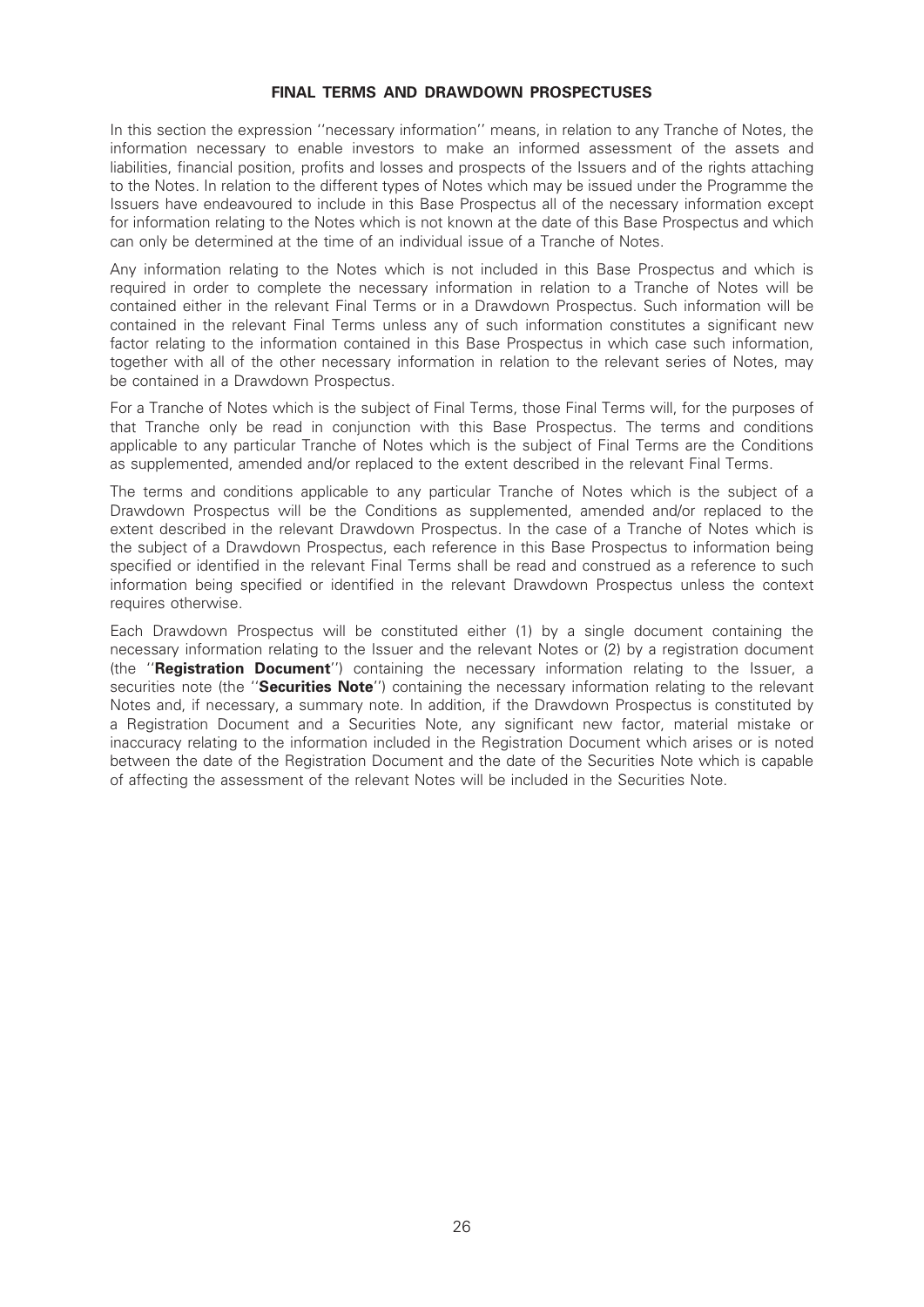## FINAL TERMS AND DRAWDOWN PROSPECTUSES

In this section the expression ''necessary information'' means, in relation to any Tranche of Notes, the information necessary to enable investors to make an informed assessment of the assets and liabilities, financial position, profits and losses and prospects of the Issuers and of the rights attaching to the Notes. In relation to the different types of Notes which may be issued under the Programme the Issuers have endeavoured to include in this Base Prospectus all of the necessary information except for information relating to the Notes which is not known at the date of this Base Prospectus and which can only be determined at the time of an individual issue of a Tranche of Notes.

Any information relating to the Notes which is not included in this Base Prospectus and which is required in order to complete the necessary information in relation to a Tranche of Notes will be contained either in the relevant Final Terms or in a Drawdown Prospectus. Such information will be contained in the relevant Final Terms unless any of such information constitutes a significant new factor relating to the information contained in this Base Prospectus in which case such information, together with all of the other necessary information in relation to the relevant series of Notes, may be contained in a Drawdown Prospectus.

For a Tranche of Notes which is the subject of Final Terms, those Final Terms will, for the purposes of that Tranche only be read in conjunction with this Base Prospectus. The terms and conditions applicable to any particular Tranche of Notes which is the subject of Final Terms are the Conditions as supplemented, amended and/or replaced to the extent described in the relevant Final Terms.

The terms and conditions applicable to any particular Tranche of Notes which is the subject of a Drawdown Prospectus will be the Conditions as supplemented, amended and/or replaced to the extent described in the relevant Drawdown Prospectus. In the case of a Tranche of Notes which is the subject of a Drawdown Prospectus, each reference in this Base Prospectus to information being specified or identified in the relevant Final Terms shall be read and construed as a reference to such information being specified or identified in the relevant Drawdown Prospectus unless the context requires otherwise.

Each Drawdown Prospectus will be constituted either (1) by a single document containing the necessary information relating to the Issuer and the relevant Notes or (2) by a registration document (the ''**Registration Document**'') containing the necessary information relating to the Issuer, a securities note (the ''**Securities Note**'') containing the necessary information relating to the relevant Notes and, if necessary, a summary note. In addition, if the Drawdown Prospectus is constituted by a Registration Document and a Securities Note, any significant new factor, material mistake or inaccuracy relating to the information included in the Registration Document which arises or is noted between the date of the Registration Document and the date of the Securities Note which is capable of affecting the assessment of the relevant Notes will be included in the Securities Note.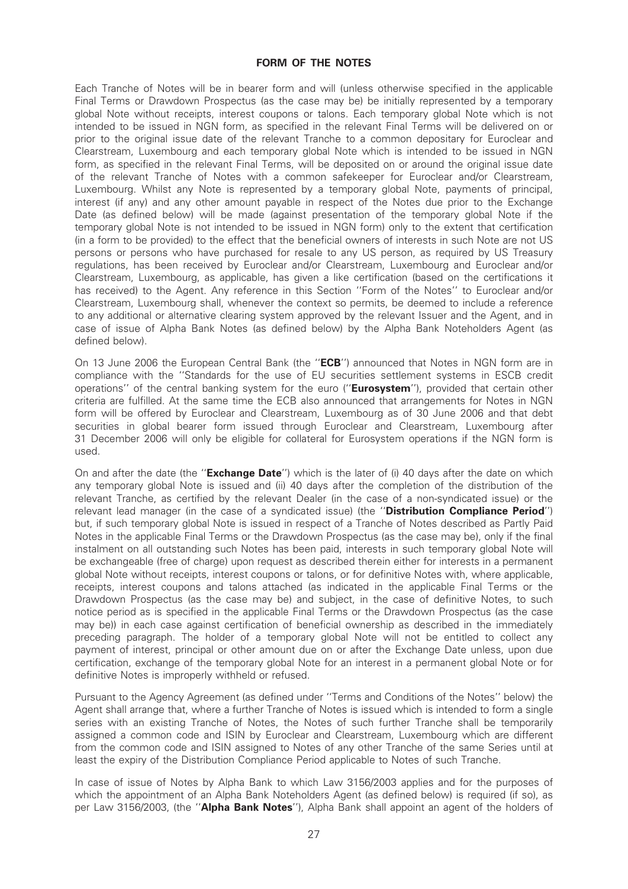## FORM OF THE NOTES

Each Tranche of Notes will be in bearer form and will (unless otherwise specified in the applicable Final Terms or Drawdown Prospectus (as the case may be) be initially represented by a temporary global Note without receipts, interest coupons or talons. Each temporary global Note which is not intended to be issued in NGN form, as specified in the relevant Final Terms will be delivered on or prior to the original issue date of the relevant Tranche to a common depositary for Euroclear and Clearstream, Luxembourg and each temporary global Note which is intended to be issued in NGN form, as specified in the relevant Final Terms, will be deposited on or around the original issue date of the relevant Tranche of Notes with a common safekeeper for Euroclear and/or Clearstream, Luxembourg. Whilst any Note is represented by a temporary global Note, payments of principal, interest (if any) and any other amount payable in respect of the Notes due prior to the Exchange Date (as defined below) will be made (against presentation of the temporary global Note if the temporary global Note is not intended to be issued in NGN form) only to the extent that certification (in a form to be provided) to the effect that the beneficial owners of interests in such Note are not US persons or persons who have purchased for resale to any US person, as required by US Treasury regulations, has been received by Euroclear and/or Clearstream, Luxembourg and Euroclear and/or Clearstream, Luxembourg, as applicable, has given a like certification (based on the certifications it has received) to the Agent. Any reference in this Section ''Form of the Notes'' to Euroclear and/or Clearstream, Luxembourg shall, whenever the context so permits, be deemed to include a reference to any additional or alternative clearing system approved by the relevant Issuer and the Agent, and in case of issue of Alpha Bank Notes (as defined below) by the Alpha Bank Noteholders Agent (as defined below).

On 13 June 2006 the European Central Bank (the ''**ECB**'') announced that Notes in NGN form are in compliance with the ''Standards for the use of EU securities settlement systems in ESCB credit operations'' of the central banking system for the euro (''**Eurosystem**''), provided that certain other criteria are fulfilled. At the same time the ECB also announced that arrangements for Notes in NGN form will be offered by Euroclear and Clearstream, Luxembourg as of 30 June 2006 and that debt securities in global bearer form issued through Euroclear and Clearstream, Luxembourg after 31 December 2006 will only be eligible for collateral for Eurosystem operations if the NGN form is used.

On and after the date (the ''**Exchange Date**'') which is the later of (i) 40 days after the date on which any temporary global Note is issued and (ii) 40 days after the completion of the distribution of the relevant Tranche, as certified by the relevant Dealer (in the case of a non-syndicated issue) or the relevant lead manager (in the case of a syndicated issue) (the ''**Distribution Compliance Period**'') but, if such temporary global Note is issued in respect of a Tranche of Notes described as Partly Paid Notes in the applicable Final Terms or the Drawdown Prospectus (as the case may be), only if the final instalment on all outstanding such Notes has been paid, interests in such temporary global Note will be exchangeable (free of charge) upon request as described therein either for interests in a permanent global Note without receipts, interest coupons or talons, or for definitive Notes with, where applicable, receipts, interest coupons and talons attached (as indicated in the applicable Final Terms or the Drawdown Prospectus (as the case may be) and subject, in the case of definitive Notes, to such notice period as is specified in the applicable Final Terms or the Drawdown Prospectus (as the case may be)) in each case against certification of beneficial ownership as described in the immediately preceding paragraph. The holder of a temporary global Note will not be entitled to collect any payment of interest, principal or other amount due on or after the Exchange Date unless, upon due certification, exchange of the temporary global Note for an interest in a permanent global Note or for definitive Notes is improperly withheld or refused.

Pursuant to the Agency Agreement (as defined under ''Terms and Conditions of the Notes'' below) the Agent shall arrange that, where a further Tranche of Notes is issued which is intended to form a single series with an existing Tranche of Notes, the Notes of such further Tranche shall be temporarily assigned a common code and ISIN by Euroclear and Clearstream, Luxembourg which are different from the common code and ISIN assigned to Notes of any other Tranche of the same Series until at least the expiry of the Distribution Compliance Period applicable to Notes of such Tranche.

In case of issue of Notes by Alpha Bank to which Law 3156/2003 applies and for the purposes of which the appointment of an Alpha Bank Noteholders Agent (as defined below) is required (if so), as per Law 3156/2003, (the ''**Alpha Bank Notes**''), Alpha Bank shall appoint an agent of the holders of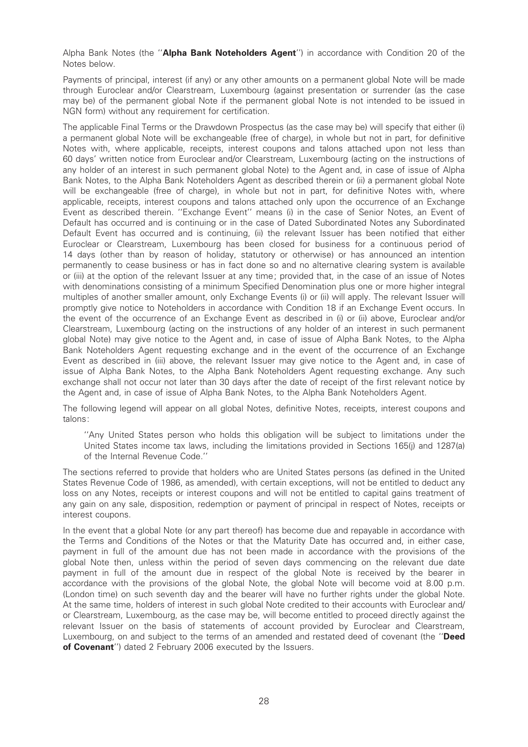Alpha Bank Notes (the "**Alpha Bank Noteholders Agent**") in accordance with Condition 20 of the Notes below.

Payments of principal, interest (if any) or any other amounts on a permanent global Note will be made through Euroclear and/or Clearstream, Luxembourg (against presentation or surrender (as the case may be) of the permanent global Note if the permanent global Note is not intended to be issued in NGN form) without any requirement for certification.

The applicable Final Terms or the Drawdown Prospectus (as the case may be) will specify that either (i) a permanent global Note will be exchangeable (free of charge), in whole but not in part, for definitive Notes with, where applicable, receipts, interest coupons and talons attached upon not less than 60 days' written notice from Euroclear and/or Clearstream, Luxembourg (acting on the instructions of any holder of an interest in such permanent global Note) to the Agent and, in case of issue of Alpha Bank Notes, to the Alpha Bank Noteholders Agent as described therein or (ii) a permanent global Note will be exchangeable (free of charge), in whole but not in part, for definitive Notes with, where applicable, receipts, interest coupons and talons attached only upon the occurrence of an Exchange Event as described therein. "Exchange Event" means (i) in the case of Senior Notes, an Event of Default has occurred and is continuing or in the case of Dated Subordinated Notes any Subordinated Default Event has occurred and is continuing, (ii) the relevant Issuer has been notified that either Euroclear or Clearstream, Luxembourg has been closed for business for a continuous period of 14 days (other than by reason of holiday, statutory or otherwise) or has announced an intention permanently to cease business or has in fact done so and no alternative clearing system is available or (iii) at the option of the relevant Issuer at any time; provided that, in the case of an issue of Notes with denominations consisting of a minimum Specified Denomination plus one or more higher integral multiples of another smaller amount, only Exchange Events (i) or (ii) will apply. The relevant Issuer will promptly give notice to Noteholders in accordance with Condition 18 if an Exchange Event occurs. In the event of the occurrence of an Exchange Event as described in (i) or (ii) above, Euroclear and/or Clearstream, Luxembourg (acting on the instructions of any holder of an interest in such permanent global Note) may give notice to the Agent and, in case of issue of Alpha Bank Notes, to the Alpha Bank Noteholders Agent requesting exchange and in the event of the occurrence of an Exchange Event as described in (iii) above, the relevant Issuer may give notice to the Agent and, in case of issue of Alpha Bank Notes, to the Alpha Bank Noteholders Agent requesting exchange. Any such exchange shall not occur not later than 30 days after the date of receipt of the first relevant notice by the Agent and, in case of issue of Alpha Bank Notes, to the Alpha Bank Noteholders Agent.

The following legend will appear on all global Notes, definitive Notes, receipts, interest coupons and talons:

> "Any United States person who holds this obligation will be subject to limitations under the United States income tax laws, including the limitations provided in Sections 165(j) and 1287(a) of the Internal Revenue Code."

The sections referred to provide that holders who are United States persons (as defined in the United States Revenue Code of 1986, as amended), with certain exceptions, will not be entitled to deduct any loss on any Notes, receipts or interest coupons and will not be entitled to capital gains treatment of any gain on any sale, disposition, redemption or payment of principal in respect of Notes, receipts or interest coupons.

In the event that a global Note (or any part thereof) has become due and repayable in accordance with the Terms and Conditions of the Notes or that the Maturity Date has occurred and, in either case, payment in full of the amount due has not been made in accordance with the provisions of the global Note then, unless within the period of seven days commencing on the relevant due date payment in full of the amount due in respect of the global Note is received by the bearer in accordance with the provisions of the global Note, the global Note will become void at 8.00 p.m. (London time) on such seventh day and the bearer will have no further rights under the global Note. At the same time, holders of interest in such global Note credited to their accounts with Euroclear and/ or Clearstream, Luxembourg, as the case may be, will become entitled to proceed directly against the relevant Issuer on the basis of statements of account provided by Euroclear and Clearstream, Luxembourg, on and subject to the terms of an amended and restated deed of covenant (the "**Deed of Covenant**") dated 2 February 2006 executed by the Issuers.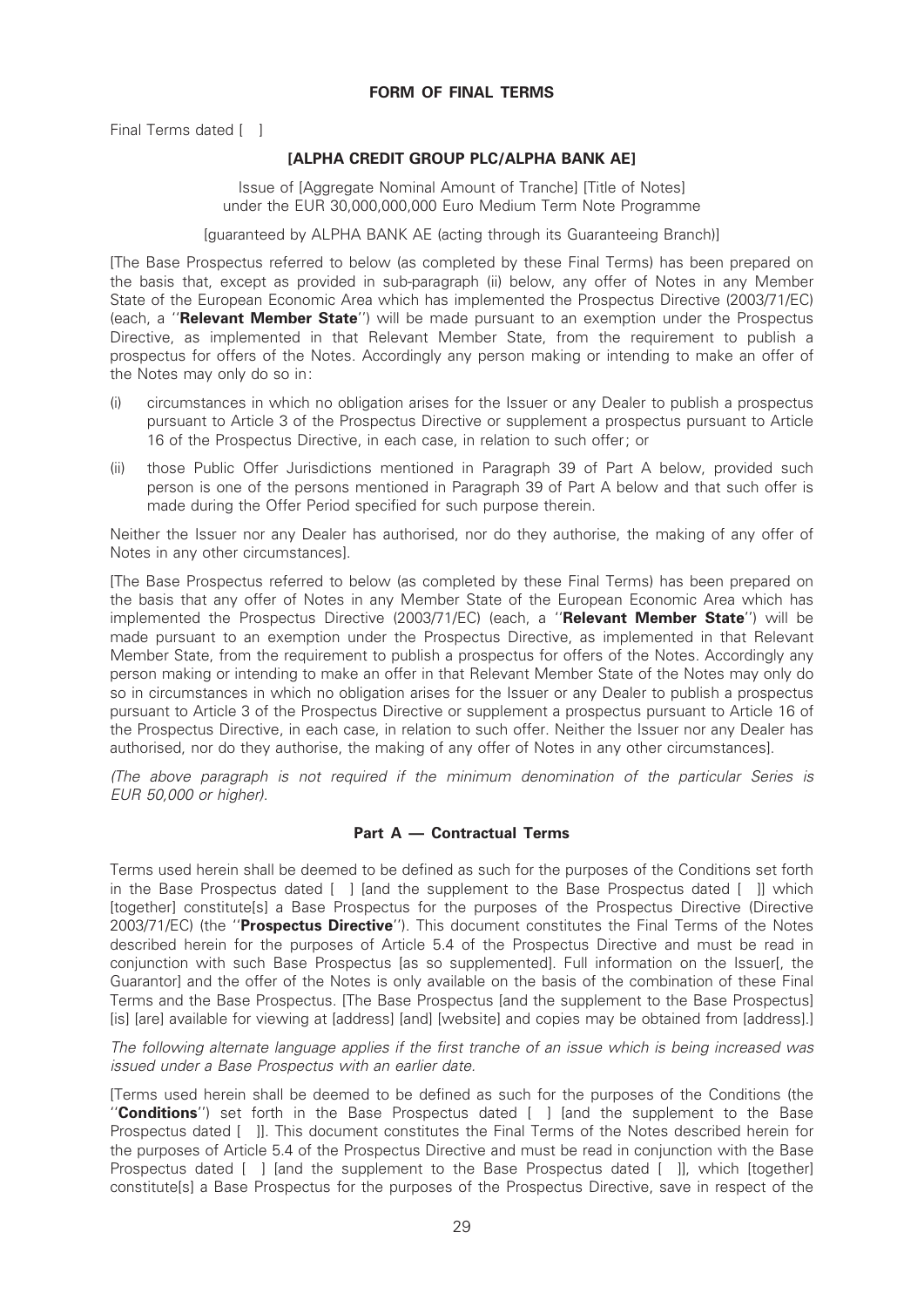## FORM OF FINAL TERMS

Final Terms dated [ ]

**[ALPHA CREDIT GROUP PLC/ALPHA BANK AE]**

Issue of [Aggregate Nominal Amount of Tranche] [Title of Notes]
under the EUR 30,000,000,000 Euro Medium Term Note Programme

[guaranteed by ALPHA BANK AE (acting through its Guaranteeing Branch)]

[The Base Prospectus referred to below (as completed by these Final Terms) has been prepared on the basis that, except as provided in sub-paragraph (ii) below, any offer of Notes in any Member State of the European Economic Area which has implemented the Prospectus Directive (2003/71/EC) (each, a ''**Relevant Member State**'') will be made pursuant to an exemption under the Prospectus Directive, as implemented in that Relevant Member State, from the requirement to publish a prospectus for offers of the Notes. Accordingly any person making or intending to make an offer of the Notes may only do so in:

(i) circumstances in which no obligation arises for the Issuer or any Dealer to publish a prospectus pursuant to Article 3 of the Prospectus Directive or supplement a prospectus pursuant to Article 16 of the Prospectus Directive, in each case, in relation to such offer; or

(ii) those Public Offer Jurisdictions mentioned in Paragraph 39 of Part A below, provided such person is one of the persons mentioned in Paragraph 39 of Part A below and that such offer is made during the Offer Period specified for such purpose therein.

Neither the Issuer nor any Dealer has authorised, nor do they authorise, the making of any offer of Notes in any other circumstances].

[The Base Prospectus referred to below (as completed by these Final Terms) has been prepared on the basis that any offer of Notes in any Member State of the European Economic Area which has implemented the Prospectus Directive (2003/71/EC) (each, a ''**Relevant Member State**'') will be made pursuant to an exemption under the Prospectus Directive, as implemented in that Relevant Member State, from the requirement to publish a prospectus for offers of the Notes. Accordingly any person making or intending to make an offer in that Relevant Member State of the Notes may only do so in circumstances in which no obligation arises for the Issuer or any Dealer to publish a prospectus pursuant to Article 3 of the Prospectus Directive or supplement a prospectus pursuant to Article 16 of the Prospectus Directive, in each case, in relation to such offer. Neither the Issuer nor any Dealer has authorised, nor do they authorise, the making of any offer of Notes in any other circumstances].

*(The above paragraph is not required if the minimum denomination of the particular Series is EUR 50,000 or higher).*

### Part A — Contractual Terms

Terms used herein shall be deemed to be defined as such for the purposes of the Conditions set forth in the Base Prospectus dated [ ] [and the supplement to the Base Prospectus dated [ ]] which [together] constitute[s] a Base Prospectus for the purposes of the Prospectus Directive (Directive 2003/71/EC) (the ''**Prospectus Directive**''). This document constitutes the Final Terms of the Notes described herein for the purposes of Article 5.4 of the Prospectus Directive and must be read in conjunction with such Base Prospectus [as so supplemented]. Full information on the Issuer[, the Guarantor] and the offer of the Notes is only available on the basis of the combination of these Final Terms and the Base Prospectus. [The Base Prospectus [and the supplement to the Base Prospectus] [is] [are] available for viewing at [address] [and] [website] and copies may be obtained from [address].]

*The following alternate language applies if the first tranche of an issue which is being increased was issued under a Base Prospectus with an earlier date.*

[Terms used herein shall be deemed to be defined as such for the purposes of the Conditions (the ''**Conditions**'') set forth in the Base Prospectus dated [ ] [and the supplement to the Base Prospectus dated [ ]]. This document constitutes the Final Terms of the Notes described herein for the purposes of Article 5.4 of the Prospectus Directive and must be read in conjunction with the Base Prospectus dated [ ] [and the supplement to the Base Prospectus dated [ ]], which [together] constitute[s] a Base Prospectus for the purposes of the Prospectus Directive, save in respect of the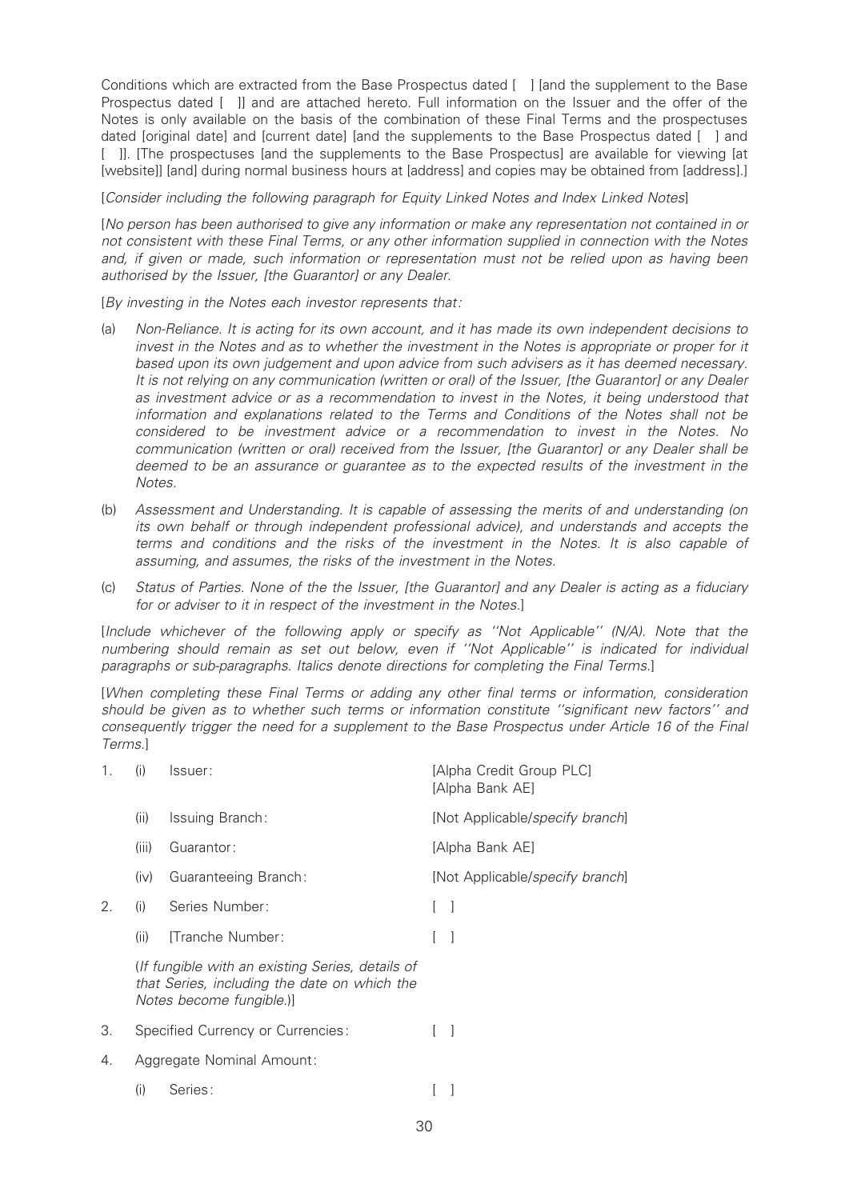Conditions which are extracted from the Base Prospectus dated [ ] [and the supplement to the Base Prospectus dated [ ]] and are attached hereto. Full information on the Issuer and the offer of the Notes is only available on the basis of the combination of these Final Terms and the prospectuses dated [original date] and [current date] [and the supplements to the Base Prospectus dated [ ] and [ ]]. [The prospectuses [and the supplements to the Base Prospectus] are available for viewing [at [website]] [and] during normal business hours at [address] and copies may be obtained from [address].]

[*Consider including the following paragraph for Equity Linked Notes and Index Linked Notes*]

[*No person has been authorised to give any information or make any representation not contained in or not consistent with these Final Terms, or any other information supplied in connection with the Notes and, if given or made, such information or representation must not be relied upon as having been authorised by the Issuer, [the Guarantor] or any Dealer.*

[*By investing in the Notes each investor represents that:*

(a) *Non-Reliance. It is acting for its own account, and it has made its own independent decisions to invest in the Notes and as to whether the investment in the Notes is appropriate or proper for it based upon its own judgement and upon advice from such advisers as it has deemed necessary. It is not relying on any communication (written or oral) of the Issuer, [the Guarantor] or any Dealer as investment advice or as a recommendation to invest in the Notes, it being understood that information and explanations related to the Terms and Conditions of the Notes shall not be considered to be investment advice or a recommendation to invest in the Notes. No communication (written or oral) received from the Issuer, [the Guarantor] or any Dealer shall be deemed to be an assurance or guarantee as to the expected results of the investment in the Notes.*

(b) *Assessment and Understanding. It is capable of assessing the merits of and understanding (on its own behalf or through independent professional advice), and understands and accepts the terms and conditions and the risks of the investment in the Notes. It is also capable of assuming, and assumes, the risks of the investment in the Notes.*

(c) *Status of Parties. None of the the Issuer, [the Guarantor] and any Dealer is acting as a fiduciary for or adviser to it in respect of the investment in the Notes.*]

[*Include whichever of the following apply or specify as ''Not Applicable'' (N/A). Note that the numbering should remain as set out below, even if ''Not Applicable'' is indicated for individual paragraphs or sub-paragraphs. Italics denote directions for completing the Final Terms.*]

[*When completing these Final Terms or adding any other final terms or information, consideration should be given as to whether such terms or information constitute ''significant new factors'' and consequently trigger the need for a supplement to the Base Prospectus under Article 16 of the Final Terms.*]

| | | | |
|---|---|---|---|
| 1. | (i) | Issuer: | [Alpha Credit Group PLC] [Alpha Bank AE] |
| | (ii) | Issuing Branch: | [Not Applicable/*specify branch*] |
| | (iii) | Guarantor: | [Alpha Bank AE] |
| | (iv) | Guaranteeing Branch: | [Not Applicable/*specify branch*] |
| 2. | (i) | Series Number: | [ ] |
| | (ii) | [Tranche Number: | [ ] |
| | | (*If fungible with an existing Series, details of that Series, including the date on which the Notes become fungible.*)] | |
| 3. | | Specified Currency or Currencies: | [ ] |
| 4. | | Aggregate Nominal Amount: | |
| | (i) | Series: | [ ] |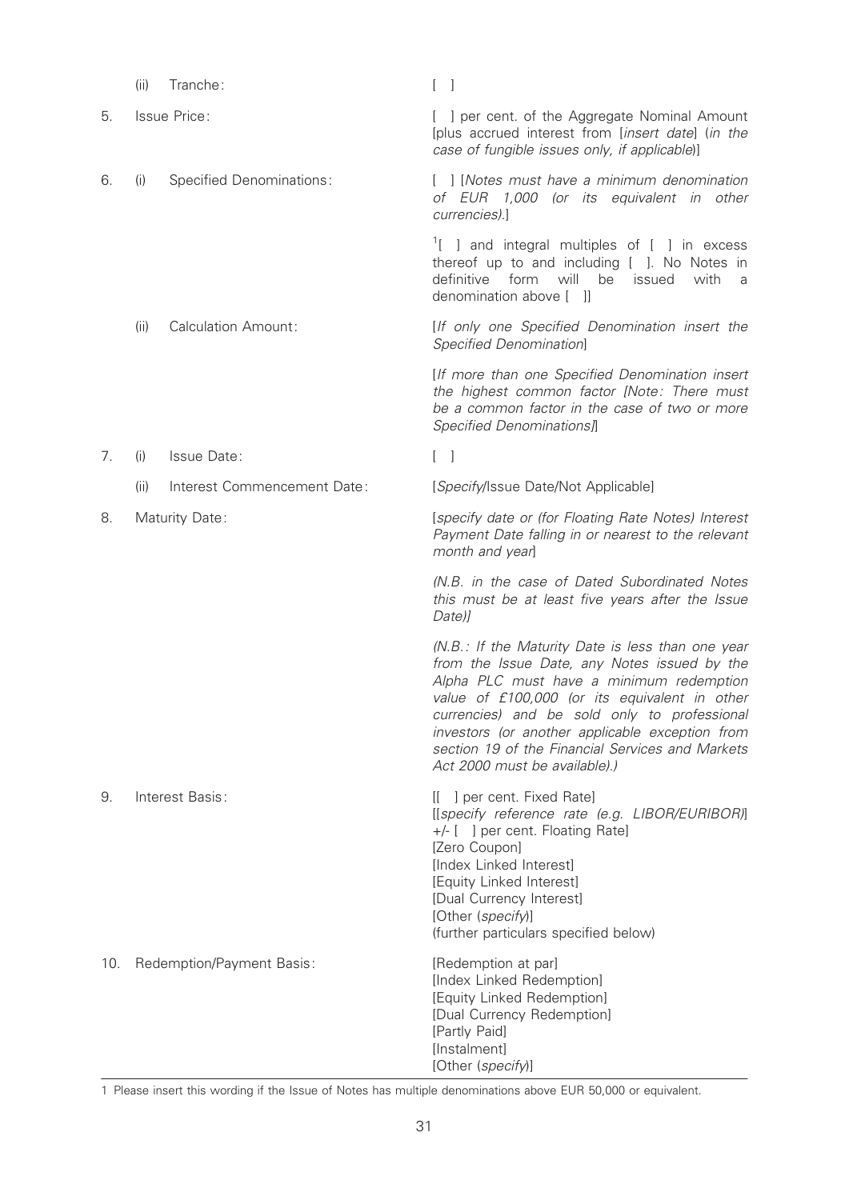| | | |
|---|---|---|
| | (ii) Tranche: | [ ] |
| 5. | Issue Price: | [ ] per cent. of the Aggregate Nominal Amount [plus accrued interest from [*insert date*] (*in the case of fungible issues only, if applicable*)] |
| 6. | (i) Specified Denominations: | [ ] [*Notes must have a minimum denomination of EUR 1,000 (or its equivalent in other currencies).*]<br><br>[1][ ] and integral multiples of [ ] in excess thereof up to and including [ ]. No Notes in definitive form will be issued with a denomination above [ ]] |
| | (ii) Calculation Amount: | [*If only one Specified Denomination insert the Specified Denomination*]<br><br>[*If more than one Specified Denomination insert the highest common factor [Note: There must be a common factor in the case of two or more Specified Denominations]*] |
| 7. | (i) Issue Date: | [ ] |
| | (ii) Interest Commencement Date: | [*Specify*/Issue Date/Not Applicable] |
| 8. | Maturity Date: | [*specify date or (for Floating Rate Notes) Interest Payment Date falling in or nearest to the relevant month and year*]<br><br>*(N.B. in the case of Dated Subordinated Notes this must be at least five years after the Issue Date)]*<br><br>*(N.B.: If the Maturity Date is less than one year from the Issue Date, any Notes issued by the Alpha PLC must have a minimum redemption value of £100,000 (or its equivalent in other currencies) and be sold only to professional investors (or another applicable exception from section 19 of the Financial Services and Markets Act 2000 must be available).)* |
| 9. | Interest Basis: | [[ ] per cent. Fixed Rate]<br>[[*specify reference rate (e.g. LIBOR/EURIBOR)*] +/- [ ] per cent. Floating Rate]<br>[Zero Coupon]<br>[Index Linked Interest]<br>[Equity Linked Interest]<br>[Dual Currency Interest]<br>[Other (*specify*)]<br>(further particulars specified below) |
| 10. | Redemption/Payment Basis: | [Redemption at par]<br>[Index Linked Redemption]<br>[Equity Linked Redemption]<br>[Dual Currency Redemption]<br>[Partly Paid]<br>[Instalment]<br>[Other (*specify*)] |

1 Please insert this wording if the Issue of Notes has multiple denominations above EUR 50,000 or equivalent.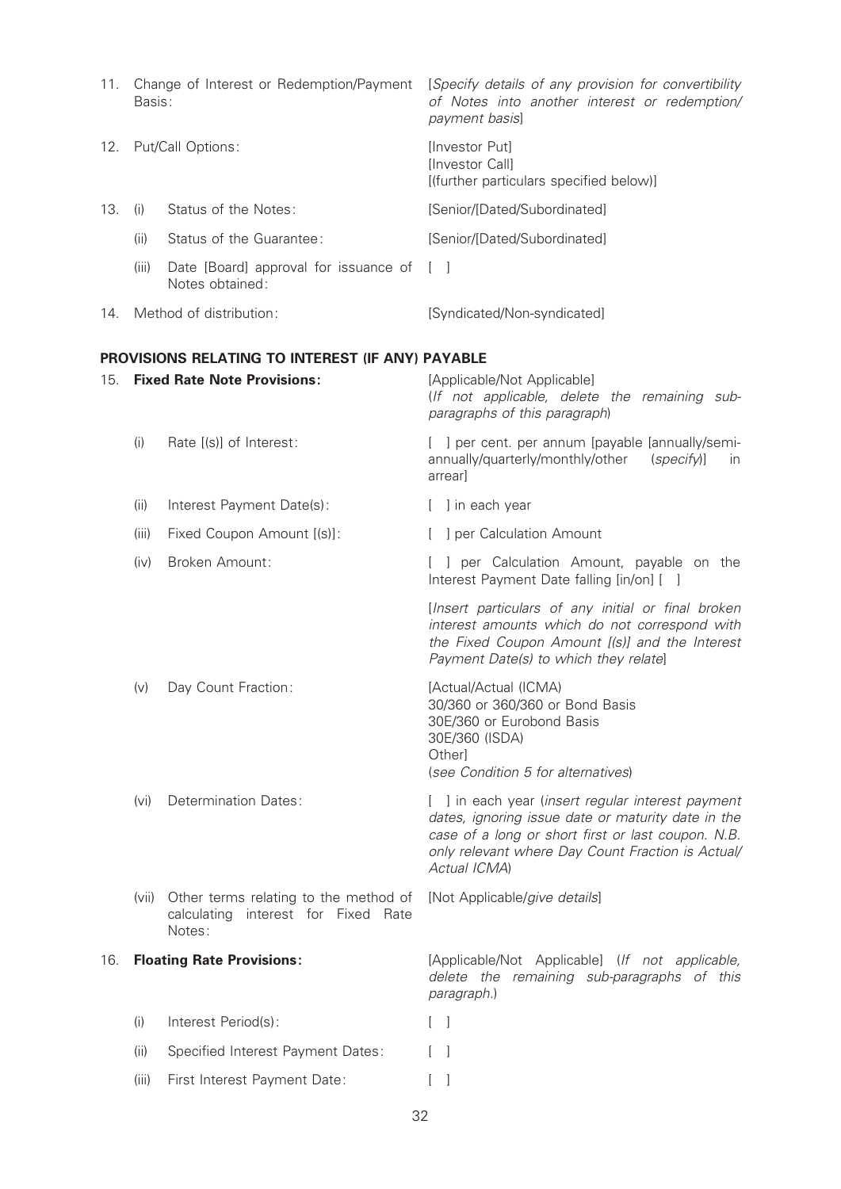| | | | |
|---|---|---|---|
| 11. | Change of Interest or Redemption/Payment Basis: | | [*Specify details of any provision for convertibility of Notes into another interest or redemption/ payment basis*] |
| 12. | Put/Call Options: | | [Investor Put] [Investor Call] [(further particulars specified below)] |
| 13. | (i) | Status of the Notes: | [Senior/[Dated/Subordinated] |
| | (ii) | Status of the Guarantee: | [Senior/[Dated/Subordinated] |
| | (iii) | Date [Board] approval for issuance of Notes obtained: | [ ] |
| 14. | Method of distribution: | | [Syndicated/Non-syndicated] |

**PROVISIONS RELATING TO INTEREST (IF ANY) PAYABLE**

| | | | |
|---|---|---|---|
| 15. | **Fixed Rate Note Provisions:** | | [Applicable/Not Applicable] (*If not applicable, delete the remaining sub-paragraphs of this paragraph*) |
| | (i) | Rate [(s)] of Interest: | [ ] per cent. per annum [payable [annually/semi-annually/quarterly/monthly/other (*specify*)] in arrear] |
| | (ii) | Interest Payment Date(s): | [ ] in each year |
| | (iii) | Fixed Coupon Amount [(s)]: | [ ] per Calculation Amount |
| | (iv) | Broken Amount: | [ ] per Calculation Amount, payable on the Interest Payment Date falling [in/on] [ ]<br><br>[*Insert particulars of any initial or final broken interest amounts which do not correspond with the Fixed Coupon Amount [(s)] and the Interest Payment Date(s) to which they relate*] |
| | (v) | Day Count Fraction: | [Actual/Actual (ICMA) 30/360 or 360/360 or Bond Basis 30E/360 or Eurobond Basis 30E/360 (ISDA) Other] (*see Condition 5 for alternatives*) |
| | (vi) | Determination Dates: | [ ] in each year (*insert regular interest payment dates, ignoring issue date or maturity date in the case of a long or short first or last coupon. N.B. only relevant where Day Count Fraction is Actual/ Actual ICMA*) |
| | (vii) | Other terms relating to the method of calculating interest for Fixed Rate Notes: | [Not Applicable/*give details*] |
| 16. | **Floating Rate Provisions:** | | [Applicable/Not Applicable] (*If not applicable, delete the remaining sub-paragraphs of this paragraph.*) |
| | (i) | Interest Period(s): | [ ] |
| | (ii) | Specified Interest Payment Dates: | [ ] |
| | (iii) | First Interest Payment Date: | [ ] |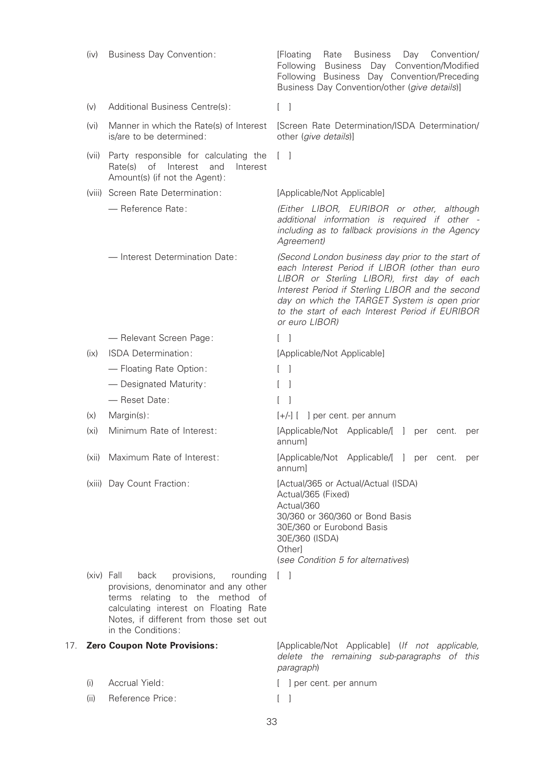| | | |
|---|---|---|
| (iv) | Business Day Convention: | [Floating Rate Business Day Convention/ Following Business Day Convention/Modified Following Business Day Convention/Preceding Business Day Convention/other (*give details*)] |
| (v) | Additional Business Centre(s): | [ ] |
| (vi) | Manner in which the Rate(s) of Interest is/are to be determined: | [Screen Rate Determination/ISDA Determination/ other (*give details*)] |
| (vii) | Party responsible for calculating the Rate(s) of Interest and Interest Amount(s) (if not the Agent): | [ ] |
| (viii) | Screen Rate Determination: | [Applicable/Not Applicable] |
| | — Reference Rate: | *(Either LIBOR, EURIBOR or other, although additional information is required if other - including as to fallback provisions in the Agency Agreement)* |
| | — Interest Determination Date: | *(Second London business day prior to the start of each Interest Period if LIBOR (other than euro LIBOR or Sterling LIBOR), first day of each Interest Period if Sterling LIBOR and the second day on which the TARGET System is open prior to the start of each Interest Period if EURIBOR or euro LIBOR)* |
| | — Relevant Screen Page: | [ ] |
| (ix) | ISDA Determination: | [Applicable/Not Applicable] |
| | — Floating Rate Option: | [ ] |
| | — Designated Maturity: | [ ] |
| | — Reset Date: | [ ] |
| (x) | Margin(s): | [+/-] [ ] per cent. per annum |
| (xi) | Minimum Rate of Interest: | [Applicable/Not Applicable/[ ] per cent. per annum] |
| (xii) | Maximum Rate of Interest: | [Applicable/Not Applicable/[ ] per cent. per annum] |
| (xiii) | Day Count Fraction: | [Actual/365 or Actual/Actual (ISDA)<br>Actual/365 (Fixed)<br>Actual/360<br>30/360 or 360/360 or Bond Basis<br>30E/360 or Eurobond Basis<br>30E/360 (ISDA)<br>Other]<br>(*see Condition 5 for alternatives*) |
| (xiv) | Fall back provisions, rounding provisions, denominator and any other terms relating to the method of calculating interest on Floating Rate Notes, if different from those set out in the Conditions: | [ ] |

| | | |
|---|---|---|
| 17. | **Zero Coupon Note Provisions:** | [Applicable/Not Applicable] (*If not applicable, delete the remaining sub-paragraphs of this paragraph*) |
| (i) | Accrual Yield: | [ ] per cent. per annum |
| (ii) | Reference Price: | [ ] |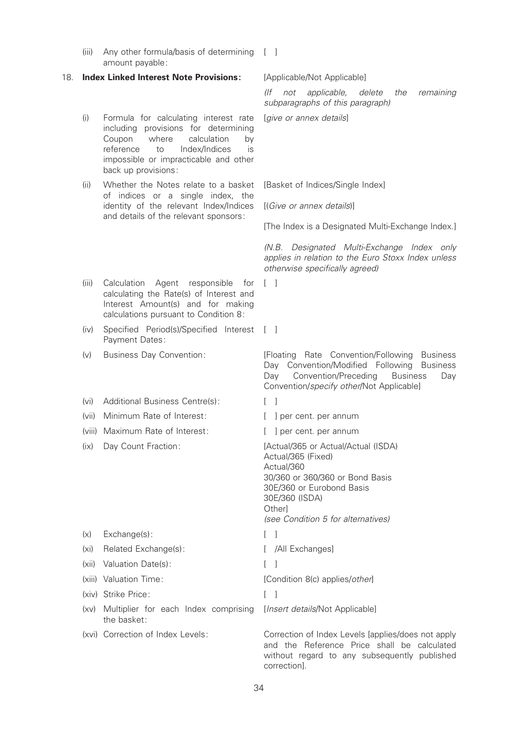| | | |
|---|---|---|
| (iii) | Any other formula/basis of determining amount payable: | [ ] |
| **18.** | **Index Linked Interest Note Provisions:** | [Applicable/Not Applicable]<br>*(If not applicable, delete the remaining subparagraphs of this paragraph)* |
| (i) | Formula for calculating interest rate including provisions for determining Coupon where calculation by reference to Index/Indices is impossible or impracticable and other back up provisions: | [*give or annex details*] |
| (ii) | Whether the Notes relate to a basket of indices or a single index, the identity of the relevant Index/Indices and details of the relevant sponsors: | [Basket of Indices/Single Index]<br>[(*Give or annex details*)]<br>[The Index is a Designated Multi-Exchange Index.]<br>*(N.B. Designated Multi-Exchange Index only applies in relation to the Euro Stoxx Index unless otherwise specifically agreed)* |
| (iii) | Calculation Agent responsible for calculating the Rate(s) of Interest and Interest Amount(s) and for making calculations pursuant to Condition 8: | [ ] |
| (iv) | Specified Period(s)/Specified Interest Payment Dates: | [ ] |
| (v) | Business Day Convention: | [Floating Rate Convention/Following Business Day Convention/Modified Following Business Day Convention/Preceding Business Day Convention/*specify other*/Not Applicable] |
| (vi) | Additional Business Centre(s): | [ ] |
| (vii) | Minimum Rate of Interest: | [ ] per cent. per annum |
| (viii) | Maximum Rate of Interest: | [ ] per cent. per annum |
| (ix) | Day Count Fraction: | [Actual/365 or Actual/Actual (ISDA)<br>Actual/365 (Fixed)<br>Actual/360<br>30/360 or 360/360 or Bond Basis<br>30E/360 or Eurobond Basis<br>30E/360 (ISDA)<br>Other]<br>*(see Condition 5 for alternatives)* |
| (x) | Exchange(s): | [ ] |
| (xi) | Related Exchange(s): | [ /All Exchanges] |
| (xii) | Valuation Date(s): | [ ] |
| (xiii) | Valuation Time: | [Condition 8(c) applies/*other*] |
| (xiv) | Strike Price: | [ ] |
| (xv) | Multiplier for each Index comprising the basket: | [*Insert details*/Not Applicable] |
| (xvi) | Correction of Index Levels: | Correction of Index Levels [applies/does not apply and the Reference Price shall be calculated without regard to any subsequently published correction]. |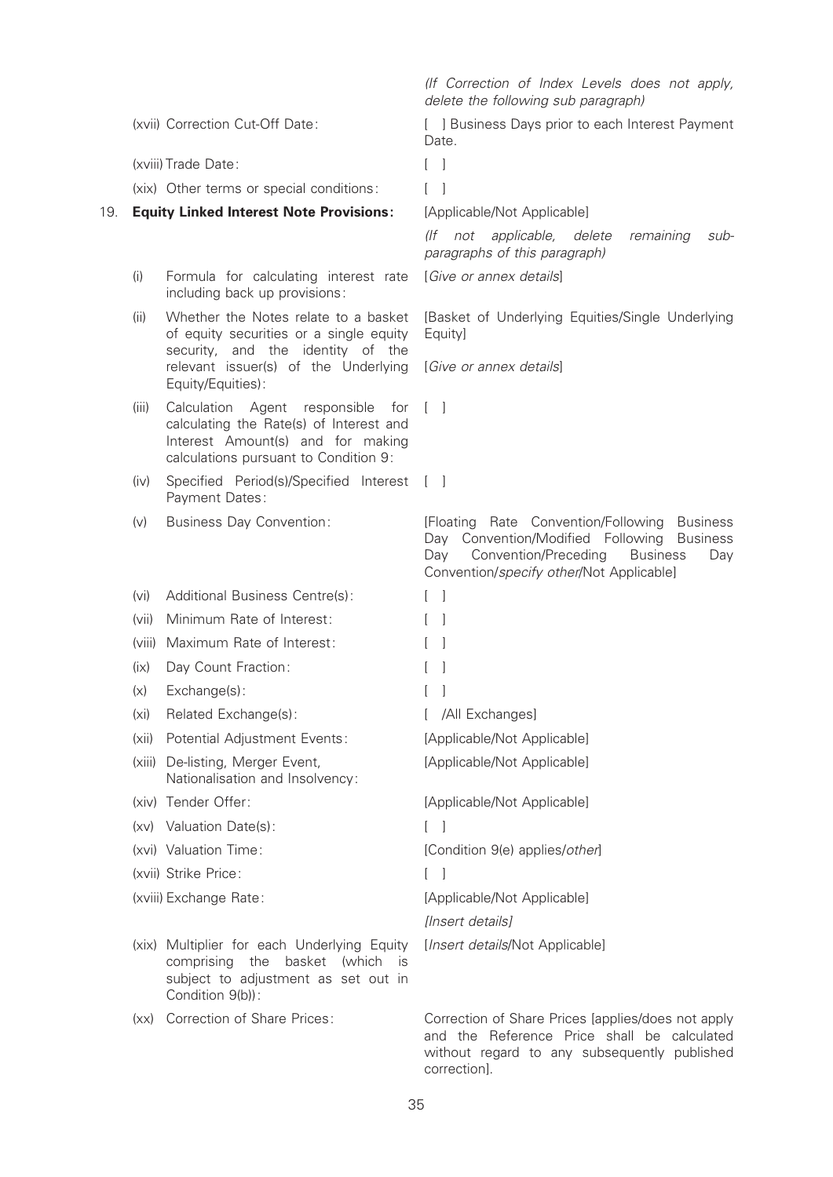| | | |
|---|---|---|
| | | *(If Correction of Index Levels does not apply, delete the following sub paragraph)* |
| | (xvii) Correction Cut-Off Date: | [ ] Business Days prior to each Interest Payment Date. |
| | (xviii) Trade Date: | [ ] |
| | (xix) Other terms or special conditions: | [ ] |
| 19. | **Equity Linked Interest Note Provisions:** | [Applicable/Not Applicable] |
| | | *(If not applicable, delete remaining sub-paragraphs of this paragraph)* |
| | (i) Formula for calculating interest rate including back up provisions: | [*Give or annex details*] |
| | (ii) Whether the Notes relate to a basket of equity securities or a single equity security, and the identity of the relevant issuer(s) of the Underlying Equity/Equities): | [Basket of Underlying Equities/Single Underlying Equity]<br><br>[*Give or annex details*] |
| | (iii) Calculation Agent responsible for calculating the Rate(s) of Interest and Interest Amount(s) and for making calculations pursuant to Condition 9: | [ ] |
| | (iv) Specified Period(s)/Specified Interest Payment Dates: | [ ] |
| | (v) Business Day Convention: | [Floating Rate Convention/Following Business Day Convention/Modified Following Business Day Convention/Preceding Business Day Convention/*specify other*/Not Applicable] |
| | (vi) Additional Business Centre(s): | [ ] |
| | (vii) Minimum Rate of Interest: | [ ] |
| | (viii) Maximum Rate of Interest: | [ ] |
| | (ix) Day Count Fraction: | [ ] |
| | (x) Exchange(s): | [ ] |
| | (xi) Related Exchange(s): | [ /All Exchanges] |
| | (xii) Potential Adjustment Events: | [Applicable/Not Applicable] |
| | (xiii) De-listing, Merger Event, Nationalisation and Insolvency: | [Applicable/Not Applicable] |
| | (xiv) Tender Offer: | [Applicable/Not Applicable] |
| | (xv) Valuation Date(s): | [ ] |
| | (xvi) Valuation Time: | [Condition 9(e) applies/*other*] |
| | (xvii) Strike Price: | [ ] |
| | (xviii) Exchange Rate: | [Applicable/Not Applicable]<br><br>*[Insert details]* |
| | (xix) Multiplier for each Underlying Equity comprising the basket (which is subject to adjustment as set out in Condition 9(b)): | [*Insert details*/Not Applicable] |
| | (xx) Correction of Share Prices: | Correction of Share Prices [applies/does not apply and the Reference Price shall be calculated without regard to any subsequently published correction]. |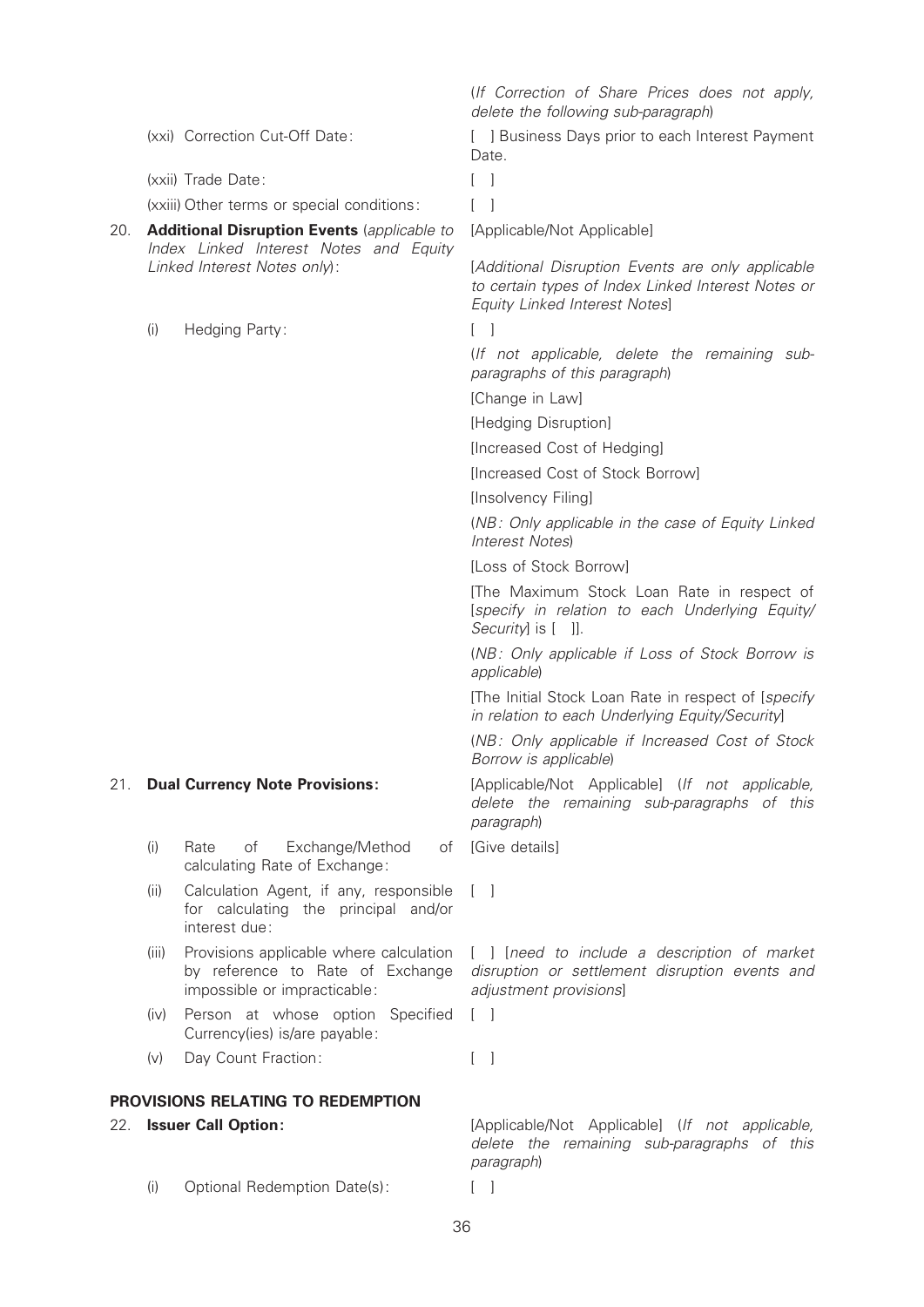| | |
|---|---|
| | (*If Correction of Share Prices does not apply, delete the following sub-paragraph*) |
| (xxi) Correction Cut-Off Date: | [ ] Business Days prior to each Interest Payment Date. |
| (xxii) Trade Date: | [ ] |
| (xxiii) Other terms or special conditions: | [ ] |
| 20. **Additional Disruption Events** (*applicable to Index Linked Interest Notes and Equity Linked Interest Notes only*): | [Applicable/Not Applicable]<br><br>[*Additional Disruption Events are only applicable to certain types of Index Linked Interest Notes or Equity Linked Interest Notes*] |
| (i) Hedging Party: | [ ]<br><br>(*If not applicable, delete the remaining sub-paragraphs of this paragraph*)<br><br>[Change in Law]<br><br>[Hedging Disruption]<br><br>[Increased Cost of Hedging]<br><br>[Increased Cost of Stock Borrow]<br><br>[Insolvency Filing]<br><br>(*NB: Only applicable in the case of Equity Linked Interest Notes*)<br><br>[Loss of Stock Borrow]<br><br>[The Maximum Stock Loan Rate in respect of [*specify in relation to each Underlying Equity/ Security*] is [ ]].<br><br>(*NB: Only applicable if Loss of Stock Borrow is applicable*)<br><br>[The Initial Stock Loan Rate in respect of [*specify in relation to each Underlying Equity/Security*]<br><br>(*NB: Only applicable if Increased Cost of Stock Borrow is applicable*) |
| 21. **Dual Currency Note Provisions:** | [Applicable/Not Applicable] (*If not applicable, delete the remaining sub-paragraphs of this paragraph*) |
| (i) Rate of Exchange/Method of calculating Rate of Exchange: | [Give details] |
| (ii) Calculation Agent, if any, responsible for calculating the principal and/or interest due: | [ ] |
| (iii) Provisions applicable where calculation by reference to Rate of Exchange impossible or impracticable: | [ ] [*need to include a description of market disruption or settlement disruption events and adjustment provisions*] |
| (iv) Person at whose option Specified Currency(ies) is/are payable: | [ ] |
| (v) Day Count Fraction: | [ ] |

## PROVISIONS RELATING TO REDEMPTION

| | |
|---|---|
| 22. **Issuer Call Option:** | [Applicable/Not Applicable] (*If not applicable, delete the remaining sub-paragraphs of this paragraph*) |
| (i) Optional Redemption Date(s): | [ ] |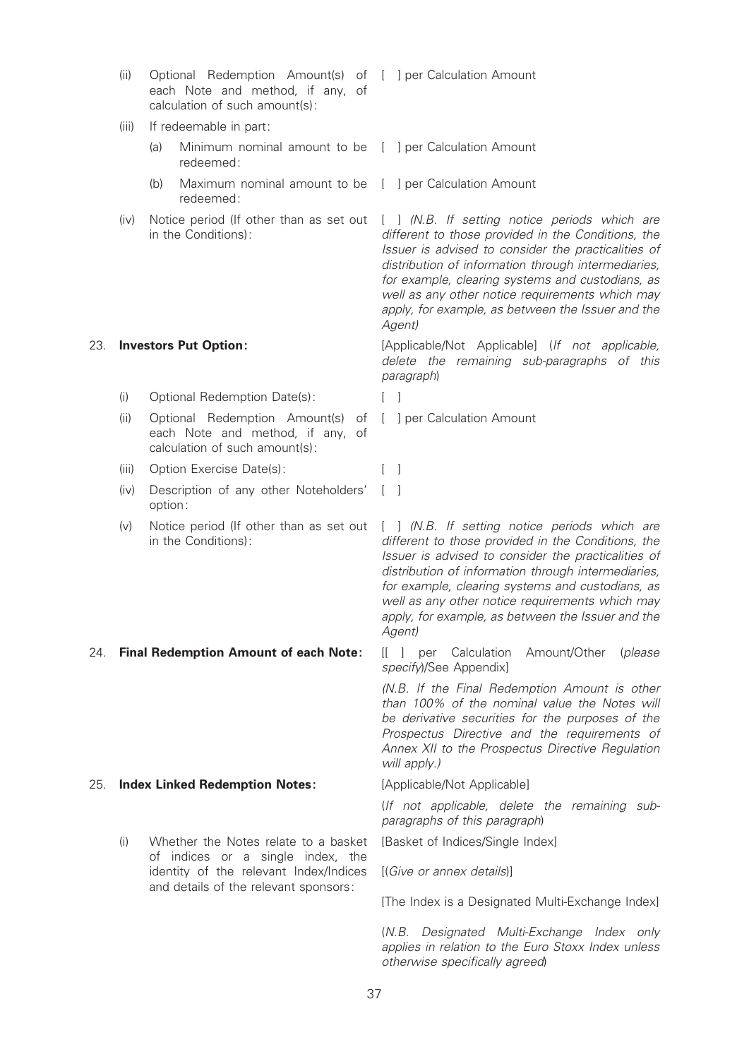| | | |
|---|---|---|
| (ii) | Optional Redemption Amount(s) of each Note and method, if any, of calculation of such amount(s): | [ ] per Calculation Amount |
| (iii) | If redeemable in part: | |
| | (a) Minimum nominal amount to be redeemed: | [ ] per Calculation Amount |
| | (b) Maximum nominal amount to be redeemed: | [ ] per Calculation Amount |
| (iv) | Notice period (If other than as set out in the Conditions): | [ ] *(N.B. If setting notice periods which are different to those provided in the Conditions, the Issuer is advised to consider the practicalities of distribution of information through intermediaries, for example, clearing systems and custodians, as well as any other notice requirements which may apply, for example, as between the Issuer and the Agent)* |

| | | |
|---|---|---|
| 23. | **Investors Put Option:** | [Applicable/Not Applicable] (*If not applicable, delete the remaining sub-paragraphs of this paragraph*) |
| (i) | Optional Redemption Date(s): | [ ] |
| (ii) | Optional Redemption Amount(s) of each Note and method, if any, of calculation of such amount(s): | [ ] per Calculation Amount |
| (iii) | Option Exercise Date(s): | [ ] |
| (iv) | Description of any other Noteholders' option: | [ ] |
| (v) | Notice period (If other than as set out in the Conditions): | [ ] *(N.B. If setting notice periods which are different to those provided in the Conditions, the Issuer is advised to consider the practicalities of distribution of information through intermediaries, for example, clearing systems and custodians, as well as any other notice requirements which may apply, for example, as between the Issuer and the Agent)* |

| | | |
|---|---|---|
| 24. | **Final Redemption Amount of each Note:** | [[ ] per Calculation Amount/Other (*please specify*)/See Appendix]<br><br>*(N.B. If the Final Redemption Amount is other than 100% of the nominal value the Notes will be derivative securities for the purposes of the Prospectus Directive and the requirements of Annex XII to the Prospectus Directive Regulation will apply.)* |

| | | |
|---|---|---|
| 25. | **Index Linked Redemption Notes:** | [Applicable/Not Applicable]<br><br>(*If not applicable, delete the remaining sub-paragraphs of this paragraph*) |
| (i) | Whether the Notes relate to a basket of indices or a single index, the identity of the relevant Index/Indices and details of the relevant sponsors: | [Basket of Indices/Single Index]<br><br>[(*Give or annex details*)]<br><br>[The Index is a Designated Multi-Exchange Index]<br><br>(*N.B. Designated Multi-Exchange Index only applies in relation to the Euro Stoxx Index unless otherwise specifically agreed*) |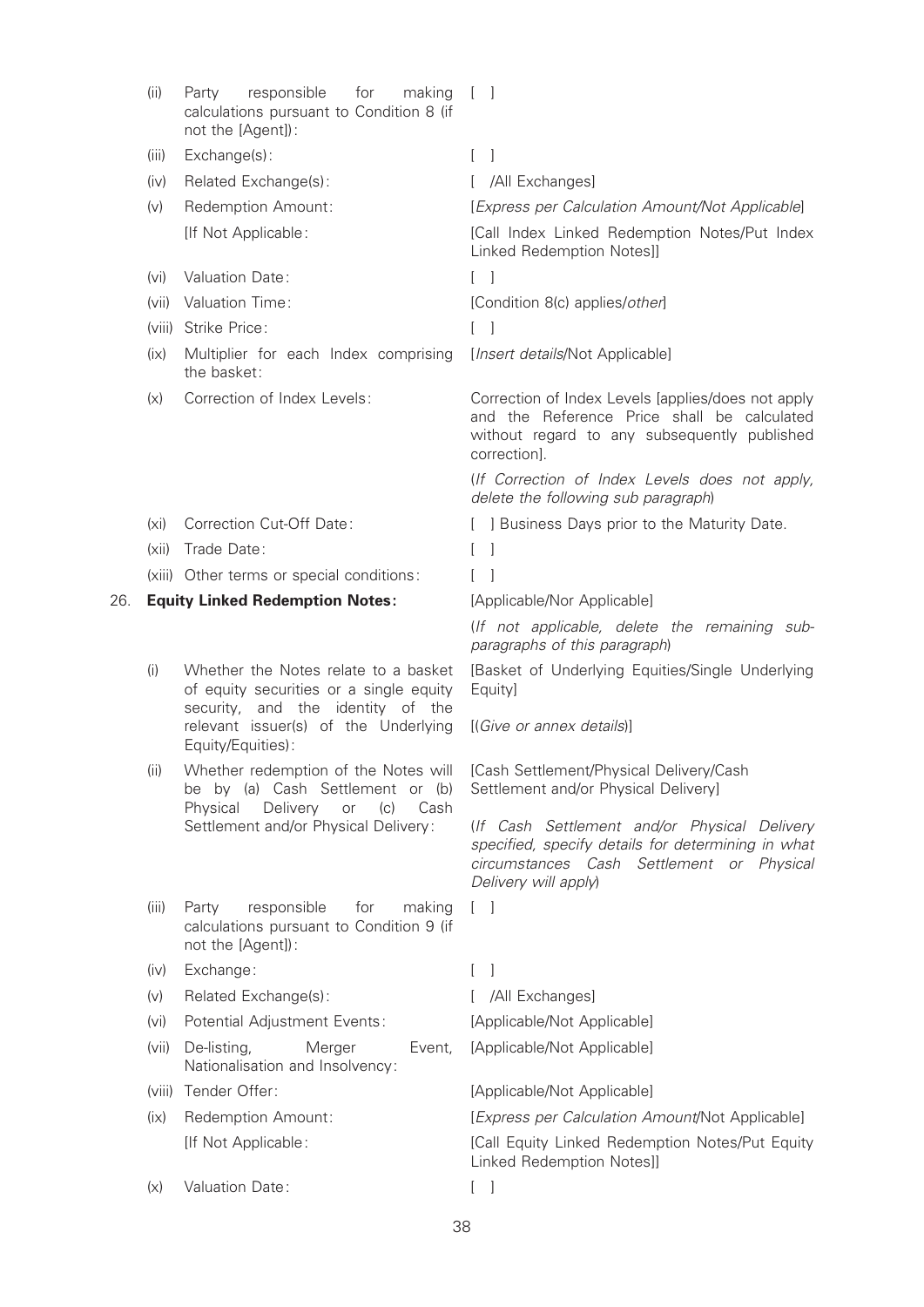| | | | |
|---|---|---|---|
| | (ii) | Party responsible for making calculations pursuant to Condition 8 (if not the [Agent]): | [ ] |
| | (iii) | Exchange(s): | [ ] |
| | (iv) | Related Exchange(s): | [ /All Exchanges] |
| | (v) | Redemption Amount: | [*Express per Calculation Amount/Not Applicable*] |
| | | [If Not Applicable: | [Call Index Linked Redemption Notes/Put Index Linked Redemption Notes]] |
| | (vi) | Valuation Date: | [ ] |
| | (vii) | Valuation Time: | [Condition 8(c) applies/*other*] |
| | (viii) | Strike Price: | [ ] |
| | (ix) | Multiplier for each Index comprising the basket: | [*Insert details*/Not Applicable] |
| | (x) | Correction of Index Levels: | Correction of Index Levels [applies/does not apply and the Reference Price shall be calculated without regard to any subsequently published correction].<br><br>(*If Correction of Index Levels does not apply, delete the following sub paragraph*) |
| | (xi) | Correction Cut-Off Date: | [ ] Business Days prior to the Maturity Date. |
| | (xii) | Trade Date: | [ ] |
| | (xiii) | Other terms or special conditions: | [ ] |
| 26. | **Equity Linked Redemption Notes:** | | [Applicable/Nor Applicable]<br><br>(*If not applicable, delete the remaining sub-paragraphs of this paragraph*) |
| | (i) | Whether the Notes relate to a basket of equity securities or a single equity security, and the identity of the relevant issuer(s) of the Underlying Equity/Equities): | [Basket of Underlying Equities/Single Underlying Equity]<br><br>[(*Give or annex details*)] |
| | (ii) | Whether redemption of the Notes will be by (a) Cash Settlement or (b) Physical Delivery or (c) Cash Settlement and/or Physical Delivery: | [Cash Settlement/Physical Delivery/Cash Settlement and/or Physical Delivery]<br><br>(*If Cash Settlement and/or Physical Delivery specified, specify details for determining in what circumstances Cash Settlement or Physical Delivery will apply*) |
| | (iii) | Party responsible for making calculations pursuant to Condition 9 (if not the [Agent]): | [ ] |
| | (iv) | Exchange: | [ ] |
| | (v) | Related Exchange(s): | [ /All Exchanges] |
| | (vi) | Potential Adjustment Events: | [Applicable/Not Applicable] |
| | (vii) | De-listing, Merger Event, Nationalisation and Insolvency: | [Applicable/Not Applicable] |
| | (viii) | Tender Offer: | [Applicable/Not Applicable] |
| | (ix) | Redemption Amount: | [*Express per Calculation Amount*/Not Applicable] |
| | | [If Not Applicable: | [Call Equity Linked Redemption Notes/Put Equity Linked Redemption Notes]] |
| | (x) | Valuation Date: | [ ] |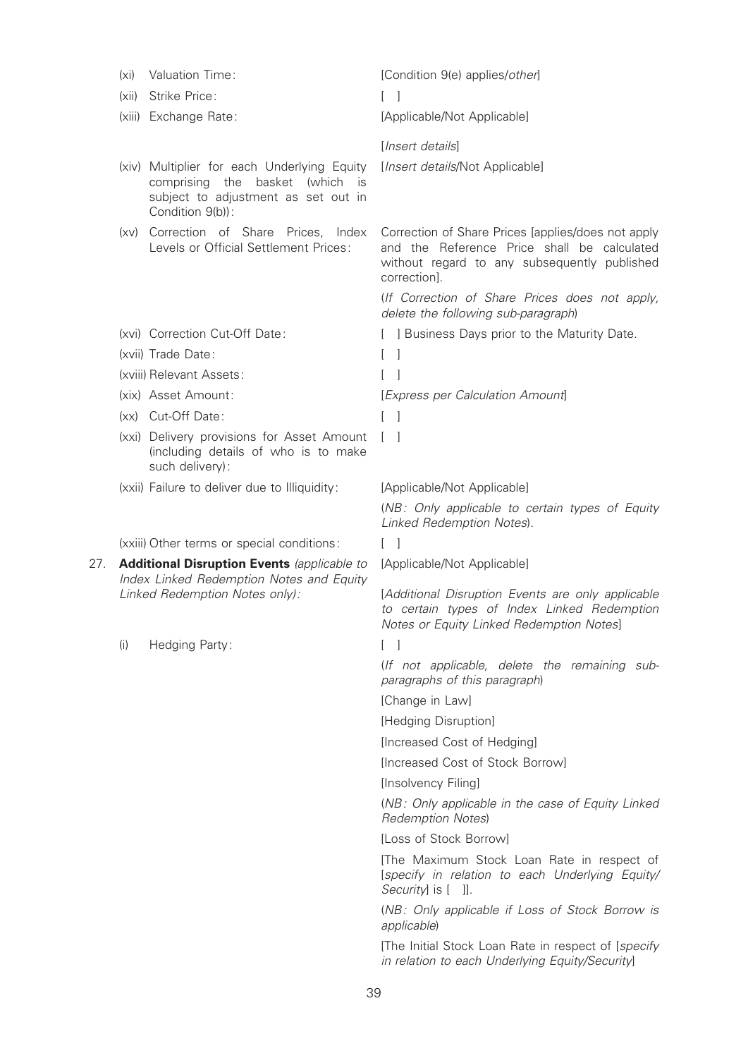| | | |
|---|---|---|
| | (xi) Valuation Time: | [Condition 9(e) applies/*other*] |
| | (xii) Strike Price: | [ ] |
| | (xiii) Exchange Rate: | [Applicable/Not Applicable]<br><br>[*Insert details*] |
| | (xiv) Multiplier for each Underlying Equity comprising the basket (which is subject to adjustment as set out in Condition 9(b)): | [*Insert details*/Not Applicable] |
| | (xv) Correction of Share Prices, Index Levels or Official Settlement Prices: | Correction of Share Prices [applies/does not apply and the Reference Price shall be calculated without regard to any subsequently published correction].<br><br>(*If Correction of Share Prices does not apply, delete the following sub-paragraph*) |
| | (xvi) Correction Cut-Off Date: | [ ] Business Days prior to the Maturity Date. |
| | (xvii) Trade Date: | [ ] |
| | (xviii) Relevant Assets: | [ ] |
| | (xix) Asset Amount: | [*Express per Calculation Amount*] |
| | (xx) Cut-Off Date: | [ ] |
| | (xxi) Delivery provisions for Asset Amount (including details of who is to make such delivery): | [ ] |
| | (xxii) Failure to deliver due to Illiquidity: | [Applicable/Not Applicable]<br><br>(*NB: Only applicable to certain types of Equity Linked Redemption Notes*). |
| | (xxiii) Other terms or special conditions: | [ ] |
| 27. | **Additional Disruption Events** *(applicable to Index Linked Redemption Notes and Equity Linked Redemption Notes only):* | [Applicable/Not Applicable]<br><br>[*Additional Disruption Events are only applicable to certain types of Index Linked Redemption Notes or Equity Linked Redemption Notes*] |
| | (i) Hedging Party: | [ ]<br><br>(*If not applicable, delete the remaining sub-paragraphs of this paragraph*)<br><br>[Change in Law]<br><br>[Hedging Disruption]<br><br>[Increased Cost of Hedging]<br><br>[Increased Cost of Stock Borrow]<br><br>[Insolvency Filing]<br><br>(*NB: Only applicable in the case of Equity Linked Redemption Notes*)<br><br>[Loss of Stock Borrow]<br><br>[The Maximum Stock Loan Rate in respect of [*specify in relation to each Underlying Equity/Security*] is [ ]].<br><br>(*NB: Only applicable if Loss of Stock Borrow is applicable*)<br><br>[The Initial Stock Loan Rate in respect of [*specify in relation to each Underlying Equity/Security*] |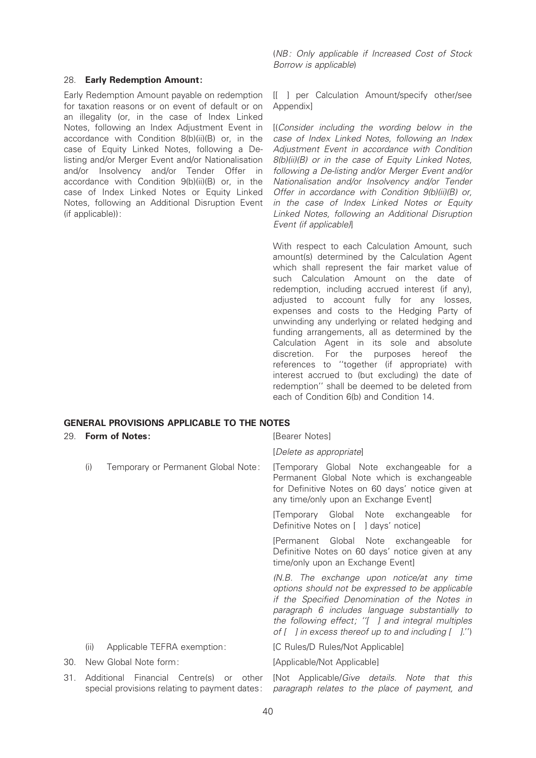(*NB: Only applicable if Increased Cost of Stock Borrow is applicable*)

| | |
|---|---|
| 28. **Early Redemption Amount:** | |
| Early Redemption Amount payable on redemption for taxation reasons or on event of default or on an illegality (or, in the case of Index Linked Notes, following an Index Adjustment Event in accordance with Condition 8(b)(ii)(B) or, in the case of Equity Linked Notes, following a De-listing and/or Merger Event and/or Nationalisation and/or Insolvency and/or Tender Offer in accordance with Condition 9(b)(ii)(B) or, in the case of Index Linked Notes or Equity Linked Notes, following an Additional Disruption Event (if applicable)): | [[ ] per Calculation Amount/specify other/see Appendix]<br><br>[(*Consider including the wording below in the case of Index Linked Notes, following an Index Adjustment Event in accordance with Condition 8(b)(ii)(B) or in the case of Equity Linked Notes, following a De-listing and/or Merger Event and/or Nationalisation and/or Insolvency and/or Tender Offer in accordance with Condition 9(b)(ii)(B) or, in the case of Index Linked Notes or Equity Linked Notes, following an Additional Disruption Event (if applicable)*)]<br><br>With respect to each Calculation Amount, such amount(s) determined by the Calculation Agent which shall represent the fair market value of such Calculation Amount on the date of redemption, including accrued interest (if any), adjusted to account fully for any losses, expenses and costs to the Hedging Party of unwinding any underlying or related hedging and funding arrangements, all as determined by the Calculation Agent in its sole and absolute discretion. For the purposes hereof the references to "together (if appropriate) with interest accrued to (but excluding) the date of redemption" shall be deemed to be deleted from each of Condition 6(b) and Condition 14. |

## GENERAL PROVISIONS APPLICABLE TO THE NOTES

| | |
|---|---|
| 29. **Form of Notes:** | [Bearer Notes]<br><br>[*Delete as appropriate*] |
| (i) Temporary or Permanent Global Note: | [Temporary Global Note exchangeable for a Permanent Global Note which is exchangeable for Definitive Notes on 60 days' notice given at any time/only upon an Exchange Event]<br><br>[Temporary Global Note exchangeable for Definitive Notes on [ ] days' notice]<br><br>[Permanent Global Note exchangeable for Definitive Notes on 60 days' notice given at any time/only upon an Exchange Event]<br><br>(*N.B. The exchange upon notice/at any time options should not be expressed to be applicable if the Specified Denomination of the Notes in paragraph 6 includes language substantially to the following effect; "[ ] and integral multiples of [ ] in excess thereof up to and including [ ]."*) |
| (ii) Applicable TEFRA exemption: | [C Rules/D Rules/Not Applicable] |
| 30. New Global Note form: | [Applicable/Not Applicable] |
| 31. Additional Financial Centre(s) or other special provisions relating to payment dates: | [Not Applicable/*Give details. Note that this paragraph relates to the place of payment, and* |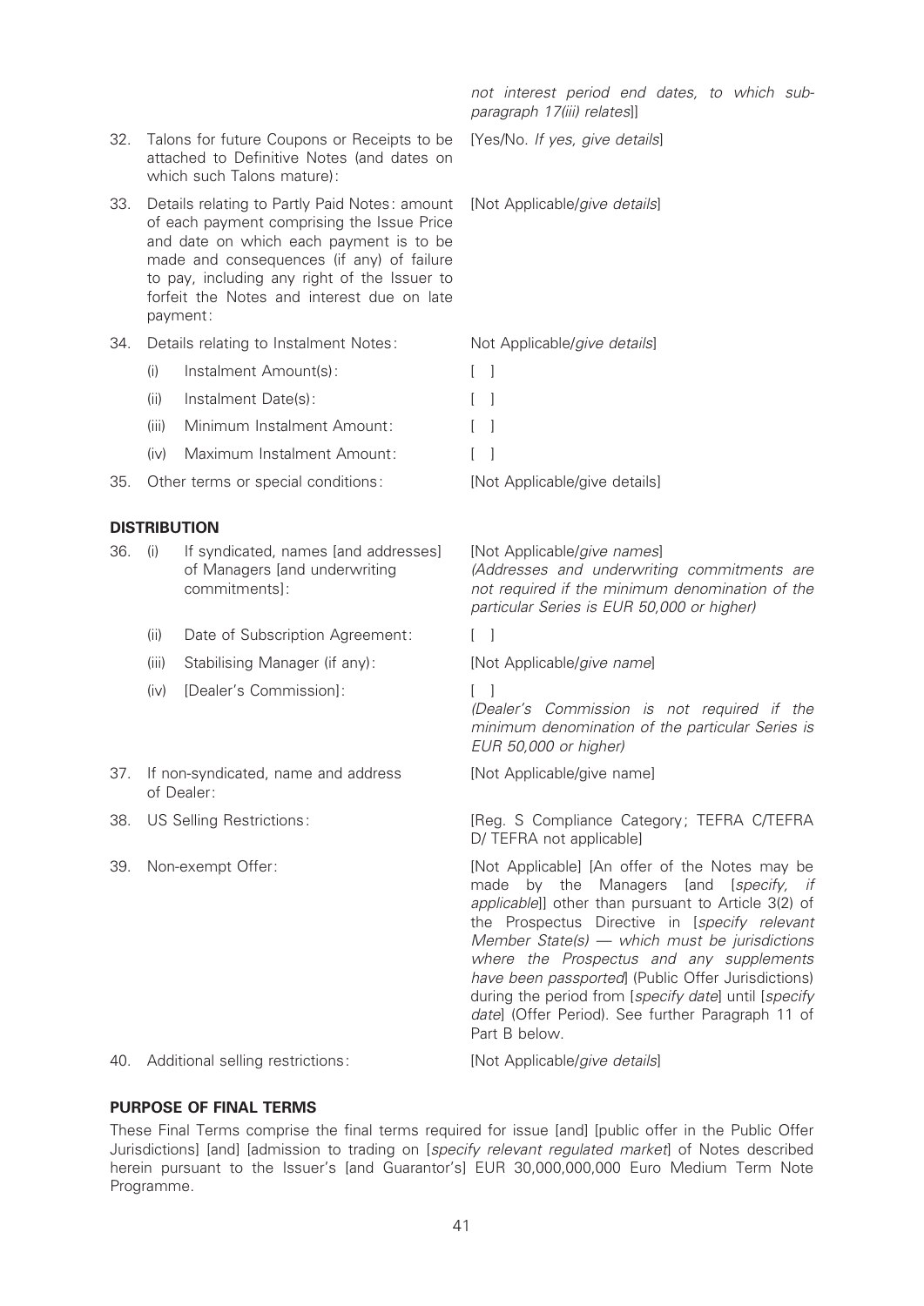| | | |
|---|---|---|
| | | *not interest period end dates, to which sub-paragraph 17(iii) relates*]] |
| 32. | Talons for future Coupons or Receipts to be attached to Definitive Notes (and dates on which such Talons mature): | [Yes/No. *If yes, give details*] |
| 33. | Details relating to Partly Paid Notes: amount of each payment comprising the Issue Price and date on which each payment is to be made and consequences (if any) of failure to pay, including any right of the Issuer to forfeit the Notes and interest due on late payment: | [Not Applicable/*give details*] |
| 34. | Details relating to Instalment Notes: | Not Applicable/*give details*] |
| | (i) Instalment Amount(s): | [ ] |
| | (ii) Instalment Date(s): | [ ] |
| | (iii) Minimum Instalment Amount: | [ ] |
| | (iv) Maximum Instalment Amount: | [ ] |
| 35. | Other terms or special conditions: | [Not Applicable/give details] |

**DISTRIBUTION**

| | | |
|---|---|---|
| 36. | (i) If syndicated, names [and addresses] of Managers [and underwriting commitments]: | [Not Applicable/*give names*] *(Addresses and underwriting commitments are not required if the minimum denomination of the particular Series is EUR 50,000 or higher)* |
| | (ii) Date of Subscription Agreement: | [ ] |
| | (iii) Stabilising Manager (if any): | [Not Applicable/*give name*] |
| | (iv) [Dealer's Commission]: | [ ] *(Dealer's Commission is not required if the minimum denomination of the particular Series is EUR 50,000 or higher)* |
| 37. | If non-syndicated, name and address of Dealer: | [Not Applicable/give name] |
| 38. | US Selling Restrictions: | [Reg. S Compliance Category; TEFRA C/TEFRA D/ TEFRA not applicable] |
| 39. | Non-exempt Offer: | [Not Applicable] [An offer of the Notes may be made by the Managers [and [*specify, if applicable*]] other than pursuant to Article 3(2) of the Prospectus Directive in [*specify relevant Member State(s) — which must be jurisdictions where the Prospectus and any supplements have been passported*] (Public Offer Jurisdictions) during the period from [*specify date*] until [*specify date*] (Offer Period). See further Paragraph 11 of Part B below. |
| 40. | Additional selling restrictions: | [Not Applicable/*give details*] |

**PURPOSE OF FINAL TERMS**

These Final Terms comprise the final terms required for issue [and] [public offer in the Public Offer Jurisdictions] [and] [admission to trading on [*specify relevant regulated market*] of Notes described herein pursuant to the Issuer's [and Guarantor's] EUR 30,000,000,000 Euro Medium Term Note Programme.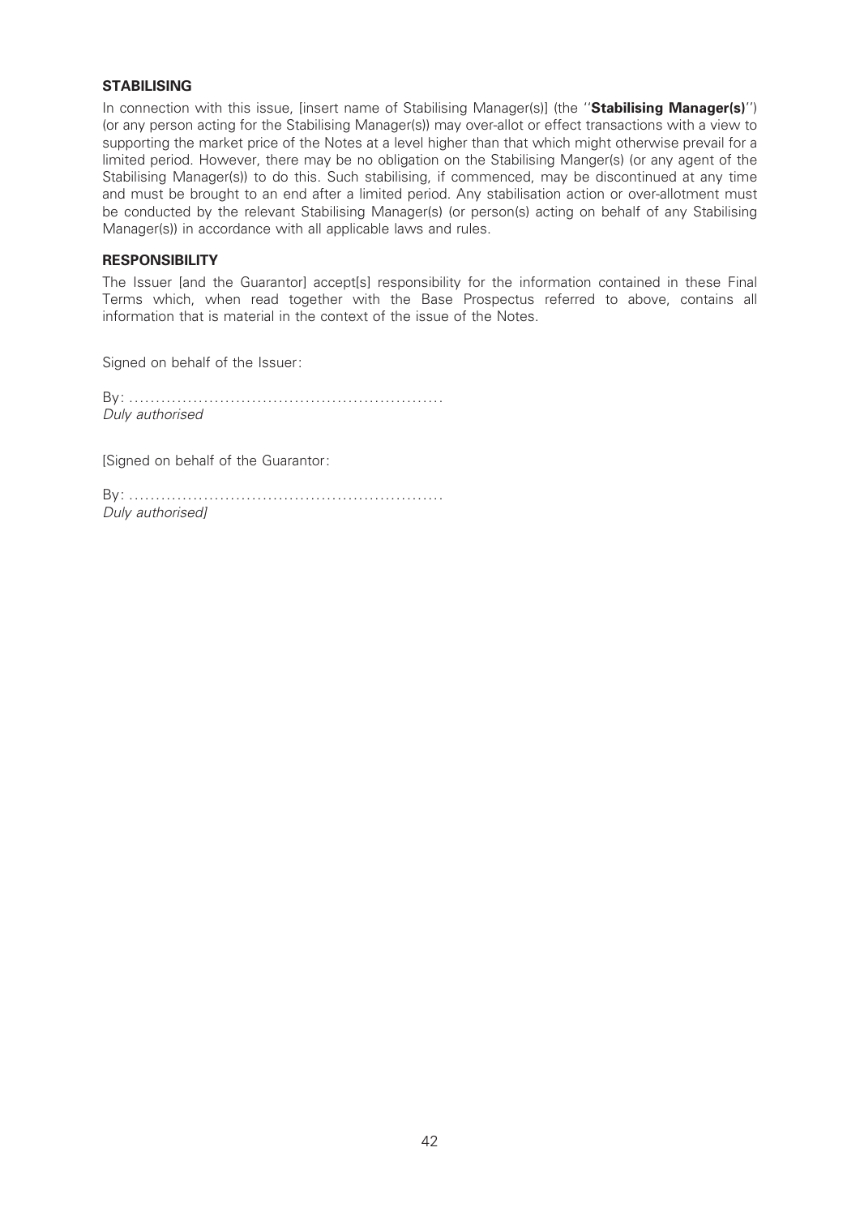**STABILISING**

In connection with this issue, [insert name of Stabilising Manager(s)] (the ''**Stabilising Manager(s)**'') (or any person acting for the Stabilising Manager(s)) may over-allot or effect transactions with a view to supporting the market price of the Notes at a level higher than that which might otherwise prevail for a limited period. However, there may be no obligation on the Stabilising Manger(s) (or any agent of the Stabilising Manager(s)) to do this. Such stabilising, if commenced, may be discontinued at any time and must be brought to an end after a limited period. Any stabilisation action or over-allotment must be conducted by the relevant Stabilising Manager(s) (or person(s) acting on behalf of any Stabilising Manager(s)) in accordance with all applicable laws and rules.

**RESPONSIBILITY**

The Issuer [and the Guarantor] accept[s] responsibility for the information contained in these Final Terms which, when read together with the Base Prospectus referred to above, contains all information that is material in the context of the issue of the Notes.

Signed on behalf of the Issuer:

By: ..........................................................
*Duly authorised*

[Signed on behalf of the Guarantor:

By: ..........................................................
*Duly authorised]*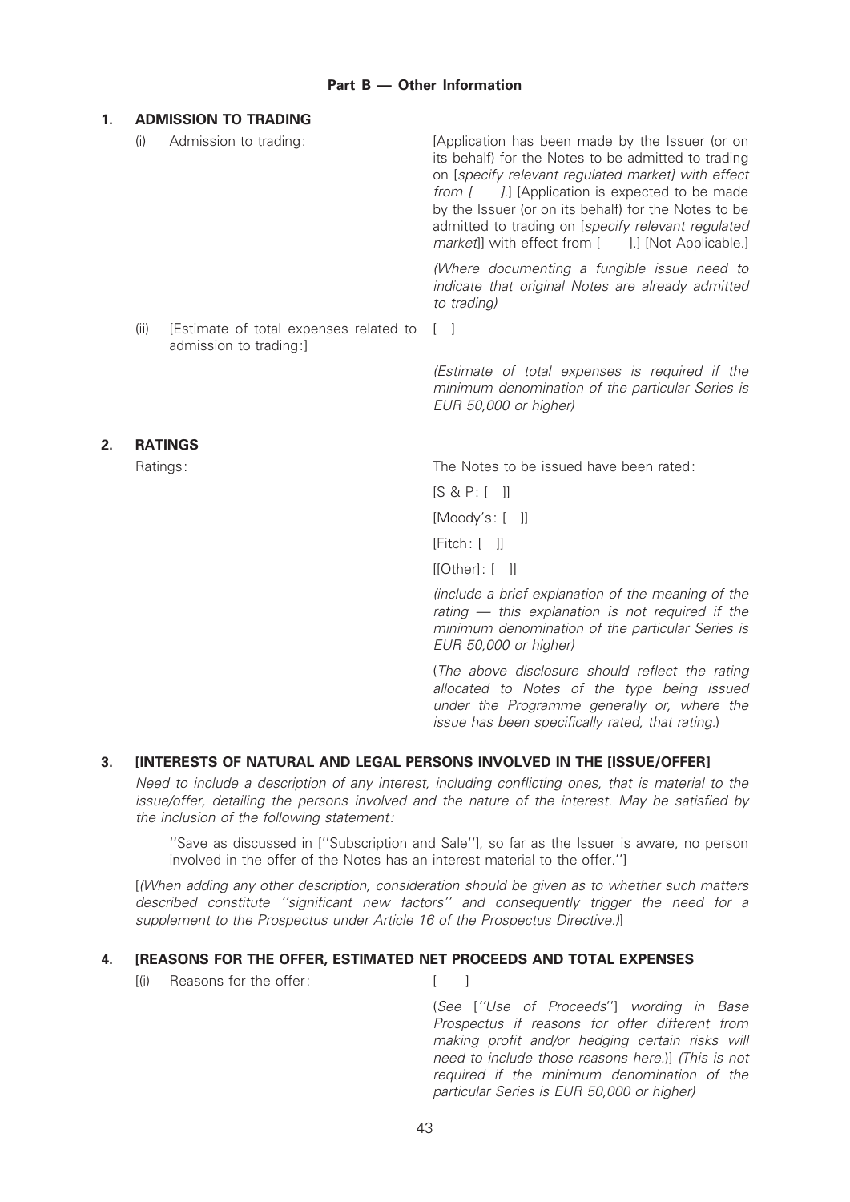## Part B — Other Information

### 1. ADMISSION TO TRADING

| | |
|---|---|
| (i) Admission to trading: | [Application has been made by the Issuer (or on its behalf) for the Notes to be admitted to trading on [*specify relevant regulated market*] with effect from [ ].] [Application is expected to be made by the Issuer (or on its behalf) for the Notes to be admitted to trading on [*specify relevant regulated market*]] with effect from [ ].] [Not Applicable.]<br><br>*(Where documenting a fungible issue need to indicate that original Notes are already admitted to trading)* |
| (ii) [Estimate of total expenses related to admission to trading:] | [ ]<br><br>*(Estimate of total expenses is required if the minimum denomination of the particular Series is EUR 50,000 or higher)* |

### 2. RATINGS

| | |
|---|---|
| Ratings: | The Notes to be issued have been rated:<br><br>[S & P: [ ]]<br><br>[Moody's: [ ]]<br><br>[Fitch: [ ]]<br><br>[[Other]: [ ]]<br><br>*(include a brief explanation of the meaning of the rating — this explanation is not required if the minimum denomination of the particular Series is EUR 50,000 or higher)*<br><br>(*The above disclosure should reflect the rating allocated to Notes of the type being issued under the Programme generally or, where the issue has been specifically rated, that rating.*) |

### 3. [INTERESTS OF NATURAL AND LEGAL PERSONS INVOLVED IN THE [ISSUE/OFFER]

*Need to include a description of any interest, including conflicting ones, that is material to the issue/offer, detailing the persons involved and the nature of the interest. May be satisfied by the inclusion of the following statement:*

"Save as discussed in ["Subscription and Sale"], so far as the Issuer is aware, no person involved in the offer of the Notes has an interest material to the offer."]

[*(When adding any other description, consideration should be given as to whether such matters described constitute "significant new factors" and consequently trigger the need for a supplement to the Prospectus under Article 16 of the Prospectus Directive.)*]

### 4. [REASONS FOR THE OFFER, ESTIMATED NET PROCEEDS AND TOTAL EXPENSES

| | |
|---|---|
| [(i) Reasons for the offer: | [ ]<br><br>(*See ["Use of Proceeds"] wording in Base Prospectus if reasons for offer different from making profit and/or hedging certain risks will need to include those reasons here.*)] *(This is not required if the minimum denomination of the particular Series is EUR 50,000 or higher)* |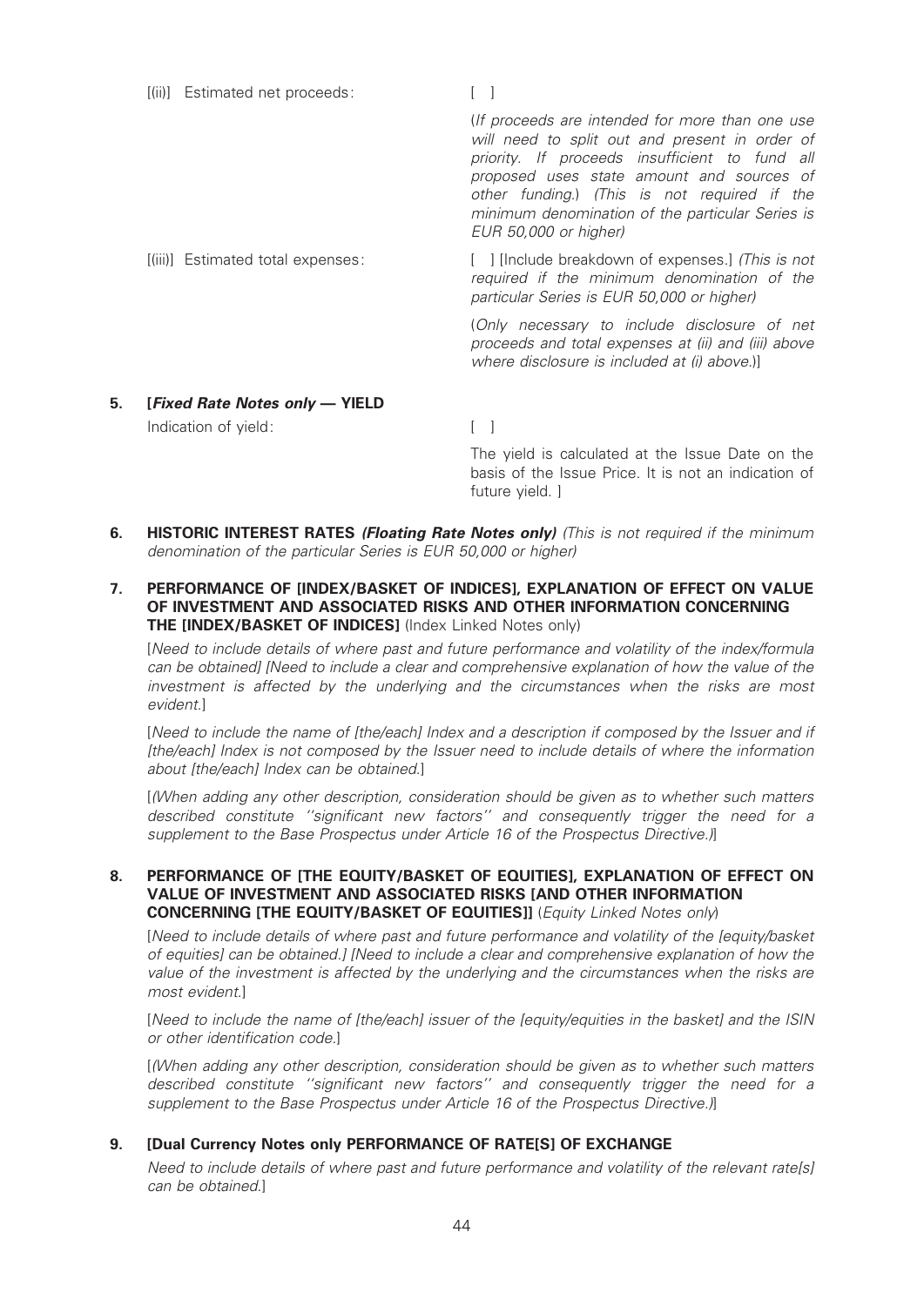| | |
|---|---|
| [(ii)] Estimated net proceeds: | [ ] |
| | (*If proceeds are intended for more than one use will need to split out and present in order of priority. If proceeds insufficient to fund all proposed uses state amount and sources of other funding.*) (*This is not required if the minimum denomination of the particular Series is EUR 50,000 or higher*) |
| [(iii)] Estimated total expenses: | [ ] [Include breakdown of expenses.] (*This is not required if the minimum denomination of the particular Series is EUR 50,000 or higher*) |
| | (*Only necessary to include disclosure of net proceeds and total expenses at (ii) and (iii) above where disclosure is included at (i) above.*)] |

**5. [*Fixed Rate Notes only* — YIELD**

| | |
|---|---|
| Indication of yield: | [ ] |
| | The yield is calculated at the Issue Date on the basis of the Issue Price. It is not an indication of future yield. ] |

**6. HISTORIC INTEREST RATES *(Floating Rate Notes only)*** *(This is not required if the minimum denomination of the particular Series is EUR 50,000 or higher)*

**7. PERFORMANCE OF [INDEX/BASKET OF INDICES], EXPLANATION OF EFFECT ON VALUE OF INVESTMENT AND ASSOCIATED RISKS AND OTHER INFORMATION CONCERNING THE [INDEX/BASKET OF INDICES]** (Index Linked Notes only)

[*Need to include details of where past and future performance and volatility of the index/formula can be obtained] [Need to include a clear and comprehensive explanation of how the value of the investment is affected by the underlying and the circumstances when the risks are most evident.*]

[*Need to include the name of [the/each] Index and a description if composed by the Issuer and if [the/each] Index is not composed by the Issuer need to include details of where the information about [the/each] Index can be obtained.*]

[*(When adding any other description, consideration should be given as to whether such matters described constitute ''significant new factors'' and consequently trigger the need for a supplement to the Base Prospectus under Article 16 of the Prospectus Directive.)*]

**8. PERFORMANCE OF [THE EQUITY/BASKET OF EQUITIES], EXPLANATION OF EFFECT ON VALUE OF INVESTMENT AND ASSOCIATED RISKS [AND OTHER INFORMATION CONCERNING [THE EQUITY/BASKET OF EQUITIES]]** (*Equity Linked Notes only*)

[*Need to include details of where past and future performance and volatility of the [equity/basket of equities] can be obtained.] [Need to include a clear and comprehensive explanation of how the value of the investment is affected by the underlying and the circumstances when the risks are most evident.*]

[*Need to include the name of [the/each] issuer of the [equity/equities in the basket] and the ISIN or other identification code.*]

[*(When adding any other description, consideration should be given as to whether such matters described constitute ''significant new factors'' and consequently trigger the need for a supplement to the Base Prospectus under Article 16 of the Prospectus Directive.)*]

**9. [Dual Currency Notes only PERFORMANCE OF RATE[S] OF EXCHANGE**

*Need to include details of where past and future performance and volatility of the relevant rate[s] can be obtained.*]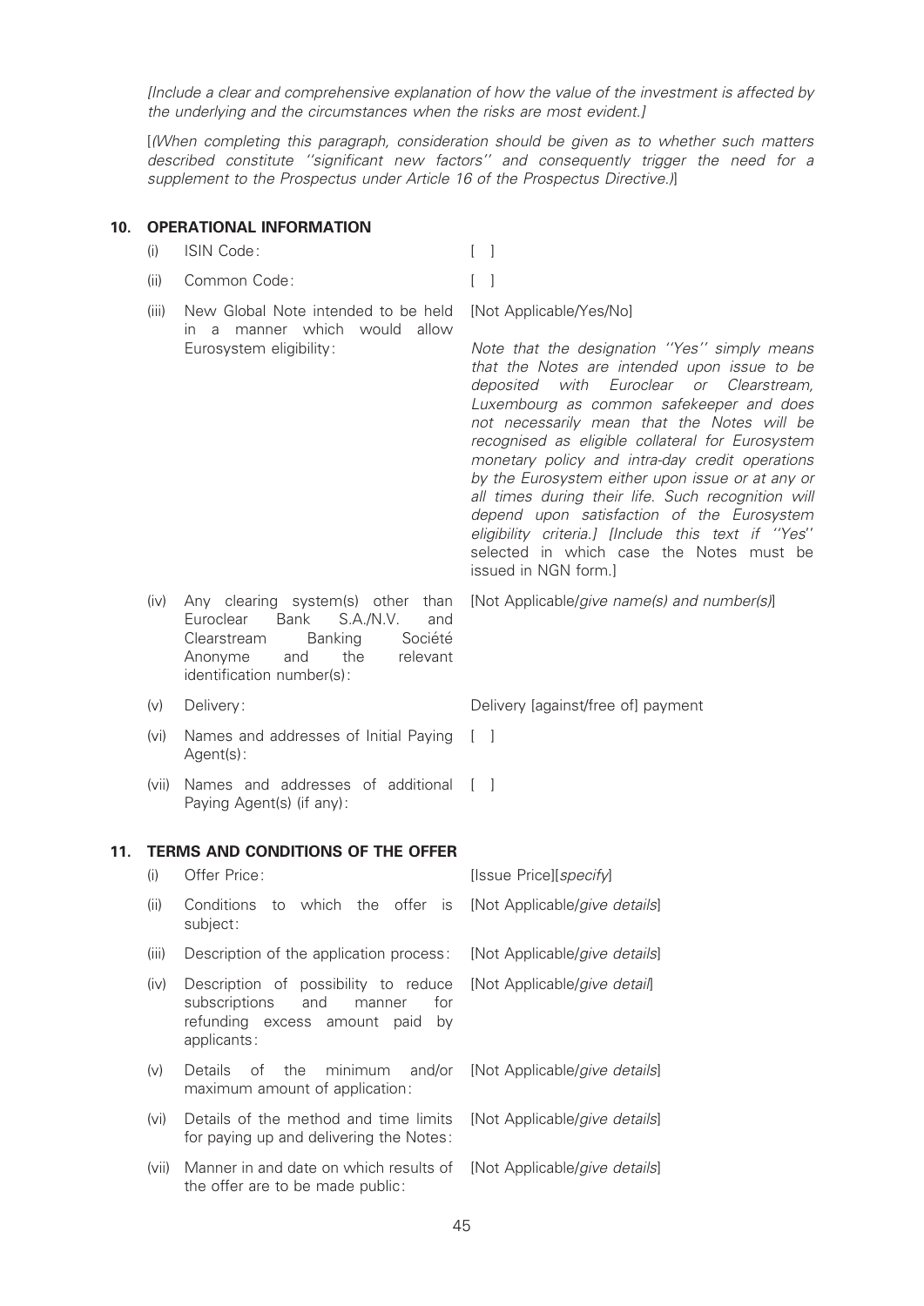*[Include a clear and comprehensive explanation of how the value of the investment is affected by the underlying and the circumstances when the risks are most evident.]*

[*(When completing this paragraph, consideration should be given as to whether such matters described constitute ''significant new factors'' and consequently trigger the need for a supplement to the Prospectus under Article 16 of the Prospectus Directive.)*]

## 10. OPERATIONAL INFORMATION

| | | |
|---|---|---|
| (i) | ISIN Code: | [ ] |
| (ii) | Common Code: | [ ] |
| (iii) | New Global Note intended to be held in a manner which would allow Eurosystem eligibility: | [Not Applicable/Yes/No]<br><br>*Note that the designation ''Yes'' simply means that the Notes are intended upon issue to be deposited with Euroclear or Clearstream, Luxembourg as common safekeeper and does not necessarily mean that the Notes will be recognised as eligible collateral for Eurosystem monetary policy and intra-day credit operations by the Eurosystem either upon issue or at any or all times during their life. Such recognition will depend upon satisfaction of the Eurosystem eligibility criteria.] [Include this text if ''Yes''* selected in which case the Notes must be issued in NGN form.] |
| (iv) | Any clearing system(s) other than Euroclear Bank S.A./N.V. and Clearstream Banking Société Anonyme and the relevant identification number(s): | [Not Applicable/*give name(s) and number(s)*] |
| (v) | Delivery: | Delivery [against/free of] payment |
| (vi) | Names and addresses of Initial Paying Agent(s): | [ ] |
| (vii) | Names and addresses of additional Paying Agent(s) (if any): | [ ] |

## 11. TERMS AND CONDITIONS OF THE OFFER

| | | |
|---|---|---|
| (i) | Offer Price: | [Issue Price][*specify*] |
| (ii) | Conditions to which the offer is subject: | [Not Applicable/*give details*] |
| (iii) | Description of the application process: | [Not Applicable/*give details*] |
| (iv) | Description of possibility to reduce subscriptions and manner for refunding excess amount paid by applicants: | [Not Applicable/*give detail*] |
| (v) | Details of the minimum and/or maximum amount of application: | [Not Applicable/*give details*] |
| (vi) | Details of the method and time limits for paying up and delivering the Notes: | [Not Applicable/*give details*] |
| (vii) | Manner in and date on which results of the offer are to be made public: | [Not Applicable/*give details*] |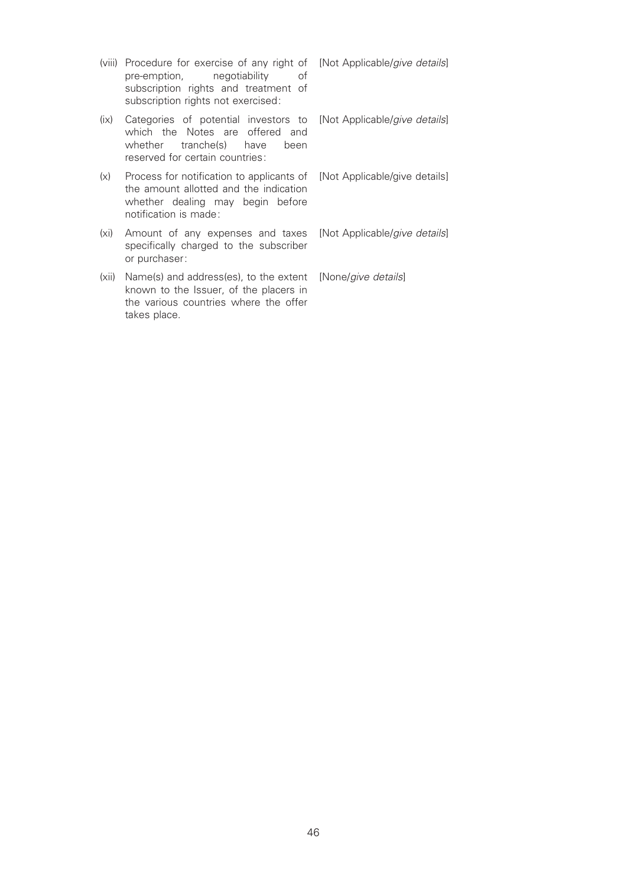| | | |
|---|---|---|
| (viii) | Procedure for exercise of any right of pre-emption, negotiability of subscription rights and treatment of subscription rights not exercised: | [Not Applicable/*give details*] |
| (ix) | Categories of potential investors to which the Notes are offered and whether tranche(s) have been reserved for certain countries: | [Not Applicable/*give details*] |
| (x) | Process for notification to applicants of the amount allotted and the indication whether dealing may begin before notification is made: | [Not Applicable/give details] |
| (xi) | Amount of any expenses and taxes specifically charged to the subscriber or purchaser: | [Not Applicable/*give details*] |
| (xii) | Name(s) and address(es), to the extent known to the Issuer, of the placers in the various countries where the offer takes place. | [None/*give details*] |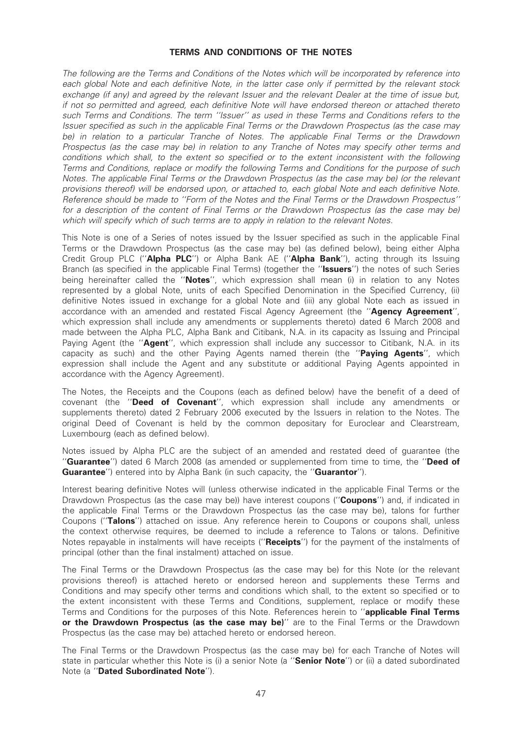## TERMS AND CONDITIONS OF THE NOTES

*The following are the Terms and Conditions of the Notes which will be incorporated by reference into each global Note and each definitive Note, in the latter case only if permitted by the relevant stock exchange (if any) and agreed by the relevant Issuer and the relevant Dealer at the time of issue but, if not so permitted and agreed, each definitive Note will have endorsed thereon or attached thereto such Terms and Conditions. The term ''Issuer'' as used in these Terms and Conditions refers to the Issuer specified as such in the applicable Final Terms or the Drawdown Prospectus (as the case may be) in relation to a particular Tranche of Notes. The applicable Final Terms or the Drawdown Prospectus (as the case may be) in relation to any Tranche of Notes may specify other terms and conditions which shall, to the extent so specified or to the extent inconsistent with the following Terms and Conditions, replace or modify the following Terms and Conditions for the purpose of such Notes. The applicable Final Terms or the Drawdown Prospectus (as the case may be) (or the relevant provisions thereof) will be endorsed upon, or attached to, each global Note and each definitive Note. Reference should be made to ''Form of the Notes and the Final Terms or the Drawdown Prospectus'' for a description of the content of Final Terms or the Drawdown Prospectus (as the case may be) which will specify which of such terms are to apply in relation to the relevant Notes.*

This Note is one of a Series of notes issued by the Issuer specified as such in the applicable Final Terms or the Drawdown Prospectus (as the case may be) (as defined below), being either Alpha Credit Group PLC (''**Alpha PLC**'') or Alpha Bank AE (''**Alpha Bank**''), acting through its Issuing Branch (as specified in the applicable Final Terms) (together the ''**Issuers**'') the notes of such Series being hereinafter called the ''**Notes**'', which expression shall mean (i) in relation to any Notes represented by a global Note, units of each Specified Denomination in the Specified Currency, (ii) definitive Notes issued in exchange for a global Note and (iii) any global Note each as issued in accordance with an amended and restated Fiscal Agency Agreement (the ''**Agency Agreement**'', which expression shall include any amendments or supplements thereto) dated 6 March 2008 and made between the Alpha PLC, Alpha Bank and Citibank, N.A. in its capacity as Issuing and Principal Paying Agent (the ''**Agent**'', which expression shall include any successor to Citibank, N.A. in its capacity as such) and the other Paying Agents named therein (the ''**Paying Agents**'', which expression shall include the Agent and any substitute or additional Paying Agents appointed in accordance with the Agency Agreement).

The Notes, the Receipts and the Coupons (each as defined below) have the benefit of a deed of covenant (the ''**Deed of Covenant**'', which expression shall include any amendments or supplements thereto) dated 2 February 2006 executed by the Issuers in relation to the Notes. The original Deed of Covenant is held by the common depositary for Euroclear and Clearstream, Luxembourg (each as defined below).

Notes issued by Alpha PLC are the subject of an amended and restated deed of guarantee (the ''**Guarantee**'') dated 6 March 2008 (as amended or supplemented from time to time, the ''**Deed of Guarantee**'') entered into by Alpha Bank (in such capacity, the ''**Guarantor**'').

Interest bearing definitive Notes will (unless otherwise indicated in the applicable Final Terms or the Drawdown Prospectus (as the case may be)) have interest coupons (''**Coupons**'') and, if indicated in the applicable Final Terms or the Drawdown Prospectus (as the case may be), talons for further Coupons (''**Talons**'') attached on issue. Any reference herein to Coupons or coupons shall, unless the context otherwise requires, be deemed to include a reference to Talons or talons. Definitive Notes repayable in instalments will have receipts (''**Receipts**'') for the payment of the instalments of principal (other than the final instalment) attached on issue.

The Final Terms or the Drawdown Prospectus (as the case may be) for this Note (or the relevant provisions thereof) is attached hereto or endorsed hereon and supplements these Terms and Conditions and may specify other terms and conditions which shall, to the extent so specified or to the extent inconsistent with these Terms and Conditions, supplement, replace or modify these Terms and Conditions for the purposes of this Note. References herein to ''**applicable Final Terms or the Drawdown Prospectus (as the case may be)**'' are to the Final Terms or the Drawdown Prospectus (as the case may be) attached hereto or endorsed hereon.

The Final Terms or the Drawdown Prospectus (as the case may be) for each Tranche of Notes will state in particular whether this Note is (i) a senior Note (a ''**Senior Note**'') or (ii) a dated subordinated Note (a ''**Dated Subordinated Note**'').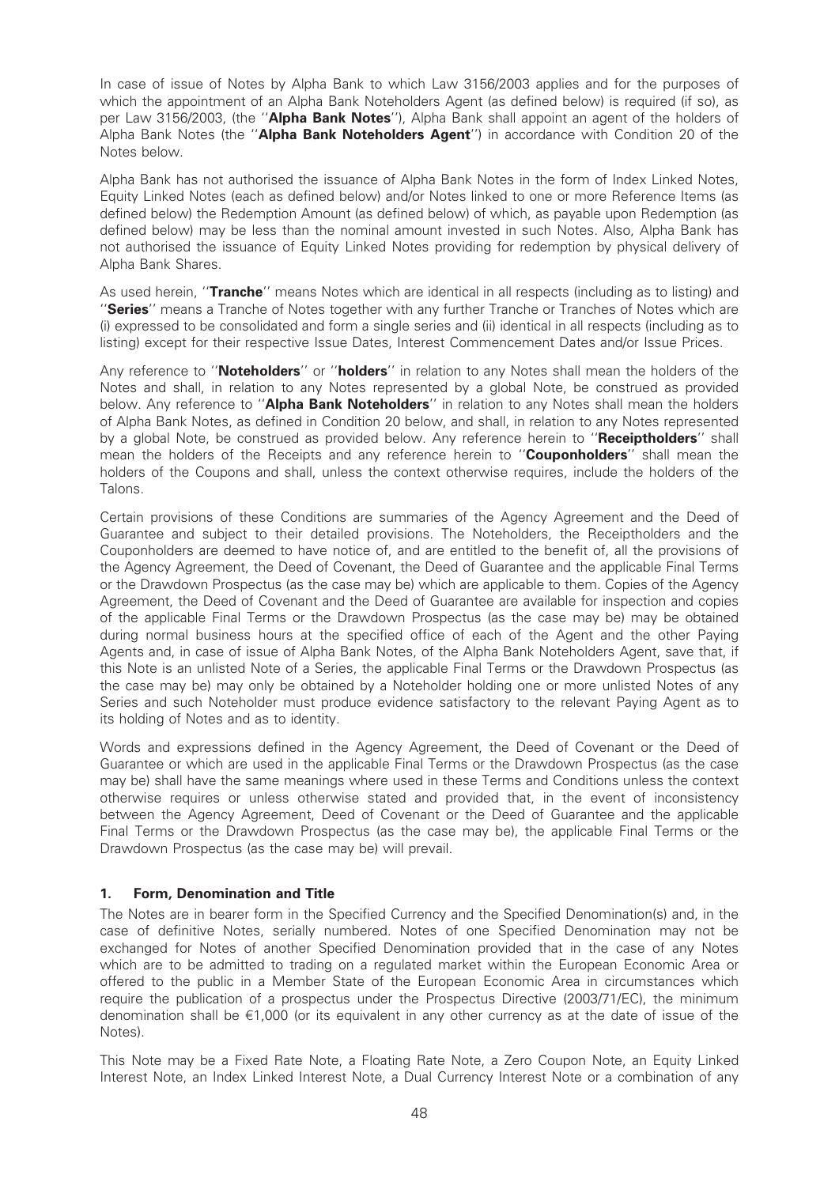In case of issue of Notes by Alpha Bank to which Law 3156/2003 applies and for the purposes of which the appointment of an Alpha Bank Noteholders Agent (as defined below) is required (if so), as per Law 3156/2003, (the ''**Alpha Bank Notes**''), Alpha Bank shall appoint an agent of the holders of Alpha Bank Notes (the ''**Alpha Bank Noteholders Agent**'') in accordance with Condition 20 of the Notes below.

Alpha Bank has not authorised the issuance of Alpha Bank Notes in the form of Index Linked Notes, Equity Linked Notes (each as defined below) and/or Notes linked to one or more Reference Items (as defined below) the Redemption Amount (as defined below) of which, as payable upon Redemption (as defined below) may be less than the nominal amount invested in such Notes. Also, Alpha Bank has not authorised the issuance of Equity Linked Notes providing for redemption by physical delivery of Alpha Bank Shares.

As used herein, ''**Tranche**'' means Notes which are identical in all respects (including as to listing) and ''**Series**'' means a Tranche of Notes together with any further Tranche or Tranches of Notes which are (i) expressed to be consolidated and form a single series and (ii) identical in all respects (including as to listing) except for their respective Issue Dates, Interest Commencement Dates and/or Issue Prices.

Any reference to ''**Noteholders**'' or ''**holders**'' in relation to any Notes shall mean the holders of the Notes and shall, in relation to any Notes represented by a global Note, be construed as provided below. Any reference to ''**Alpha Bank Noteholders**'' in relation to any Notes shall mean the holders of Alpha Bank Notes, as defined in Condition 20 below, and shall, in relation to any Notes represented by a global Note, be construed as provided below. Any reference herein to ''**Receiptholders**'' shall mean the holders of the Receipts and any reference herein to ''**Couponholders**'' shall mean the holders of the Coupons and shall, unless the context otherwise requires, include the holders of the Talons.

Certain provisions of these Conditions are summaries of the Agency Agreement and the Deed of Guarantee and subject to their detailed provisions. The Noteholders, the Receiptholders and the Couponholders are deemed to have notice of, and are entitled to the benefit of, all the provisions of the Agency Agreement, the Deed of Covenant, the Deed of Guarantee and the applicable Final Terms or the Drawdown Prospectus (as the case may be) which are applicable to them. Copies of the Agency Agreement, the Deed of Covenant and the Deed of Guarantee are available for inspection and copies of the applicable Final Terms or the Drawdown Prospectus (as the case may be) may be obtained during normal business hours at the specified office of each of the Agent and the other Paying Agents and, in case of issue of Alpha Bank Notes, of the Alpha Bank Noteholders Agent, save that, if this Note is an unlisted Note of a Series, the applicable Final Terms or the Drawdown Prospectus (as the case may be) may only be obtained by a Noteholder holding one or more unlisted Notes of any Series and such Noteholder must produce evidence satisfactory to the relevant Paying Agent as to its holding of Notes and as to identity.

Words and expressions defined in the Agency Agreement, the Deed of Covenant or the Deed of Guarantee or which are used in the applicable Final Terms or the Drawdown Prospectus (as the case may be) shall have the same meanings where used in these Terms and Conditions unless the context otherwise requires or unless otherwise stated and provided that, in the event of inconsistency between the Agency Agreement, Deed of Covenant or the Deed of Guarantee and the applicable Final Terms or the Drawdown Prospectus (as the case may be), the applicable Final Terms or the Drawdown Prospectus (as the case may be) will prevail.

## 1. Form, Denomination and Title

The Notes are in bearer form in the Specified Currency and the Specified Denomination(s) and, in the case of definitive Notes, serially numbered. Notes of one Specified Denomination may not be exchanged for Notes of another Specified Denomination provided that in the case of any Notes which are to be admitted to trading on a regulated market within the European Economic Area or offered to the public in a Member State of the European Economic Area in circumstances which require the publication of a prospectus under the Prospectus Directive (2003/71/EC), the minimum denomination shall be €1,000 (or its equivalent in any other currency as at the date of issue of the Notes).

This Note may be a Fixed Rate Note, a Floating Rate Note, a Zero Coupon Note, an Equity Linked Interest Note, an Index Linked Interest Note, a Dual Currency Interest Note or a combination of any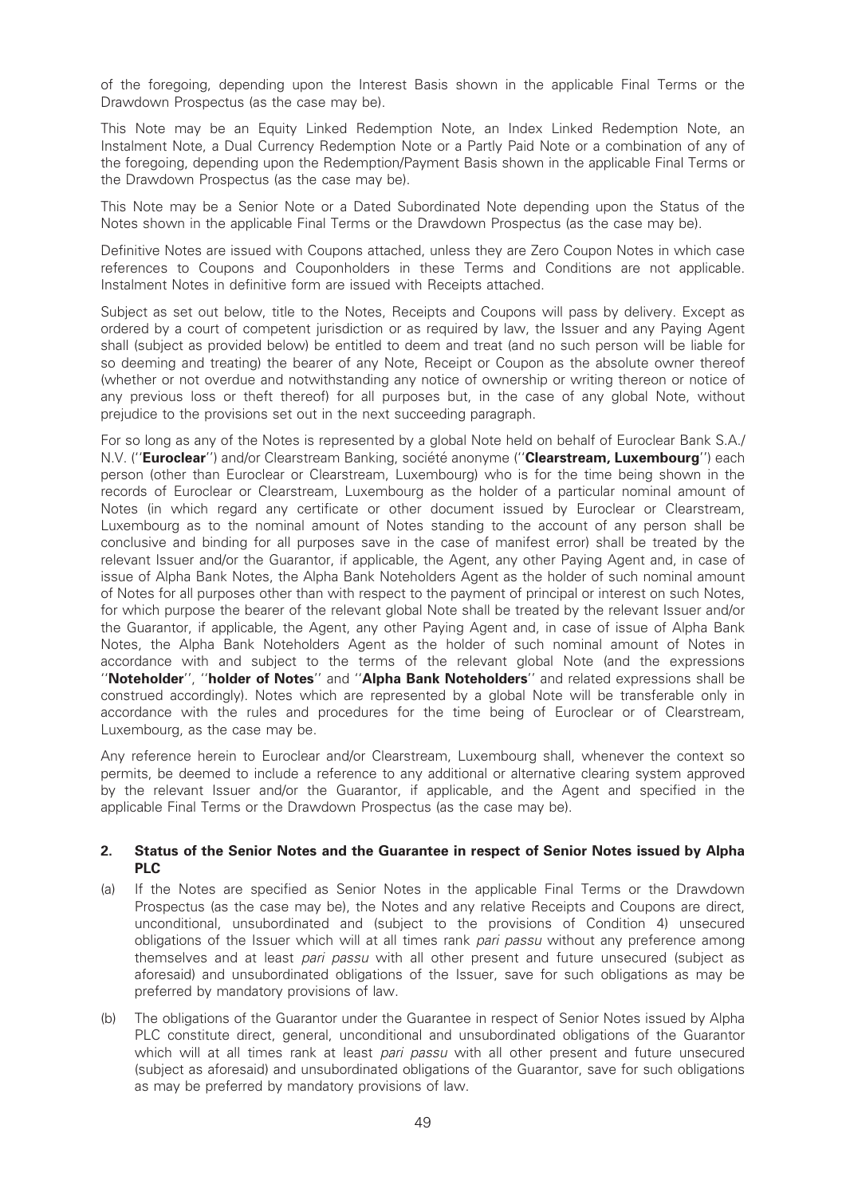of the foregoing, depending upon the Interest Basis shown in the applicable Final Terms or the Drawdown Prospectus (as the case may be).

This Note may be an Equity Linked Redemption Note, an Index Linked Redemption Note, an Instalment Note, a Dual Currency Redemption Note or a Partly Paid Note or a combination of any of the foregoing, depending upon the Redemption/Payment Basis shown in the applicable Final Terms or the Drawdown Prospectus (as the case may be).

This Note may be a Senior Note or a Dated Subordinated Note depending upon the Status of the Notes shown in the applicable Final Terms or the Drawdown Prospectus (as the case may be).

Definitive Notes are issued with Coupons attached, unless they are Zero Coupon Notes in which case references to Coupons and Couponholders in these Terms and Conditions are not applicable. Instalment Notes in definitive form are issued with Receipts attached.

Subject as set out below, title to the Notes, Receipts and Coupons will pass by delivery. Except as ordered by a court of competent jurisdiction or as required by law, the Issuer and any Paying Agent shall (subject as provided below) be entitled to deem and treat (and no such person will be liable for so deeming and treating) the bearer of any Note, Receipt or Coupon as the absolute owner thereof (whether or not overdue and notwithstanding any notice of ownership or writing thereon or notice of any previous loss or theft thereof) for all purposes but, in the case of any global Note, without prejudice to the provisions set out in the next succeeding paragraph.

For so long as any of the Notes is represented by a global Note held on behalf of Euroclear Bank S.A./ N.V. (''**Euroclear**'') and/or Clearstream Banking, société anonyme (''**Clearstream, Luxembourg**'') each person (other than Euroclear or Clearstream, Luxembourg) who is for the time being shown in the records of Euroclear or Clearstream, Luxembourg as the holder of a particular nominal amount of Notes (in which regard any certificate or other document issued by Euroclear or Clearstream, Luxembourg as to the nominal amount of Notes standing to the account of any person shall be conclusive and binding for all purposes save in the case of manifest error) shall be treated by the relevant Issuer and/or the Guarantor, if applicable, the Agent, any other Paying Agent and, in case of issue of Alpha Bank Notes, the Alpha Bank Noteholders Agent as the holder of such nominal amount of Notes for all purposes other than with respect to the payment of principal or interest on such Notes, for which purpose the bearer of the relevant global Note shall be treated by the relevant Issuer and/or the Guarantor, if applicable, the Agent, any other Paying Agent and, in case of issue of Alpha Bank Notes, the Alpha Bank Noteholders Agent as the holder of such nominal amount of Notes in accordance with and subject to the terms of the relevant global Note (and the expressions ''**Noteholder**'', ''**holder of Notes**'' and ''**Alpha Bank Noteholders**'' and related expressions shall be construed accordingly). Notes which are represented by a global Note will be transferable only in accordance with the rules and procedures for the time being of Euroclear or of Clearstream, Luxembourg, as the case may be.

Any reference herein to Euroclear and/or Clearstream, Luxembourg shall, whenever the context so permits, be deemed to include a reference to any additional or alternative clearing system approved by the relevant Issuer and/or the Guarantor, if applicable, and the Agent and specified in the applicable Final Terms or the Drawdown Prospectus (as the case may be).

## 2. Status of the Senior Notes and the Guarantee in respect of Senior Notes issued by Alpha PLC

(a) If the Notes are specified as Senior Notes in the applicable Final Terms or the Drawdown Prospectus (as the case may be), the Notes and any relative Receipts and Coupons are direct, unconditional, unsubordinated and (subject to the provisions of Condition 4) unsecured obligations of the Issuer which will at all times rank *pari passu* without any preference among themselves and at least *pari passu* with all other present and future unsecured (subject as aforesaid) and unsubordinated obligations of the Issuer, save for such obligations as may be preferred by mandatory provisions of law.

(b) The obligations of the Guarantor under the Guarantee in respect of Senior Notes issued by Alpha PLC constitute direct, general, unconditional and unsubordinated obligations of the Guarantor which will at all times rank at least *pari passu* with all other present and future unsecured (subject as aforesaid) and unsubordinated obligations of the Guarantor, save for such obligations as may be preferred by mandatory provisions of law.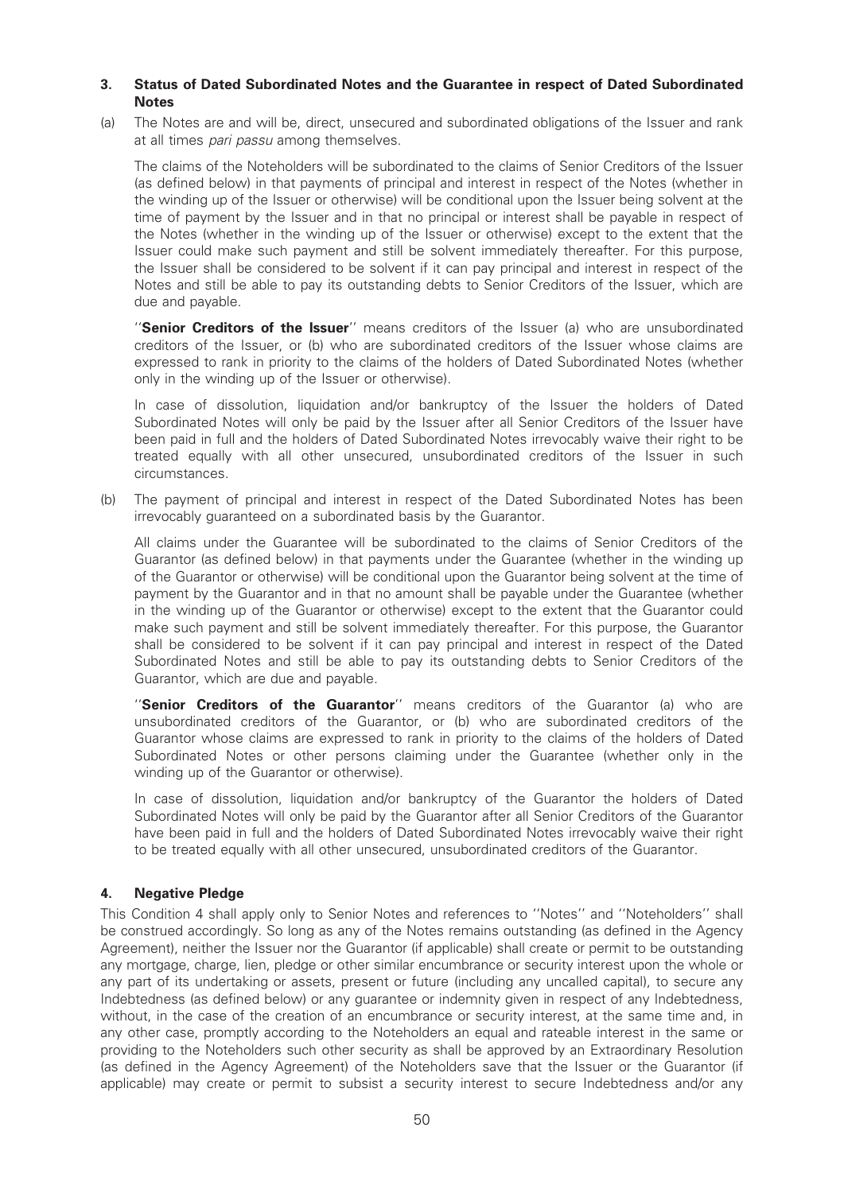## 3. Status of Dated Subordinated Notes and the Guarantee in respect of Dated Subordinated Notes

(a) The Notes are and will be, direct, unsecured and subordinated obligations of the Issuer and rank at all times *pari passu* among themselves.

The claims of the Noteholders will be subordinated to the claims of Senior Creditors of the Issuer (as defined below) in that payments of principal and interest in respect of the Notes (whether in the winding up of the Issuer or otherwise) will be conditional upon the Issuer being solvent at the time of payment by the Issuer and in that no principal or interest shall be payable in respect of the Notes (whether in the winding up of the Issuer or otherwise) except to the extent that the Issuer could make such payment and still be solvent immediately thereafter. For this purpose, the Issuer shall be considered to be solvent if it can pay principal and interest in respect of the Notes and still be able to pay its outstanding debts to Senior Creditors of the Issuer, which are due and payable.

''**Senior Creditors of the Issuer**'' means creditors of the Issuer (a) who are unsubordinated creditors of the Issuer, or (b) who are subordinated creditors of the Issuer whose claims are expressed to rank in priority to the claims of the holders of Dated Subordinated Notes (whether only in the winding up of the Issuer or otherwise).

In case of dissolution, liquidation and/or bankruptcy of the Issuer the holders of Dated Subordinated Notes will only be paid by the Issuer after all Senior Creditors of the Issuer have been paid in full and the holders of Dated Subordinated Notes irrevocably waive their right to be treated equally with all other unsecured, unsubordinated creditors of the Issuer in such circumstances.

(b) The payment of principal and interest in respect of the Dated Subordinated Notes has been irrevocably guaranteed on a subordinated basis by the Guarantor.

All claims under the Guarantee will be subordinated to the claims of Senior Creditors of the Guarantor (as defined below) in that payments under the Guarantee (whether in the winding up of the Guarantor or otherwise) will be conditional upon the Guarantor being solvent at the time of payment by the Guarantor and in that no amount shall be payable under the Guarantee (whether in the winding up of the Guarantor or otherwise) except to the extent that the Guarantor could make such payment and still be solvent immediately thereafter. For this purpose, the Guarantor shall be considered to be solvent if it can pay principal and interest in respect of the Dated Subordinated Notes and still be able to pay its outstanding debts to Senior Creditors of the Guarantor, which are due and payable.

''**Senior Creditors of the Guarantor**'' means creditors of the Guarantor (a) who are unsubordinated creditors of the Guarantor, or (b) who are subordinated creditors of the Guarantor whose claims are expressed to rank in priority to the claims of the holders of Dated Subordinated Notes or other persons claiming under the Guarantee (whether only in the winding up of the Guarantor or otherwise).

In case of dissolution, liquidation and/or bankruptcy of the Guarantor the holders of Dated Subordinated Notes will only be paid by the Guarantor after all Senior Creditors of the Guarantor have been paid in full and the holders of Dated Subordinated Notes irrevocably waive their right to be treated equally with all other unsecured, unsubordinated creditors of the Guarantor.

## 4. Negative Pledge

This Condition 4 shall apply only to Senior Notes and references to ''Notes'' and ''Noteholders'' shall be construed accordingly. So long as any of the Notes remains outstanding (as defined in the Agency Agreement), neither the Issuer nor the Guarantor (if applicable) shall create or permit to be outstanding any mortgage, charge, lien, pledge or other similar encumbrance or security interest upon the whole or any part of its undertaking or assets, present or future (including any uncalled capital), to secure any Indebtedness (as defined below) or any guarantee or indemnity given in respect of any Indebtedness, without, in the case of the creation of an encumbrance or security interest, at the same time and, in any other case, promptly according to the Noteholders an equal and rateable interest in the same or providing to the Noteholders such other security as shall be approved by an Extraordinary Resolution (as defined in the Agency Agreement) of the Noteholders save that the Issuer or the Guarantor (if applicable) may create or permit to subsist a security interest to secure Indebtedness and/or any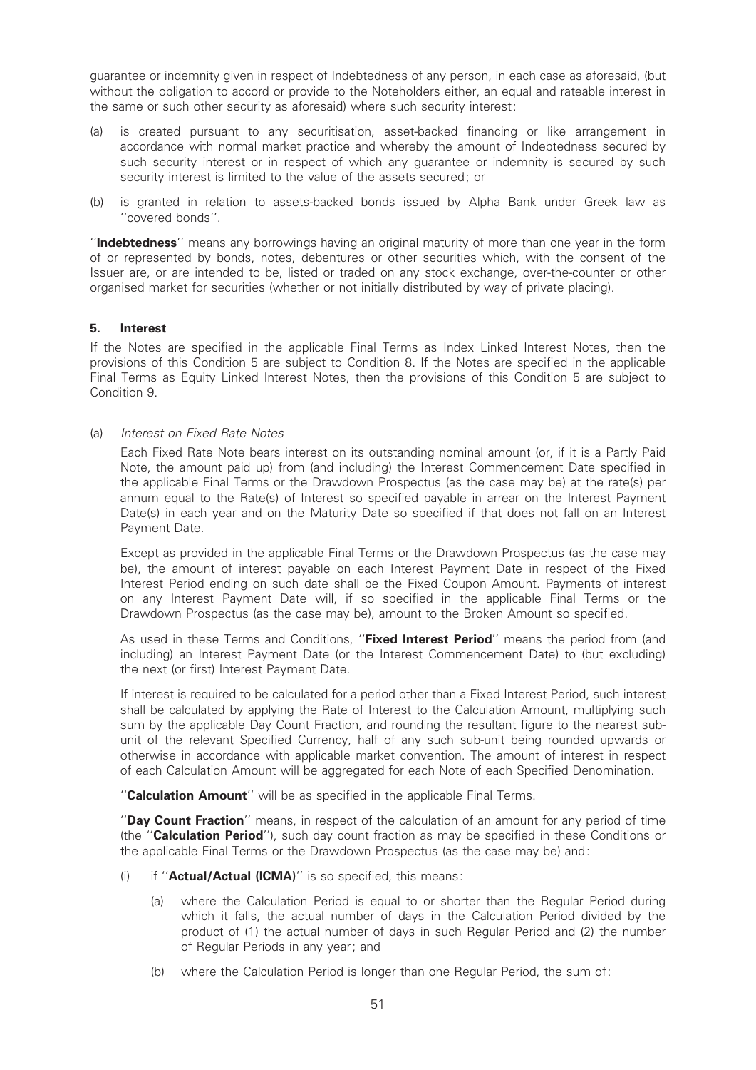guarantee or indemnity given in respect of Indebtedness of any person, in each case as aforesaid, (but without the obligation to accord or provide to the Noteholders either, an equal and rateable interest in the same or such other security as aforesaid) where such security interest:

(a) is created pursuant to any securitisation, asset-backed financing or like arrangement in accordance with normal market practice and whereby the amount of Indebtedness secured by such security interest or in respect of which any guarantee or indemnity is secured by such security interest is limited to the value of the assets secured; or

(b) is granted in relation to assets-backed bonds issued by Alpha Bank under Greek law as ''covered bonds''.

''**Indebtedness**'' means any borrowings having an original maturity of more than one year in the form of or represented by bonds, notes, debentures or other securities which, with the consent of the Issuer are, or are intended to be, listed or traded on any stock exchange, over-the-counter or other organised market for securities (whether or not initially distributed by way of private placing).

## 5. Interest

If the Notes are specified in the applicable Final Terms as Index Linked Interest Notes, then the provisions of this Condition 5 are subject to Condition 8. If the Notes are specified in the applicable Final Terms as Equity Linked Interest Notes, then the provisions of this Condition 5 are subject to Condition 9.

(a) *Interest on Fixed Rate Notes*

Each Fixed Rate Note bears interest on its outstanding nominal amount (or, if it is a Partly Paid Note, the amount paid up) from (and including) the Interest Commencement Date specified in the applicable Final Terms or the Drawdown Prospectus (as the case may be) at the rate(s) per annum equal to the Rate(s) of Interest so specified payable in arrear on the Interest Payment Date(s) in each year and on the Maturity Date so specified if that does not fall on an Interest Payment Date.

Except as provided in the applicable Final Terms or the Drawdown Prospectus (as the case may be), the amount of interest payable on each Interest Payment Date in respect of the Fixed Interest Period ending on such date shall be the Fixed Coupon Amount. Payments of interest on any Interest Payment Date will, if so specified in the applicable Final Terms or the Drawdown Prospectus (as the case may be), amount to the Broken Amount so specified.

As used in these Terms and Conditions, ''**Fixed Interest Period**'' means the period from (and including) an Interest Payment Date (or the Interest Commencement Date) to (but excluding) the next (or first) Interest Payment Date.

If interest is required to be calculated for a period other than a Fixed Interest Period, such interest shall be calculated by applying the Rate of Interest to the Calculation Amount, multiplying such sum by the applicable Day Count Fraction, and rounding the resultant figure to the nearest sub-unit of the relevant Specified Currency, half of any such sub-unit being rounded upwards or otherwise in accordance with applicable market convention. The amount of interest in respect of each Calculation Amount will be aggregated for each Note of each Specified Denomination.

''**Calculation Amount**'' will be as specified in the applicable Final Terms.

''**Day Count Fraction**'' means, in respect of the calculation of an amount for any period of time (the ''**Calculation Period**''), such day count fraction as may be specified in these Conditions or the applicable Final Terms or the Drawdown Prospectus (as the case may be) and:

(i) if ''**Actual/Actual (ICMA)**'' is so specified, this means:

  (a) where the Calculation Period is equal to or shorter than the Regular Period during which it falls, the actual number of days in the Calculation Period divided by the product of (1) the actual number of days in such Regular Period and (2) the number of Regular Periods in any year; and

  (b) where the Calculation Period is longer than one Regular Period, the sum of: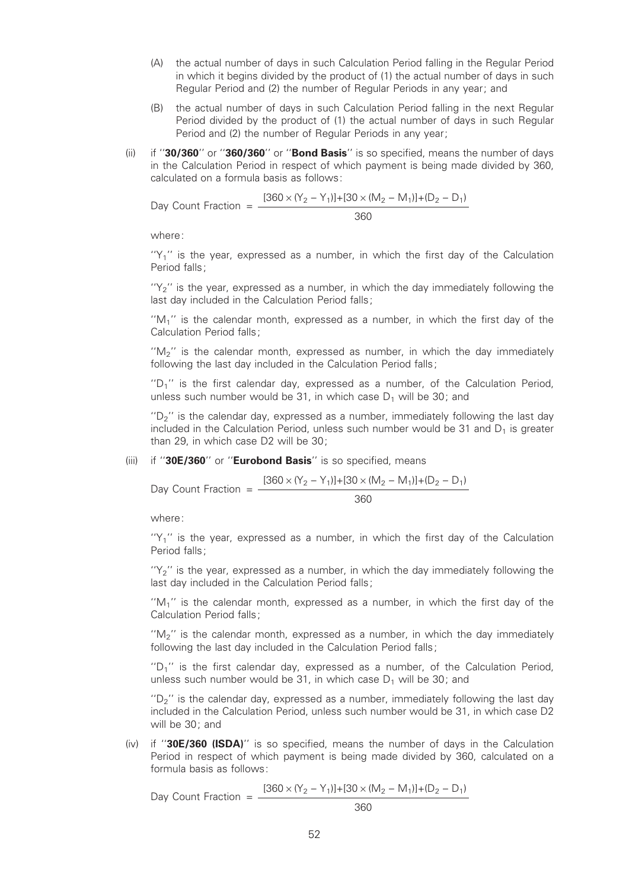(A) the actual number of days in such Calculation Period falling in the Regular Period in which it begins divided by the product of (1) the actual number of days in such Regular Period and (2) the number of Regular Periods in any year; and

(B) the actual number of days in such Calculation Period falling in the next Regular Period divided by the product of (1) the actual number of days in such Regular Period and (2) the number of Regular Periods in any year;

(ii) if ''**30/360**'' or ''**360/360**'' or ''**Bond Basis**'' is so specified, means the number of days in the Calculation Period in respect of which payment is being made divided by 360, calculated on a formula basis as follows:

$$\text{Day Count Fraction} = \frac{[360 \times (Y_2 - Y_1)] + [30 \times (M_2 - M_1)] + (D_2 - D_1)}{360}$$

where:

''$Y_1$'' is the year, expressed as a number, in which the first day of the Calculation Period falls;

''$Y_2$'' is the year, expressed as a number, in which the day immediately following the last day included in the Calculation Period falls;

''$M_1$'' is the calendar month, expressed as a number, in which the first day of the Calculation Period falls;

''$M_2$'' is the calendar month, expressed as number, in which the day immediately following the last day included in the Calculation Period falls;

''$D_1$'' is the first calendar day, expressed as a number, of the Calculation Period, unless such number would be 31, in which case $D_1$ will be 30; and

''$D_2$'' is the calendar day, expressed as a number, immediately following the last day included in the Calculation Period, unless such number would be 31 and $D_1$ is greater than 29, in which case D2 will be 30;

(iii) if ''**30E/360**'' or ''**Eurobond Basis**'' is so specified, means

$$\text{Day Count Fraction} = \frac{[360 \times (Y_2 - Y_1)] + [30 \times (M_2 - M_1)] + (D_2 - D_1)}{360}$$

where:

''$Y_1$'' is the year, expressed as a number, in which the first day of the Calculation Period falls;

''$Y_2$'' is the year, expressed as a number, in which the day immediately following the last day included in the Calculation Period falls;

''$M_1$'' is the calendar month, expressed as a number, in which the first day of the Calculation Period falls;

''$M_2$'' is the calendar month, expressed as a number, in which the day immediately following the last day included in the Calculation Period falls;

''$D_1$'' is the first calendar day, expressed as a number, of the Calculation Period, unless such number would be 31, in which case $D_1$ will be 30; and

''$D_2$'' is the calendar day, expressed as a number, immediately following the last day included in the Calculation Period, unless such number would be 31, in which case D2 will be 30; and

(iv) if ''**30E/360 (ISDA)**'' is so specified, means the number of days in the Calculation Period in respect of which payment is being made divided by 360, calculated on a formula basis as follows:

$$\text{Day Count Fraction} = \frac{[360 \times (Y_2 - Y_1)] + [30 \times (M_2 - M_1)] + (D_2 - D_1)}{360}$$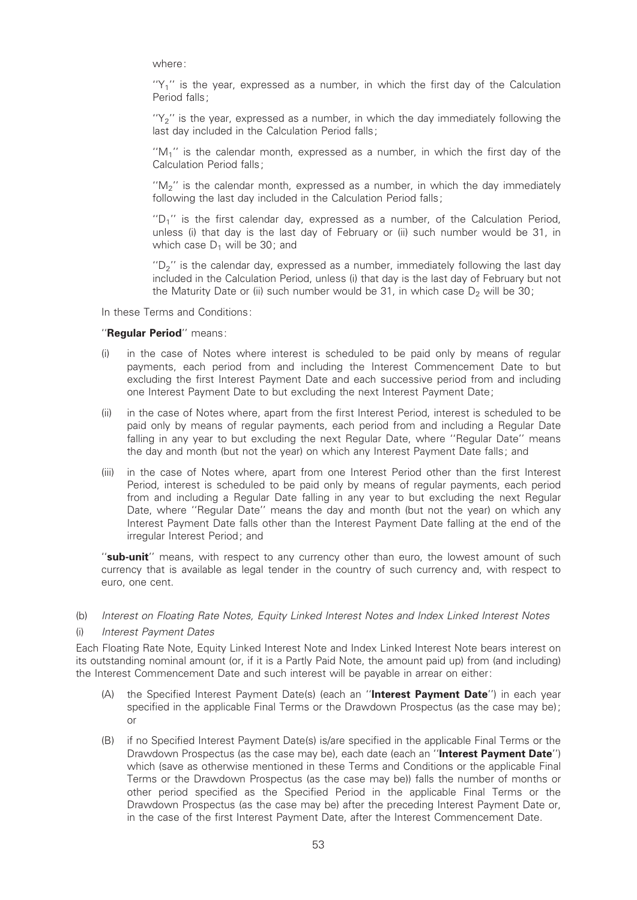where:

"$Y_1$" is the year, expressed as a number, in which the first day of the Calculation Period falls;

"$Y_2$" is the year, expressed as a number, in which the day immediately following the last day included in the Calculation Period falls;

"$M_1$" is the calendar month, expressed as a number, in which the first day of the Calculation Period falls;

"$M_2$" is the calendar month, expressed as a number, in which the day immediately following the last day included in the Calculation Period falls;

"$D_1$" is the first calendar day, expressed as a number, of the Calculation Period, unless (i) that day is the last day of February or (ii) such number would be 31, in which case $D_1$ will be 30; and

"$D_2$" is the calendar day, expressed as a number, immediately following the last day included in the Calculation Period, unless (i) that day is the last day of February but not the Maturity Date or (ii) such number would be 31, in which case $D_2$ will be 30;

In these Terms and Conditions:

"**Regular Period**" means:

(i) in the case of Notes where interest is scheduled to be paid only by means of regular payments, each period from and including the Interest Commencement Date to but excluding the first Interest Payment Date and each successive period from and including one Interest Payment Date to but excluding the next Interest Payment Date;

(ii) in the case of Notes where, apart from the first Interest Period, interest is scheduled to be paid only by means of regular payments, each period from and including a Regular Date falling in any year to but excluding the next Regular Date, where "Regular Date" means the day and month (but not the year) on which any Interest Payment Date falls; and

(iii) in the case of Notes where, apart from one Interest Period other than the first Interest Period, interest is scheduled to be paid only by means of regular payments, each period from and including a Regular Date falling in any year to but excluding the next Regular Date, where "Regular Date" means the day and month (but not the year) on which any Interest Payment Date falls other than the Interest Payment Date falling at the end of the irregular Interest Period; and

"**sub-unit**" means, with respect to any currency other than euro, the lowest amount of such currency that is available as legal tender in the country of such currency and, with respect to euro, one cent.

(b) *Interest on Floating Rate Notes, Equity Linked Interest Notes and Index Linked Interest Notes*

(i) *Interest Payment Dates*

Each Floating Rate Note, Equity Linked Interest Note and Index Linked Interest Note bears interest on its outstanding nominal amount (or, if it is a Partly Paid Note, the amount paid up) from (and including) the Interest Commencement Date and such interest will be payable in arrear on either:

(A) the Specified Interest Payment Date(s) (each an "**Interest Payment Date**") in each year specified in the applicable Final Terms or the Drawdown Prospectus (as the case may be); or

(B) if no Specified Interest Payment Date(s) is/are specified in the applicable Final Terms or the Drawdown Prospectus (as the case may be), each date (each an "**Interest Payment Date**") which (save as otherwise mentioned in these Terms and Conditions or the applicable Final Terms or the Drawdown Prospectus (as the case may be)) falls the number of months or other period specified as the Specified Period in the applicable Final Terms or the Drawdown Prospectus (as the case may be) after the preceding Interest Payment Date or, in the case of the first Interest Payment Date, after the Interest Commencement Date.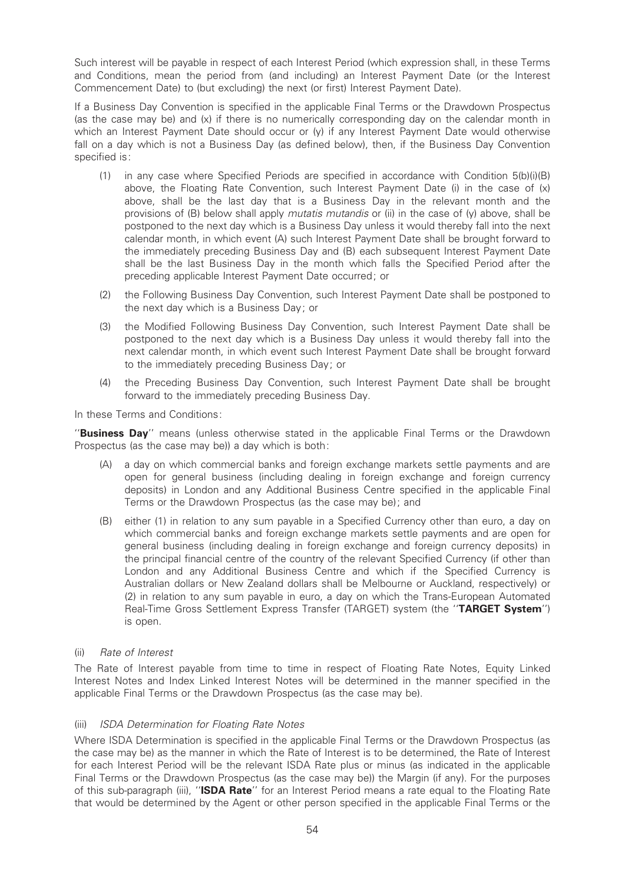Such interest will be payable in respect of each Interest Period (which expression shall, in these Terms and Conditions, mean the period from (and including) an Interest Payment Date (or the Interest Commencement Date) to (but excluding) the next (or first) Interest Payment Date).

If a Business Day Convention is specified in the applicable Final Terms or the Drawdown Prospectus (as the case may be) and (x) if there is no numerically corresponding day on the calendar month in which an Interest Payment Date should occur or (y) if any Interest Payment Date would otherwise fall on a day which is not a Business Day (as defined below), then, if the Business Day Convention specified is:

(1) in any case where Specified Periods are specified in accordance with Condition 5(b)(i)(B) above, the Floating Rate Convention, such Interest Payment Date (i) in the case of (x) above, shall be the last day that is a Business Day in the relevant month and the provisions of (B) below shall apply *mutatis mutandis* or (ii) in the case of (y) above, shall be postponed to the next day which is a Business Day unless it would thereby fall into the next calendar month, in which event (A) such Interest Payment Date shall be brought forward to the immediately preceding Business Day and (B) each subsequent Interest Payment Date shall be the last Business Day in the month which falls the Specified Period after the preceding applicable Interest Payment Date occurred; or

(2) the Following Business Day Convention, such Interest Payment Date shall be postponed to the next day which is a Business Day; or

(3) the Modified Following Business Day Convention, such Interest Payment Date shall be postponed to the next day which is a Business Day unless it would thereby fall into the next calendar month, in which event such Interest Payment Date shall be brought forward to the immediately preceding Business Day; or

(4) the Preceding Business Day Convention, such Interest Payment Date shall be brought forward to the immediately preceding Business Day.

In these Terms and Conditions:

''**Business Day**'' means (unless otherwise stated in the applicable Final Terms or the Drawdown Prospectus (as the case may be)) a day which is both:

(A) a day on which commercial banks and foreign exchange markets settle payments and are open for general business (including dealing in foreign exchange and foreign currency deposits) in London and any Additional Business Centre specified in the applicable Final Terms or the Drawdown Prospectus (as the case may be); and

(B) either (1) in relation to any sum payable in a Specified Currency other than euro, a day on which commercial banks and foreign exchange markets settle payments and are open for general business (including dealing in foreign exchange and foreign currency deposits) in the principal financial centre of the country of the relevant Specified Currency (if other than London and any Additional Business Centre and which if the Specified Currency is Australian dollars or New Zealand dollars shall be Melbourne or Auckland, respectively) or (2) in relation to any sum payable in euro, a day on which the Trans-European Automated Real-Time Gross Settlement Express Transfer (TARGET) system (the ''**TARGET System**'') is open.

(ii) *Rate of Interest*

The Rate of Interest payable from time to time in respect of Floating Rate Notes, Equity Linked Interest Notes and Index Linked Interest Notes will be determined in the manner specified in the applicable Final Terms or the Drawdown Prospectus (as the case may be).

(iii) *ISDA Determination for Floating Rate Notes*

Where ISDA Determination is specified in the applicable Final Terms or the Drawdown Prospectus (as the case may be) as the manner in which the Rate of Interest is to be determined, the Rate of Interest for each Interest Period will be the relevant ISDA Rate plus or minus (as indicated in the applicable Final Terms or the Drawdown Prospectus (as the case may be)) the Margin (if any). For the purposes of this sub-paragraph (iii), ''**ISDA Rate**'' for an Interest Period means a rate equal to the Floating Rate that would be determined by the Agent or other person specified in the applicable Final Terms or the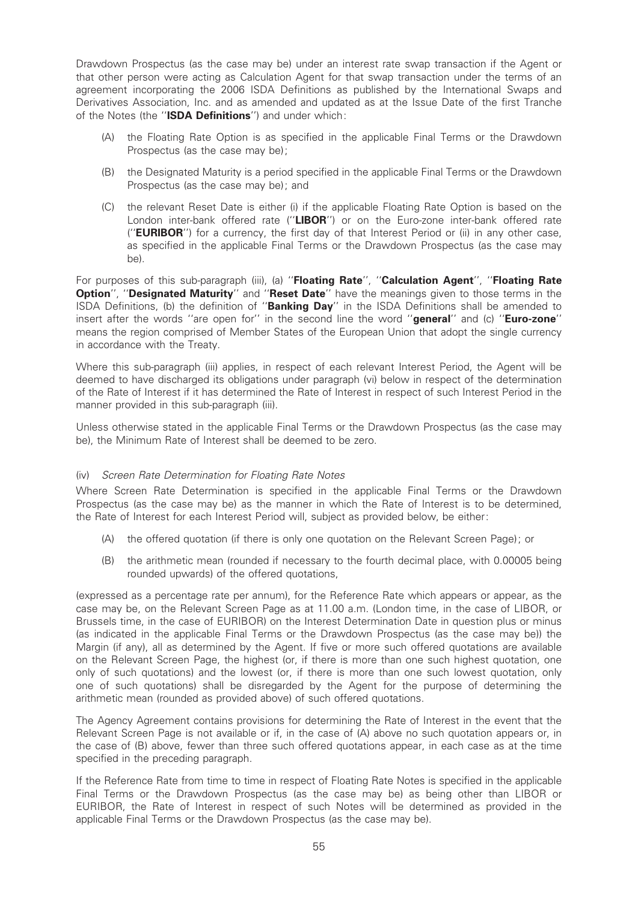Drawdown Prospectus (as the case may be) under an interest rate swap transaction if the Agent or that other person were acting as Calculation Agent for that swap transaction under the terms of an agreement incorporating the 2006 ISDA Definitions as published by the International Swaps and Derivatives Association, Inc. and as amended and updated as at the Issue Date of the first Tranche of the Notes (the ''**ISDA Definitions**'') and under which:

(A) the Floating Rate Option is as specified in the applicable Final Terms or the Drawdown Prospectus (as the case may be);

(B) the Designated Maturity is a period specified in the applicable Final Terms or the Drawdown Prospectus (as the case may be); and

(C) the relevant Reset Date is either (i) if the applicable Floating Rate Option is based on the London inter-bank offered rate (''**LIBOR**'') or on the Euro-zone inter-bank offered rate (''**EURIBOR**'') for a currency, the first day of that Interest Period or (ii) in any other case, as specified in the applicable Final Terms or the Drawdown Prospectus (as the case may be).

For purposes of this sub-paragraph (iii), (a) ''**Floating Rate**'', ''**Calculation Agent**'', ''**Floating Rate Option**'', ''**Designated Maturity**'' and ''**Reset Date**'' have the meanings given to those terms in the ISDA Definitions, (b) the definition of ''**Banking Day**'' in the ISDA Definitions shall be amended to insert after the words ''are open for'' in the second line the word ''**general**'' and (c) ''**Euro-zone**'' means the region comprised of Member States of the European Union that adopt the single currency in accordance with the Treaty.

Where this sub-paragraph (iii) applies, in respect of each relevant Interest Period, the Agent will be deemed to have discharged its obligations under paragraph (vi) below in respect of the determination of the Rate of Interest if it has determined the Rate of Interest in respect of such Interest Period in the manner provided in this sub-paragraph (iii).

Unless otherwise stated in the applicable Final Terms or the Drawdown Prospectus (as the case may be), the Minimum Rate of Interest shall be deemed to be zero.

(iv) *Screen Rate Determination for Floating Rate Notes*

Where Screen Rate Determination is specified in the applicable Final Terms or the Drawdown Prospectus (as the case may be) as the manner in which the Rate of Interest is to be determined, the Rate of Interest for each Interest Period will, subject as provided below, be either:

(A) the offered quotation (if there is only one quotation on the Relevant Screen Page); or

(B) the arithmetic mean (rounded if necessary to the fourth decimal place, with 0.00005 being rounded upwards) of the offered quotations,

(expressed as a percentage rate per annum), for the Reference Rate which appears or appear, as the case may be, on the Relevant Screen Page as at 11.00 a.m. (London time, in the case of LIBOR, or Brussels time, in the case of EURIBOR) on the Interest Determination Date in question plus or minus (as indicated in the applicable Final Terms or the Drawdown Prospectus (as the case may be)) the Margin (if any), all as determined by the Agent. If five or more such offered quotations are available on the Relevant Screen Page, the highest (or, if there is more than one such highest quotation, one only of such quotations) and the lowest (or, if there is more than one such lowest quotation, only one of such quotations) shall be disregarded by the Agent for the purpose of determining the arithmetic mean (rounded as provided above) of such offered quotations.

The Agency Agreement contains provisions for determining the Rate of Interest in the event that the Relevant Screen Page is not available or if, in the case of (A) above no such quotation appears or, in the case of (B) above, fewer than three such offered quotations appear, in each case as at the time specified in the preceding paragraph.

If the Reference Rate from time to time in respect of Floating Rate Notes is specified in the applicable Final Terms or the Drawdown Prospectus (as the case may be) as being other than LIBOR or EURIBOR, the Rate of Interest in respect of such Notes will be determined as provided in the applicable Final Terms or the Drawdown Prospectus (as the case may be).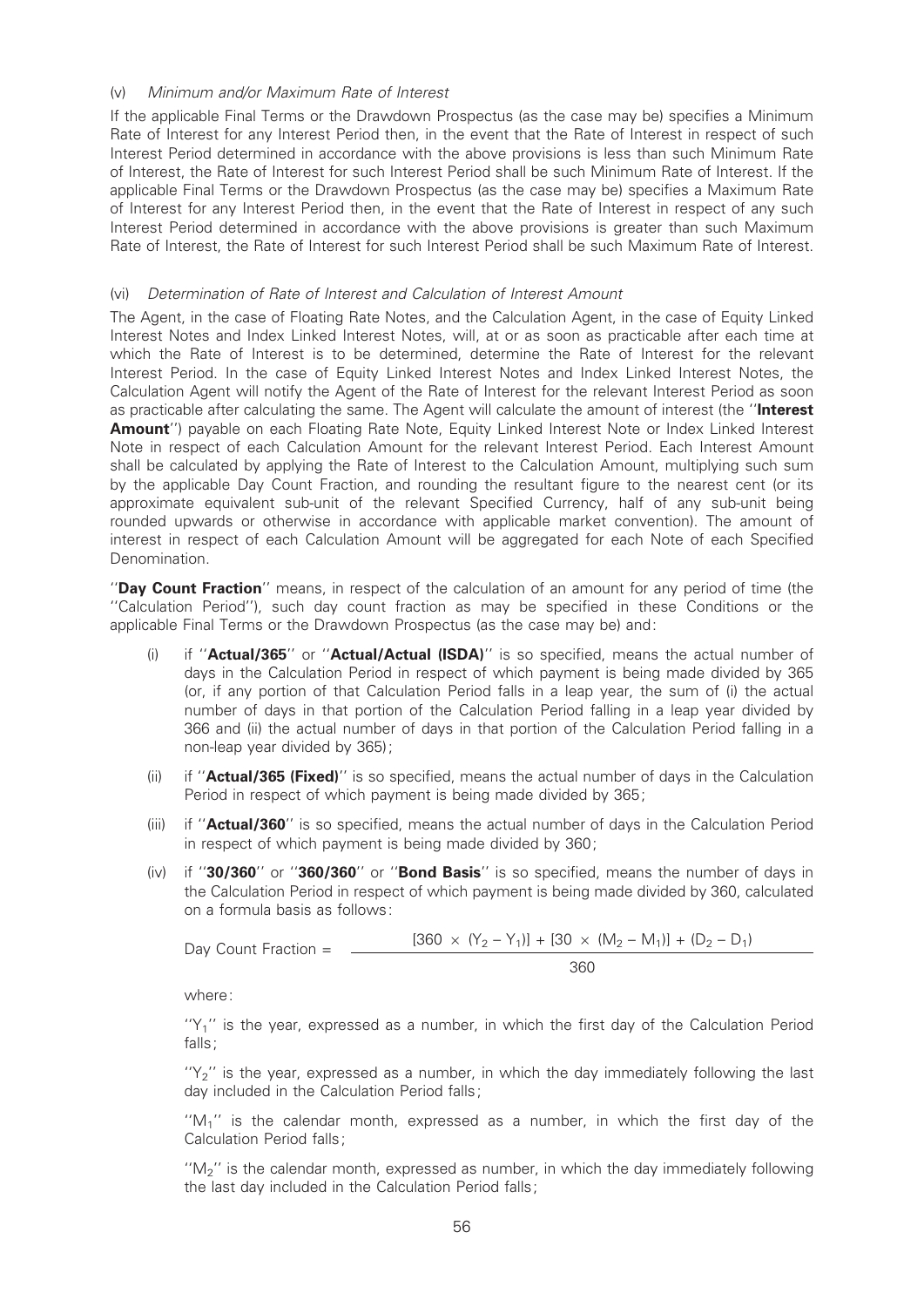(v) *Minimum and/or Maximum Rate of Interest*

If the applicable Final Terms or the Drawdown Prospectus (as the case may be) specifies a Minimum Rate of Interest for any Interest Period then, in the event that the Rate of Interest in respect of such Interest Period determined in accordance with the above provisions is less than such Minimum Rate of Interest, the Rate of Interest for such Interest Period shall be such Minimum Rate of Interest. If the applicable Final Terms or the Drawdown Prospectus (as the case may be) specifies a Maximum Rate of Interest for any Interest Period then, in the event that the Rate of Interest in respect of any such Interest Period determined in accordance with the above provisions is greater than such Maximum Rate of Interest, the Rate of Interest for such Interest Period shall be such Maximum Rate of Interest.

(vi) *Determination of Rate of Interest and Calculation of Interest Amount*

The Agent, in the case of Floating Rate Notes, and the Calculation Agent, in the case of Equity Linked Interest Notes and Index Linked Interest Notes, will, at or as soon as practicable after each time at which the Rate of Interest is to be determined, determine the Rate of Interest for the relevant Interest Period. In the case of Equity Linked Interest Notes and Index Linked Interest Notes, the Calculation Agent will notify the Agent of the Rate of Interest for the relevant Interest Period as soon as practicable after calculating the same. The Agent will calculate the amount of interest (the "**Interest Amount**") payable on each Floating Rate Note, Equity Linked Interest Note or Index Linked Interest Note in respect of each Calculation Amount for the relevant Interest Period. Each Interest Amount shall be calculated by applying the Rate of Interest to the Calculation Amount, multiplying such sum by the applicable Day Count Fraction, and rounding the resultant figure to the nearest cent (or its approximate equivalent sub-unit of the relevant Specified Currency, half of any sub-unit being rounded upwards or otherwise in accordance with applicable market convention). The amount of interest in respect of each Calculation Amount will be aggregated for each Note of each Specified Denomination.

"**Day Count Fraction**" means, in respect of the calculation of an amount for any period of time (the "Calculation Period"), such day count fraction as may be specified in these Conditions or the applicable Final Terms or the Drawdown Prospectus (as the case may be) and:

(i) if "**Actual/365**" or "**Actual/Actual (ISDA)**" is so specified, means the actual number of days in the Calculation Period in respect of which payment is being made divided by 365 (or, if any portion of that Calculation Period falls in a leap year, the sum of (i) the actual number of days in that portion of the Calculation Period falling in a leap year divided by 366 and (ii) the actual number of days in that portion of the Calculation Period falling in a non-leap year divided by 365);

(ii) if "**Actual/365 (Fixed)**" is so specified, means the actual number of days in the Calculation Period in respect of which payment is being made divided by 365;

(iii) if "**Actual/360**" is so specified, means the actual number of days in the Calculation Period in respect of which payment is being made divided by 360;

(iv) if "**30/360**" or "**360/360**" or "**Bond Basis**" is so specified, means the number of days in the Calculation Period in respect of which payment is being made divided by 360, calculated on a formula basis as follows:

$$\text{Day Count Fraction} = \frac{[360 \times (Y_2 - Y_1)] + [30 \times (M_2 - M_1)] + (D_2 - D_1)}{360}$$

where:

"$Y_1$" is the year, expressed as a number, in which the first day of the Calculation Period falls;

"$Y_2$" is the year, expressed as a number, in which the day immediately following the last day included in the Calculation Period falls;

"$M_1$" is the calendar month, expressed as a number, in which the first day of the Calculation Period falls;

"$M_2$" is the calendar month, expressed as number, in which the day immediately following the last day included in the Calculation Period falls;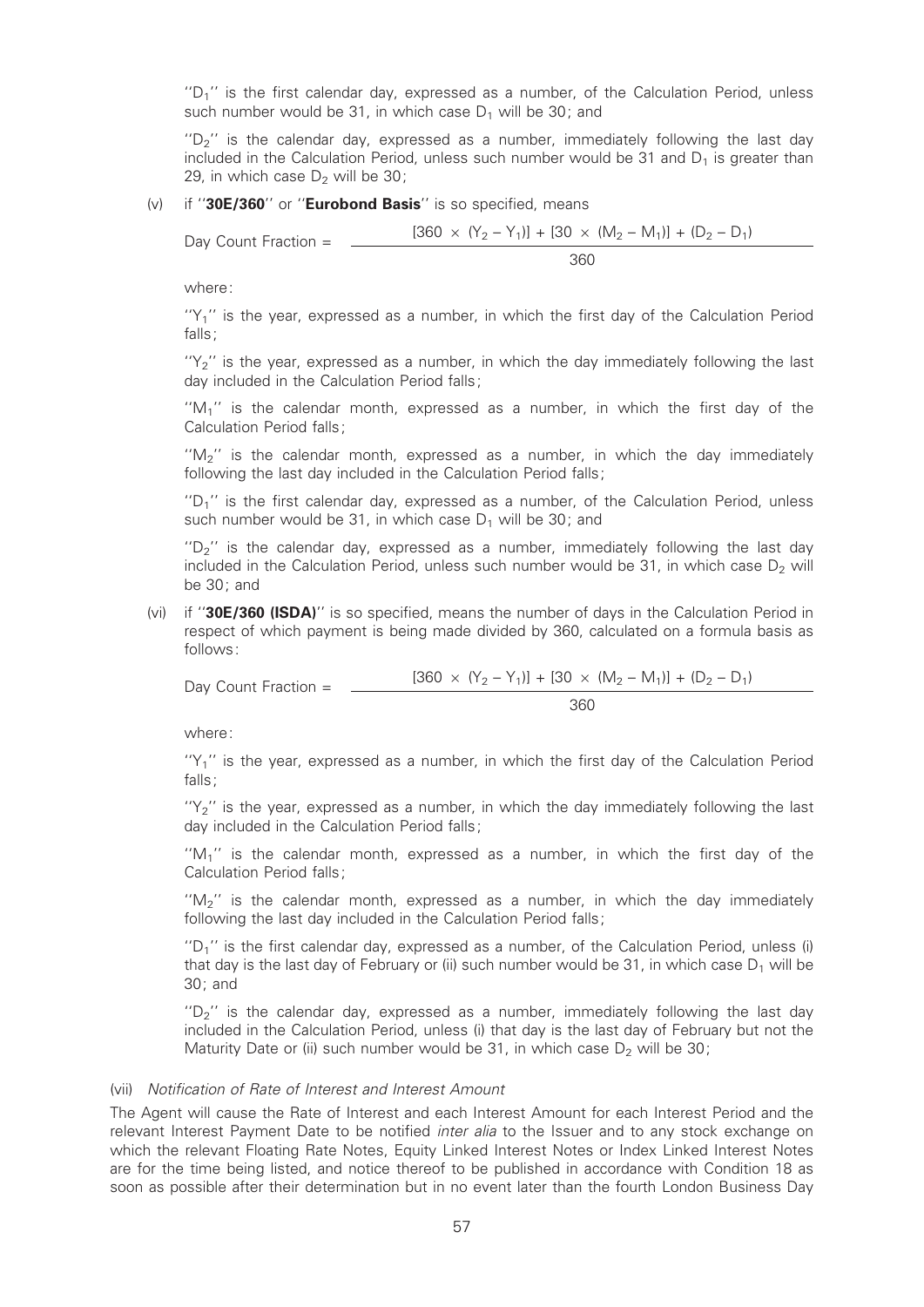"$D_1$" is the first calendar day, expressed as a number, of the Calculation Period, unless such number would be 31, in which case $D_1$ will be 30; and

"$D_2$" is the calendar day, expressed as a number, immediately following the last day included in the Calculation Period, unless such number would be 31 and $D_1$ is greater than 29, in which case $D_2$ will be 30;

(v) if "**30E/360**" or "**Eurobond Basis**" is so specified, means

$$\text{Day Count Fraction} = \frac{[360 \times (Y_2 - Y_1)] + [30 \times (M_2 - M_1)] + (D_2 - D_1)}{360}$$

where:

"$Y_1$" is the year, expressed as a number, in which the first day of the Calculation Period falls;

"$Y_2$" is the year, expressed as a number, in which the day immediately following the last day included in the Calculation Period falls;

"$M_1$" is the calendar month, expressed as a number, in which the first day of the Calculation Period falls;

"$M_2$" is the calendar month, expressed as a number, in which the day immediately following the last day included in the Calculation Period falls;

"$D_1$" is the first calendar day, expressed as a number, of the Calculation Period, unless such number would be 31, in which case $D_1$ will be 30; and

"$D_2$" is the calendar day, expressed as a number, immediately following the last day included in the Calculation Period, unless such number would be 31, in which case $D_2$ will be 30; and

(vi) if "**30E/360 (ISDA)**" is so specified, means the number of days in the Calculation Period in respect of which payment is being made divided by 360, calculated on a formula basis as follows:

$$\text{Day Count Fraction} = \frac{[360 \times (Y_2 - Y_1)] + [30 \times (M_2 - M_1)] + (D_2 - D_1)}{360}$$

where:

"$Y_1$" is the year, expressed as a number, in which the first day of the Calculation Period falls;

"$Y_2$" is the year, expressed as a number, in which the day immediately following the last day included in the Calculation Period falls;

"$M_1$" is the calendar month, expressed as a number, in which the first day of the Calculation Period falls;

"$M_2$" is the calendar month, expressed as a number, in which the day immediately following the last day included in the Calculation Period falls;

"$D_1$" is the first calendar day, expressed as a number, of the Calculation Period, unless (i) that day is the last day of February or (ii) such number would be 31, in which case $D_1$ will be 30; and

"$D_2$" is the calendar day, expressed as a number, immediately following the last day included in the Calculation Period, unless (i) that day is the last day of February but not the Maturity Date or (ii) such number would be 31, in which case $D_2$ will be 30;

(vii) *Notification of Rate of Interest and Interest Amount*

The Agent will cause the Rate of Interest and each Interest Amount for each Interest Period and the relevant Interest Payment Date to be notified *inter alia* to the Issuer and to any stock exchange on which the relevant Floating Rate Notes, Equity Linked Interest Notes or Index Linked Interest Notes are for the time being listed, and notice thereof to be published in accordance with Condition 18 as soon as possible after their determination but in no event later than the fourth London Business Day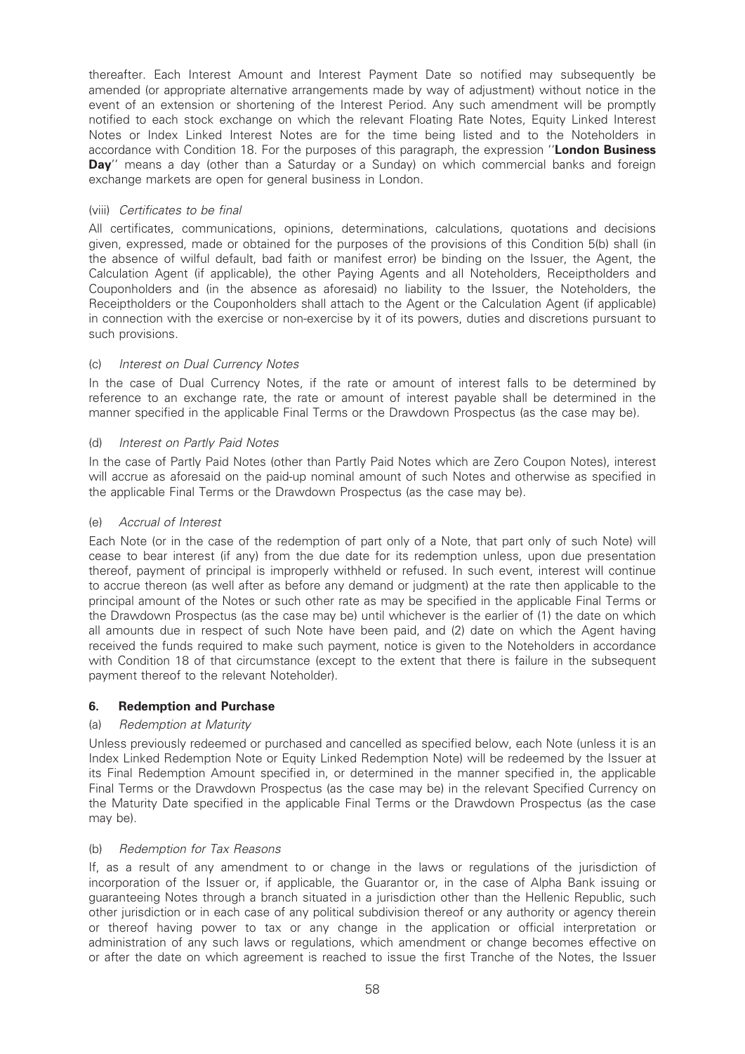thereafter. Each Interest Amount and Interest Payment Date so notified may subsequently be amended (or appropriate alternative arrangements made by way of adjustment) without notice in the event of an extension or shortening of the Interest Period. Any such amendment will be promptly notified to each stock exchange on which the relevant Floating Rate Notes, Equity Linked Interest Notes or Index Linked Interest Notes are for the time being listed and to the Noteholders in accordance with Condition 18. For the purposes of this paragraph, the expression ''**London Business Day**'' means a day (other than a Saturday or a Sunday) on which commercial banks and foreign exchange markets are open for general business in London.

(viii) *Certificates to be final*

All certificates, communications, opinions, determinations, calculations, quotations and decisions given, expressed, made or obtained for the purposes of the provisions of this Condition 5(b) shall (in the absence of wilful default, bad faith or manifest error) be binding on the Issuer, the Agent, the Calculation Agent (if applicable), the other Paying Agents and all Noteholders, Receiptholders and Couponholders and (in the absence as aforesaid) no liability to the Issuer, the Noteholders, the Receiptholders or the Couponholders shall attach to the Agent or the Calculation Agent (if applicable) in connection with the exercise or non-exercise by it of its powers, duties and discretions pursuant to such provisions.

(c) *Interest on Dual Currency Notes*

In the case of Dual Currency Notes, if the rate or amount of interest falls to be determined by reference to an exchange rate, the rate or amount of interest payable shall be determined in the manner specified in the applicable Final Terms or the Drawdown Prospectus (as the case may be).

(d) *Interest on Partly Paid Notes*

In the case of Partly Paid Notes (other than Partly Paid Notes which are Zero Coupon Notes), interest will accrue as aforesaid on the paid-up nominal amount of such Notes and otherwise as specified in the applicable Final Terms or the Drawdown Prospectus (as the case may be).

(e) *Accrual of Interest*

Each Note (or in the case of the redemption of part only of a Note, that part only of such Note) will cease to bear interest (if any) from the due date for its redemption unless, upon due presentation thereof, payment of principal is improperly withheld or refused. In such event, interest will continue to accrue thereon (as well after as before any demand or judgment) at the rate then applicable to the principal amount of the Notes or such other rate as may be specified in the applicable Final Terms or the Drawdown Prospectus (as the case may be) until whichever is the earlier of (1) the date on which all amounts due in respect of such Note have been paid, and (2) date on which the Agent having received the funds required to make such payment, notice is given to the Noteholders in accordance with Condition 18 of that circumstance (except to the extent that there is failure in the subsequent payment thereof to the relevant Noteholder).

## 6. Redemption and Purchase

(a) *Redemption at Maturity*

Unless previously redeemed or purchased and cancelled as specified below, each Note (unless it is an Index Linked Redemption Note or Equity Linked Redemption Note) will be redeemed by the Issuer at its Final Redemption Amount specified in, or determined in the manner specified in, the applicable Final Terms or the Drawdown Prospectus (as the case may be) in the relevant Specified Currency on the Maturity Date specified in the applicable Final Terms or the Drawdown Prospectus (as the case may be).

(b) *Redemption for Tax Reasons*

If, as a result of any amendment to or change in the laws or regulations of the jurisdiction of incorporation of the Issuer or, if applicable, the Guarantor or, in the case of Alpha Bank issuing or guaranteeing Notes through a branch situated in a jurisdiction other than the Hellenic Republic, such other jurisdiction or in each case of any political subdivision thereof or any authority or agency therein or thereof having power to tax or any change in the application or official interpretation or administration of any such laws or regulations, which amendment or change becomes effective on or after the date on which agreement is reached to issue the first Tranche of the Notes, the Issuer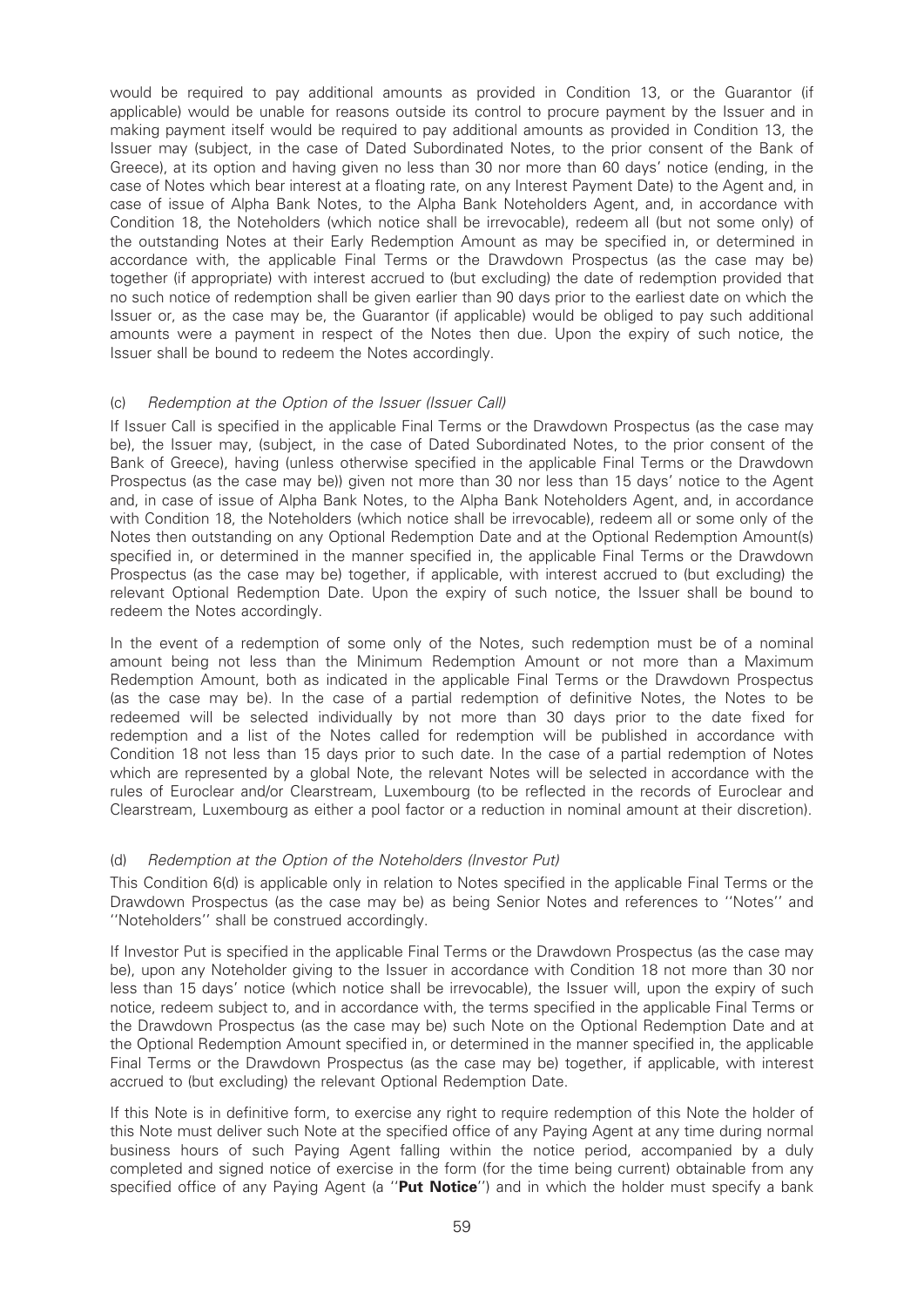would be required to pay additional amounts as provided in Condition 13, or the Guarantor (if applicable) would be unable for reasons outside its control to procure payment by the Issuer and in making payment itself would be required to pay additional amounts as provided in Condition 13, the Issuer may (subject, in the case of Dated Subordinated Notes, to the prior consent of the Bank of Greece), at its option and having given no less than 30 nor more than 60 days' notice (ending, in the case of Notes which bear interest at a floating rate, on any Interest Payment Date) to the Agent and, in case of issue of Alpha Bank Notes, to the Alpha Bank Noteholders Agent, and, in accordance with Condition 18, the Noteholders (which notice shall be irrevocable), redeem all (but not some only) of the outstanding Notes at their Early Redemption Amount as may be specified in, or determined in accordance with, the applicable Final Terms or the Drawdown Prospectus (as the case may be) together (if appropriate) with interest accrued to (but excluding) the date of redemption provided that no such notice of redemption shall be given earlier than 90 days prior to the earliest date on which the Issuer or, as the case may be, the Guarantor (if applicable) would be obliged to pay such additional amounts were a payment in respect of the Notes then due. Upon the expiry of such notice, the Issuer shall be bound to redeem the Notes accordingly.

(c) *Redemption at the Option of the Issuer (Issuer Call)*

If Issuer Call is specified in the applicable Final Terms or the Drawdown Prospectus (as the case may be), the Issuer may, (subject, in the case of Dated Subordinated Notes, to the prior consent of the Bank of Greece), having (unless otherwise specified in the applicable Final Terms or the Drawdown Prospectus (as the case may be)) given not more than 30 nor less than 15 days' notice to the Agent and, in case of issue of Alpha Bank Notes, to the Alpha Bank Noteholders Agent, and, in accordance with Condition 18, the Noteholders (which notice shall be irrevocable), redeem all or some only of the Notes then outstanding on any Optional Redemption Date and at the Optional Redemption Amount(s) specified in, or determined in the manner specified in, the applicable Final Terms or the Drawdown Prospectus (as the case may be) together, if applicable, with interest accrued to (but excluding) the relevant Optional Redemption Date. Upon the expiry of such notice, the Issuer shall be bound to redeem the Notes accordingly.

In the event of a redemption of some only of the Notes, such redemption must be of a nominal amount being not less than the Minimum Redemption Amount or not more than a Maximum Redemption Amount, both as indicated in the applicable Final Terms or the Drawdown Prospectus (as the case may be). In the case of a partial redemption of definitive Notes, the Notes to be redeemed will be selected individually by not more than 30 days prior to the date fixed for redemption and a list of the Notes called for redemption will be published in accordance with Condition 18 not less than 15 days prior to such date. In the case of a partial redemption of Notes which are represented by a global Note, the relevant Notes will be selected in accordance with the rules of Euroclear and/or Clearstream, Luxembourg (to be reflected in the records of Euroclear and Clearstream, Luxembourg as either a pool factor or a reduction in nominal amount at their discretion).

(d) *Redemption at the Option of the Noteholders (Investor Put)*

This Condition 6(d) is applicable only in relation to Notes specified in the applicable Final Terms or the Drawdown Prospectus (as the case may be) as being Senior Notes and references to ''Notes'' and ''Noteholders'' shall be construed accordingly.

If Investor Put is specified in the applicable Final Terms or the Drawdown Prospectus (as the case may be), upon any Noteholder giving to the Issuer in accordance with Condition 18 not more than 30 nor less than 15 days' notice (which notice shall be irrevocable), the Issuer will, upon the expiry of such notice, redeem subject to, and in accordance with, the terms specified in the applicable Final Terms or the Drawdown Prospectus (as the case may be) such Note on the Optional Redemption Date and at the Optional Redemption Amount specified in, or determined in the manner specified in, the applicable Final Terms or the Drawdown Prospectus (as the case may be) together, if applicable, with interest accrued to (but excluding) the relevant Optional Redemption Date.

If this Note is in definitive form, to exercise any right to require redemption of this Note the holder of this Note must deliver such Note at the specified office of any Paying Agent at any time during normal business hours of such Paying Agent falling within the notice period, accompanied by a duly completed and signed notice of exercise in the form (for the time being current) obtainable from any specified office of any Paying Agent (a ''**Put Notice**'') and in which the holder must specify a bank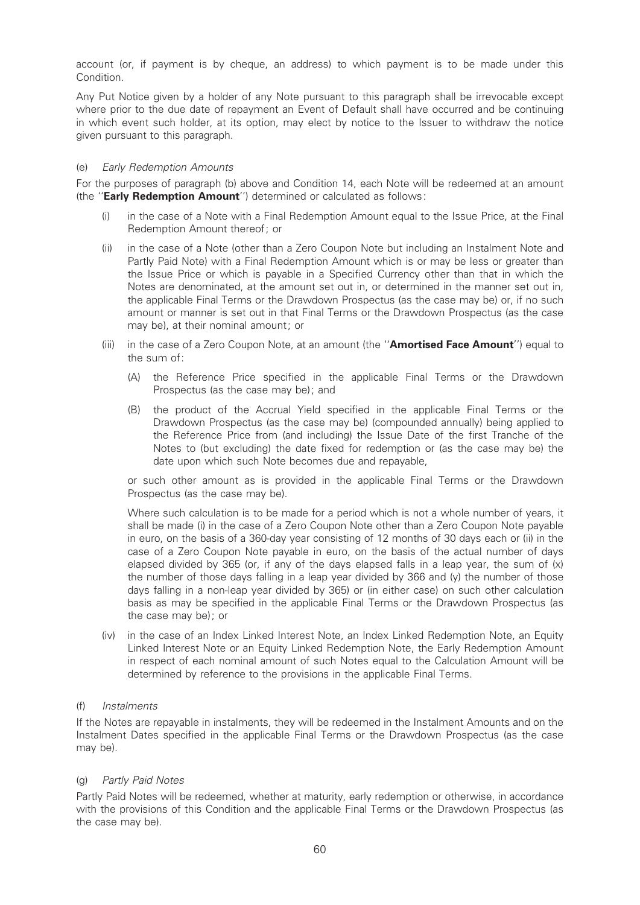account (or, if payment is by cheque, an address) to which payment is to be made under this Condition.

Any Put Notice given by a holder of any Note pursuant to this paragraph shall be irrevocable except where prior to the due date of repayment an Event of Default shall have occurred and be continuing in which event such holder, at its option, may elect by notice to the Issuer to withdraw the notice given pursuant to this paragraph.

(e) *Early Redemption Amounts*

For the purposes of paragraph (b) above and Condition 14, each Note will be redeemed at an amount (the "**Early Redemption Amount**") determined or calculated as follows:

(i) in the case of a Note with a Final Redemption Amount equal to the Issue Price, at the Final Redemption Amount thereof; or

(ii) in the case of a Note (other than a Zero Coupon Note but including an Instalment Note and Partly Paid Note) with a Final Redemption Amount which is or may be less or greater than the Issue Price or which is payable in a Specified Currency other than that in which the Notes are denominated, at the amount set out in, or determined in the manner set out in, the applicable Final Terms or the Drawdown Prospectus (as the case may be) or, if no such amount or manner is set out in that Final Terms or the Drawdown Prospectus (as the case may be), at their nominal amount; or

(iii) in the case of a Zero Coupon Note, at an amount (the "**Amortised Face Amount**") equal to the sum of:

(A) the Reference Price specified in the applicable Final Terms or the Drawdown Prospectus (as the case may be); and

(B) the product of the Accrual Yield specified in the applicable Final Terms or the Drawdown Prospectus (as the case may be) (compounded annually) being applied to the Reference Price from (and including) the Issue Date of the first Tranche of the Notes to (but excluding) the date fixed for redemption or (as the case may be) the date upon which such Note becomes due and repayable,

or such other amount as is provided in the applicable Final Terms or the Drawdown Prospectus (as the case may be).

Where such calculation is to be made for a period which is not a whole number of years, it shall be made (i) in the case of a Zero Coupon Note other than a Zero Coupon Note payable in euro, on the basis of a 360-day year consisting of 12 months of 30 days each or (ii) in the case of a Zero Coupon Note payable in euro, on the basis of the actual number of days elapsed divided by 365 (or, if any of the days elapsed falls in a leap year, the sum of (x) the number of those days falling in a leap year divided by 366 and (y) the number of those days falling in a non-leap year divided by 365) or (in either case) on such other calculation basis as may be specified in the applicable Final Terms or the Drawdown Prospectus (as the case may be); or

(iv) in the case of an Index Linked Interest Note, an Index Linked Redemption Note, an Equity Linked Interest Note or an Equity Linked Redemption Note, the Early Redemption Amount in respect of each nominal amount of such Notes equal to the Calculation Amount will be determined by reference to the provisions in the applicable Final Terms.

(f) *Instalments*

If the Notes are repayable in instalments, they will be redeemed in the Instalment Amounts and on the Instalment Dates specified in the applicable Final Terms or the Drawdown Prospectus (as the case may be).

(g) *Partly Paid Notes*

Partly Paid Notes will be redeemed, whether at maturity, early redemption or otherwise, in accordance with the provisions of this Condition and the applicable Final Terms or the Drawdown Prospectus (as the case may be).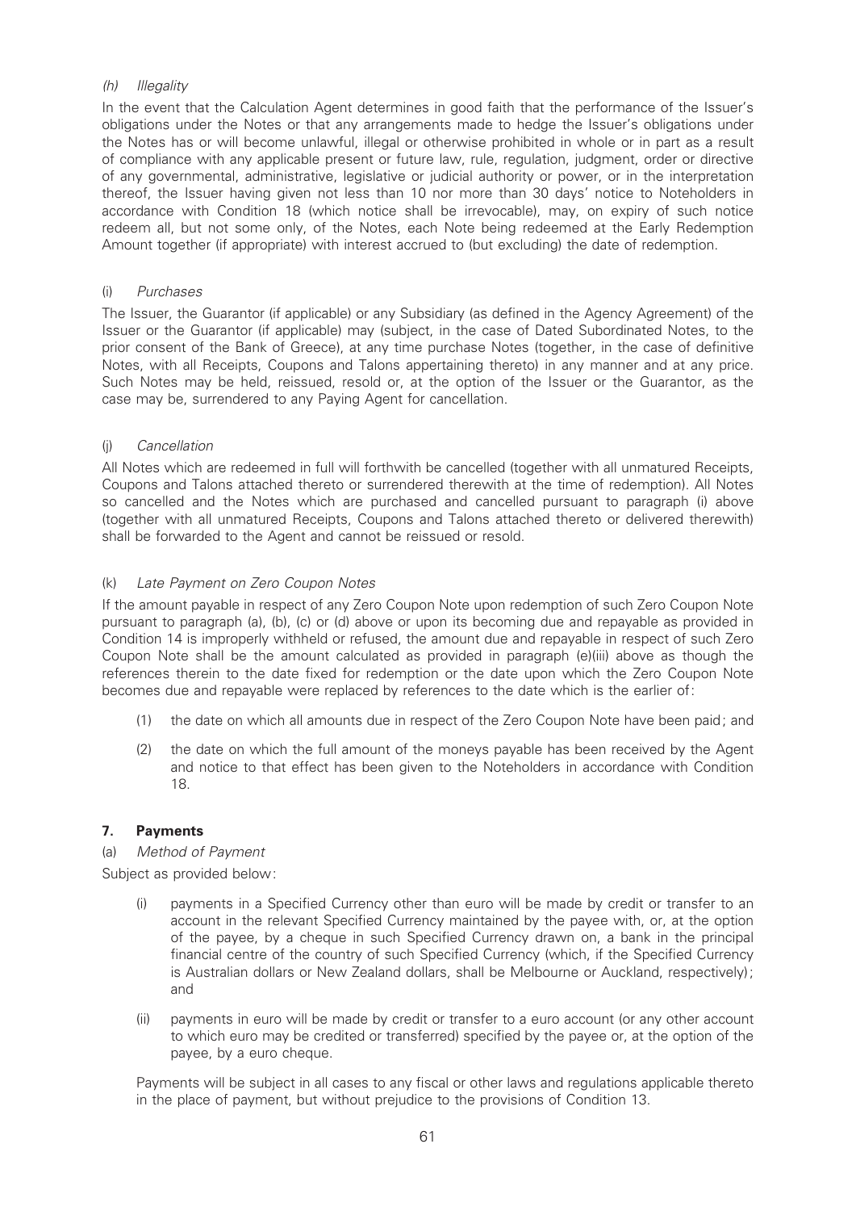*(h) Illegality*

In the event that the Calculation Agent determines in good faith that the performance of the Issuer's obligations under the Notes or that any arrangements made to hedge the Issuer's obligations under the Notes has or will become unlawful, illegal or otherwise prohibited in whole or in part as a result of compliance with any applicable present or future law, rule, regulation, judgment, order or directive of any governmental, administrative, legislative or judicial authority or power, or in the interpretation thereof, the Issuer having given not less than 10 nor more than 30 days' notice to Noteholders in accordance with Condition 18 (which notice shall be irrevocable), may, on expiry of such notice redeem all, but not some only, of the Notes, each Note being redeemed at the Early Redemption Amount together (if appropriate) with interest accrued to (but excluding) the date of redemption.

(i) *Purchases*

The Issuer, the Guarantor (if applicable) or any Subsidiary (as defined in the Agency Agreement) of the Issuer or the Guarantor (if applicable) may (subject, in the case of Dated Subordinated Notes, to the prior consent of the Bank of Greece), at any time purchase Notes (together, in the case of definitive Notes, with all Receipts, Coupons and Talons appertaining thereto) in any manner and at any price. Such Notes may be held, reissued, resold or, at the option of the Issuer or the Guarantor, as the case may be, surrendered to any Paying Agent for cancellation.

(j) *Cancellation*

All Notes which are redeemed in full will forthwith be cancelled (together with all unmatured Receipts, Coupons and Talons attached thereto or surrendered therewith at the time of redemption). All Notes so cancelled and the Notes which are purchased and cancelled pursuant to paragraph (i) above (together with all unmatured Receipts, Coupons and Talons attached thereto or delivered therewith) shall be forwarded to the Agent and cannot be reissued or resold.

(k) *Late Payment on Zero Coupon Notes*

If the amount payable in respect of any Zero Coupon Note upon redemption of such Zero Coupon Note pursuant to paragraph (a), (b), (c) or (d) above or upon its becoming due and repayable as provided in Condition 14 is improperly withheld or refused, the amount due and repayable in respect of such Zero Coupon Note shall be the amount calculated as provided in paragraph (e)(iii) above as though the references therein to the date fixed for redemption or the date upon which the Zero Coupon Note becomes due and repayable were replaced by references to the date which is the earlier of:

(1) the date on which all amounts due in respect of the Zero Coupon Note have been paid; and

(2) the date on which the full amount of the moneys payable has been received by the Agent and notice to that effect has been given to the Noteholders in accordance with Condition 18.

## 7. Payments

(a) *Method of Payment*

Subject as provided below:

(i) payments in a Specified Currency other than euro will be made by credit or transfer to an account in the relevant Specified Currency maintained by the payee with, or, at the option of the payee, by a cheque in such Specified Currency drawn on, a bank in the principal financial centre of the country of such Specified Currency (which, if the Specified Currency is Australian dollars or New Zealand dollars, shall be Melbourne or Auckland, respectively); and

(ii) payments in euro will be made by credit or transfer to a euro account (or any other account to which euro may be credited or transferred) specified by the payee or, at the option of the payee, by a euro cheque.

Payments will be subject in all cases to any fiscal or other laws and regulations applicable thereto in the place of payment, but without prejudice to the provisions of Condition 13.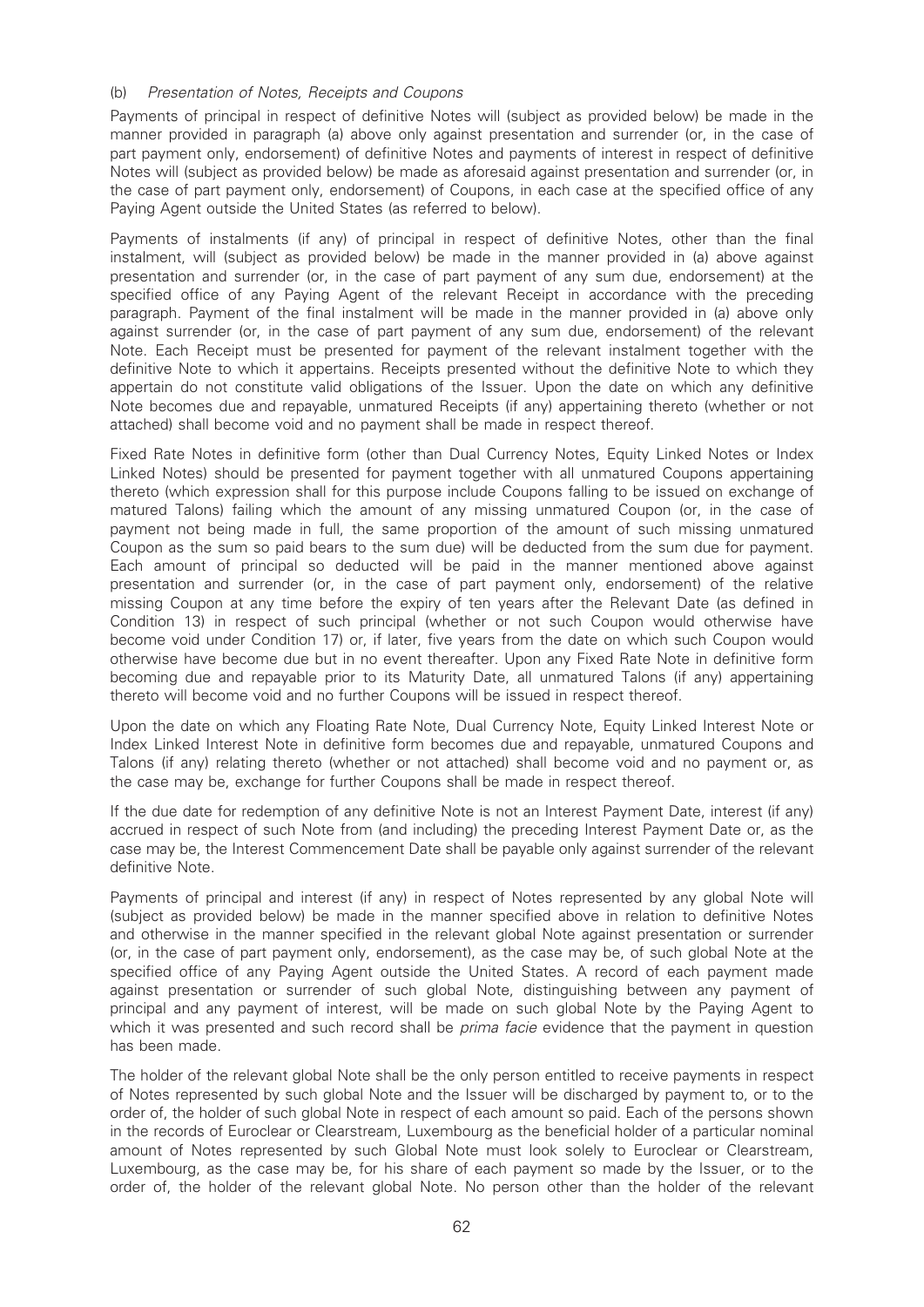(b) *Presentation of Notes, Receipts and Coupons*

Payments of principal in respect of definitive Notes will (subject as provided below) be made in the manner provided in paragraph (a) above only against presentation and surrender (or, in the case of part payment only, endorsement) of definitive Notes and payments of interest in respect of definitive Notes will (subject as provided below) be made as aforesaid against presentation and surrender (or, in the case of part payment only, endorsement) of Coupons, in each case at the specified office of any Paying Agent outside the United States (as referred to below).

Payments of instalments (if any) of principal in respect of definitive Notes, other than the final instalment, will (subject as provided below) be made in the manner provided in (a) above against presentation and surrender (or, in the case of part payment of any sum due, endorsement) at the specified office of any Paying Agent of the relevant Receipt in accordance with the preceding paragraph. Payment of the final instalment will be made in the manner provided in (a) above only against surrender (or, in the case of part payment of any sum due, endorsement) of the relevant Note. Each Receipt must be presented for payment of the relevant instalment together with the definitive Note to which it appertains. Receipts presented without the definitive Note to which they appertain do not constitute valid obligations of the Issuer. Upon the date on which any definitive Note becomes due and repayable, unmatured Receipts (if any) appertaining thereto (whether or not attached) shall become void and no payment shall be made in respect thereof.

Fixed Rate Notes in definitive form (other than Dual Currency Notes, Equity Linked Notes or Index Linked Notes) should be presented for payment together with all unmatured Coupons appertaining thereto (which expression shall for this purpose include Coupons falling to be issued on exchange of matured Talons) failing which the amount of any missing unmatured Coupon (or, in the case of payment not being made in full, the same proportion of the amount of such missing unmatured Coupon as the sum so paid bears to the sum due) will be deducted from the sum due for payment. Each amount of principal so deducted will be paid in the manner mentioned above against presentation and surrender (or, in the case of part payment only, endorsement) of the relative missing Coupon at any time before the expiry of ten years after the Relevant Date (as defined in Condition 13) in respect of such principal (whether or not such Coupon would otherwise have become void under Condition 17) or, if later, five years from the date on which such Coupon would otherwise have become due but in no event thereafter. Upon any Fixed Rate Note in definitive form becoming due and repayable prior to its Maturity Date, all unmatured Talons (if any) appertaining thereto will become void and no further Coupons will be issued in respect thereof.

Upon the date on which any Floating Rate Note, Dual Currency Note, Equity Linked Interest Note or Index Linked Interest Note in definitive form becomes due and repayable, unmatured Coupons and Talons (if any) relating thereto (whether or not attached) shall become void and no payment or, as the case may be, exchange for further Coupons shall be made in respect thereof.

If the due date for redemption of any definitive Note is not an Interest Payment Date, interest (if any) accrued in respect of such Note from (and including) the preceding Interest Payment Date or, as the case may be, the Interest Commencement Date shall be payable only against surrender of the relevant definitive Note.

Payments of principal and interest (if any) in respect of Notes represented by any global Note will (subject as provided below) be made in the manner specified above in relation to definitive Notes and otherwise in the manner specified in the relevant global Note against presentation or surrender (or, in the case of part payment only, endorsement), as the case may be, of such global Note at the specified office of any Paying Agent outside the United States. A record of each payment made against presentation or surrender of such global Note, distinguishing between any payment of principal and any payment of interest, will be made on such global Note by the Paying Agent to which it was presented and such record shall be *prima facie* evidence that the payment in question has been made.

The holder of the relevant global Note shall be the only person entitled to receive payments in respect of Notes represented by such global Note and the Issuer will be discharged by payment to, or to the order of, the holder of such global Note in respect of each amount so paid. Each of the persons shown in the records of Euroclear or Clearstream, Luxembourg as the beneficial holder of a particular nominal amount of Notes represented by such Global Note must look solely to Euroclear or Clearstream, Luxembourg, as the case may be, for his share of each payment so made by the Issuer, or to the order of, the holder of the relevant global Note. No person other than the holder of the relevant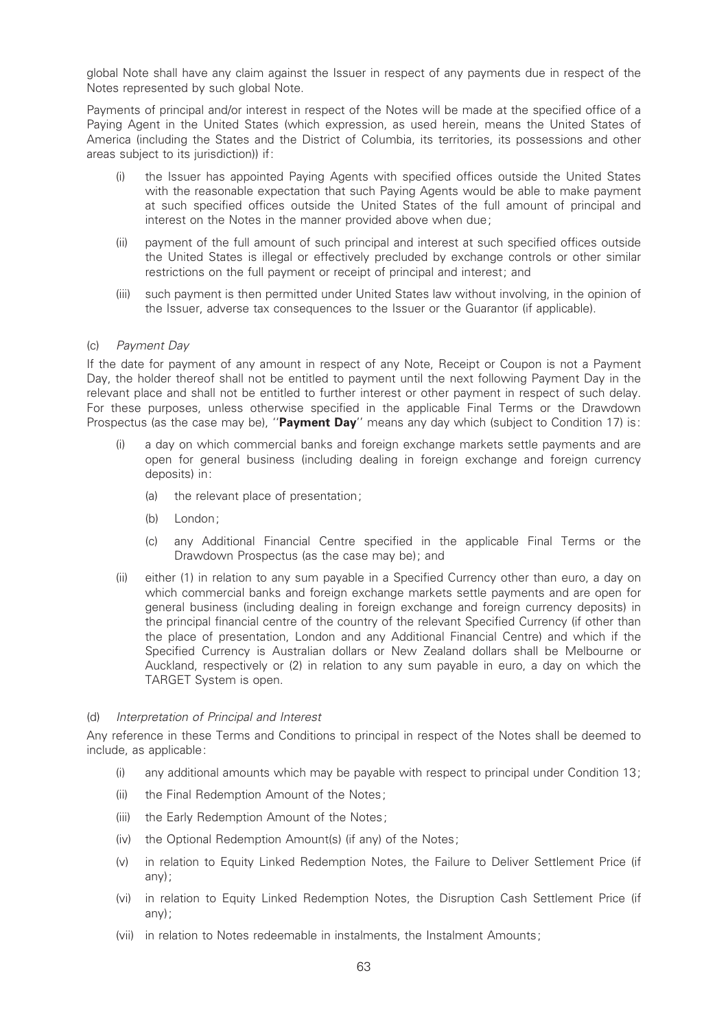global Note shall have any claim against the Issuer in respect of any payments due in respect of the Notes represented by such global Note.

Payments of principal and/or interest in respect of the Notes will be made at the specified office of a Paying Agent in the United States (which expression, as used herein, means the United States of America (including the States and the District of Columbia, its territories, its possessions and other areas subject to its jurisdiction)) if:

(i) the Issuer has appointed Paying Agents with specified offices outside the United States with the reasonable expectation that such Paying Agents would be able to make payment at such specified offices outside the United States of the full amount of principal and interest on the Notes in the manner provided above when due;

(ii) payment of the full amount of such principal and interest at such specified offices outside the United States is illegal or effectively precluded by exchange controls or other similar restrictions on the full payment or receipt of principal and interest; and

(iii) such payment is then permitted under United States law without involving, in the opinion of the Issuer, adverse tax consequences to the Issuer or the Guarantor (if applicable).

(c) *Payment Day*

If the date for payment of any amount in respect of any Note, Receipt or Coupon is not a Payment Day, the holder thereof shall not be entitled to payment until the next following Payment Day in the relevant place and shall not be entitled to further interest or other payment in respect of such delay. For these purposes, unless otherwise specified in the applicable Final Terms or the Drawdown Prospectus (as the case may be), "**Payment Day**" means any day which (subject to Condition 17) is:

(i) a day on which commercial banks and foreign exchange markets settle payments and are open for general business (including dealing in foreign exchange and foreign currency deposits) in:

 (a) the relevant place of presentation;

 (b) London;

 (c) any Additional Financial Centre specified in the applicable Final Terms or the Drawdown Prospectus (as the case may be); and

(ii) either (1) in relation to any sum payable in a Specified Currency other than euro, a day on which commercial banks and foreign exchange markets settle payments and are open for general business (including dealing in foreign exchange and foreign currency deposits) in the principal financial centre of the country of the relevant Specified Currency (if other than the place of presentation, London and any Additional Financial Centre) and which if the Specified Currency is Australian dollars or New Zealand dollars shall be Melbourne or Auckland, respectively or (2) in relation to any sum payable in euro, a day on which the TARGET System is open.

(d) *Interpretation of Principal and Interest*

Any reference in these Terms and Conditions to principal in respect of the Notes shall be deemed to include, as applicable:

(i) any additional amounts which may be payable with respect to principal under Condition 13;

(ii) the Final Redemption Amount of the Notes;

(iii) the Early Redemption Amount of the Notes;

(iv) the Optional Redemption Amount(s) (if any) of the Notes;

(v) in relation to Equity Linked Redemption Notes, the Failure to Deliver Settlement Price (if any);

(vi) in relation to Equity Linked Redemption Notes, the Disruption Cash Settlement Price (if any);

(vii) in relation to Notes redeemable in instalments, the Instalment Amounts;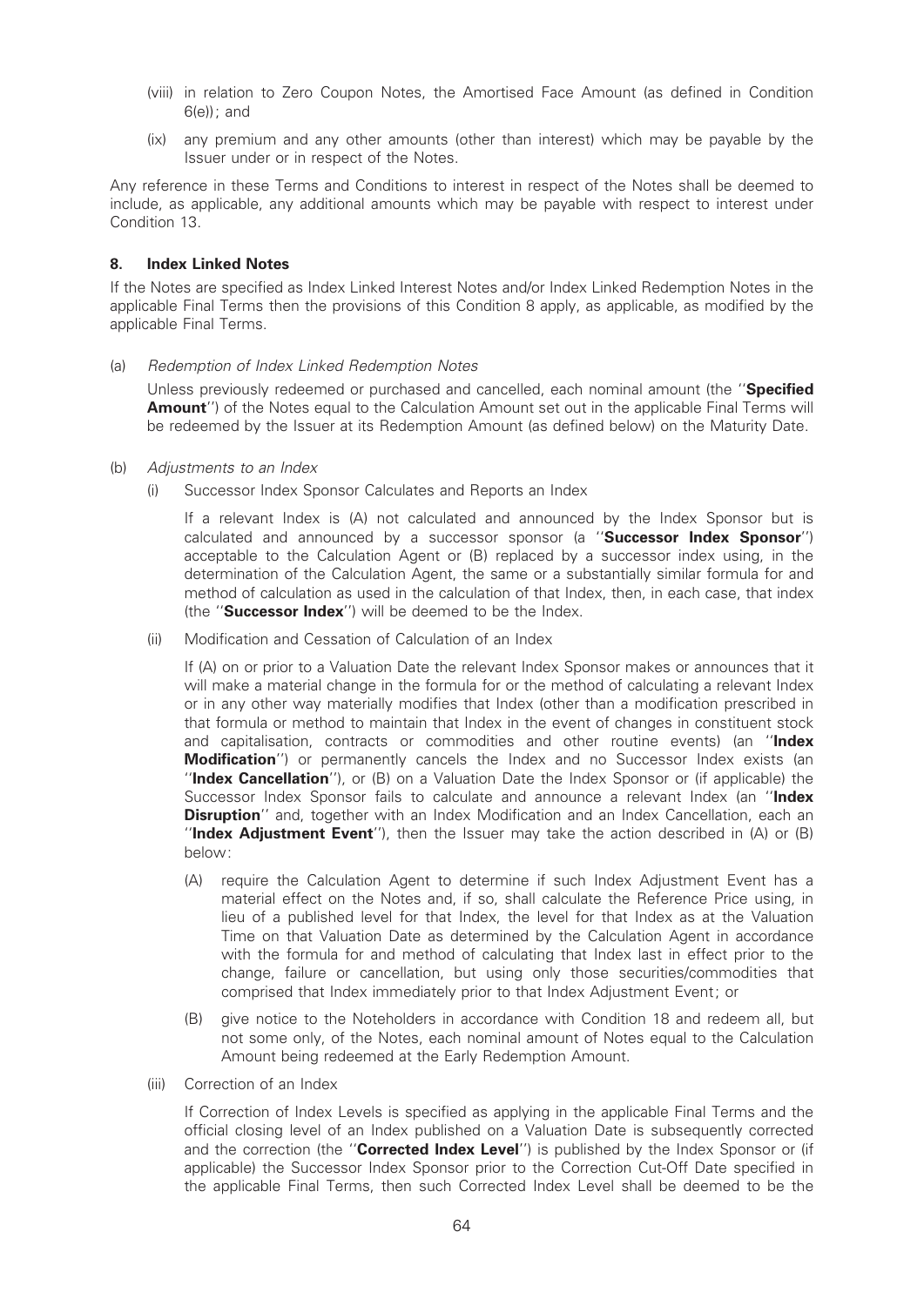(viii) in relation to Zero Coupon Notes, the Amortised Face Amount (as defined in Condition 6(e)); and

(ix) any premium and any other amounts (other than interest) which may be payable by the Issuer under or in respect of the Notes.

Any reference in these Terms and Conditions to interest in respect of the Notes shall be deemed to include, as applicable, any additional amounts which may be payable with respect to interest under Condition 13.

## 8. Index Linked Notes

If the Notes are specified as Index Linked Interest Notes and/or Index Linked Redemption Notes in the applicable Final Terms then the provisions of this Condition 8 apply, as applicable, as modified by the applicable Final Terms.

(a) *Redemption of Index Linked Redemption Notes*

Unless previously redeemed or purchased and cancelled, each nominal amount (the "**Specified Amount**") of the Notes equal to the Calculation Amount set out in the applicable Final Terms will be redeemed by the Issuer at its Redemption Amount (as defined below) on the Maturity Date.

(b) *Adjustments to an Index*

(i) Successor Index Sponsor Calculates and Reports an Index

If a relevant Index is (A) not calculated and announced by the Index Sponsor but is calculated and announced by a successor sponsor (a "**Successor Index Sponsor**") acceptable to the Calculation Agent or (B) replaced by a successor index using, in the determination of the Calculation Agent, the same or a substantially similar formula for and method of calculation as used in the calculation of that Index, then, in each case, that index (the "**Successor Index**") will be deemed to be the Index.

(ii) Modification and Cessation of Calculation of an Index

If (A) on or prior to a Valuation Date the relevant Index Sponsor makes or announces that it will make a material change in the formula for or the method of calculating a relevant Index or in any other way materially modifies that Index (other than a modification prescribed in that formula or method to maintain that Index in the event of changes in constituent stock and capitalisation, contracts or commodities and other routine events) (an "**Index Modification**") or permanently cancels the Index and no Successor Index exists (an "**Index Cancellation**"), or (B) on a Valuation Date the Index Sponsor or (if applicable) the Successor Index Sponsor fails to calculate and announce a relevant Index (an "**Index Disruption**" and, together with an Index Modification and an Index Cancellation, each an "**Index Adjustment Event**"), then the Issuer may take the action described in (A) or (B) below:

(A) require the Calculation Agent to determine if such Index Adjustment Event has a material effect on the Notes and, if so, shall calculate the Reference Price using, in lieu of a published level for that Index, the level for that Index as at the Valuation Time on that Valuation Date as determined by the Calculation Agent in accordance with the formula for and method of calculating that Index last in effect prior to the change, failure or cancellation, but using only those securities/commodities that comprised that Index immediately prior to that Index Adjustment Event; or

(B) give notice to the Noteholders in accordance with Condition 18 and redeem all, but not some only, of the Notes, each nominal amount of Notes equal to the Calculation Amount being redeemed at the Early Redemption Amount.

(iii) Correction of an Index

If Correction of Index Levels is specified as applying in the applicable Final Terms and the official closing level of an Index published on a Valuation Date is subsequently corrected and the correction (the "**Corrected Index Level**") is published by the Index Sponsor or (if applicable) the Successor Index Sponsor prior to the Correction Cut-Off Date specified in the applicable Final Terms, then such Corrected Index Level shall be deemed to be the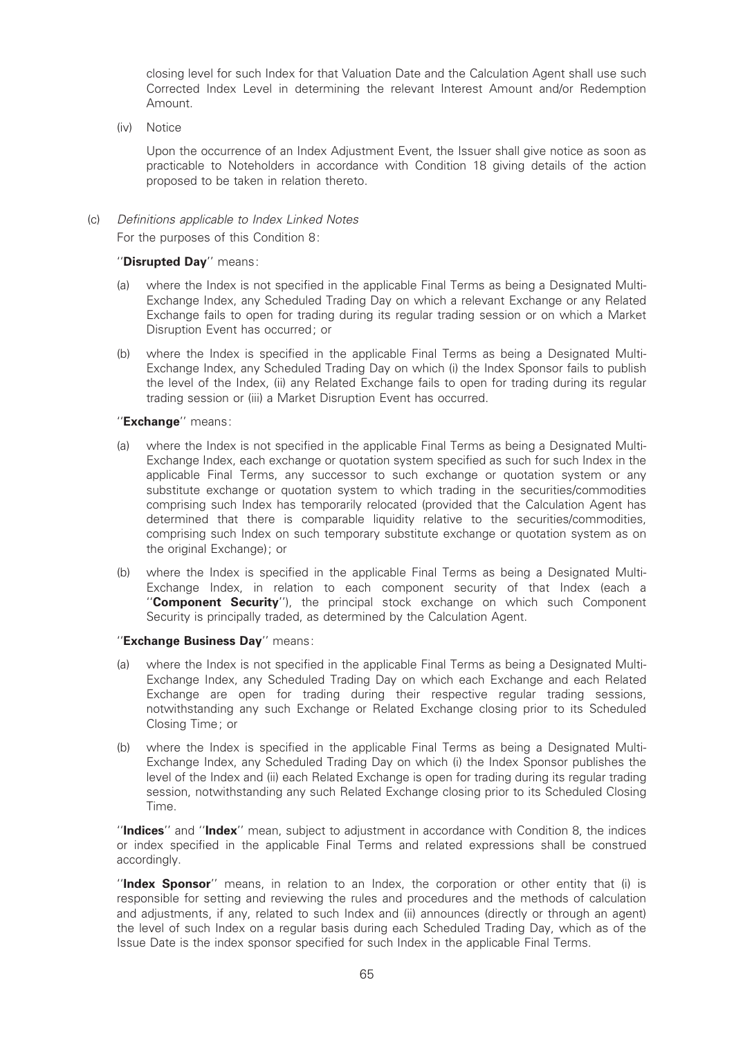closing level for such Index for that Valuation Date and the Calculation Agent shall use such Corrected Index Level in determining the relevant Interest Amount and/or Redemption Amount.

(iv) Notice

Upon the occurrence of an Index Adjustment Event, the Issuer shall give notice as soon as practicable to Noteholders in accordance with Condition 18 giving details of the action proposed to be taken in relation thereto.

(c) *Definitions applicable to Index Linked Notes*

For the purposes of this Condition 8:

''**Disrupted Day**'' means:

(a) where the Index is not specified in the applicable Final Terms as being a Designated Multi-Exchange Index, any Scheduled Trading Day on which a relevant Exchange or any Related Exchange fails to open for trading during its regular trading session or on which a Market Disruption Event has occurred; or

(b) where the Index is specified in the applicable Final Terms as being a Designated Multi-Exchange Index, any Scheduled Trading Day on which (i) the Index Sponsor fails to publish the level of the Index, (ii) any Related Exchange fails to open for trading during its regular trading session or (iii) a Market Disruption Event has occurred.

''**Exchange**'' means:

(a) where the Index is not specified in the applicable Final Terms as being a Designated Multi-Exchange Index, each exchange or quotation system specified as such for such Index in the applicable Final Terms, any successor to such exchange or quotation system or any substitute exchange or quotation system to which trading in the securities/commodities comprising such Index has temporarily relocated (provided that the Calculation Agent has determined that there is comparable liquidity relative to the securities/commodities, comprising such Index on such temporary substitute exchange or quotation system as on the original Exchange); or

(b) where the Index is specified in the applicable Final Terms as being a Designated Multi-Exchange Index, in relation to each component security of that Index (each a ''**Component Security**''), the principal stock exchange on which such Component Security is principally traded, as determined by the Calculation Agent.

''**Exchange Business Day**'' means:

(a) where the Index is not specified in the applicable Final Terms as being a Designated Multi-Exchange Index, any Scheduled Trading Day on which each Exchange and each Related Exchange are open for trading during their respective regular trading sessions, notwithstanding any such Exchange or Related Exchange closing prior to its Scheduled Closing Time; or

(b) where the Index is specified in the applicable Final Terms as being a Designated Multi-Exchange Index, any Scheduled Trading Day on which (i) the Index Sponsor publishes the level of the Index and (ii) each Related Exchange is open for trading during its regular trading session, notwithstanding any such Related Exchange closing prior to its Scheduled Closing Time.

''**Indices**'' and ''**Index**'' mean, subject to adjustment in accordance with Condition 8, the indices or index specified in the applicable Final Terms and related expressions shall be construed accordingly.

''**Index Sponsor**'' means, in relation to an Index, the corporation or other entity that (i) is responsible for setting and reviewing the rules and procedures and the methods of calculation and adjustments, if any, related to such Index and (ii) announces (directly or through an agent) the level of such Index on a regular basis during each Scheduled Trading Day, which as of the Issue Date is the index sponsor specified for such Index in the applicable Final Terms.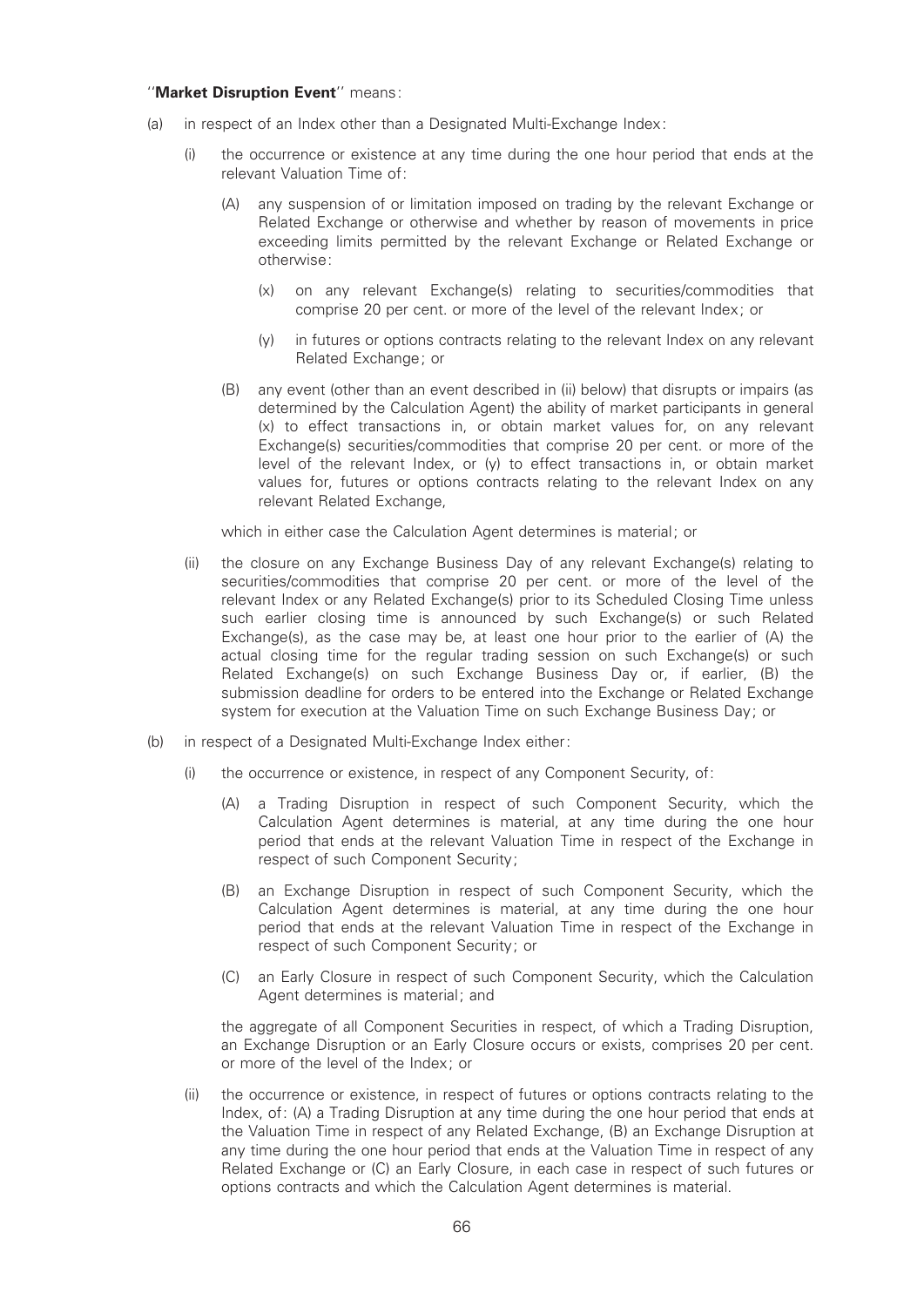''**Market Disruption Event**'' means:

(a) in respect of an Index other than a Designated Multi-Exchange Index:

  (i) the occurrence or existence at any time during the one hour period that ends at the relevant Valuation Time of:

    (A) any suspension of or limitation imposed on trading by the relevant Exchange or Related Exchange or otherwise and whether by reason of movements in price exceeding limits permitted by the relevant Exchange or Related Exchange or otherwise:

      (x) on any relevant Exchange(s) relating to securities/commodities that comprise 20 per cent. or more of the level of the relevant Index; or

      (y) in futures or options contracts relating to the relevant Index on any relevant Related Exchange; or

    (B) any event (other than an event described in (ii) below) that disrupts or impairs (as determined by the Calculation Agent) the ability of market participants in general (x) to effect transactions in, or obtain market values for, on any relevant Exchange(s) securities/commodities that comprise 20 per cent. or more of the level of the relevant Index, or (y) to effect transactions in, or obtain market values for, futures or options contracts relating to the relevant Index on any relevant Related Exchange,

  which in either case the Calculation Agent determines is material; or

  (ii) the closure on any Exchange Business Day of any relevant Exchange(s) relating to securities/commodities that comprise 20 per cent. or more of the level of the relevant Index or any Related Exchange(s) prior to its Scheduled Closing Time unless such earlier closing time is announced by such Exchange(s) or such Related Exchange(s), as the case may be, at least one hour prior to the earlier of (A) the actual closing time for the regular trading session on such Exchange(s) or such Related Exchange(s) on such Exchange Business Day or, if earlier, (B) the submission deadline for orders to be entered into the Exchange or Related Exchange system for execution at the Valuation Time on such Exchange Business Day; or

(b) in respect of a Designated Multi-Exchange Index either:

  (i) the occurrence or existence, in respect of any Component Security, of:

    (A) a Trading Disruption in respect of such Component Security, which the Calculation Agent determines is material, at any time during the one hour period that ends at the relevant Valuation Time in respect of the Exchange in respect of such Component Security;

    (B) an Exchange Disruption in respect of such Component Security, which the Calculation Agent determines is material, at any time during the one hour period that ends at the relevant Valuation Time in respect of the Exchange in respect of such Component Security; or

    (C) an Early Closure in respect of such Component Security, which the Calculation Agent determines is material; and

  the aggregate of all Component Securities in respect, of which a Trading Disruption, an Exchange Disruption or an Early Closure occurs or exists, comprises 20 per cent. or more of the level of the Index; or

  (ii) the occurrence or existence, in respect of futures or options contracts relating to the Index, of: (A) a Trading Disruption at any time during the one hour period that ends at the Valuation Time in respect of any Related Exchange, (B) an Exchange Disruption at any time during the one hour period that ends at the Valuation Time in respect of any Related Exchange or (C) an Early Closure, in each case in respect of such futures or options contracts and which the Calculation Agent determines is material.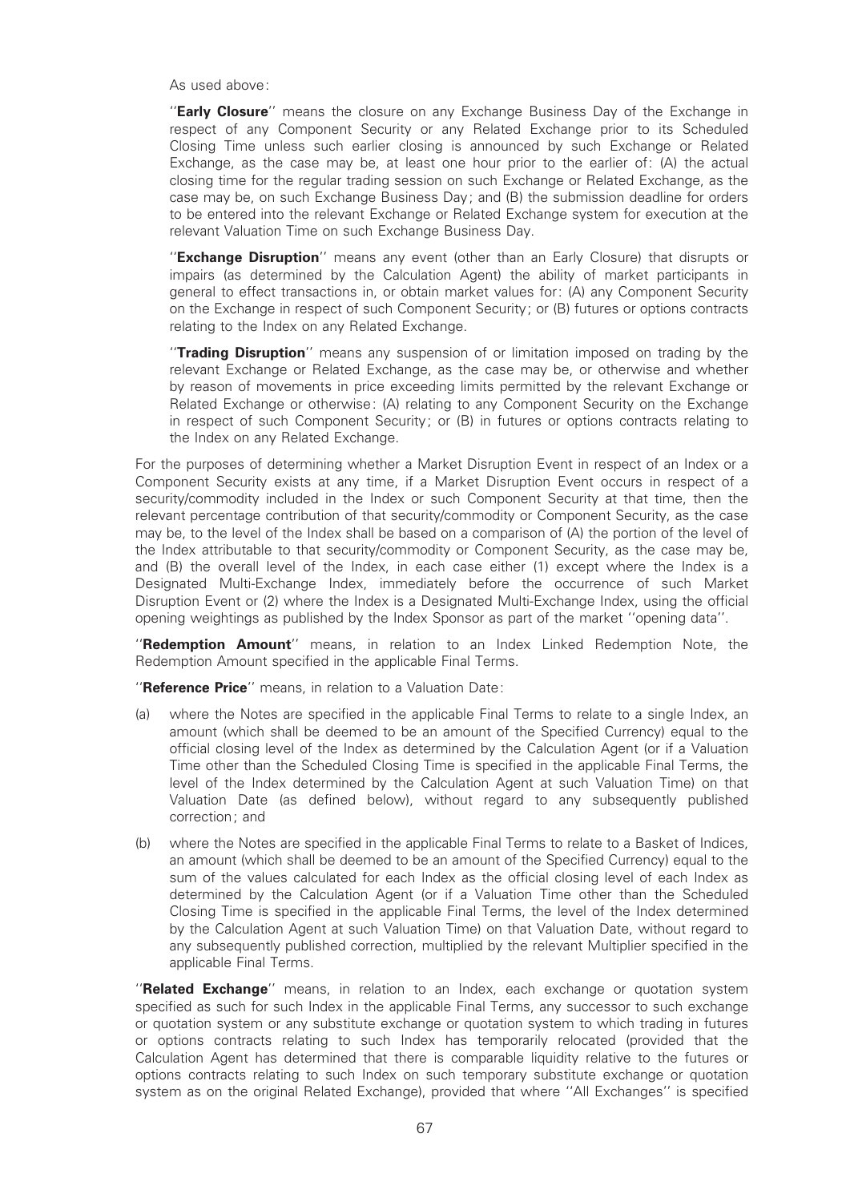As used above:

''**Early Closure**'' means the closure on any Exchange Business Day of the Exchange in respect of any Component Security or any Related Exchange prior to its Scheduled Closing Time unless such earlier closing is announced by such Exchange or Related Exchange, as the case may be, at least one hour prior to the earlier of: (A) the actual closing time for the regular trading session on such Exchange or Related Exchange, as the case may be, on such Exchange Business Day; and (B) the submission deadline for orders to be entered into the relevant Exchange or Related Exchange system for execution at the relevant Valuation Time on such Exchange Business Day.

''**Exchange Disruption**'' means any event (other than an Early Closure) that disrupts or impairs (as determined by the Calculation Agent) the ability of market participants in general to effect transactions in, or obtain market values for: (A) any Component Security on the Exchange in respect of such Component Security; or (B) futures or options contracts relating to the Index on any Related Exchange.

''**Trading Disruption**'' means any suspension of or limitation imposed on trading by the relevant Exchange or Related Exchange, as the case may be, or otherwise and whether by reason of movements in price exceeding limits permitted by the relevant Exchange or Related Exchange or otherwise: (A) relating to any Component Security on the Exchange in respect of such Component Security; or (B) in futures or options contracts relating to the Index on any Related Exchange.

For the purposes of determining whether a Market Disruption Event in respect of an Index or a Component Security exists at any time, if a Market Disruption Event occurs in respect of a security/commodity included in the Index or such Component Security at that time, then the relevant percentage contribution of that security/commodity or Component Security, as the case may be, to the level of the Index shall be based on a comparison of (A) the portion of the level of the Index attributable to that security/commodity or Component Security, as the case may be, and (B) the overall level of the Index, in each case either (1) except where the Index is a Designated Multi-Exchange Index, immediately before the occurrence of such Market Disruption Event or (2) where the Index is a Designated Multi-Exchange Index, using the official opening weightings as published by the Index Sponsor as part of the market ''opening data''.

''**Redemption Amount**'' means, in relation to an Index Linked Redemption Note, the Redemption Amount specified in the applicable Final Terms.

''**Reference Price**'' means, in relation to a Valuation Date:

(a) where the Notes are specified in the applicable Final Terms to relate to a single Index, an amount (which shall be deemed to be an amount of the Specified Currency) equal to the official closing level of the Index as determined by the Calculation Agent (or if a Valuation Time other than the Scheduled Closing Time is specified in the applicable Final Terms, the level of the Index determined by the Calculation Agent at such Valuation Time) on that Valuation Date (as defined below), without regard to any subsequently published correction; and

(b) where the Notes are specified in the applicable Final Terms to relate to a Basket of Indices, an amount (which shall be deemed to be an amount of the Specified Currency) equal to the sum of the values calculated for each Index as the official closing level of each Index as determined by the Calculation Agent (or if a Valuation Time other than the Scheduled Closing Time is specified in the applicable Final Terms, the level of the Index determined by the Calculation Agent at such Valuation Time) on that Valuation Date, without regard to any subsequently published correction, multiplied by the relevant Multiplier specified in the applicable Final Terms.

''**Related Exchange**'' means, in relation to an Index, each exchange or quotation system specified as such for such Index in the applicable Final Terms, any successor to such exchange or quotation system or any substitute exchange or quotation system to which trading in futures or options contracts relating to such Index has temporarily relocated (provided that the Calculation Agent has determined that there is comparable liquidity relative to the futures or options contracts relating to such Index on such temporary substitute exchange or quotation system as on the original Related Exchange), provided that where ''All Exchanges'' is specified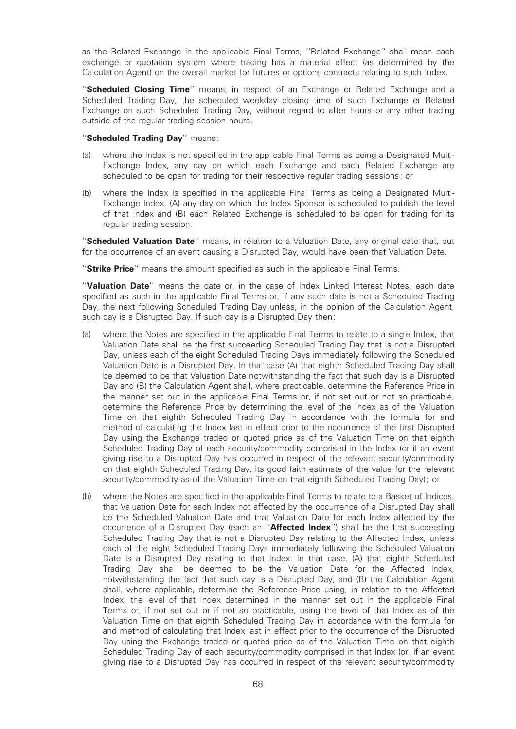as the Related Exchange in the applicable Final Terms, ''Related Exchange'' shall mean each exchange or quotation system where trading has a material effect (as determined by the Calculation Agent) on the overall market for futures or options contracts relating to such Index.

''**Scheduled Closing Time**'' means, in respect of an Exchange or Related Exchange and a Scheduled Trading Day, the scheduled weekday closing time of such Exchange or Related Exchange on such Scheduled Trading Day, without regard to after hours or any other trading outside of the regular trading session hours.

''**Scheduled Trading Day**'' means:

(a) where the Index is not specified in the applicable Final Terms as being a Designated Multi-Exchange Index, any day on which each Exchange and each Related Exchange are scheduled to be open for trading for their respective regular trading sessions; or

(b) where the Index is specified in the applicable Final Terms as being a Designated Multi-Exchange Index, (A) any day on which the Index Sponsor is scheduled to publish the level of that Index and (B) each Related Exchange is scheduled to be open for trading for its regular trading session.

''**Scheduled Valuation Date**'' means, in relation to a Valuation Date, any original date that, but for the occurrence of an event causing a Disrupted Day, would have been that Valuation Date.

''**Strike Price**'' means the amount specified as such in the applicable Final Terms.

''**Valuation Date**'' means the date or, in the case of Index Linked Interest Notes, each date specified as such in the applicable Final Terms or, if any such date is not a Scheduled Trading Day, the next following Scheduled Trading Day unless, in the opinion of the Calculation Agent, such day is a Disrupted Day. If such day is a Disrupted Day then:

(a) where the Notes are specified in the applicable Final Terms to relate to a single Index, that Valuation Date shall be the first succeeding Scheduled Trading Day that is not a Disrupted Day, unless each of the eight Scheduled Trading Days immediately following the Scheduled Valuation Date is a Disrupted Day. In that case (A) that eighth Scheduled Trading Day shall be deemed to be that Valuation Date notwithstanding the fact that such day is a Disrupted Day and (B) the Calculation Agent shall, where practicable, determine the Reference Price in the manner set out in the applicable Final Terms or, if not set out or not so practicable, determine the Reference Price by determining the level of the Index as of the Valuation Time on that eighth Scheduled Trading Day in accordance with the formula for and method of calculating the Index last in effect prior to the occurrence of the first Disrupted Day using the Exchange traded or quoted price as of the Valuation Time on that eighth Scheduled Trading Day of each security/commodity comprised in the Index (or if an event giving rise to a Disrupted Day has occurred in respect of the relevant security/commodity on that eighth Scheduled Trading Day, its good faith estimate of the value for the relevant security/commodity as of the Valuation Time on that eighth Scheduled Trading Day); or

(b) where the Notes are specified in the applicable Final Terms to relate to a Basket of Indices, that Valuation Date for each Index not affected by the occurrence of a Disrupted Day shall be the Scheduled Valuation Date and that Valuation Date for each Index affected by the occurrence of a Disrupted Day (each an ''**Affected Index**'') shall be the first succeeding Scheduled Trading Day that is not a Disrupted Day relating to the Affected Index, unless each of the eight Scheduled Trading Days immediately following the Scheduled Valuation Date is a Disrupted Day relating to that Index. In that case, (A) that eighth Scheduled Trading Day shall be deemed to be the Valuation Date for the Affected Index, notwithstanding the fact that such day is a Disrupted Day, and (B) the Calculation Agent shall, where applicable, determine the Reference Price using, in relation to the Affected Index, the level of that Index determined in the manner set out in the applicable Final Terms or, if not set out or if not so practicable, using the level of that Index as of the Valuation Time on that eighth Scheduled Trading Day in accordance with the formula for and method of calculating that Index last in effect prior to the occurrence of the Disrupted Day using the Exchange traded or quoted price as of the Valuation Time on that eighth Scheduled Trading Day of each security/commodity comprised in that Index (or, if an event giving rise to a Disrupted Day has occurred in respect of the relevant security/commodity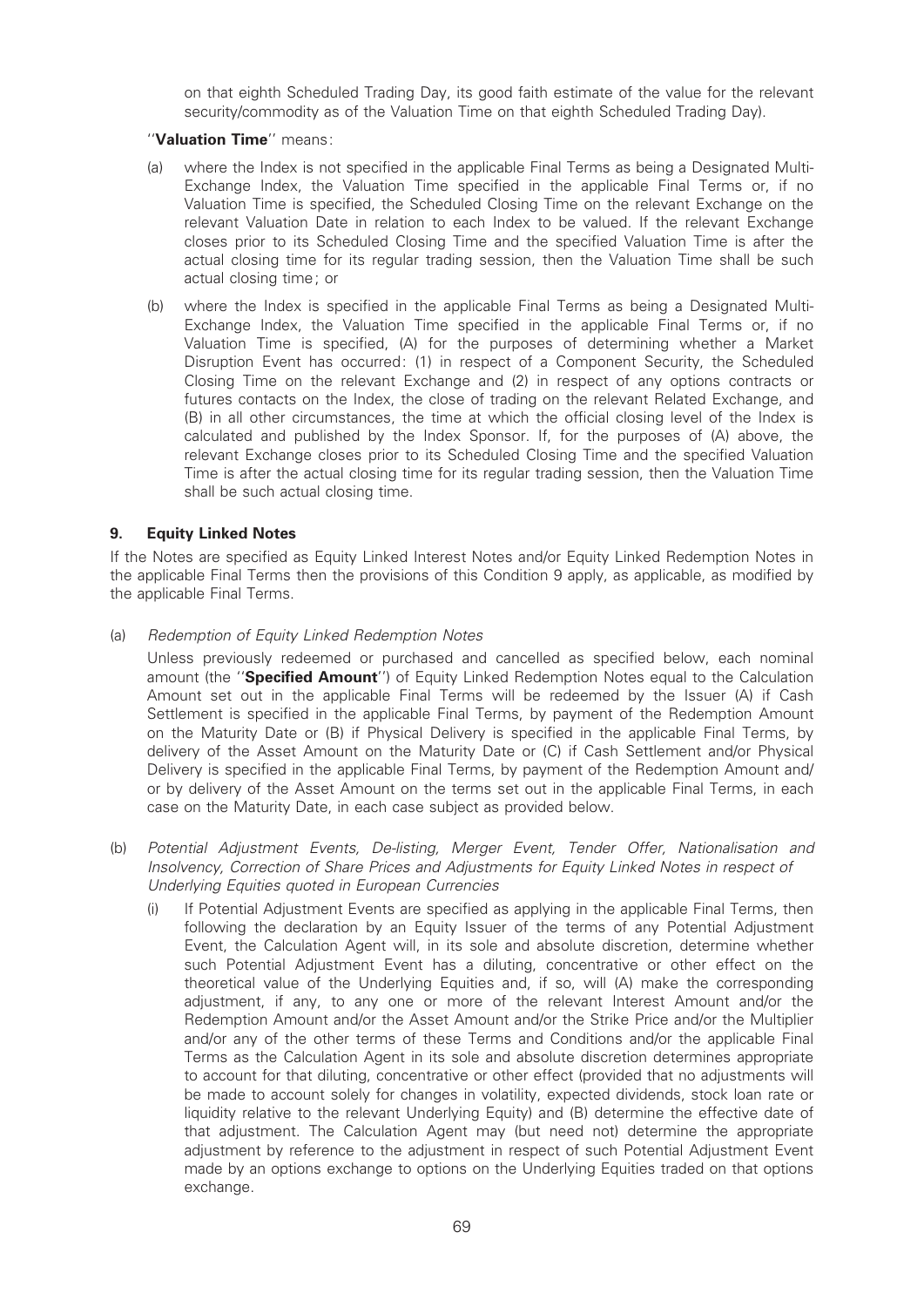on that eighth Scheduled Trading Day, its good faith estimate of the value for the relevant security/commodity as of the Valuation Time on that eighth Scheduled Trading Day).

"**Valuation Time**" means:

(a) where the Index is not specified in the applicable Final Terms as being a Designated Multi-Exchange Index, the Valuation Time specified in the applicable Final Terms or, if no Valuation Time is specified, the Scheduled Closing Time on the relevant Exchange on the relevant Valuation Date in relation to each Index to be valued. If the relevant Exchange closes prior to its Scheduled Closing Time and the specified Valuation Time is after the actual closing time for its regular trading session, then the Valuation Time shall be such actual closing time; or

(b) where the Index is specified in the applicable Final Terms as being a Designated Multi-Exchange Index, the Valuation Time specified in the applicable Final Terms or, if no Valuation Time is specified, (A) for the purposes of determining whether a Market Disruption Event has occurred: (1) in respect of a Component Security, the Scheduled Closing Time on the relevant Exchange and (2) in respect of any options contracts or futures contacts on the Index, the close of trading on the relevant Related Exchange, and (B) in all other circumstances, the time at which the official closing level of the Index is calculated and published by the Index Sponsor. If, for the purposes of (A) above, the relevant Exchange closes prior to its Scheduled Closing Time and the specified Valuation Time is after the actual closing time for its regular trading session, then the Valuation Time shall be such actual closing time.

## 9. Equity Linked Notes

If the Notes are specified as Equity Linked Interest Notes and/or Equity Linked Redemption Notes in the applicable Final Terms then the provisions of this Condition 9 apply, as applicable, as modified by the applicable Final Terms.

(a) *Redemption of Equity Linked Redemption Notes*

Unless previously redeemed or purchased and cancelled as specified below, each nominal amount (the "**Specified Amount**") of Equity Linked Redemption Notes equal to the Calculation Amount set out in the applicable Final Terms will be redeemed by the Issuer (A) if Cash Settlement is specified in the applicable Final Terms, by payment of the Redemption Amount on the Maturity Date or (B) if Physical Delivery is specified in the applicable Final Terms, by delivery of the Asset Amount on the Maturity Date or (C) if Cash Settlement and/or Physical Delivery is specified in the applicable Final Terms, by payment of the Redemption Amount and/or by delivery of the Asset Amount on the terms set out in the applicable Final Terms, in each case on the Maturity Date, in each case subject as provided below.

(b) *Potential Adjustment Events, De-listing, Merger Event, Tender Offer, Nationalisation and Insolvency, Correction of Share Prices and Adjustments for Equity Linked Notes in respect of Underlying Equities quoted in European Currencies*

(i) If Potential Adjustment Events are specified as applying in the applicable Final Terms, then following the declaration by an Equity Issuer of the terms of any Potential Adjustment Event, the Calculation Agent will, in its sole and absolute discretion, determine whether such Potential Adjustment Event has a diluting, concentrative or other effect on the theoretical value of the Underlying Equities and, if so, will (A) make the corresponding adjustment, if any, to any one or more of the relevant Interest Amount and/or the Redemption Amount and/or the Asset Amount and/or the Strike Price and/or the Multiplier and/or any of the other terms of these Terms and Conditions and/or the applicable Final Terms as the Calculation Agent in its sole and absolute discretion determines appropriate to account for that diluting, concentrative or other effect (provided that no adjustments will be made to account solely for changes in volatility, expected dividends, stock loan rate or liquidity relative to the relevant Underlying Equity) and (B) determine the effective date of that adjustment. The Calculation Agent may (but need not) determine the appropriate adjustment by reference to the adjustment in respect of such Potential Adjustment Event made by an options exchange to options on the Underlying Equities traded on that options exchange.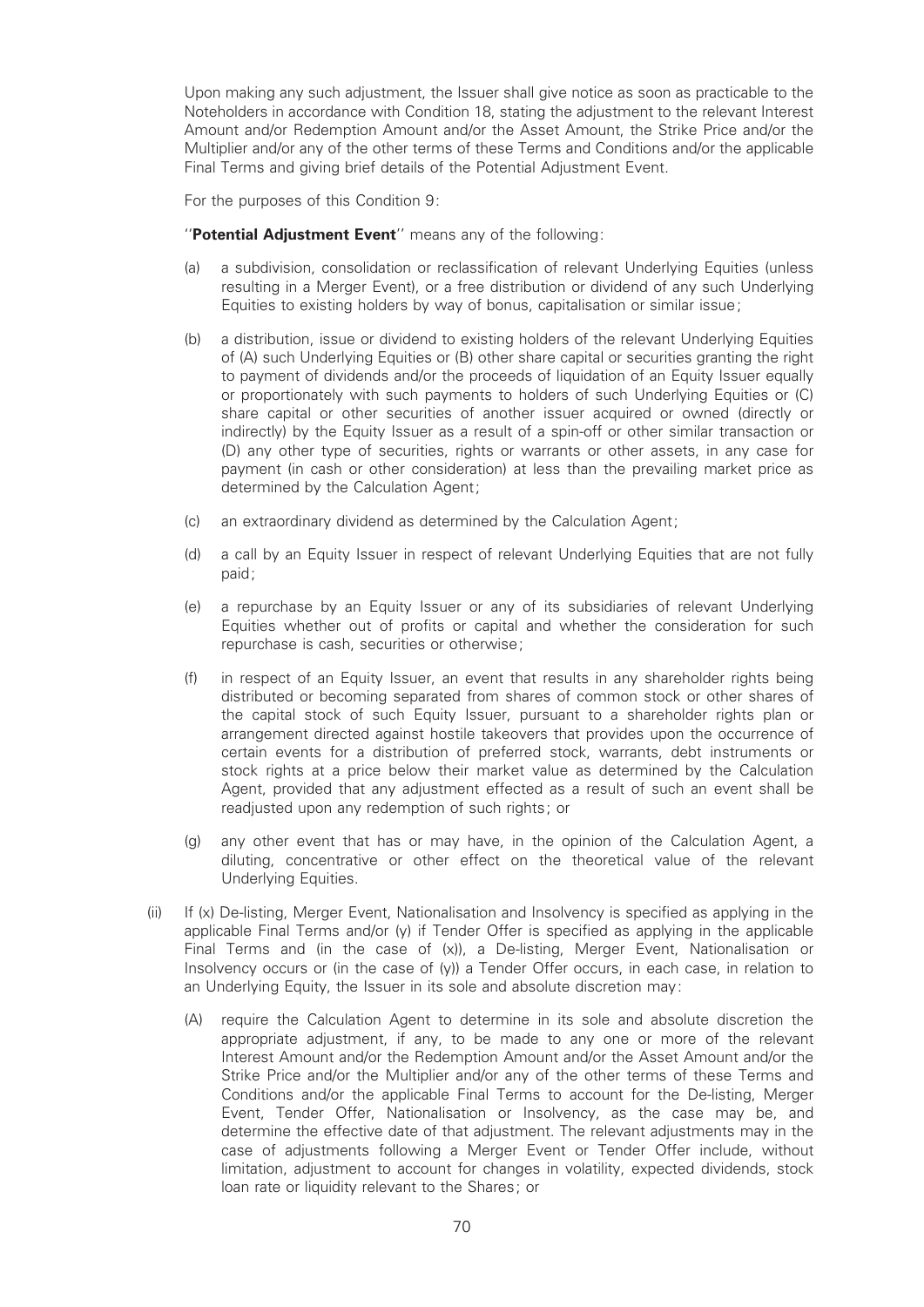Upon making any such adjustment, the Issuer shall give notice as soon as practicable to the Noteholders in accordance with Condition 18, stating the adjustment to the relevant Interest Amount and/or Redemption Amount and/or the Asset Amount, the Strike Price and/or the Multiplier and/or any of the other terms of these Terms and Conditions and/or the applicable Final Terms and giving brief details of the Potential Adjustment Event.

For the purposes of this Condition 9:

''**Potential Adjustment Event**'' means any of the following:

(a) a subdivision, consolidation or reclassification of relevant Underlying Equities (unless resulting in a Merger Event), or a free distribution or dividend of any such Underlying Equities to existing holders by way of bonus, capitalisation or similar issue;

(b) a distribution, issue or dividend to existing holders of the relevant Underlying Equities of (A) such Underlying Equities or (B) other share capital or securities granting the right to payment of dividends and/or the proceeds of liquidation of an Equity Issuer equally or proportionately with such payments to holders of such Underlying Equities or (C) share capital or other securities of another issuer acquired or owned (directly or indirectly) by the Equity Issuer as a result of a spin-off or other similar transaction or (D) any other type of securities, rights or warrants or other assets, in any case for payment (in cash or other consideration) at less than the prevailing market price as determined by the Calculation Agent;

(c) an extraordinary dividend as determined by the Calculation Agent;

(d) a call by an Equity Issuer in respect of relevant Underlying Equities that are not fully paid;

(e) a repurchase by an Equity Issuer or any of its subsidiaries of relevant Underlying Equities whether out of profits or capital and whether the consideration for such repurchase is cash, securities or otherwise;

(f) in respect of an Equity Issuer, an event that results in any shareholder rights being distributed or becoming separated from shares of common stock or other shares of the capital stock of such Equity Issuer, pursuant to a shareholder rights plan or arrangement directed against hostile takeovers that provides upon the occurrence of certain events for a distribution of preferred stock, warrants, debt instruments or stock rights at a price below their market value as determined by the Calculation Agent, provided that any adjustment effected as a result of such an event shall be readjusted upon any redemption of such rights; or

(g) any other event that has or may have, in the opinion of the Calculation Agent, a diluting, concentrative or other effect on the theoretical value of the relevant Underlying Equities.

(ii) If (x) De-listing, Merger Event, Nationalisation and Insolvency is specified as applying in the applicable Final Terms and/or (y) if Tender Offer is specified as applying in the applicable Final Terms and (in the case of (x)), a De-listing, Merger Event, Nationalisation or Insolvency occurs or (in the case of (y)) a Tender Offer occurs, in each case, in relation to an Underlying Equity, the Issuer in its sole and absolute discretion may:

(A) require the Calculation Agent to determine in its sole and absolute discretion the appropriate adjustment, if any, to be made to any one or more of the relevant Interest Amount and/or the Redemption Amount and/or the Asset Amount and/or the Strike Price and/or the Multiplier and/or any of the other terms of these Terms and Conditions and/or the applicable Final Terms to account for the De-listing, Merger Event, Tender Offer, Nationalisation or Insolvency, as the case may be, and determine the effective date of that adjustment. The relevant adjustments may in the case of adjustments following a Merger Event or Tender Offer include, without limitation, adjustment to account for changes in volatility, expected dividends, stock loan rate or liquidity relevant to the Shares; or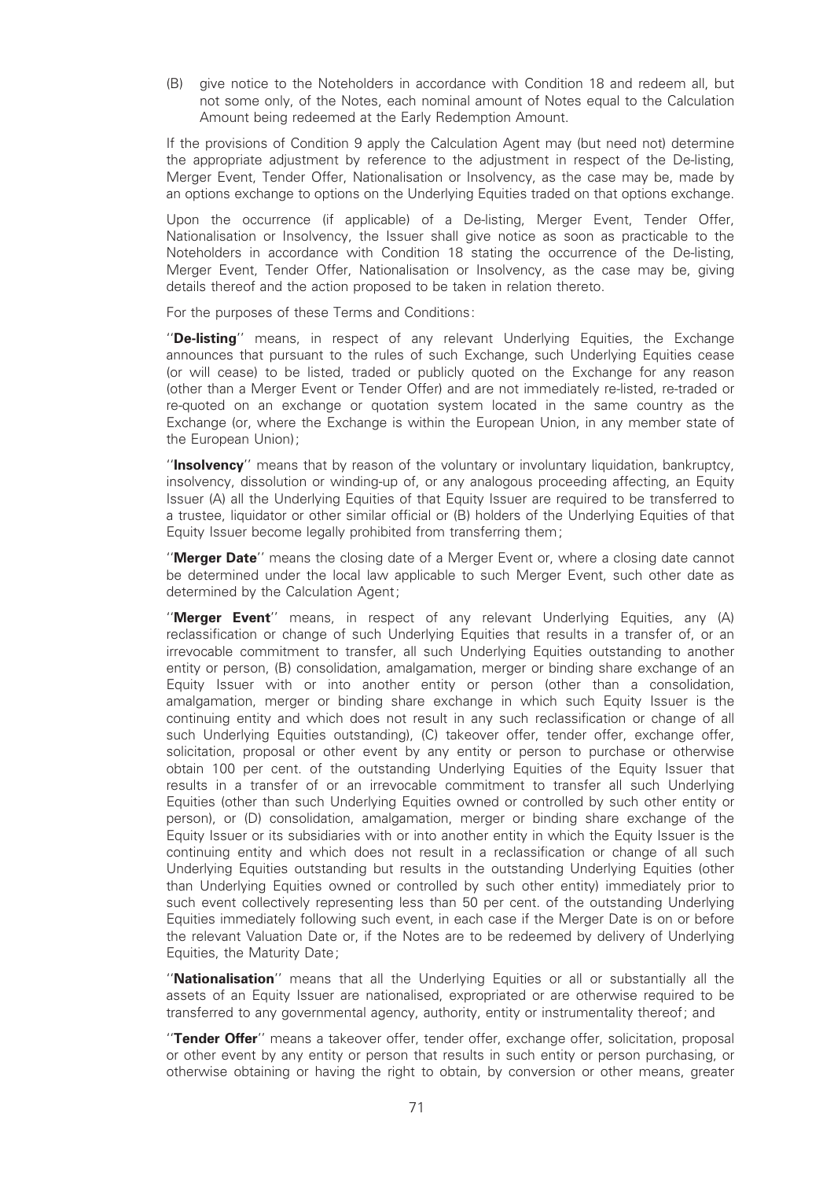(B) give notice to the Noteholders in accordance with Condition 18 and redeem all, but not some only, of the Notes, each nominal amount of Notes equal to the Calculation Amount being redeemed at the Early Redemption Amount.

If the provisions of Condition 9 apply the Calculation Agent may (but need not) determine the appropriate adjustment by reference to the adjustment in respect of the De-listing, Merger Event, Tender Offer, Nationalisation or Insolvency, as the case may be, made by an options exchange to options on the Underlying Equities traded on that options exchange.

Upon the occurrence (if applicable) of a De-listing, Merger Event, Tender Offer, Nationalisation or Insolvency, the Issuer shall give notice as soon as practicable to the Noteholders in accordance with Condition 18 stating the occurrence of the De-listing, Merger Event, Tender Offer, Nationalisation or Insolvency, as the case may be, giving details thereof and the action proposed to be taken in relation thereto.

For the purposes of these Terms and Conditions:

''**De-listing**'' means, in respect of any relevant Underlying Equities, the Exchange announces that pursuant to the rules of such Exchange, such Underlying Equities cease (or will cease) to be listed, traded or publicly quoted on the Exchange for any reason (other than a Merger Event or Tender Offer) and are not immediately re-listed, re-traded or re-quoted on an exchange or quotation system located in the same country as the Exchange (or, where the Exchange is within the European Union, in any member state of the European Union);

''**Insolvency**'' means that by reason of the voluntary or involuntary liquidation, bankruptcy, insolvency, dissolution or winding-up of, or any analogous proceeding affecting, an Equity Issuer (A) all the Underlying Equities of that Equity Issuer are required to be transferred to a trustee, liquidator or other similar official or (B) holders of the Underlying Equities of that Equity Issuer become legally prohibited from transferring them;

''**Merger Date**'' means the closing date of a Merger Event or, where a closing date cannot be determined under the local law applicable to such Merger Event, such other date as determined by the Calculation Agent;

''**Merger Event**'' means, in respect of any relevant Underlying Equities, any (A) reclassification or change of such Underlying Equities that results in a transfer of, or an irrevocable commitment to transfer, all such Underlying Equities outstanding to another entity or person, (B) consolidation, amalgamation, merger or binding share exchange of an Equity Issuer with or into another entity or person (other than a consolidation, amalgamation, merger or binding share exchange in which such Equity Issuer is the continuing entity and which does not result in any such reclassification or change of all such Underlying Equities outstanding), (C) takeover offer, tender offer, exchange offer, solicitation, proposal or other event by any entity or person to purchase or otherwise obtain 100 per cent. of the outstanding Underlying Equities of the Equity Issuer that results in a transfer of or an irrevocable commitment to transfer all such Underlying Equities (other than such Underlying Equities owned or controlled by such other entity or person), or (D) consolidation, amalgamation, merger or binding share exchange of the Equity Issuer or its subsidiaries with or into another entity in which the Equity Issuer is the continuing entity and which does not result in a reclassification or change of all such Underlying Equities outstanding but results in the outstanding Underlying Equities (other than Underlying Equities owned or controlled by such other entity) immediately prior to such event collectively representing less than 50 per cent. of the outstanding Underlying Equities immediately following such event, in each case if the Merger Date is on or before the relevant Valuation Date or, if the Notes are to be redeemed by delivery of Underlying Equities, the Maturity Date;

''**Nationalisation**'' means that all the Underlying Equities or all or substantially all the assets of an Equity Issuer are nationalised, expropriated or are otherwise required to be transferred to any governmental agency, authority, entity or instrumentality thereof; and

''**Tender Offer**'' means a takeover offer, tender offer, exchange offer, solicitation, proposal or other event by any entity or person that results in such entity or person purchasing, or otherwise obtaining or having the right to obtain, by conversion or other means, greater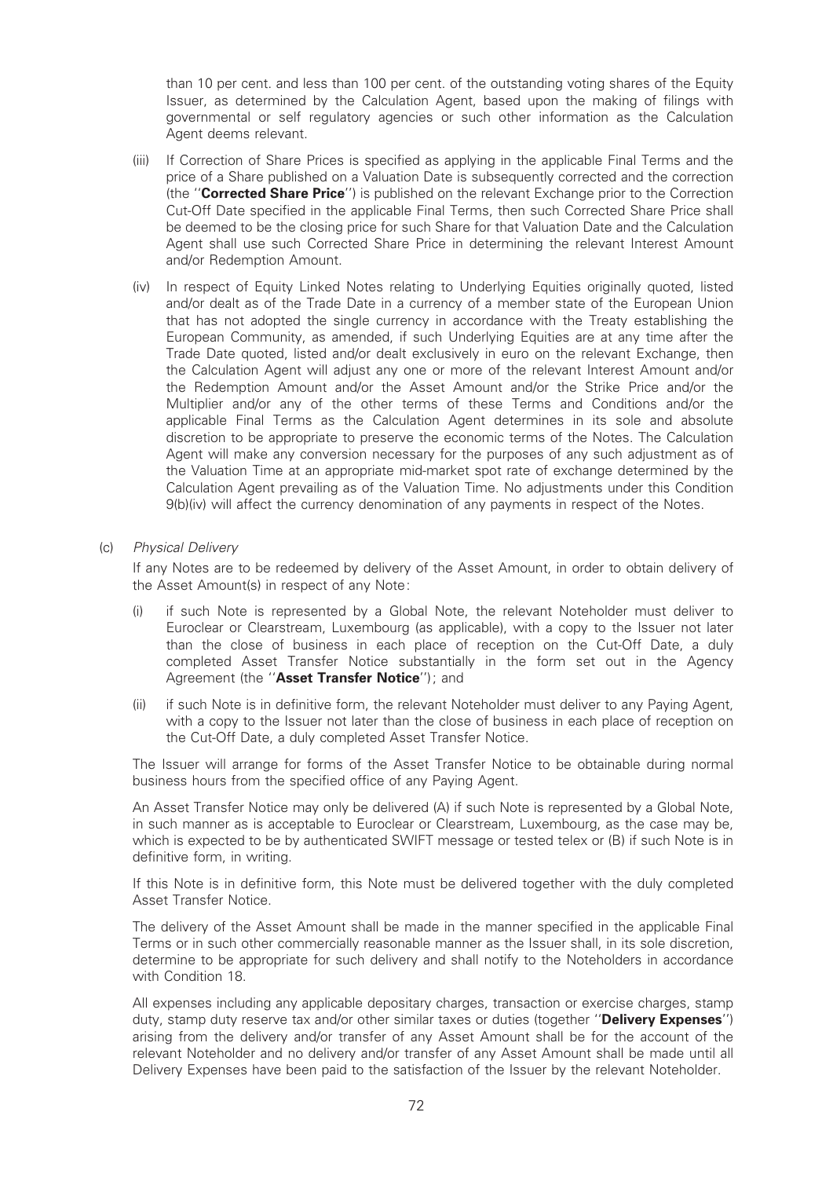than 10 per cent. and less than 100 per cent. of the outstanding voting shares of the Equity Issuer, as determined by the Calculation Agent, based upon the making of filings with governmental or self regulatory agencies or such other information as the Calculation Agent deems relevant.

(iii) If Correction of Share Prices is specified as applying in the applicable Final Terms and the price of a Share published on a Valuation Date is subsequently corrected and the correction (the "**Corrected Share Price**") is published on the relevant Exchange prior to the Correction Cut-Off Date specified in the applicable Final Terms, then such Corrected Share Price shall be deemed to be the closing price for such Share for that Valuation Date and the Calculation Agent shall use such Corrected Share Price in determining the relevant Interest Amount and/or Redemption Amount.

(iv) In respect of Equity Linked Notes relating to Underlying Equities originally quoted, listed and/or dealt as of the Trade Date in a currency of a member state of the European Union that has not adopted the single currency in accordance with the Treaty establishing the European Community, as amended, if such Underlying Equities are at any time after the Trade Date quoted, listed and/or dealt exclusively in euro on the relevant Exchange, then the Calculation Agent will adjust any one or more of the relevant Interest Amount and/or the Redemption Amount and/or the Asset Amount and/or the Strike Price and/or the Multiplier and/or any of the other terms of these Terms and Conditions and/or the applicable Final Terms as the Calculation Agent determines in its sole and absolute discretion to be appropriate to preserve the economic terms of the Notes. The Calculation Agent will make any conversion necessary for the purposes of any such adjustment as of the Valuation Time at an appropriate mid-market spot rate of exchange determined by the Calculation Agent prevailing as of the Valuation Time. No adjustments under this Condition 9(b)(iv) will affect the currency denomination of any payments in respect of the Notes.

(c) *Physical Delivery*

If any Notes are to be redeemed by delivery of the Asset Amount, in order to obtain delivery of the Asset Amount(s) in respect of any Note:

(i) if such Note is represented by a Global Note, the relevant Noteholder must deliver to Euroclear or Clearstream, Luxembourg (as applicable), with a copy to the Issuer not later than the close of business in each place of reception on the Cut-Off Date, a duly completed Asset Transfer Notice substantially in the form set out in the Agency Agreement (the "**Asset Transfer Notice**"); and

(ii) if such Note is in definitive form, the relevant Noteholder must deliver to any Paying Agent, with a copy to the Issuer not later than the close of business in each place of reception on the Cut-Off Date, a duly completed Asset Transfer Notice.

The Issuer will arrange for forms of the Asset Transfer Notice to be obtainable during normal business hours from the specified office of any Paying Agent.

An Asset Transfer Notice may only be delivered (A) if such Note is represented by a Global Note, in such manner as is acceptable to Euroclear or Clearstream, Luxembourg, as the case may be, which is expected to be by authenticated SWIFT message or tested telex or (B) if such Note is in definitive form, in writing.

If this Note is in definitive form, this Note must be delivered together with the duly completed Asset Transfer Notice.

The delivery of the Asset Amount shall be made in the manner specified in the applicable Final Terms or in such other commercially reasonable manner as the Issuer shall, in its sole discretion, determine to be appropriate for such delivery and shall notify to the Noteholders in accordance with Condition 18.

All expenses including any applicable depositary charges, transaction or exercise charges, stamp duty, stamp duty reserve tax and/or other similar taxes or duties (together "**Delivery Expenses**") arising from the delivery and/or transfer of any Asset Amount shall be for the account of the relevant Noteholder and no delivery and/or transfer of any Asset Amount shall be made until all Delivery Expenses have been paid to the satisfaction of the Issuer by the relevant Noteholder.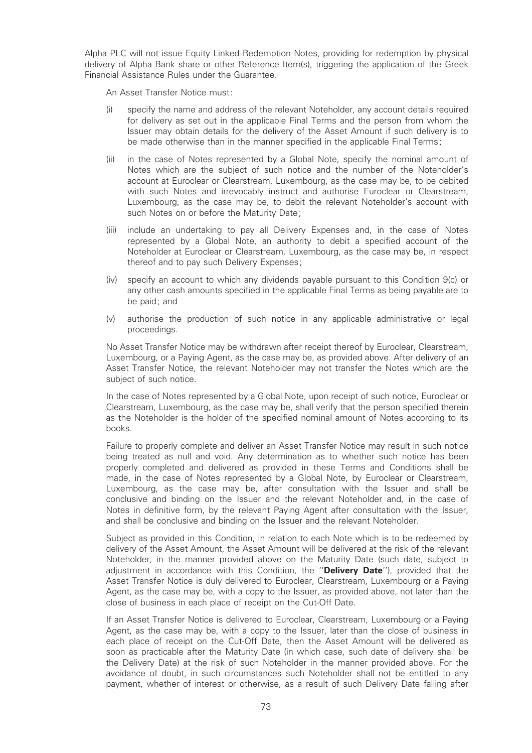Alpha PLC will not issue Equity Linked Redemption Notes, providing for redemption by physical delivery of Alpha Bank share or other Reference Item(s), triggering the application of the Greek Financial Assistance Rules under the Guarantee.

An Asset Transfer Notice must:

(i) specify the name and address of the relevant Noteholder, any account details required for delivery as set out in the applicable Final Terms and the person from whom the Issuer may obtain details for the delivery of the Asset Amount if such delivery is to be made otherwise than in the manner specified in the applicable Final Terms;

(ii) in the case of Notes represented by a Global Note, specify the nominal amount of Notes which are the subject of such notice and the number of the Noteholder's account at Euroclear or Clearstream, Luxembourg, as the case may be, to be debited with such Notes and irrevocably instruct and authorise Euroclear or Clearstream, Luxembourg, as the case may be, to debit the relevant Noteholder's account with such Notes on or before the Maturity Date;

(iii) include an undertaking to pay all Delivery Expenses and, in the case of Notes represented by a Global Note, an authority to debit a specified account of the Noteholder at Euroclear or Clearstream, Luxembourg, as the case may be, in respect thereof and to pay such Delivery Expenses;

(iv) specify an account to which any dividends payable pursuant to this Condition 9(c) or any other cash amounts specified in the applicable Final Terms as being payable are to be paid; and

(v) authorise the production of such notice in any applicable administrative or legal proceedings.

No Asset Transfer Notice may be withdrawn after receipt thereof by Euroclear, Clearstream, Luxembourg, or a Paying Agent, as the case may be, as provided above. After delivery of an Asset Transfer Notice, the relevant Noteholder may not transfer the Notes which are the subject of such notice.

In the case of Notes represented by a Global Note, upon receipt of such notice, Euroclear or Clearstream, Luxembourg, as the case may be, shall verify that the person specified therein as the Noteholder is the holder of the specified nominal amount of Notes according to its books.

Failure to properly complete and deliver an Asset Transfer Notice may result in such notice being treated as null and void. Any determination as to whether such notice has been properly completed and delivered as provided in these Terms and Conditions shall be made, in the case of Notes represented by a Global Note, by Euroclear or Clearstream, Luxembourg, as the case may be, after consultation with the Issuer and shall be conclusive and binding on the Issuer and the relevant Noteholder and, in the case of Notes in definitive form, by the relevant Paying Agent after consultation with the Issuer, and shall be conclusive and binding on the Issuer and the relevant Noteholder.

Subject as provided in this Condition, in relation to each Note which is to be redeemed by delivery of the Asset Amount, the Asset Amount will be delivered at the risk of the relevant Noteholder, in the manner provided above on the Maturity Date (such date, subject to adjustment in accordance with this Condition, the "**Delivery Date**"), provided that the Asset Transfer Notice is duly delivered to Euroclear, Clearstream, Luxembourg or a Paying Agent, as the case may be, with a copy to the Issuer, as provided above, not later than the close of business in each place of receipt on the Cut-Off Date.

If an Asset Transfer Notice is delivered to Euroclear, Clearstream, Luxembourg or a Paying Agent, as the case may be, with a copy to the Issuer, later than the close of business in each place of receipt on the Cut-Off Date, then the Asset Amount will be delivered as soon as practicable after the Maturity Date (in which case, such date of delivery shall be the Delivery Date) at the risk of such Noteholder in the manner provided above. For the avoidance of doubt, in such circumstances such Noteholder shall not be entitled to any payment, whether of interest or otherwise, as a result of such Delivery Date falling after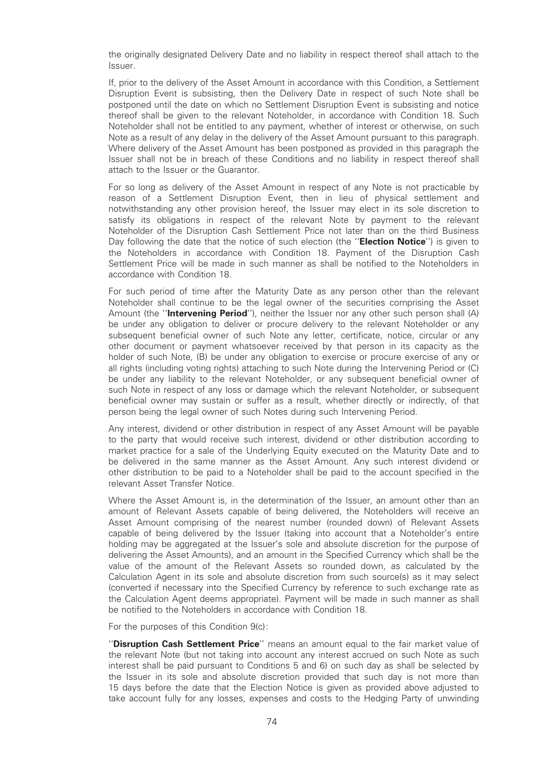the originally designated Delivery Date and no liability in respect thereof shall attach to the Issuer.

If, prior to the delivery of the Asset Amount in accordance with this Condition, a Settlement Disruption Event is subsisting, then the Delivery Date in respect of such Note shall be postponed until the date on which no Settlement Disruption Event is subsisting and notice thereof shall be given to the relevant Noteholder, in accordance with Condition 18. Such Noteholder shall not be entitled to any payment, whether of interest or otherwise, on such Note as a result of any delay in the delivery of the Asset Amount pursuant to this paragraph. Where delivery of the Asset Amount has been postponed as provided in this paragraph the Issuer shall not be in breach of these Conditions and no liability in respect thereof shall attach to the Issuer or the Guarantor.

For so long as delivery of the Asset Amount in respect of any Note is not practicable by reason of a Settlement Disruption Event, then in lieu of physical settlement and notwithstanding any other provision hereof, the Issuer may elect in its sole discretion to satisfy its obligations in respect of the relevant Note by payment to the relevant Noteholder of the Disruption Cash Settlement Price not later than on the third Business Day following the date that the notice of such election (the ''**Election Notice**'') is given to the Noteholders in accordance with Condition 18. Payment of the Disruption Cash Settlement Price will be made in such manner as shall be notified to the Noteholders in accordance with Condition 18.

For such period of time after the Maturity Date as any person other than the relevant Noteholder shall continue to be the legal owner of the securities comprising the Asset Amount (the ''**Intervening Period**''), neither the Issuer nor any other such person shall (A) be under any obligation to deliver or procure delivery to the relevant Noteholder or any subsequent beneficial owner of such Note any letter, certificate, notice, circular or any other document or payment whatsoever received by that person in its capacity as the holder of such Note, (B) be under any obligation to exercise or procure exercise of any or all rights (including voting rights) attaching to such Note during the Intervening Period or (C) be under any liability to the relevant Noteholder, or any subsequent beneficial owner of such Note in respect of any loss or damage which the relevant Noteholder, or subsequent beneficial owner may sustain or suffer as a result, whether directly or indirectly, of that person being the legal owner of such Notes during such Intervening Period.

Any interest, dividend or other distribution in respect of any Asset Amount will be payable to the party that would receive such interest, dividend or other distribution according to market practice for a sale of the Underlying Equity executed on the Maturity Date and to be delivered in the same manner as the Asset Amount. Any such interest dividend or other distribution to be paid to a Noteholder shall be paid to the account specified in the relevant Asset Transfer Notice.

Where the Asset Amount is, in the determination of the Issuer, an amount other than an amount of Relevant Assets capable of being delivered, the Noteholders will receive an Asset Amount comprising of the nearest number (rounded down) of Relevant Assets capable of being delivered by the Issuer (taking into account that a Noteholder's entire holding may be aggregated at the Issuer's sole and absolute discretion for the purpose of delivering the Asset Amounts), and an amount in the Specified Currency which shall be the value of the amount of the Relevant Assets so rounded down, as calculated by the Calculation Agent in its sole and absolute discretion from such source(s) as it may select (converted if necessary into the Specified Currency by reference to such exchange rate as the Calculation Agent deems appropriate). Payment will be made in such manner as shall be notified to the Noteholders in accordance with Condition 18.

For the purposes of this Condition 9(c):

''**Disruption Cash Settlement Price**'' means an amount equal to the fair market value of the relevant Note (but not taking into account any interest accrued on such Note as such interest shall be paid pursuant to Conditions 5 and 6) on such day as shall be selected by the Issuer in its sole and absolute discretion provided that such day is not more than 15 days before the date that the Election Notice is given as provided above adjusted to take account fully for any losses, expenses and costs to the Hedging Party of unwinding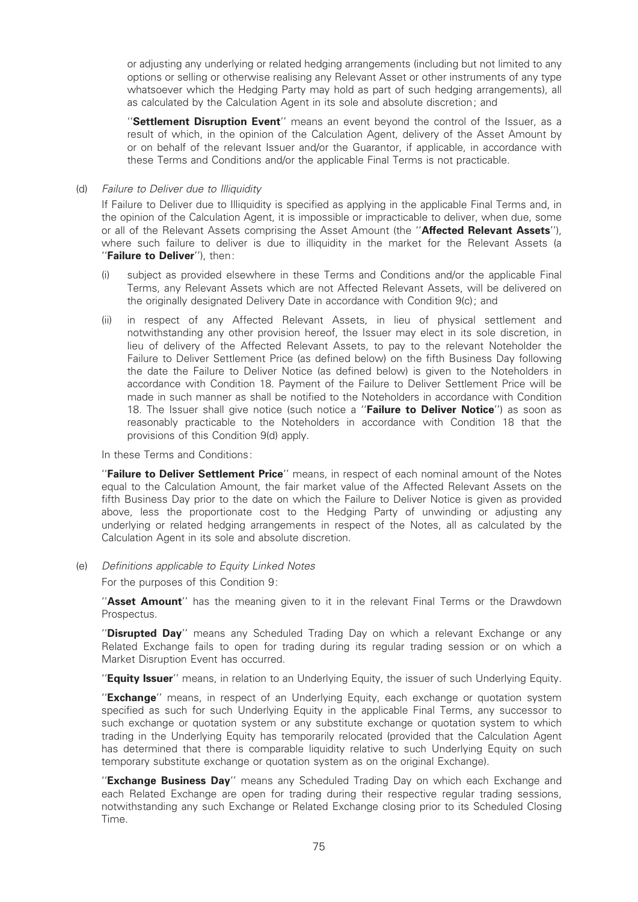or adjusting any underlying or related hedging arrangements (including but not limited to any options or selling or otherwise realising any Relevant Asset or other instruments of any type whatsoever which the Hedging Party may hold as part of such hedging arrangements), all as calculated by the Calculation Agent in its sole and absolute discretion; and

''**Settlement Disruption Event**'' means an event beyond the control of the Issuer, as a result of which, in the opinion of the Calculation Agent, delivery of the Asset Amount by or on behalf of the relevant Issuer and/or the Guarantor, if applicable, in accordance with these Terms and Conditions and/or the applicable Final Terms is not practicable.

(d) *Failure to Deliver due to Illiquidity*

If Failure to Deliver due to Illiquidity is specified as applying in the applicable Final Terms and, in the opinion of the Calculation Agent, it is impossible or impracticable to deliver, when due, some or all of the Relevant Assets comprising the Asset Amount (the ''**Affected Relevant Assets**''), where such failure to deliver is due to illiquidity in the market for the Relevant Assets (a ''**Failure to Deliver**''), then:

(i) subject as provided elsewhere in these Terms and Conditions and/or the applicable Final Terms, any Relevant Assets which are not Affected Relevant Assets, will be delivered on the originally designated Delivery Date in accordance with Condition 9(c); and

(ii) in respect of any Affected Relevant Assets, in lieu of physical settlement and notwithstanding any other provision hereof, the Issuer may elect in its sole discretion, in lieu of delivery of the Affected Relevant Assets, to pay to the relevant Noteholder the Failure to Deliver Settlement Price (as defined below) on the fifth Business Day following the date the Failure to Deliver Notice (as defined below) is given to the Noteholders in accordance with Condition 18. Payment of the Failure to Deliver Settlement Price will be made in such manner as shall be notified to the Noteholders in accordance with Condition 18. The Issuer shall give notice (such notice a ''**Failure to Deliver Notice**'') as soon as reasonably practicable to the Noteholders in accordance with Condition 18 that the provisions of this Condition 9(d) apply.

In these Terms and Conditions:

''**Failure to Deliver Settlement Price**'' means, in respect of each nominal amount of the Notes equal to the Calculation Amount, the fair market value of the Affected Relevant Assets on the fifth Business Day prior to the date on which the Failure to Deliver Notice is given as provided above, less the proportionate cost to the Hedging Party of unwinding or adjusting any underlying or related hedging arrangements in respect of the Notes, all as calculated by the Calculation Agent in its sole and absolute discretion.

(e) *Definitions applicable to Equity Linked Notes*

For the purposes of this Condition 9:

''**Asset Amount**'' has the meaning given to it in the relevant Final Terms or the Drawdown Prospectus.

''**Disrupted Day**'' means any Scheduled Trading Day on which a relevant Exchange or any Related Exchange fails to open for trading during its regular trading session or on which a Market Disruption Event has occurred.

''**Equity Issuer**'' means, in relation to an Underlying Equity, the issuer of such Underlying Equity.

''**Exchange**'' means, in respect of an Underlying Equity, each exchange or quotation system specified as such for such Underlying Equity in the applicable Final Terms, any successor to such exchange or quotation system or any substitute exchange or quotation system to which trading in the Underlying Equity has temporarily relocated (provided that the Calculation Agent has determined that there is comparable liquidity relative to such Underlying Equity on such temporary substitute exchange or quotation system as on the original Exchange).

''**Exchange Business Day**'' means any Scheduled Trading Day on which each Exchange and each Related Exchange are open for trading during their respective regular trading sessions, notwithstanding any such Exchange or Related Exchange closing prior to its Scheduled Closing Time.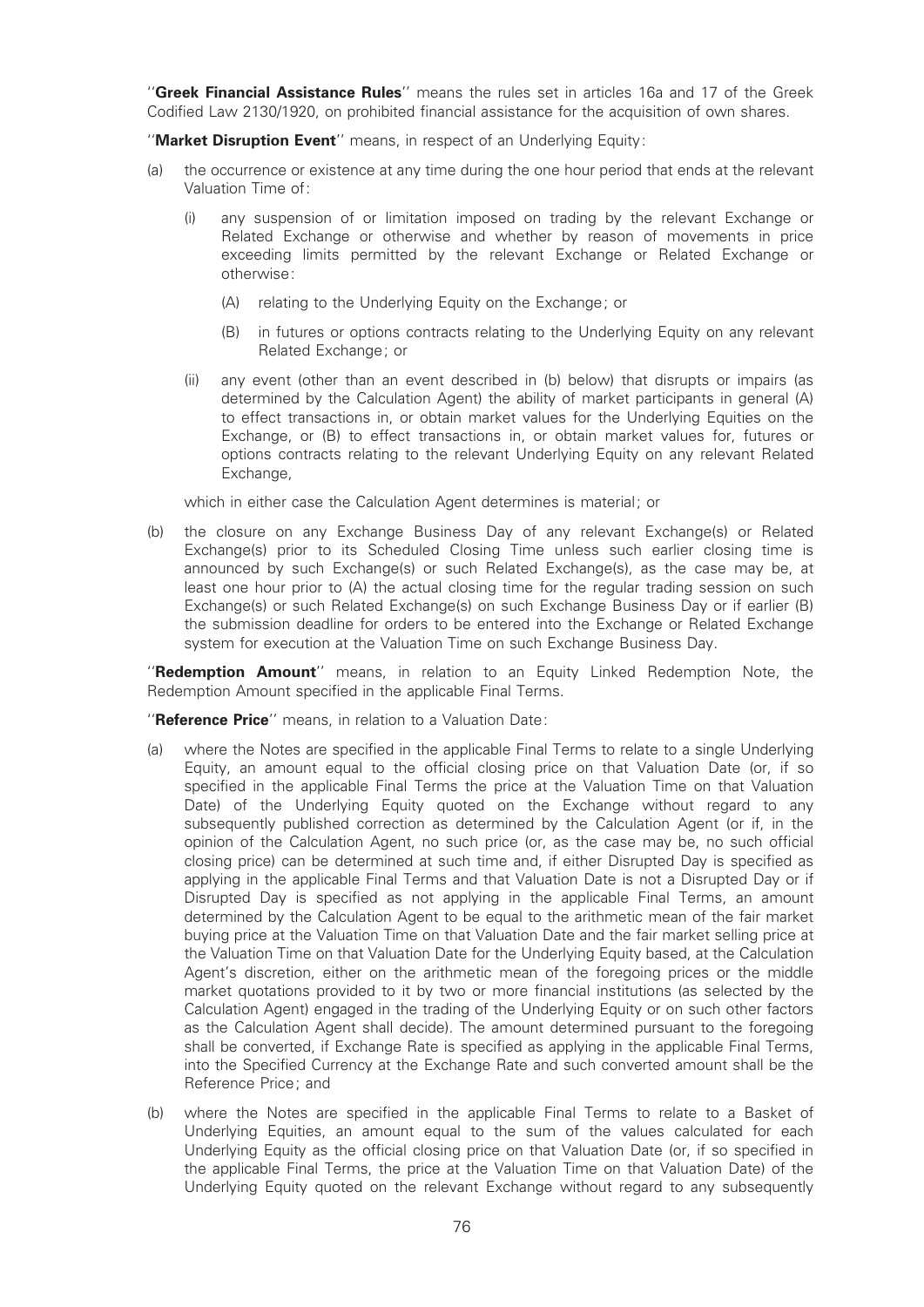''**Greek Financial Assistance Rules**'' means the rules set in articles 16a and 17 of the Greek Codified Law 2130/1920, on prohibited financial assistance for the acquisition of own shares.

''**Market Disruption Event**'' means, in respect of an Underlying Equity:

(a) the occurrence or existence at any time during the one hour period that ends at the relevant Valuation Time of:

 (i) any suspension of or limitation imposed on trading by the relevant Exchange or Related Exchange or otherwise and whether by reason of movements in price exceeding limits permitted by the relevant Exchange or Related Exchange or otherwise:

  (A) relating to the Underlying Equity on the Exchange; or

  (B) in futures or options contracts relating to the Underlying Equity on any relevant Related Exchange; or

 (ii) any event (other than an event described in (b) below) that disrupts or impairs (as determined by the Calculation Agent) the ability of market participants in general (A) to effect transactions in, or obtain market values for the Underlying Equities on the Exchange, or (B) to effect transactions in, or obtain market values for, futures or options contracts relating to the relevant Underlying Equity on any relevant Related Exchange,

 which in either case the Calculation Agent determines is material; or

(b) the closure on any Exchange Business Day of any relevant Exchange(s) or Related Exchange(s) prior to its Scheduled Closing Time unless such earlier closing time is announced by such Exchange(s) or such Related Exchange(s), as the case may be, at least one hour prior to (A) the actual closing time for the regular trading session on such Exchange(s) or such Related Exchange(s) on such Exchange Business Day or if earlier (B) the submission deadline for orders to be entered into the Exchange or Related Exchange system for execution at the Valuation Time on such Exchange Business Day.

''**Redemption Amount**'' means, in relation to an Equity Linked Redemption Note, the Redemption Amount specified in the applicable Final Terms.

''**Reference Price**'' means, in relation to a Valuation Date:

(a) where the Notes are specified in the applicable Final Terms to relate to a single Underlying Equity, an amount equal to the official closing price on that Valuation Date (or, if so specified in the applicable Final Terms the price at the Valuation Time on that Valuation Date) of the Underlying Equity quoted on the Exchange without regard to any subsequently published correction as determined by the Calculation Agent (or if, in the opinion of the Calculation Agent, no such price (or, as the case may be, no such official closing price) can be determined at such time and, if either Disrupted Day is specified as applying in the applicable Final Terms and that Valuation Date is not a Disrupted Day or if Disrupted Day is specified as not applying in the applicable Final Terms, an amount determined by the Calculation Agent to be equal to the arithmetic mean of the fair market buying price at the Valuation Time on that Valuation Date and the fair market selling price at the Valuation Time on that Valuation Date for the Underlying Equity based, at the Calculation Agent's discretion, either on the arithmetic mean of the foregoing prices or the middle market quotations provided to it by two or more financial institutions (as selected by the Calculation Agent) engaged in the trading of the Underlying Equity or on such other factors as the Calculation Agent shall decide). The amount determined pursuant to the foregoing shall be converted, if Exchange Rate is specified as applying in the applicable Final Terms, into the Specified Currency at the Exchange Rate and such converted amount shall be the Reference Price; and

(b) where the Notes are specified in the applicable Final Terms to relate to a Basket of Underlying Equities, an amount equal to the sum of the values calculated for each Underlying Equity as the official closing price on that Valuation Date (or, if so specified in the applicable Final Terms, the price at the Valuation Time on that Valuation Date) of the Underlying Equity quoted on the relevant Exchange without regard to any subsequently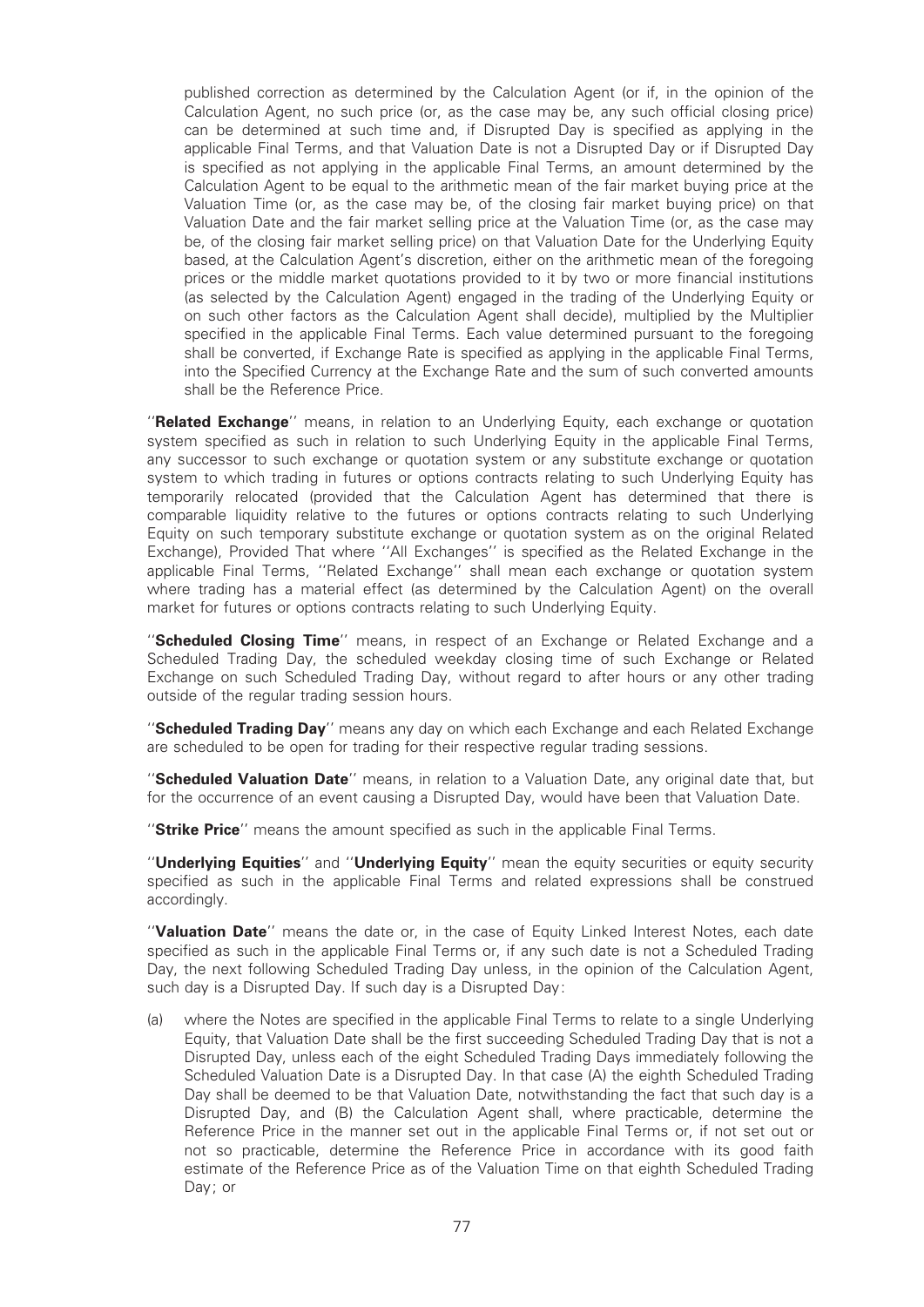published correction as determined by the Calculation Agent (or if, in the opinion of the Calculation Agent, no such price (or, as the case may be, any such official closing price) can be determined at such time and, if Disrupted Day is specified as applying in the applicable Final Terms, and that Valuation Date is not a Disrupted Day or if Disrupted Day is specified as not applying in the applicable Final Terms, an amount determined by the Calculation Agent to be equal to the arithmetic mean of the fair market buying price at the Valuation Time (or, as the case may be, of the closing fair market buying price) on that Valuation Date and the fair market selling price at the Valuation Time (or, as the case may be, of the closing fair market selling price) on that Valuation Date for the Underlying Equity based, at the Calculation Agent's discretion, either on the arithmetic mean of the foregoing prices or the middle market quotations provided to it by two or more financial institutions (as selected by the Calculation Agent) engaged in the trading of the Underlying Equity or on such other factors as the Calculation Agent shall decide), multiplied by the Multiplier specified in the applicable Final Terms. Each value determined pursuant to the foregoing shall be converted, if Exchange Rate is specified as applying in the applicable Final Terms, into the Specified Currency at the Exchange Rate and the sum of such converted amounts shall be the Reference Price.

''**Related Exchange**'' means, in relation to an Underlying Equity, each exchange or quotation system specified as such in relation to such Underlying Equity in the applicable Final Terms, any successor to such exchange or quotation system or any substitute exchange or quotation system to which trading in futures or options contracts relating to such Underlying Equity has temporarily relocated (provided that the Calculation Agent has determined that there is comparable liquidity relative to the futures or options contracts relating to such Underlying Equity on such temporary substitute exchange or quotation system as on the original Related Exchange), Provided That where ''All Exchanges'' is specified as the Related Exchange in the applicable Final Terms, ''Related Exchange'' shall mean each exchange or quotation system where trading has a material effect (as determined by the Calculation Agent) on the overall market for futures or options contracts relating to such Underlying Equity.

''**Scheduled Closing Time**'' means, in respect of an Exchange or Related Exchange and a Scheduled Trading Day, the scheduled weekday closing time of such Exchange or Related Exchange on such Scheduled Trading Day, without regard to after hours or any other trading outside of the regular trading session hours.

''**Scheduled Trading Day**'' means any day on which each Exchange and each Related Exchange are scheduled to be open for trading for their respective regular trading sessions.

''**Scheduled Valuation Date**'' means, in relation to a Valuation Date, any original date that, but for the occurrence of an event causing a Disrupted Day, would have been that Valuation Date.

''**Strike Price**'' means the amount specified as such in the applicable Final Terms.

''**Underlying Equities**'' and ''**Underlying Equity**'' mean the equity securities or equity security specified as such in the applicable Final Terms and related expressions shall be construed accordingly.

''**Valuation Date**'' means the date or, in the case of Equity Linked Interest Notes, each date specified as such in the applicable Final Terms or, if any such date is not a Scheduled Trading Day, the next following Scheduled Trading Day unless, in the opinion of the Calculation Agent, such day is a Disrupted Day. If such day is a Disrupted Day:

(a) where the Notes are specified in the applicable Final Terms to relate to a single Underlying Equity, that Valuation Date shall be the first succeeding Scheduled Trading Day that is not a Disrupted Day, unless each of the eight Scheduled Trading Days immediately following the Scheduled Valuation Date is a Disrupted Day. In that case (A) the eighth Scheduled Trading Day shall be deemed to be that Valuation Date, notwithstanding the fact that such day is a Disrupted Day, and (B) the Calculation Agent shall, where practicable, determine the Reference Price in the manner set out in the applicable Final Terms or, if not set out or not so practicable, determine the Reference Price in accordance with its good faith estimate of the Reference Price as of the Valuation Time on that eighth Scheduled Trading Day; or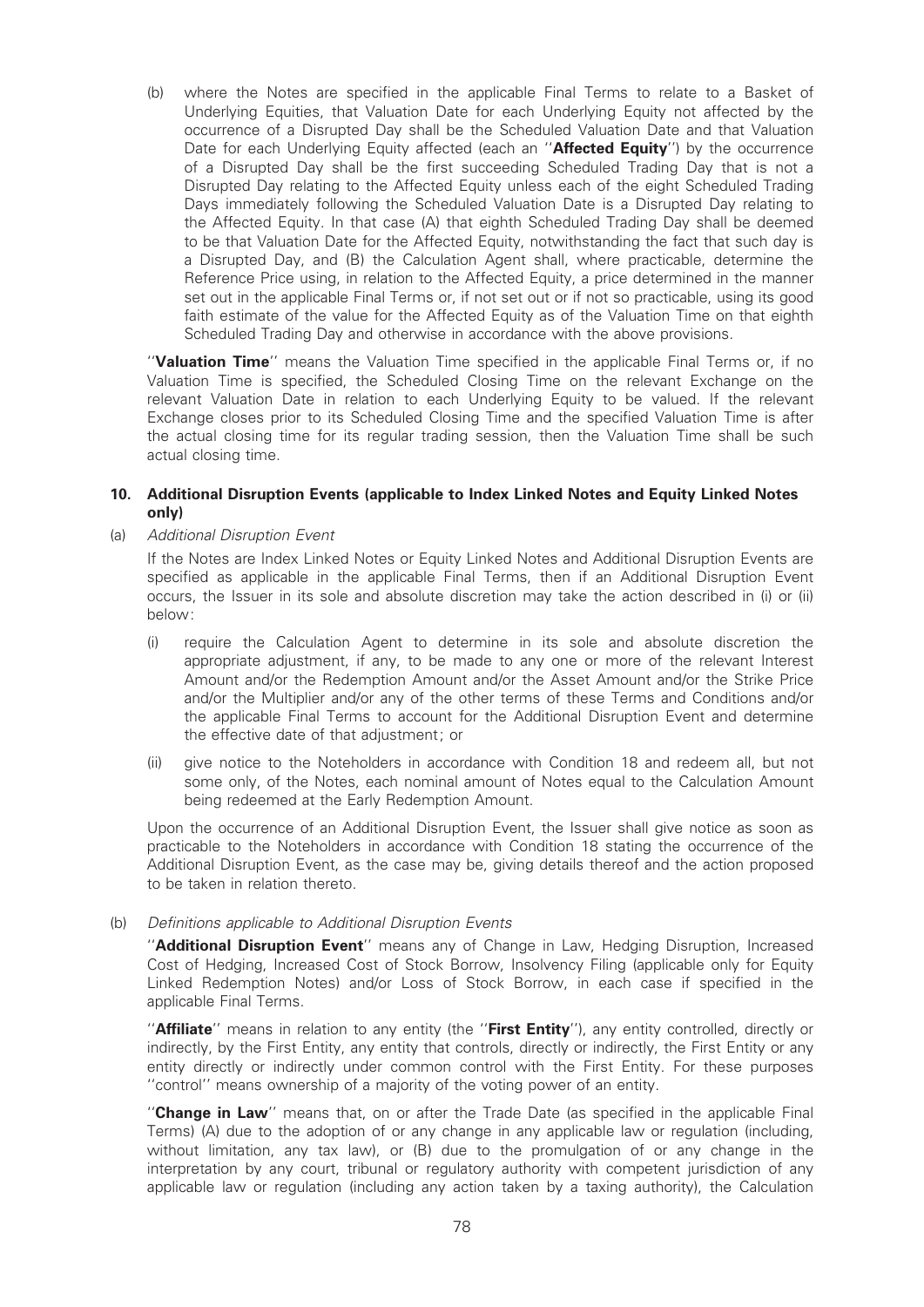(b) where the Notes are specified in the applicable Final Terms to relate to a Basket of Underlying Equities, that Valuation Date for each Underlying Equity not affected by the occurrence of a Disrupted Day shall be the Scheduled Valuation Date and that Valuation Date for each Underlying Equity affected (each an ''**Affected Equity**'') by the occurrence of a Disrupted Day shall be the first succeeding Scheduled Trading Day that is not a Disrupted Day relating to the Affected Equity unless each of the eight Scheduled Trading Days immediately following the Scheduled Valuation Date is a Disrupted Day relating to the Affected Equity. In that case (A) that eighth Scheduled Trading Day shall be deemed to be that Valuation Date for the Affected Equity, notwithstanding the fact that such day is a Disrupted Day, and (B) the Calculation Agent shall, where practicable, determine the Reference Price using, in relation to the Affected Equity, a price determined in the manner set out in the applicable Final Terms or, if not set out or if not so practicable, using its good faith estimate of the value for the Affected Equity as of the Valuation Time on that eighth Scheduled Trading Day and otherwise in accordance with the above provisions.

''**Valuation Time**'' means the Valuation Time specified in the applicable Final Terms or, if no Valuation Time is specified, the Scheduled Closing Time on the relevant Exchange on the relevant Valuation Date in relation to each Underlying Equity to be valued. If the relevant Exchange closes prior to its Scheduled Closing Time and the specified Valuation Time is after the actual closing time for its regular trading session, then the Valuation Time shall be such actual closing time.

## 10. Additional Disruption Events (applicable to Index Linked Notes and Equity Linked Notes only)

(a) *Additional Disruption Event*

If the Notes are Index Linked Notes or Equity Linked Notes and Additional Disruption Events are specified as applicable in the applicable Final Terms, then if an Additional Disruption Event occurs, the Issuer in its sole and absolute discretion may take the action described in (i) or (ii) below:

(i) require the Calculation Agent to determine in its sole and absolute discretion the appropriate adjustment, if any, to be made to any one or more of the relevant Interest Amount and/or the Redemption Amount and/or the Asset Amount and/or the Strike Price and/or the Multiplier and/or any of the other terms of these Terms and Conditions and/or the applicable Final Terms to account for the Additional Disruption Event and determine the effective date of that adjustment; or

(ii) give notice to the Noteholders in accordance with Condition 18 and redeem all, but not some only, of the Notes, each nominal amount of Notes equal to the Calculation Amount being redeemed at the Early Redemption Amount.

Upon the occurrence of an Additional Disruption Event, the Issuer shall give notice as soon as practicable to the Noteholders in accordance with Condition 18 stating the occurrence of the Additional Disruption Event, as the case may be, giving details thereof and the action proposed to be taken in relation thereto.

(b) *Definitions applicable to Additional Disruption Events*

''**Additional Disruption Event**'' means any of Change in Law, Hedging Disruption, Increased Cost of Hedging, Increased Cost of Stock Borrow, Insolvency Filing (applicable only for Equity Linked Redemption Notes) and/or Loss of Stock Borrow, in each case if specified in the applicable Final Terms.

''**Affiliate**'' means in relation to any entity (the ''**First Entity**''), any entity controlled, directly or indirectly, by the First Entity, any entity that controls, directly or indirectly, the First Entity or any entity directly or indirectly under common control with the First Entity. For these purposes ''control'' means ownership of a majority of the voting power of an entity.

''**Change in Law**'' means that, on or after the Trade Date (as specified in the applicable Final Terms) (A) due to the adoption of or any change in any applicable law or regulation (including, without limitation, any tax law), or (B) due to the promulgation of or any change in the interpretation by any court, tribunal or regulatory authority with competent jurisdiction of any applicable law or regulation (including any action taken by a taxing authority), the Calculation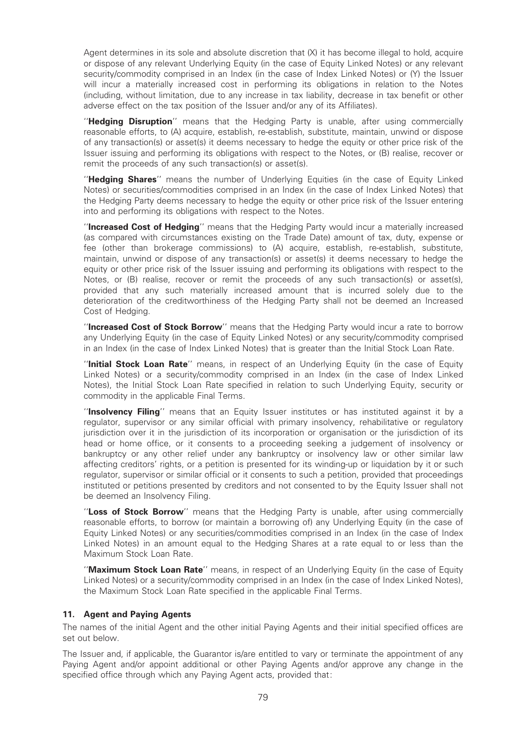Agent determines in its sole and absolute discretion that (X) it has become illegal to hold, acquire or dispose of any relevant Underlying Equity (in the case of Equity Linked Notes) or any relevant security/commodity comprised in an Index (in the case of Index Linked Notes) or (Y) the Issuer will incur a materially increased cost in performing its obligations in relation to the Notes (including, without limitation, due to any increase in tax liability, decrease in tax benefit or other adverse effect on the tax position of the Issuer and/or any of its Affiliates).

''**Hedging Disruption**'' means that the Hedging Party is unable, after using commercially reasonable efforts, to (A) acquire, establish, re-establish, substitute, maintain, unwind or dispose of any transaction(s) or asset(s) it deems necessary to hedge the equity or other price risk of the Issuer issuing and performing its obligations with respect to the Notes, or (B) realise, recover or remit the proceeds of any such transaction(s) or asset(s).

''**Hedging Shares**'' means the number of Underlying Equities (in the case of Equity Linked Notes) or securities/commodities comprised in an Index (in the case of Index Linked Notes) that the Hedging Party deems necessary to hedge the equity or other price risk of the Issuer entering into and performing its obligations with respect to the Notes.

''**Increased Cost of Hedging**'' means that the Hedging Party would incur a materially increased (as compared with circumstances existing on the Trade Date) amount of tax, duty, expense or fee (other than brokerage commissions) to (A) acquire, establish, re-establish, substitute, maintain, unwind or dispose of any transaction(s) or asset(s) it deems necessary to hedge the equity or other price risk of the Issuer issuing and performing its obligations with respect to the Notes, or (B) realise, recover or remit the proceeds of any such transaction(s) or asset(s), provided that any such materially increased amount that is incurred solely due to the deterioration of the creditworthiness of the Hedging Party shall not be deemed an Increased Cost of Hedging.

''**Increased Cost of Stock Borrow**'' means that the Hedging Party would incur a rate to borrow any Underlying Equity (in the case of Equity Linked Notes) or any security/commodity comprised in an Index (in the case of Index Linked Notes) that is greater than the Initial Stock Loan Rate.

''**Initial Stock Loan Rate**'' means, in respect of an Underlying Equity (in the case of Equity Linked Notes) or a security/commodity comprised in an Index (in the case of Index Linked Notes), the Initial Stock Loan Rate specified in relation to such Underlying Equity, security or commodity in the applicable Final Terms.

''**Insolvency Filing**'' means that an Equity Issuer institutes or has instituted against it by a regulator, supervisor or any similar official with primary insolvency, rehabilitative or regulatory jurisdiction over it in the jurisdiction of its incorporation or organisation or the jurisdiction of its head or home office, or it consents to a proceeding seeking a judgement of insolvency or bankruptcy or any other relief under any bankruptcy or insolvency law or other similar law affecting creditors' rights, or a petition is presented for its winding-up or liquidation by it or such regulator, supervisor or similar official or it consents to such a petition, provided that proceedings instituted or petitions presented by creditors and not consented to by the Equity Issuer shall not be deemed an Insolvency Filing.

''**Loss of Stock Borrow**'' means that the Hedging Party is unable, after using commercially reasonable efforts, to borrow (or maintain a borrowing of) any Underlying Equity (in the case of Equity Linked Notes) or any securities/commodities comprised in an Index (in the case of Index Linked Notes) in an amount equal to the Hedging Shares at a rate equal to or less than the Maximum Stock Loan Rate.

''**Maximum Stock Loan Rate**'' means, in respect of an Underlying Equity (in the case of Equity Linked Notes) or a security/commodity comprised in an Index (in the case of Index Linked Notes), the Maximum Stock Loan Rate specified in the applicable Final Terms.

### 11. Agent and Paying Agents

The names of the initial Agent and the other initial Paying Agents and their initial specified offices are set out below.

The Issuer and, if applicable, the Guarantor is/are entitled to vary or terminate the appointment of any Paying Agent and/or appoint additional or other Paying Agents and/or approve any change in the specified office through which any Paying Agent acts, provided that: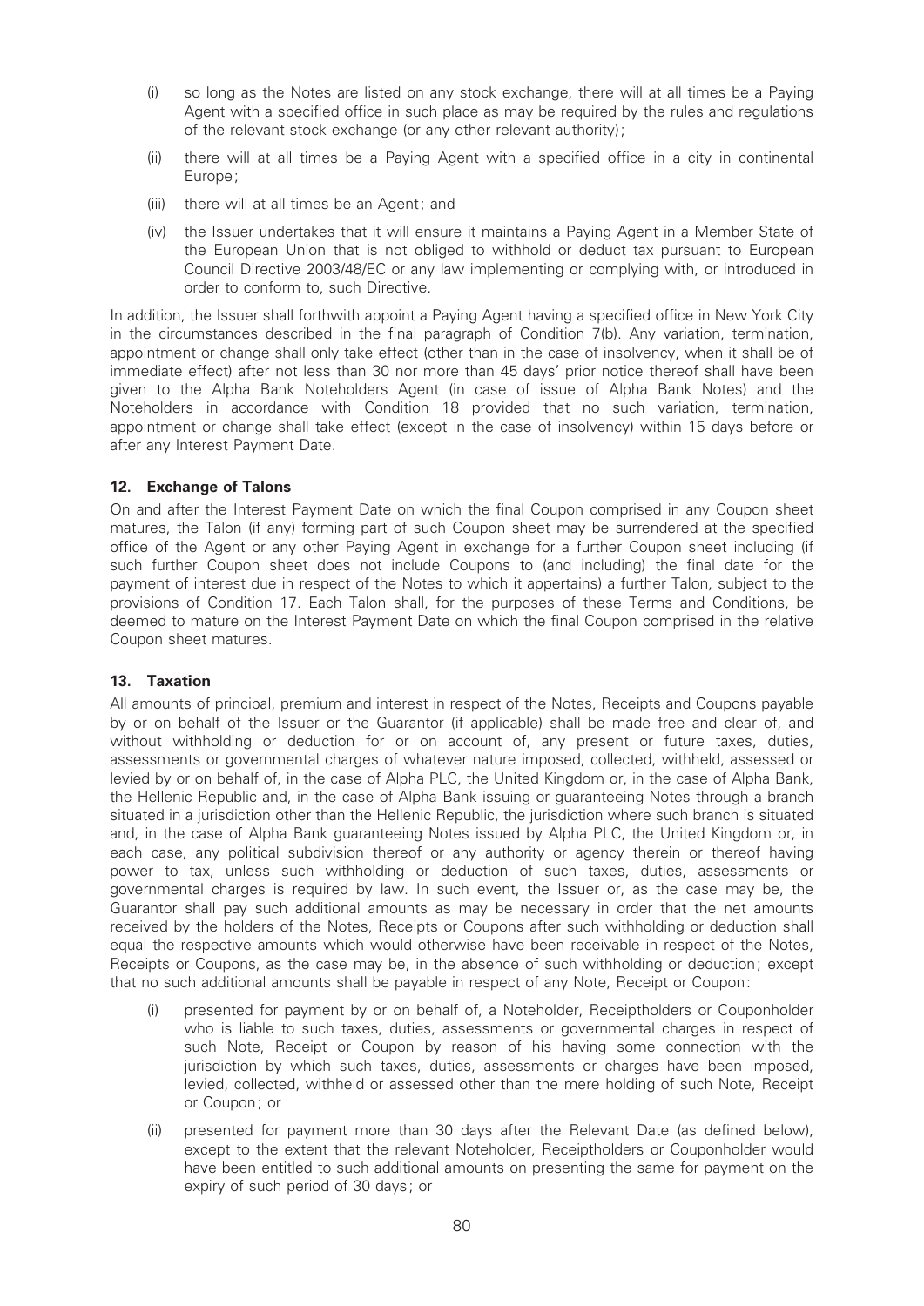- (i) so long as the Notes are listed on any stock exchange, there will at all times be a Paying Agent with a specified office in such place as may be required by the rules and regulations of the relevant stock exchange (or any other relevant authority);
- (ii) there will at all times be a Paying Agent with a specified office in a city in continental Europe;
- (iii) there will at all times be an Agent; and
- (iv) the Issuer undertakes that it will ensure it maintains a Paying Agent in a Member State of the European Union that is not obliged to withhold or deduct tax pursuant to European Council Directive 2003/48/EC or any law implementing or complying with, or introduced in order to conform to, such Directive.

In addition, the Issuer shall forthwith appoint a Paying Agent having a specified office in New York City in the circumstances described in the final paragraph of Condition 7(b). Any variation, termination, appointment or change shall only take effect (other than in the case of insolvency, when it shall be of immediate effect) after not less than 30 nor more than 45 days' prior notice thereof shall have been given to the Alpha Bank Noteholders Agent (in case of issue of Alpha Bank Notes) and the Noteholders in accordance with Condition 18 provided that no such variation, termination, appointment or change shall take effect (except in the case of insolvency) within 15 days before or after any Interest Payment Date.

## 12. Exchange of Talons

On and after the Interest Payment Date on which the final Coupon comprised in any Coupon sheet matures, the Talon (if any) forming part of such Coupon sheet may be surrendered at the specified office of the Agent or any other Paying Agent in exchange for a further Coupon sheet including (if such further Coupon sheet does not include Coupons to (and including) the final date for the payment of interest due in respect of the Notes to which it appertains) a further Talon, subject to the provisions of Condition 17. Each Talon shall, for the purposes of these Terms and Conditions, be deemed to mature on the Interest Payment Date on which the final Coupon comprised in the relative Coupon sheet matures.

## 13. Taxation

All amounts of principal, premium and interest in respect of the Notes, Receipts and Coupons payable by or on behalf of the Issuer or the Guarantor (if applicable) shall be made free and clear of, and without withholding or deduction for or on account of, any present or future taxes, duties, assessments or governmental charges of whatever nature imposed, collected, withheld, assessed or levied by or on behalf of, in the case of Alpha PLC, the United Kingdom or, in the case of Alpha Bank, the Hellenic Republic and, in the case of Alpha Bank issuing or guaranteeing Notes through a branch situated in a jurisdiction other than the Hellenic Republic, the jurisdiction where such branch is situated and, in the case of Alpha Bank guaranteeing Notes issued by Alpha PLC, the United Kingdom or, in each case, any political subdivision thereof or any authority or agency therein or thereof having power to tax, unless such withholding or deduction of such taxes, duties, assessments or governmental charges is required by law. In such event, the Issuer or, as the case may be, the Guarantor shall pay such additional amounts as may be necessary in order that the net amounts received by the holders of the Notes, Receipts or Coupons after such withholding or deduction shall equal the respective amounts which would otherwise have been receivable in respect of the Notes, Receipts or Coupons, as the case may be, in the absence of such withholding or deduction; except that no such additional amounts shall be payable in respect of any Note, Receipt or Coupon:

- (i) presented for payment by or on behalf of, a Noteholder, Receiptholders or Couponholder who is liable to such taxes, duties, assessments or governmental charges in respect of such Note, Receipt or Coupon by reason of his having some connection with the jurisdiction by which such taxes, duties, assessments or charges have been imposed, levied, collected, withheld or assessed other than the mere holding of such Note, Receipt or Coupon; or
- (ii) presented for payment more than 30 days after the Relevant Date (as defined below), except to the extent that the relevant Noteholder, Receiptholders or Couponholder would have been entitled to such additional amounts on presenting the same for payment on the expiry of such period of 30 days; or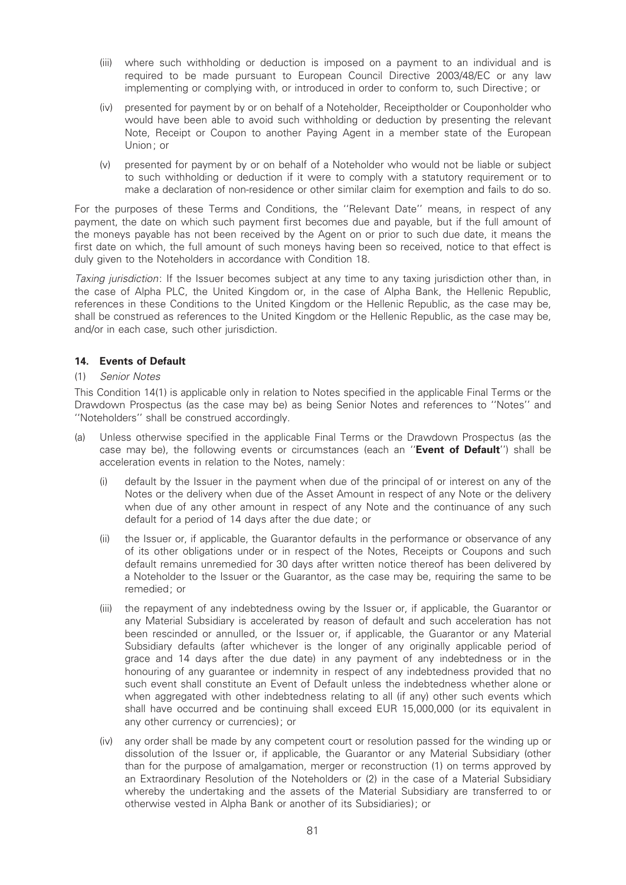(iii) where such withholding or deduction is imposed on a payment to an individual and is required to be made pursuant to European Council Directive 2003/48/EC or any law implementing or complying with, or introduced in order to conform to, such Directive; or

(iv) presented for payment by or on behalf of a Noteholder, Receiptholder or Couponholder who would have been able to avoid such withholding or deduction by presenting the relevant Note, Receipt or Coupon to another Paying Agent in a member state of the European Union; or

(v) presented for payment by or on behalf of a Noteholder who would not be liable or subject to such withholding or deduction if it were to comply with a statutory requirement or to make a declaration of non-residence or other similar claim for exemption and fails to do so.

For the purposes of these Terms and Conditions, the ''Relevant Date'' means, in respect of any payment, the date on which such payment first becomes due and payable, but if the full amount of the moneys payable has not been received by the Agent on or prior to such due date, it means the first date on which, the full amount of such moneys having been so received, notice to that effect is duly given to the Noteholders in accordance with Condition 18.

*Taxing jurisdiction*: If the Issuer becomes subject at any time to any taxing jurisdiction other than, in the case of Alpha PLC, the United Kingdom or, in the case of Alpha Bank, the Hellenic Republic, references in these Conditions to the United Kingdom or the Hellenic Republic, as the case may be, shall be construed as references to the United Kingdom or the Hellenic Republic, as the case may be, and/or in each case, such other jurisdiction.

## 14. Events of Default

(1) *Senior Notes*

This Condition 14(1) is applicable only in relation to Notes specified in the applicable Final Terms or the Drawdown Prospectus (as the case may be) as being Senior Notes and references to ''Notes'' and ''Noteholders'' shall be construed accordingly.

(a) Unless otherwise specified in the applicable Final Terms or the Drawdown Prospectus (as the case may be), the following events or circumstances (each an ''**Event of Default**'') shall be acceleration events in relation to the Notes, namely:

   (i) default by the Issuer in the payment when due of the principal of or interest on any of the Notes or the delivery when due of the Asset Amount in respect of any Note or the delivery when due of any other amount in respect of any Note and the continuance of any such default for a period of 14 days after the due date; or

   (ii) the Issuer or, if applicable, the Guarantor defaults in the performance or observance of any of its other obligations under or in respect of the Notes, Receipts or Coupons and such default remains unremedied for 30 days after written notice thereof has been delivered by a Noteholder to the Issuer or the Guarantor, as the case may be, requiring the same to be remedied; or

   (iii) the repayment of any indebtedness owing by the Issuer or, if applicable, the Guarantor or any Material Subsidiary is accelerated by reason of default and such acceleration has not been rescinded or annulled, or the Issuer or, if applicable, the Guarantor or any Material Subsidiary defaults (after whichever is the longer of any originally applicable period of grace and 14 days after the due date) in any payment of any indebtedness or in the honouring of any guarantee or indemnity in respect of any indebtedness provided that no such event shall constitute an Event of Default unless the indebtedness whether alone or when aggregated with other indebtedness relating to all (if any) other such events which shall have occurred and be continuing shall exceed EUR 15,000,000 (or its equivalent in any other currency or currencies); or

   (iv) any order shall be made by any competent court or resolution passed for the winding up or dissolution of the Issuer or, if applicable, the Guarantor or any Material Subsidiary (other than for the purpose of amalgamation, merger or reconstruction (1) on terms approved by an Extraordinary Resolution of the Noteholders or (2) in the case of a Material Subsidiary whereby the undertaking and the assets of the Material Subsidiary are transferred to or otherwise vested in Alpha Bank or another of its Subsidiaries); or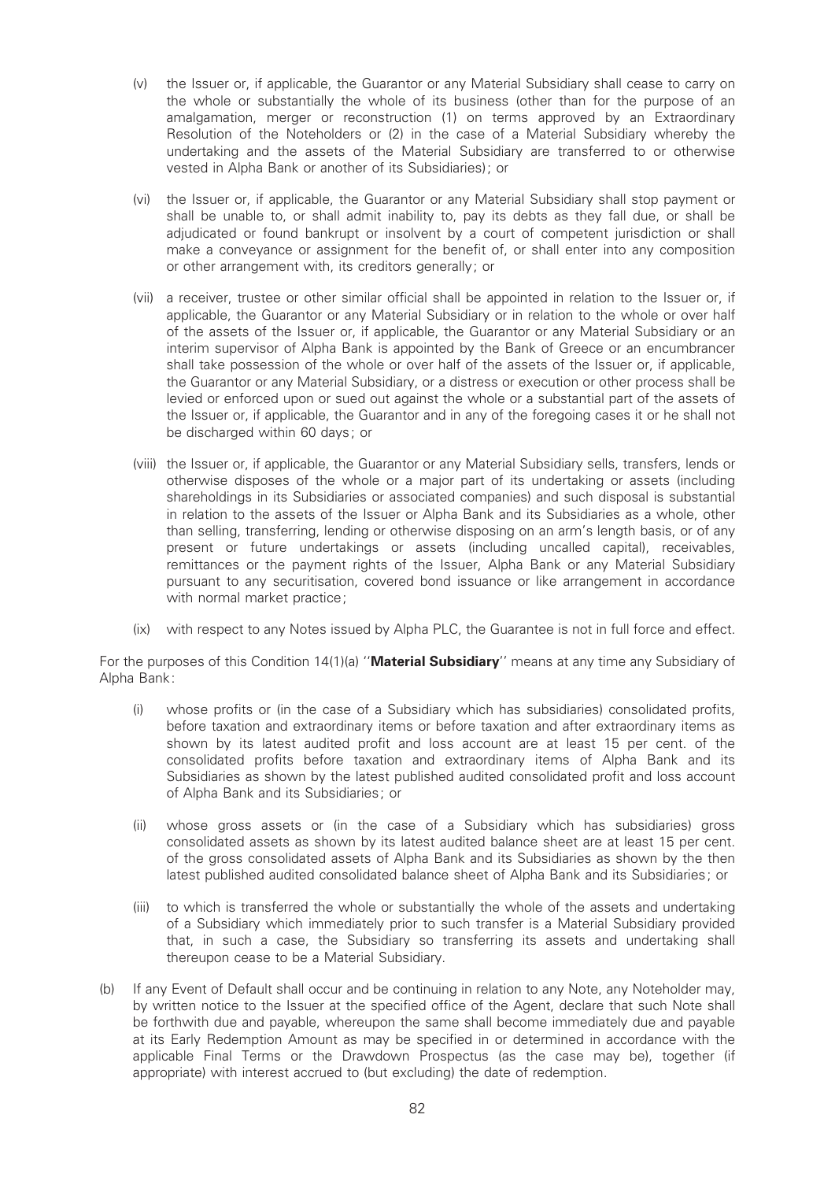(v) the Issuer or, if applicable, the Guarantor or any Material Subsidiary shall cease to carry on the whole or substantially the whole of its business (other than for the purpose of an amalgamation, merger or reconstruction (1) on terms approved by an Extraordinary Resolution of the Noteholders or (2) in the case of a Material Subsidiary whereby the undertaking and the assets of the Material Subsidiary are transferred to or otherwise vested in Alpha Bank or another of its Subsidiaries); or

(vi) the Issuer or, if applicable, the Guarantor or any Material Subsidiary shall stop payment or shall be unable to, or shall admit inability to, pay its debts as they fall due, or shall be adjudicated or found bankrupt or insolvent by a court of competent jurisdiction or shall make a conveyance or assignment for the benefit of, or shall enter into any composition or other arrangement with, its creditors generally; or

(vii) a receiver, trustee or other similar official shall be appointed in relation to the Issuer or, if applicable, the Guarantor or any Material Subsidiary or in relation to the whole or over half of the assets of the Issuer or, if applicable, the Guarantor or any Material Subsidiary or an interim supervisor of Alpha Bank is appointed by the Bank of Greece or an encumbrancer shall take possession of the whole or over half of the assets of the Issuer or, if applicable, the Guarantor or any Material Subsidiary, or a distress or execution or other process shall be levied or enforced upon or sued out against the whole or a substantial part of the assets of the Issuer or, if applicable, the Guarantor and in any of the foregoing cases it or he shall not be discharged within 60 days; or

(viii) the Issuer or, if applicable, the Guarantor or any Material Subsidiary sells, transfers, lends or otherwise disposes of the whole or a major part of its undertaking or assets (including shareholdings in its Subsidiaries or associated companies) and such disposal is substantial in relation to the assets of the Issuer or Alpha Bank and its Subsidiaries as a whole, other than selling, transferring, lending or otherwise disposing on an arm's length basis, or of any present or future undertakings or assets (including uncalled capital), receivables, remittances or the payment rights of the Issuer, Alpha Bank or any Material Subsidiary pursuant to any securitisation, covered bond issuance or like arrangement in accordance with normal market practice;

(ix) with respect to any Notes issued by Alpha PLC, the Guarantee is not in full force and effect.

For the purposes of this Condition 14(1)(a) ''**Material Subsidiary**'' means at any time any Subsidiary of Alpha Bank:

(i) whose profits or (in the case of a Subsidiary which has subsidiaries) consolidated profits, before taxation and extraordinary items or before taxation and after extraordinary items as shown by its latest audited profit and loss account are at least 15 per cent. of the consolidated profits before taxation and extraordinary items of Alpha Bank and its Subsidiaries as shown by the latest published audited consolidated profit and loss account of Alpha Bank and its Subsidiaries; or

(ii) whose gross assets or (in the case of a Subsidiary which has subsidiaries) gross consolidated assets as shown by its latest audited balance sheet are at least 15 per cent. of the gross consolidated assets of Alpha Bank and its Subsidiaries as shown by the then latest published audited consolidated balance sheet of Alpha Bank and its Subsidiaries; or

(iii) to which is transferred the whole or substantially the whole of the assets and undertaking of a Subsidiary which immediately prior to such transfer is a Material Subsidiary provided that, in such a case, the Subsidiary so transferring its assets and undertaking shall thereupon cease to be a Material Subsidiary.

(b) If any Event of Default shall occur and be continuing in relation to any Note, any Noteholder may, by written notice to the Issuer at the specified office of the Agent, declare that such Note shall be forthwith due and payable, whereupon the same shall become immediately due and payable at its Early Redemption Amount as may be specified in or determined in accordance with the applicable Final Terms or the Drawdown Prospectus (as the case may be), together (if appropriate) with interest accrued to (but excluding) the date of redemption.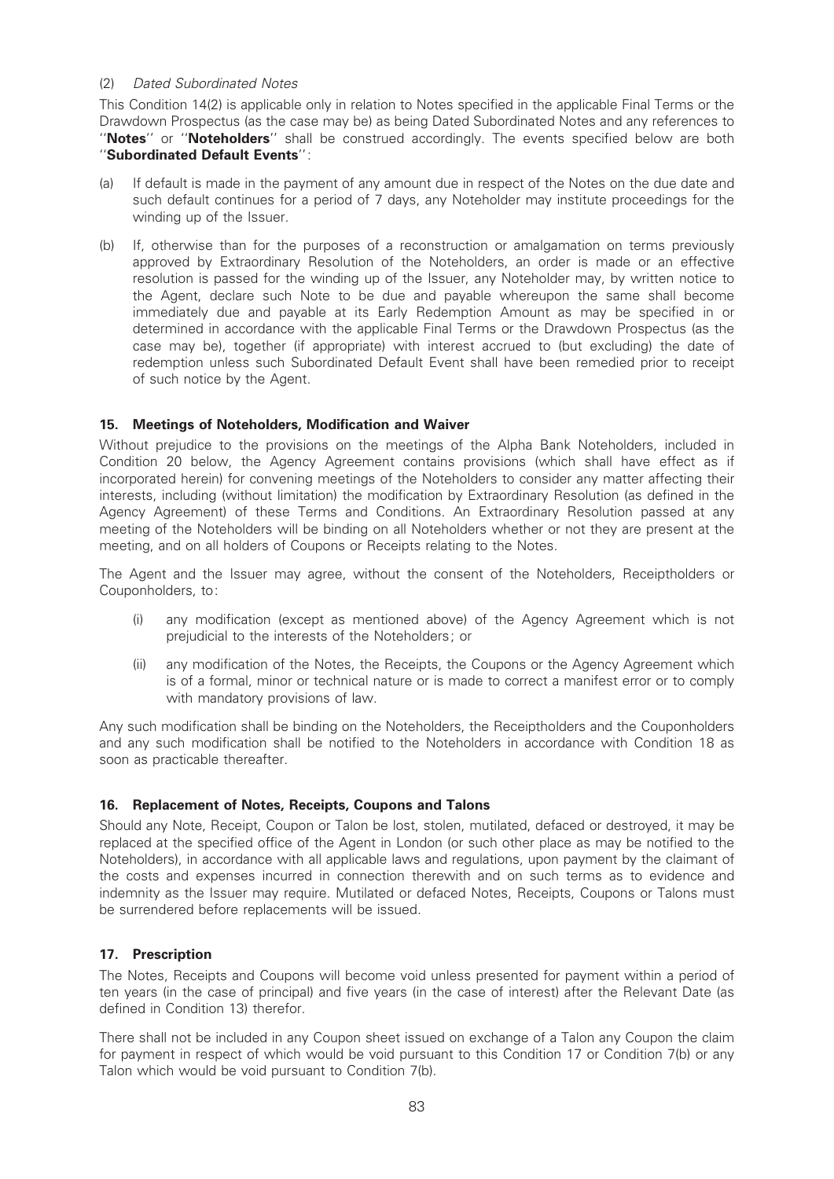### (2) *Dated Subordinated Notes*

This Condition 14(2) is applicable only in relation to Notes specified in the applicable Final Terms or the Drawdown Prospectus (as the case may be) as being Dated Subordinated Notes and any references to ''**Notes**'' or ''**Noteholders**'' shall be construed accordingly. The events specified below are both ''**Subordinated Default Events**'':

(a) If default is made in the payment of any amount due in respect of the Notes on the due date and such default continues for a period of 7 days, any Noteholder may institute proceedings for the winding up of the Issuer.

(b) If, otherwise than for the purposes of a reconstruction or amalgamation on terms previously approved by Extraordinary Resolution of the Noteholders, an order is made or an effective resolution is passed for the winding up of the Issuer, any Noteholder may, by written notice to the Agent, declare such Note to be due and payable whereupon the same shall become immediately due and payable at its Early Redemption Amount as may be specified in or determined in accordance with the applicable Final Terms or the Drawdown Prospectus (as the case may be), together (if appropriate) with interest accrued to (but excluding) the date of redemption unless such Subordinated Default Event shall have been remedied prior to receipt of such notice by the Agent.

## 15. Meetings of Noteholders, Modification and Waiver

Without prejudice to the provisions on the meetings of the Alpha Bank Noteholders, included in Condition 20 below, the Agency Agreement contains provisions (which shall have effect as if incorporated herein) for convening meetings of the Noteholders to consider any matter affecting their interests, including (without limitation) the modification by Extraordinary Resolution (as defined in the Agency Agreement) of these Terms and Conditions. An Extraordinary Resolution passed at any meeting of the Noteholders will be binding on all Noteholders whether or not they are present at the meeting, and on all holders of Coupons or Receipts relating to the Notes.

The Agent and the Issuer may agree, without the consent of the Noteholders, Receiptholders or Couponholders, to:

(i) any modification (except as mentioned above) of the Agency Agreement which is not prejudicial to the interests of the Noteholders; or

(ii) any modification of the Notes, the Receipts, the Coupons or the Agency Agreement which is of a formal, minor or technical nature or is made to correct a manifest error or to comply with mandatory provisions of law.

Any such modification shall be binding on the Noteholders, the Receiptholders and the Couponholders and any such modification shall be notified to the Noteholders in accordance with Condition 18 as soon as practicable thereafter.

## 16. Replacement of Notes, Receipts, Coupons and Talons

Should any Note, Receipt, Coupon or Talon be lost, stolen, mutilated, defaced or destroyed, it may be replaced at the specified office of the Agent in London (or such other place as may be notified to the Noteholders), in accordance with all applicable laws and regulations, upon payment by the claimant of the costs and expenses incurred in connection therewith and on such terms as to evidence and indemnity as the Issuer may require. Mutilated or defaced Notes, Receipts, Coupons or Talons must be surrendered before replacements will be issued.

## 17. Prescription

The Notes, Receipts and Coupons will become void unless presented for payment within a period of ten years (in the case of principal) and five years (in the case of interest) after the Relevant Date (as defined in Condition 13) therefor.

There shall not be included in any Coupon sheet issued on exchange of a Talon any Coupon the claim for payment in respect of which would be void pursuant to this Condition 17 or Condition 7(b) or any Talon which would be void pursuant to Condition 7(b).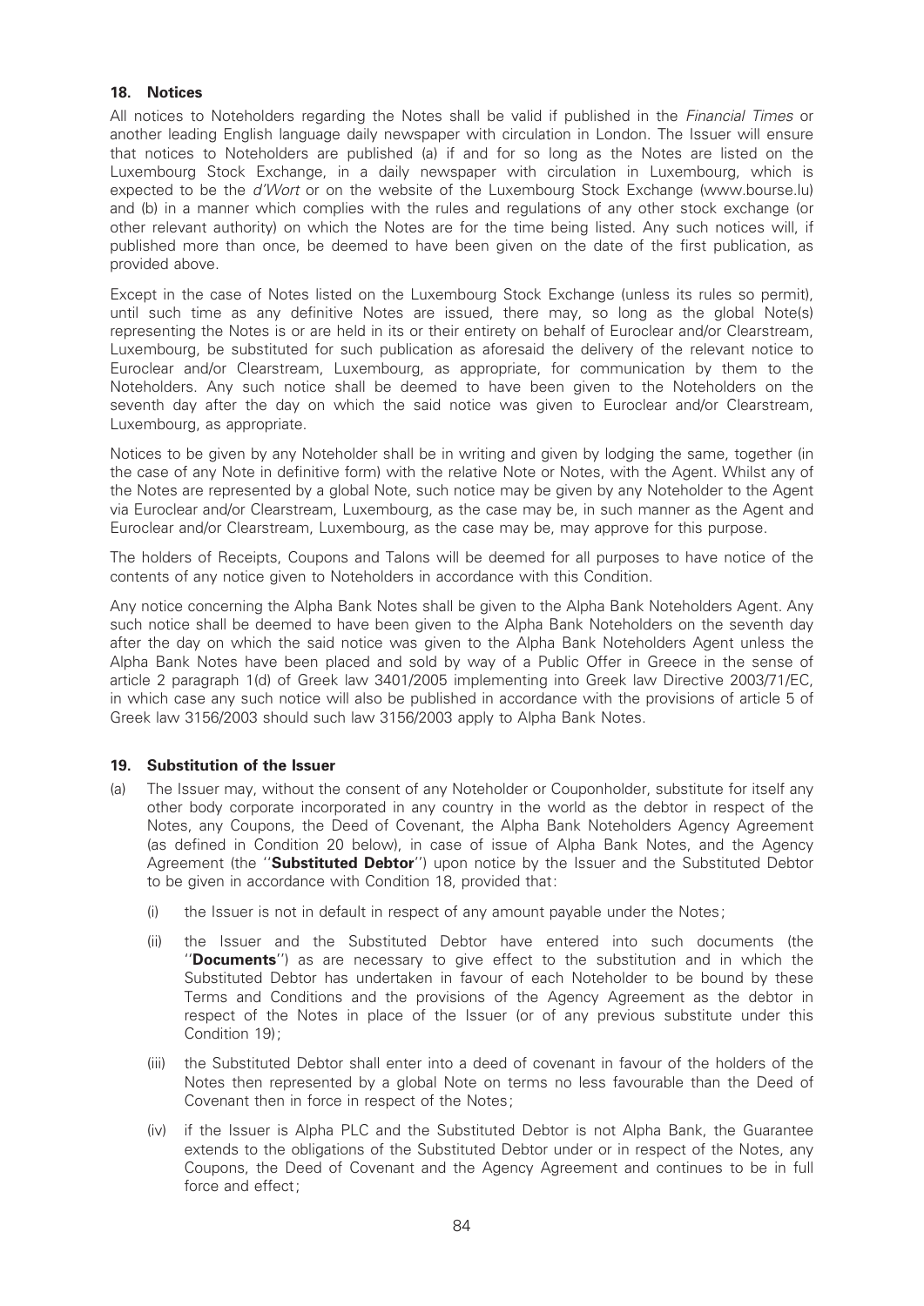## 18. Notices

All notices to Noteholders regarding the Notes shall be valid if published in the *Financial Times* or another leading English language daily newspaper with circulation in London. The Issuer will ensure that notices to Noteholders are published (a) if and for so long as the Notes are listed on the Luxembourg Stock Exchange, in a daily newspaper with circulation in Luxembourg, which is expected to be the *d'Wort* or on the website of the Luxembourg Stock Exchange (www.bourse.lu) and (b) in a manner which complies with the rules and regulations of any other stock exchange (or other relevant authority) on which the Notes are for the time being listed. Any such notices will, if published more than once, be deemed to have been given on the date of the first publication, as provided above.

Except in the case of Notes listed on the Luxembourg Stock Exchange (unless its rules so permit), until such time as any definitive Notes are issued, there may, so long as the global Note(s) representing the Notes is or are held in its or their entirety on behalf of Euroclear and/or Clearstream, Luxembourg, be substituted for such publication as aforesaid the delivery of the relevant notice to Euroclear and/or Clearstream, Luxembourg, as appropriate, for communication by them to the Noteholders. Any such notice shall be deemed to have been given to the Noteholders on the seventh day after the day on which the said notice was given to Euroclear and/or Clearstream, Luxembourg, as appropriate.

Notices to be given by any Noteholder shall be in writing and given by lodging the same, together (in the case of any Note in definitive form) with the relative Note or Notes, with the Agent. Whilst any of the Notes are represented by a global Note, such notice may be given by any Noteholder to the Agent via Euroclear and/or Clearstream, Luxembourg, as the case may be, in such manner as the Agent and Euroclear and/or Clearstream, Luxembourg, as the case may be, may approve for this purpose.

The holders of Receipts, Coupons and Talons will be deemed for all purposes to have notice of the contents of any notice given to Noteholders in accordance with this Condition.

Any notice concerning the Alpha Bank Notes shall be given to the Alpha Bank Noteholders Agent. Any such notice shall be deemed to have been given to the Alpha Bank Noteholders on the seventh day after the day on which the said notice was given to the Alpha Bank Noteholders Agent unless the Alpha Bank Notes have been placed and sold by way of a Public Offer in Greece in the sense of article 2 paragraph 1(d) of Greek law 3401/2005 implementing into Greek law Directive 2003/71/EC, in which case any such notice will also be published in accordance with the provisions of article 5 of Greek law 3156/2003 should such law 3156/2003 apply to Alpha Bank Notes.

## 19. Substitution of the Issuer

(a) The Issuer may, without the consent of any Noteholder or Couponholder, substitute for itself any other body corporate incorporated in any country in the world as the debtor in respect of the Notes, any Coupons, the Deed of Covenant, the Alpha Bank Noteholders Agency Agreement (as defined in Condition 20 below), in case of issue of Alpha Bank Notes, and the Agency Agreement (the ''**Substituted Debtor**'') upon notice by the Issuer and the Substituted Debtor to be given in accordance with Condition 18, provided that:

   (i) the Issuer is not in default in respect of any amount payable under the Notes;

   (ii) the Issuer and the Substituted Debtor have entered into such documents (the ''**Documents**'') as are necessary to give effect to the substitution and in which the Substituted Debtor has undertaken in favour of each Noteholder to be bound by these Terms and Conditions and the provisions of the Agency Agreement as the debtor in respect of the Notes in place of the Issuer (or of any previous substitute under this Condition 19);

   (iii) the Substituted Debtor shall enter into a deed of covenant in favour of the holders of the Notes then represented by a global Note on terms no less favourable than the Deed of Covenant then in force in respect of the Notes;

   (iv) if the Issuer is Alpha PLC and the Substituted Debtor is not Alpha Bank, the Guarantee extends to the obligations of the Substituted Debtor under or in respect of the Notes, any Coupons, the Deed of Covenant and the Agency Agreement and continues to be in full force and effect;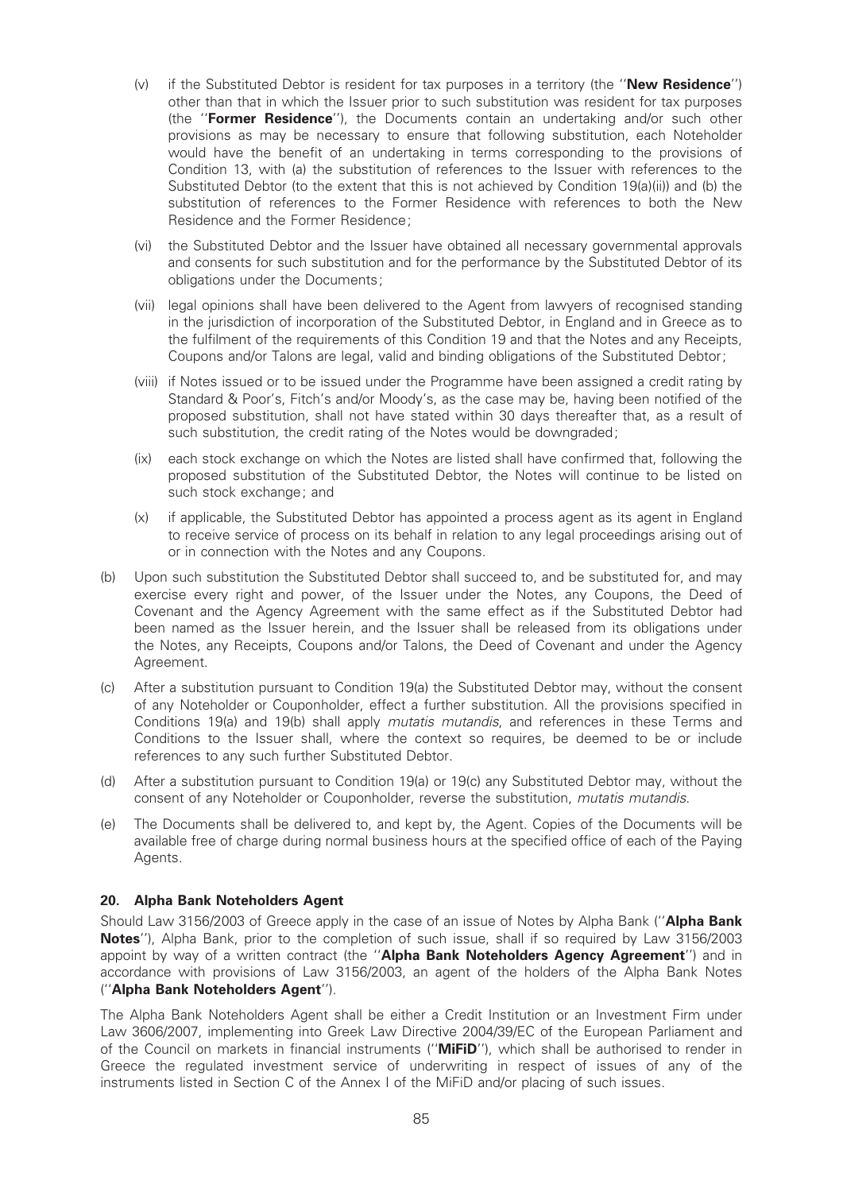(v) if the Substituted Debtor is resident for tax purposes in a territory (the ''**New Residence**'') other than that in which the Issuer prior to such substitution was resident for tax purposes (the ''**Former Residence**''), the Documents contain an undertaking and/or such other provisions as may be necessary to ensure that following substitution, each Noteholder would have the benefit of an undertaking in terms corresponding to the provisions of Condition 13, with (a) the substitution of references to the Issuer with references to the Substituted Debtor (to the extent that this is not achieved by Condition 19(a)(ii)) and (b) the substitution of references to the Former Residence with references to both the New Residence and the Former Residence;

(vi) the Substituted Debtor and the Issuer have obtained all necessary governmental approvals and consents for such substitution and for the performance by the Substituted Debtor of its obligations under the Documents;

(vii) legal opinions shall have been delivered to the Agent from lawyers of recognised standing in the jurisdiction of incorporation of the Substituted Debtor, in England and in Greece as to the fulfilment of the requirements of this Condition 19 and that the Notes and any Receipts, Coupons and/or Talons are legal, valid and binding obligations of the Substituted Debtor;

(viii) if Notes issued or to be issued under the Programme have been assigned a credit rating by Standard & Poor's, Fitch's and/or Moody's, as the case may be, having been notified of the proposed substitution, shall not have stated within 30 days thereafter that, as a result of such substitution, the credit rating of the Notes would be downgraded;

(ix) each stock exchange on which the Notes are listed shall have confirmed that, following the proposed substitution of the Substituted Debtor, the Notes will continue to be listed on such stock exchange; and

(x) if applicable, the Substituted Debtor has appointed a process agent as its agent in England to receive service of process on its behalf in relation to any legal proceedings arising out of or in connection with the Notes and any Coupons.

(b) Upon such substitution the Substituted Debtor shall succeed to, and be substituted for, and may exercise every right and power, of the Issuer under the Notes, any Coupons, the Deed of Covenant and the Agency Agreement with the same effect as if the Substituted Debtor had been named as the Issuer herein, and the Issuer shall be released from its obligations under the Notes, any Receipts, Coupons and/or Talons, the Deed of Covenant and under the Agency Agreement.

(c) After a substitution pursuant to Condition 19(a) the Substituted Debtor may, without the consent of any Noteholder or Couponholder, effect a further substitution. All the provisions specified in Conditions 19(a) and 19(b) shall apply *mutatis mutandis*, and references in these Terms and Conditions to the Issuer shall, where the context so requires, be deemed to be or include references to any such further Substituted Debtor.

(d) After a substitution pursuant to Condition 19(a) or 19(c) any Substituted Debtor may, without the consent of any Noteholder or Couponholder, reverse the substitution, *mutatis mutandis*.

(e) The Documents shall be delivered to, and kept by, the Agent. Copies of the Documents will be available free of charge during normal business hours at the specified office of each of the Paying Agents.

### 20. Alpha Bank Noteholders Agent

Should Law 3156/2003 of Greece apply in the case of an issue of Notes by Alpha Bank (''**Alpha Bank Notes**''), Alpha Bank, prior to the completion of such issue, shall if so required by Law 3156/2003 appoint by way of a written contract (the ''**Alpha Bank Noteholders Agency Agreement**'') and in accordance with provisions of Law 3156/2003, an agent of the holders of the Alpha Bank Notes (''**Alpha Bank Noteholders Agent**'').

The Alpha Bank Noteholders Agent shall be either a Credit Institution or an Investment Firm under Law 3606/2007, implementing into Greek Law Directive 2004/39/EC of the European Parliament and of the Council on markets in financial instruments (''**MiFiD**''), which shall be authorised to render in Greece the regulated investment service of underwriting in respect of issues of any of the instruments listed in Section C of the Annex I of the MiFiD and/or placing of such issues.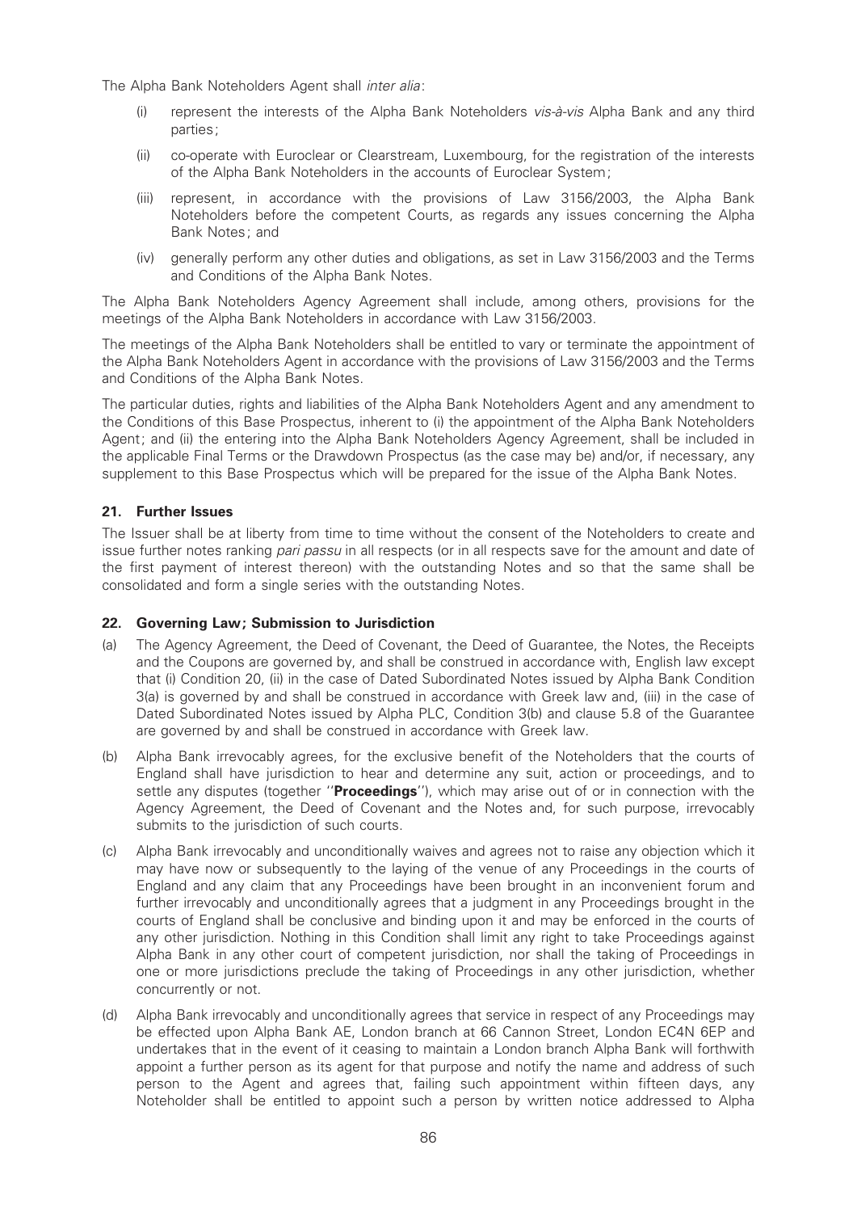The Alpha Bank Noteholders Agent shall *inter alia*:

(i) represent the interests of the Alpha Bank Noteholders *vis-à-vis* Alpha Bank and any third parties;

(ii) co-operate with Euroclear or Clearstream, Luxembourg, for the registration of the interests of the Alpha Bank Noteholders in the accounts of Euroclear System;

(iii) represent, in accordance with the provisions of Law 3156/2003, the Alpha Bank Noteholders before the competent Courts, as regards any issues concerning the Alpha Bank Notes; and

(iv) generally perform any other duties and obligations, as set in Law 3156/2003 and the Terms and Conditions of the Alpha Bank Notes.

The Alpha Bank Noteholders Agency Agreement shall include, among others, provisions for the meetings of the Alpha Bank Noteholders in accordance with Law 3156/2003.

The meetings of the Alpha Bank Noteholders shall be entitled to vary or terminate the appointment of the Alpha Bank Noteholders Agent in accordance with the provisions of Law 3156/2003 and the Terms and Conditions of the Alpha Bank Notes.

The particular duties, rights and liabilities of the Alpha Bank Noteholders Agent and any amendment to the Conditions of this Base Prospectus, inherent to (i) the appointment of the Alpha Bank Noteholders Agent; and (ii) the entering into the Alpha Bank Noteholders Agency Agreement, shall be included in the applicable Final Terms or the Drawdown Prospectus (as the case may be) and/or, if necessary, any supplement to this Base Prospectus which will be prepared for the issue of the Alpha Bank Notes.

## 21. Further Issues

The Issuer shall be at liberty from time to time without the consent of the Noteholders to create and issue further notes ranking *pari passu* in all respects (or in all respects save for the amount and date of the first payment of interest thereon) with the outstanding Notes and so that the same shall be consolidated and form a single series with the outstanding Notes.

## 22. Governing Law; Submission to Jurisdiction

(a) The Agency Agreement, the Deed of Covenant, the Deed of Guarantee, the Notes, the Receipts and the Coupons are governed by, and shall be construed in accordance with, English law except that (i) Condition 20, (ii) in the case of Dated Subordinated Notes issued by Alpha Bank Condition 3(a) is governed by and shall be construed in accordance with Greek law and, (iii) in the case of Dated Subordinated Notes issued by Alpha PLC, Condition 3(b) and clause 5.8 of the Guarantee are governed by and shall be construed in accordance with Greek law.

(b) Alpha Bank irrevocably agrees, for the exclusive benefit of the Noteholders that the courts of England shall have jurisdiction to hear and determine any suit, action or proceedings, and to settle any disputes (together "**Proceedings**"), which may arise out of or in connection with the Agency Agreement, the Deed of Covenant and the Notes and, for such purpose, irrevocably submits to the jurisdiction of such courts.

(c) Alpha Bank irrevocably and unconditionally waives and agrees not to raise any objection which it may have now or subsequently to the laying of the venue of any Proceedings in the courts of England and any claim that any Proceedings have been brought in an inconvenient forum and further irrevocably and unconditionally agrees that a judgment in any Proceedings brought in the courts of England shall be conclusive and binding upon it and may be enforced in the courts of any other jurisdiction. Nothing in this Condition shall limit any right to take Proceedings against Alpha Bank in any other court of competent jurisdiction, nor shall the taking of Proceedings in one or more jurisdictions preclude the taking of Proceedings in any other jurisdiction, whether concurrently or not.

(d) Alpha Bank irrevocably and unconditionally agrees that service in respect of any Proceedings may be effected upon Alpha Bank AE, London branch at 66 Cannon Street, London EC4N 6EP and undertakes that in the event of it ceasing to maintain a London branch Alpha Bank will forthwith appoint a further person as its agent for that purpose and notify the name and address of such person to the Agent and agrees that, failing such appointment within fifteen days, any Noteholder shall be entitled to appoint such a person by written notice addressed to Alpha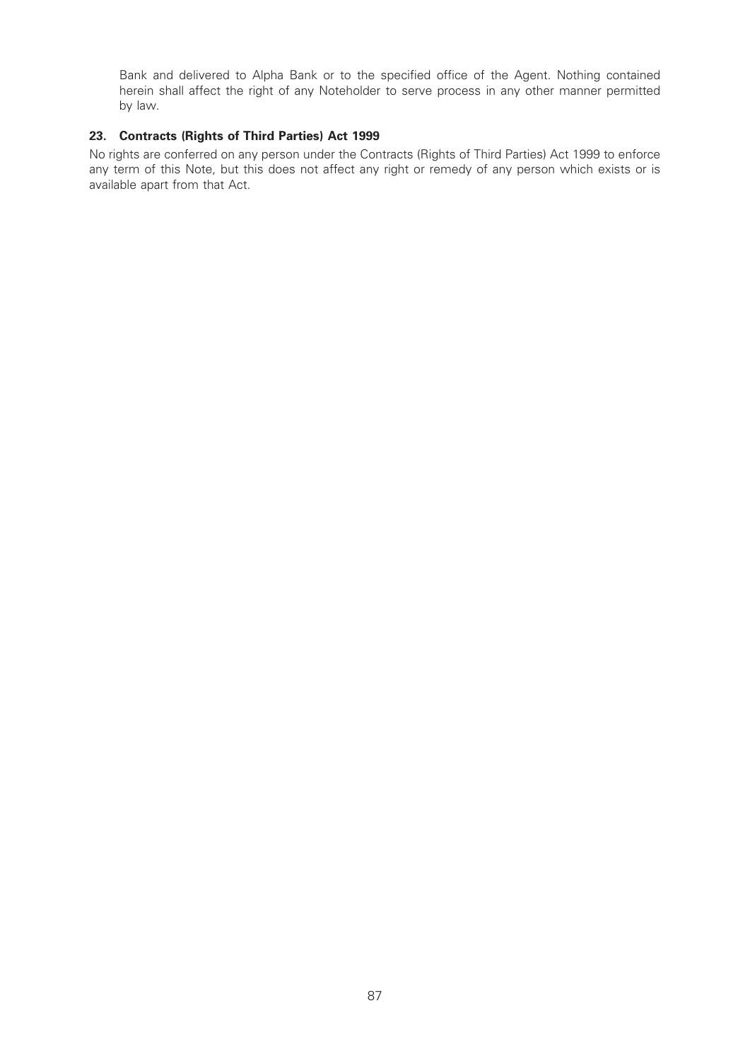Bank and delivered to Alpha Bank or to the specified office of the Agent. Nothing contained herein shall affect the right of any Noteholder to serve process in any other manner permitted by law.

### 23. Contracts (Rights of Third Parties) Act 1999

No rights are conferred on any person under the Contracts (Rights of Third Parties) Act 1999 to enforce any term of this Note, but this does not affect any right or remedy of any person which exists or is available apart from that Act.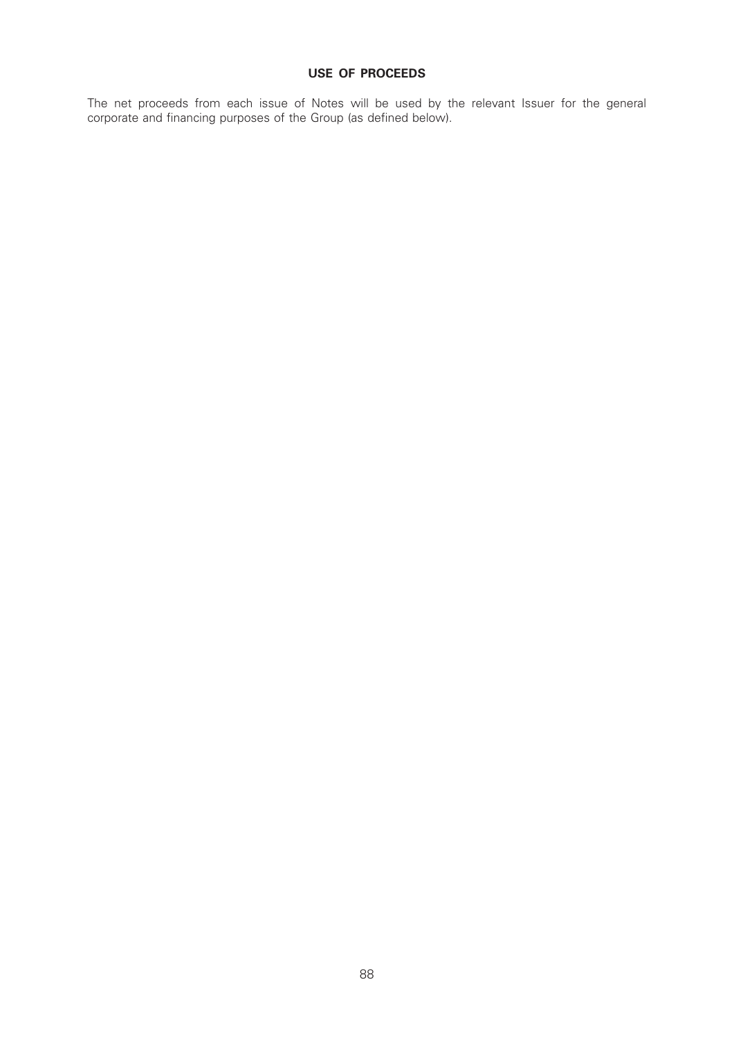## USE OF PROCEEDS

The net proceeds from each issue of Notes will be used by the relevant Issuer for the general corporate and financing purposes of the Group (as defined below).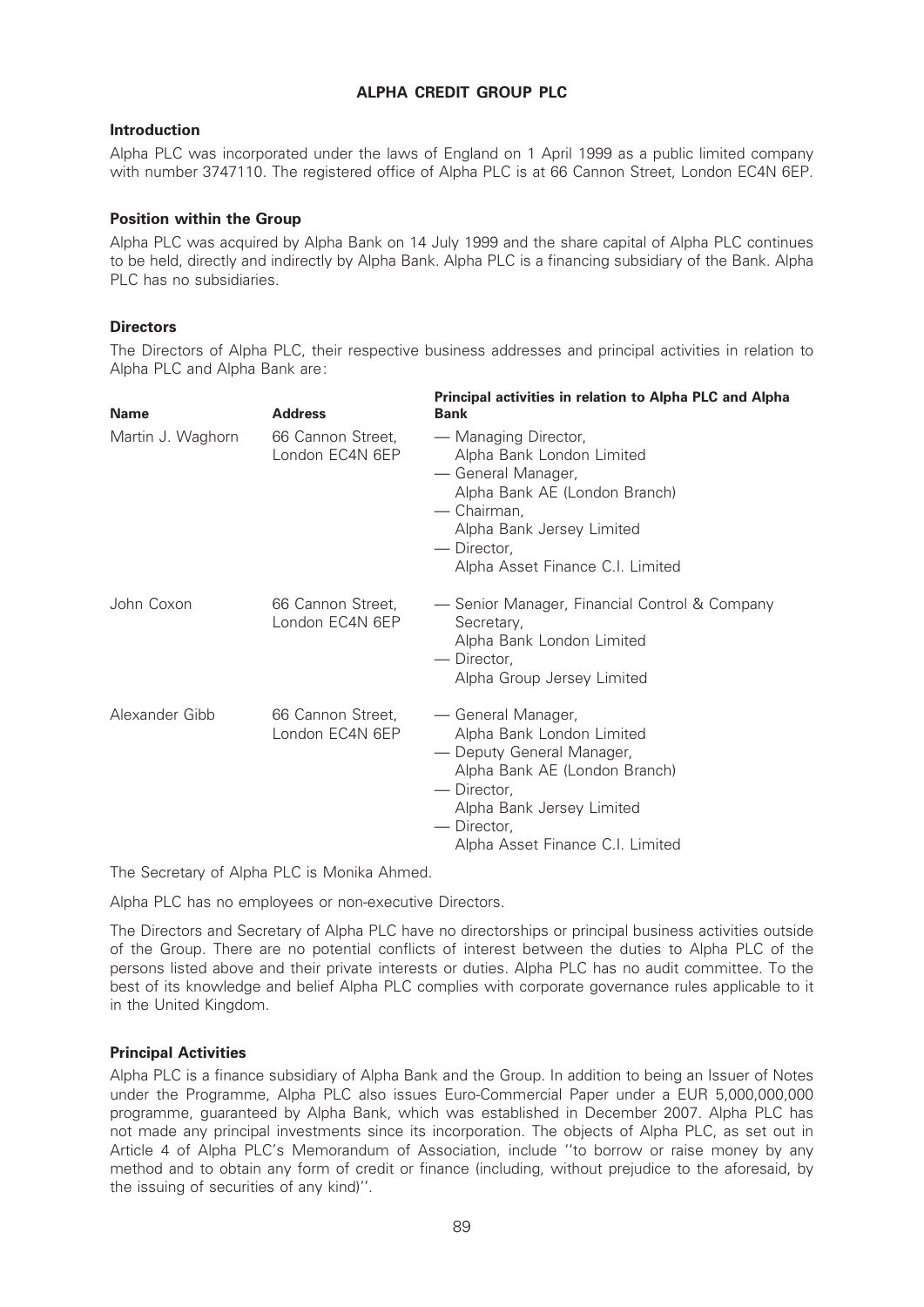## ALPHA CREDIT GROUP PLC

### Introduction

Alpha PLC was incorporated under the laws of England on 1 April 1999 as a public limited company with number 3747110. The registered office of Alpha PLC is at 66 Cannon Street, London EC4N 6EP.

### Position within the Group

Alpha PLC was acquired by Alpha Bank on 14 July 1999 and the share capital of Alpha PLC continues to be held, directly and indirectly by Alpha Bank. Alpha PLC is a financing subsidiary of the Bank. Alpha PLC has no subsidiaries.

### Directors

The Directors of Alpha PLC, their respective business addresses and principal activities in relation to Alpha PLC and Alpha Bank are:

| Name | Address | Principal activities in relation to Alpha PLC and Alpha Bank |
|---|---|---|
| Martin J. Waghorn | 66 Cannon Street, London EC4N 6EP | — Managing Director, Alpha Bank London Limited<br>— General Manager, Alpha Bank AE (London Branch)<br>— Chairman, Alpha Bank Jersey Limited<br>— Director, Alpha Asset Finance C.I. Limited |
| John Coxon | 66 Cannon Street, London EC4N 6EP | — Senior Manager, Financial Control & Company Secretary, Alpha Bank London Limited<br>— Director, Alpha Group Jersey Limited |
| Alexander Gibb | 66 Cannon Street, London EC4N 6EP | — General Manager, Alpha Bank London Limited<br>— Deputy General Manager, Alpha Bank AE (London Branch)<br>— Director, Alpha Bank Jersey Limited<br>— Director, Alpha Asset Finance C.I. Limited |

The Secretary of Alpha PLC is Monika Ahmed.

Alpha PLC has no employees or non-executive Directors.

The Directors and Secretary of Alpha PLC have no directorships or principal business activities outside of the Group. There are no potential conflicts of interest between the duties to Alpha PLC of the persons listed above and their private interests or duties. Alpha PLC has no audit committee. To the best of its knowledge and belief Alpha PLC complies with corporate governance rules applicable to it in the United Kingdom.

### Principal Activities

Alpha PLC is a finance subsidiary of Alpha Bank and the Group. In addition to being an Issuer of Notes under the Programme, Alpha PLC also issues Euro-Commercial Paper under a EUR 5,000,000,000 programme, guaranteed by Alpha Bank, which was established in December 2007. Alpha PLC has not made any principal investments since its incorporation. The objects of Alpha PLC, as set out in Article 4 of Alpha PLC's Memorandum of Association, include ''to borrow or raise money by any method and to obtain any form of credit or finance (including, without prejudice to the aforesaid, by the issuing of securities of any kind)''.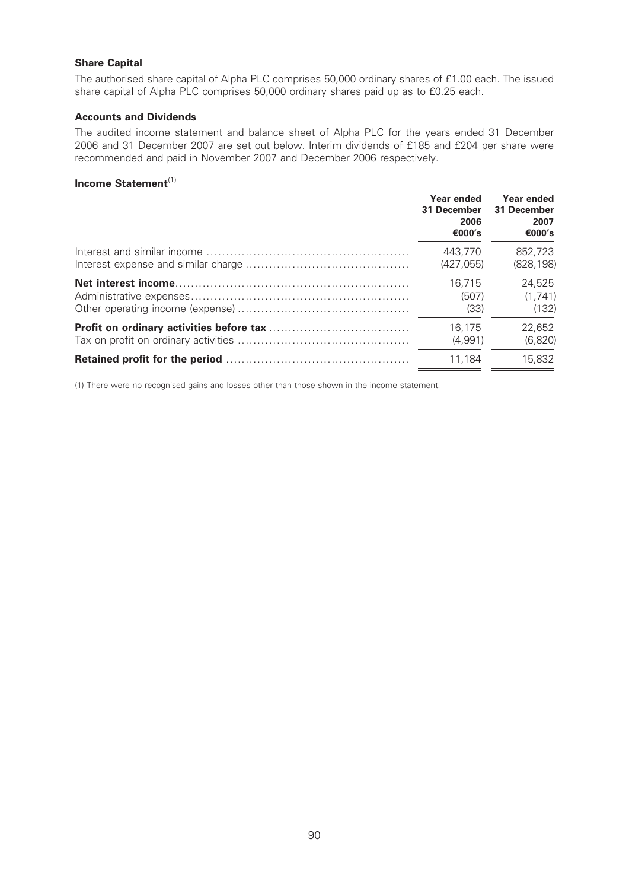### Share Capital

The authorised share capital of Alpha PLC comprises 50,000 ordinary shares of £1.00 each. The issued share capital of Alpha PLC comprises 50,000 ordinary shares paid up as to £0.25 each.

### Accounts and Dividends

The audited income statement and balance sheet of Alpha PLC for the years ended 31 December 2006 and 31 December 2007 are set out below. Interim dividends of £185 and £204 per share were recommended and paid in November 2007 and December 2006 respectively.

### Income Statement[(1)]

| | Year ended 31 December 2006 €000's | Year ended 31 December 2007 €000's |
|---|---|---|
| Interest and similar income | 443,770 | 852,723 |
| Interest expense and similar charge | (427,055) | (828,198) |
| **Net interest income** | 16,715 | 24,525 |
| Administrative expenses | (507) | (1,741) |
| Other operating income (expense) | (33) | (132) |
| **Profit on ordinary activities before tax** | 16,175 | 22,652 |
| Tax on profit on ordinary activities | (4,991) | (6,820) |
| **Retained profit for the period** | 11,184 | 15,832 |

(1) There were no recognised gains and losses other than those shown in the income statement.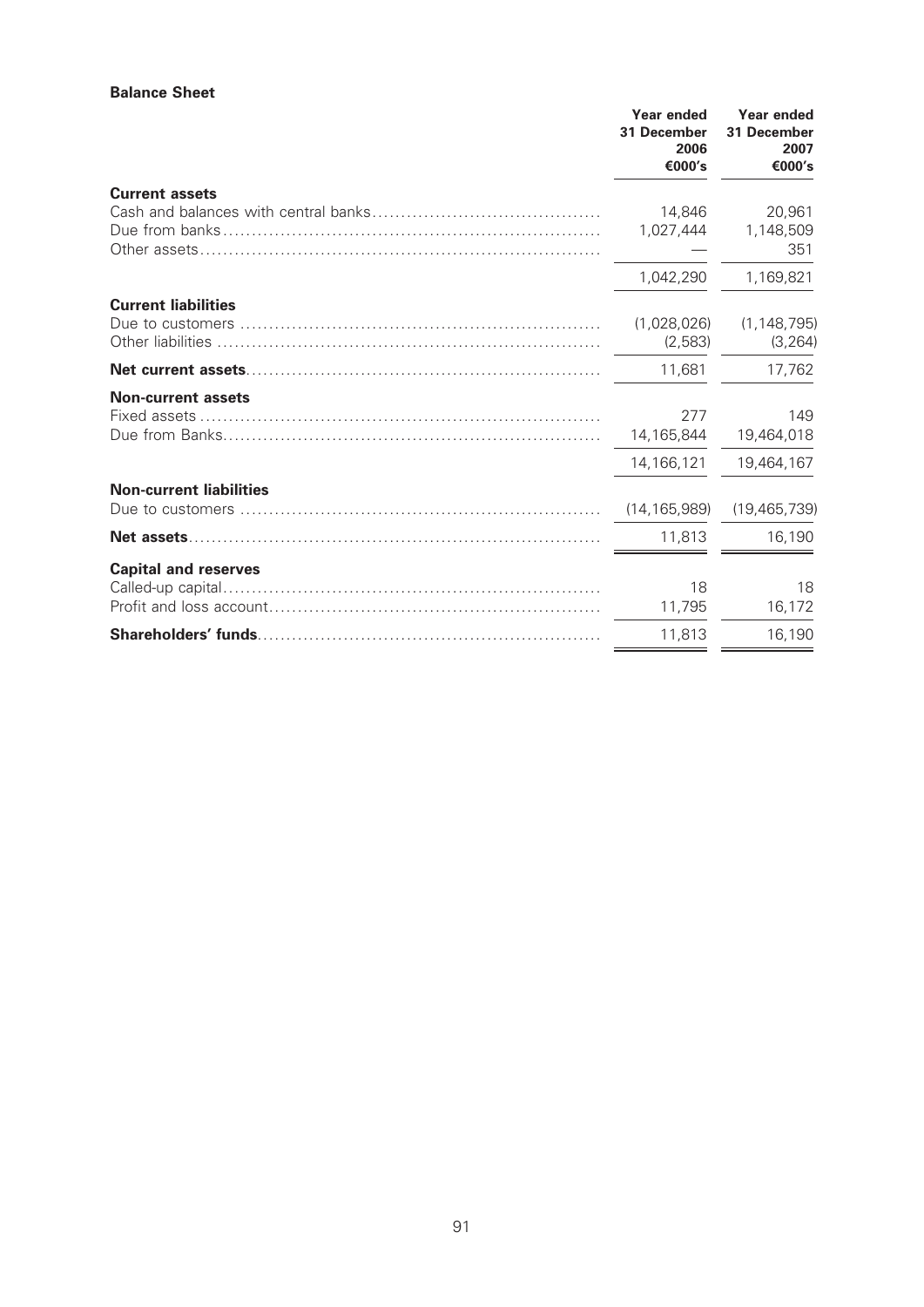**Balance Sheet**

| | Year ended 31 December 2006 €000's | Year ended 31 December 2007 €000's |
|---|---|---|
| **Current assets** | | |
| Cash and balances with central banks | 14,846 | 20,961 |
| Due from banks | 1,027,444 | 1,148,509 |
| Other assets | — | 351 |
| | 1,042,290 | 1,169,821 |
| **Current liabilities** | | |
| Due to customers | (1,028,026) | (1,148,795) |
| Other liabilities | (2,583) | (3,264) |
| **Net current assets** | 11,681 | 17,762 |
| **Non-current assets** | | |
| Fixed assets | 277 | 149 |
| Due from Banks | 14,165,844 | 19,464,018 |
| | 14,166,121 | 19,464,167 |
| **Non-current liabilities** | | |
| Due to customers | (14,165,989) | (19,465,739) |
| **Net assets** | 11,813 | 16,190 |
| **Capital and reserves** | | |
| Called-up capital | 18 | 18 |
| Profit and loss account | 11,795 | 16,172 |
| **Shareholders' funds** | 11,813 | 16,190 |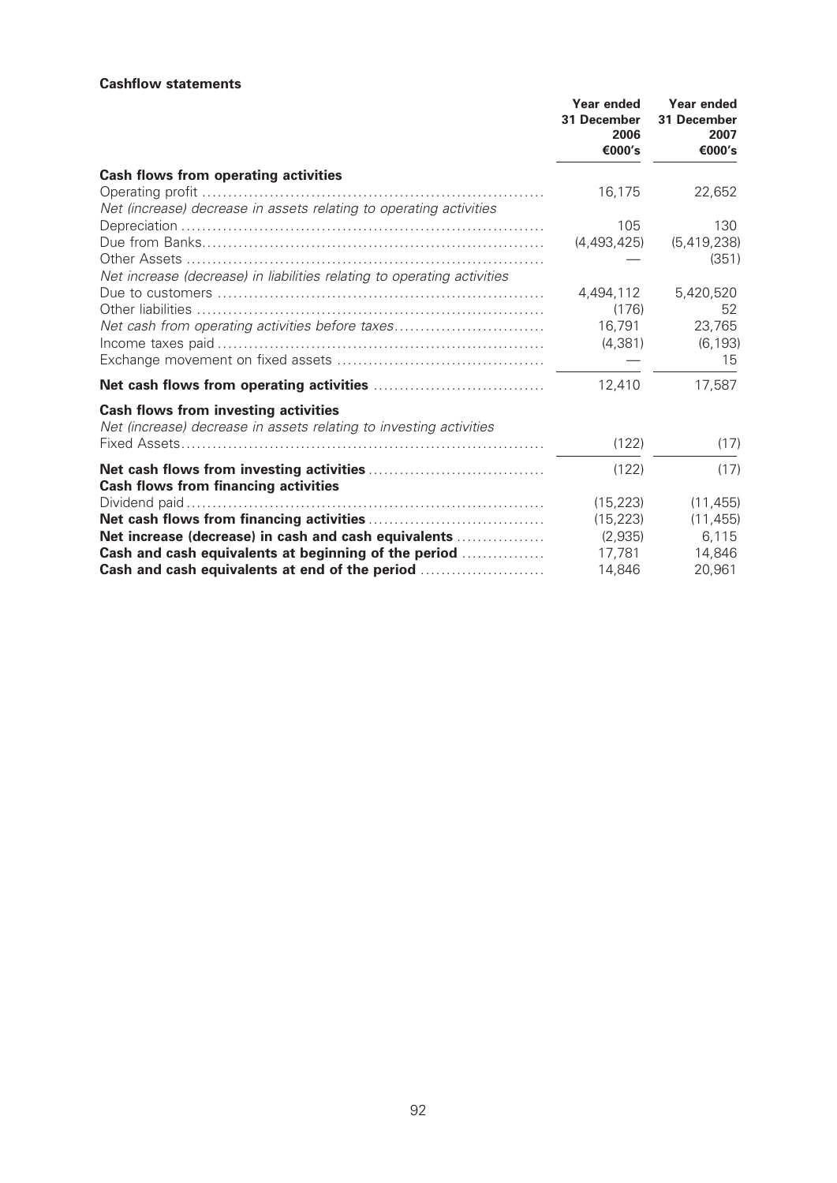**Cashflow statements**

| | Year ended 31 December 2006 €000's | Year ended 31 December 2007 €000's |
|---|---|---|
| **Cash flows from operating activities** | | |
| Operating profit | 16,175 | 22,652 |
| *Net (increase) decrease in assets relating to operating activities* | | |
| Depreciation | 105 | 130 |
| Due from Banks | (4,493,425) | (5,419,238) |
| Other Assets | — | (351) |
| *Net increase (decrease) in liabilities relating to operating activities* | | |
| Due to customers | 4,494,112 | 5,420,520 |
| Other liabilities | (176) | 52 |
| *Net cash from operating activities before taxes* | 16,791 | 23,765 |
| Income taxes paid | (4,381) | (6,193) |
| Exchange movement on fixed assets | — | 15 |
| **Net cash flows from operating activities** | 12,410 | 17,587 |
| **Cash flows from investing activities** | | |
| *Net (increase) decrease in assets relating to investing activities* | | |
| Fixed Assets | (122) | (17) |
| **Net cash flows from investing activities** | (122) | (17) |
| **Cash flows from financing activities** | | |
| Dividend paid | (15,223) | (11,455) |
| **Net cash flows from financing activities** | (15,223) | (11,455) |
| **Net increase (decrease) in cash and cash equivalents** | (2,935) | 6,115 |
| **Cash and cash equivalents at beginning of the period** | 17,781 | 14,846 |
| **Cash and cash equivalents at end of the period** | 14,846 | 20,961 |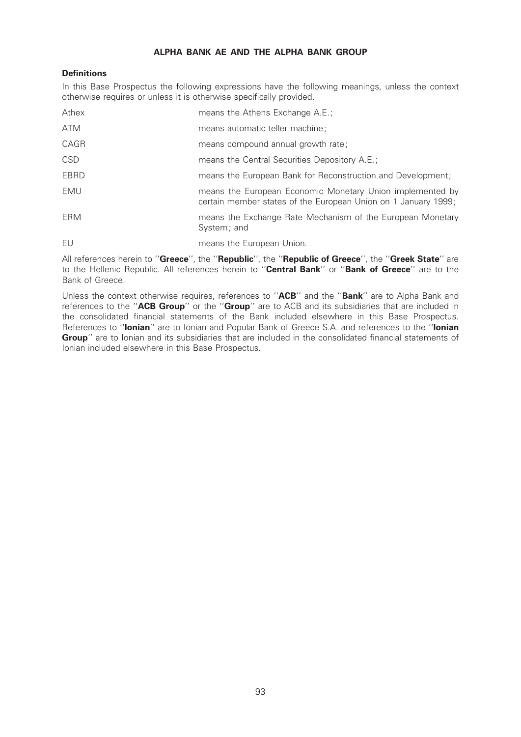# ALPHA BANK AE AND THE ALPHA BANK GROUP

## Definitions

In this Base Prospectus the following expressions have the following meanings, unless the context otherwise requires or unless it is otherwise specifically provided.

| | |
|---|---|
| Athex | means the Athens Exchange A.E.; |
| ATM | means automatic teller machine; |
| CAGR | means compound annual growth rate; |
| CSD | means the Central Securities Depository A.E.; |
| EBRD | means the European Bank for Reconstruction and Development; |
| EMU | means the European Economic Monetary Union implemented by certain member states of the European Union on 1 January 1999; |
| ERM | means the Exchange Rate Mechanism of the European Monetary System; and |
| EU | means the European Union. |

All references herein to ''**Greece**'', the ''**Republic**'', the ''**Republic of Greece**'', the ''**Greek State**'' are to the Hellenic Republic. All references herein to ''**Central Bank**'' or ''**Bank of Greece**'' are to the Bank of Greece.

Unless the context otherwise requires, references to ''**ACB**'' and the ''**Bank**'' are to Alpha Bank and references to the ''**ACB Group**'' or the ''**Group**'' are to ACB and its subsidiaries that are included in the consolidated financial statements of the Bank included elsewhere in this Base Prospectus. References to ''**Ionian**'' are to Ionian and Popular Bank of Greece S.A. and references to the ''**Ionian Group**'' are to Ionian and its subsidiaries that are included in the consolidated financial statements of Ionian included elsewhere in this Base Prospectus.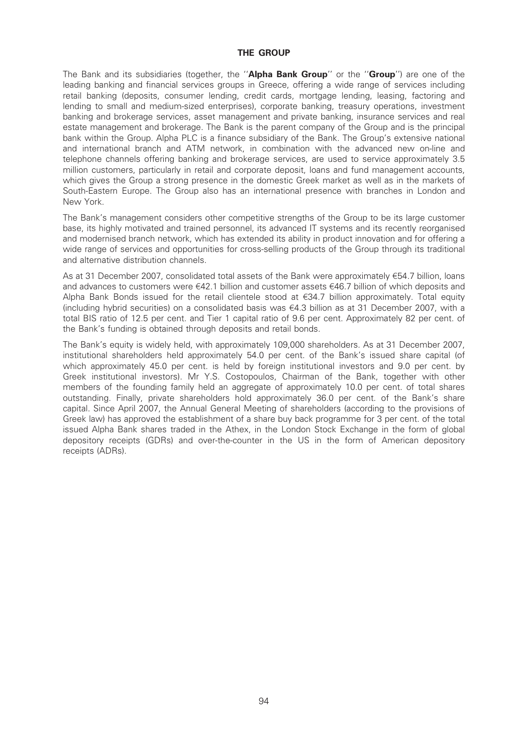# THE GROUP

The Bank and its subsidiaries (together, the ''**Alpha Bank Group**'' or the ''**Group**'') are one of the leading banking and financial services groups in Greece, offering a wide range of services including retail banking (deposits, consumer lending, credit cards, mortgage lending, leasing, factoring and lending to small and medium-sized enterprises), corporate banking, treasury operations, investment banking and brokerage services, asset management and private banking, insurance services and real estate management and brokerage. The Bank is the parent company of the Group and is the principal bank within the Group. Alpha PLC is a finance subsidiary of the Bank. The Group's extensive national and international branch and ATM network, in combination with the advanced new on-line and telephone channels offering banking and brokerage services, are used to service approximately 3.5 million customers, particularly in retail and corporate deposit, loans and fund management accounts, which gives the Group a strong presence in the domestic Greek market as well as in the markets of South-Eastern Europe. The Group also has an international presence with branches in London and New York.

The Bank's management considers other competitive strengths of the Group to be its large customer base, its highly motivated and trained personnel, its advanced IT systems and its recently reorganised and modernised branch network, which has extended its ability in product innovation and for offering a wide range of services and opportunities for cross-selling products of the Group through its traditional and alternative distribution channels.

As at 31 December 2007, consolidated total assets of the Bank were approximately €54.7 billion, loans and advances to customers were €42.1 billion and customer assets €46.7 billion of which deposits and Alpha Bank Bonds issued for the retail clientele stood at €34.7 billion approximately. Total equity (including hybrid securities) on a consolidated basis was €4.3 billion as at 31 December 2007, with a total BIS ratio of 12.5 per cent. and Tier 1 capital ratio of 9.6 per cent. Approximately 82 per cent. of the Bank's funding is obtained through deposits and retail bonds.

The Bank's equity is widely held, with approximately 109,000 shareholders. As at 31 December 2007, institutional shareholders held approximately 54.0 per cent. of the Bank's issued share capital (of which approximately 45.0 per cent. is held by foreign institutional investors and 9.0 per cent. by Greek institutional investors). Mr Y.S. Costopoulos, Chairman of the Bank, together with other members of the founding family held an aggregate of approximately 10.0 per cent. of total shares outstanding. Finally, private shareholders hold approximately 36.0 per cent. of the Bank's share capital. Since April 2007, the Annual General Meeting of shareholders (according to the provisions of Greek law) has approved the establishment of a share buy back programme for 3 per cent. of the total issued Alpha Bank shares traded in the Athex, in the London Stock Exchange in the form of global depository receipts (GDRs) and over-the-counter in the US in the form of American depository receipts (ADRs).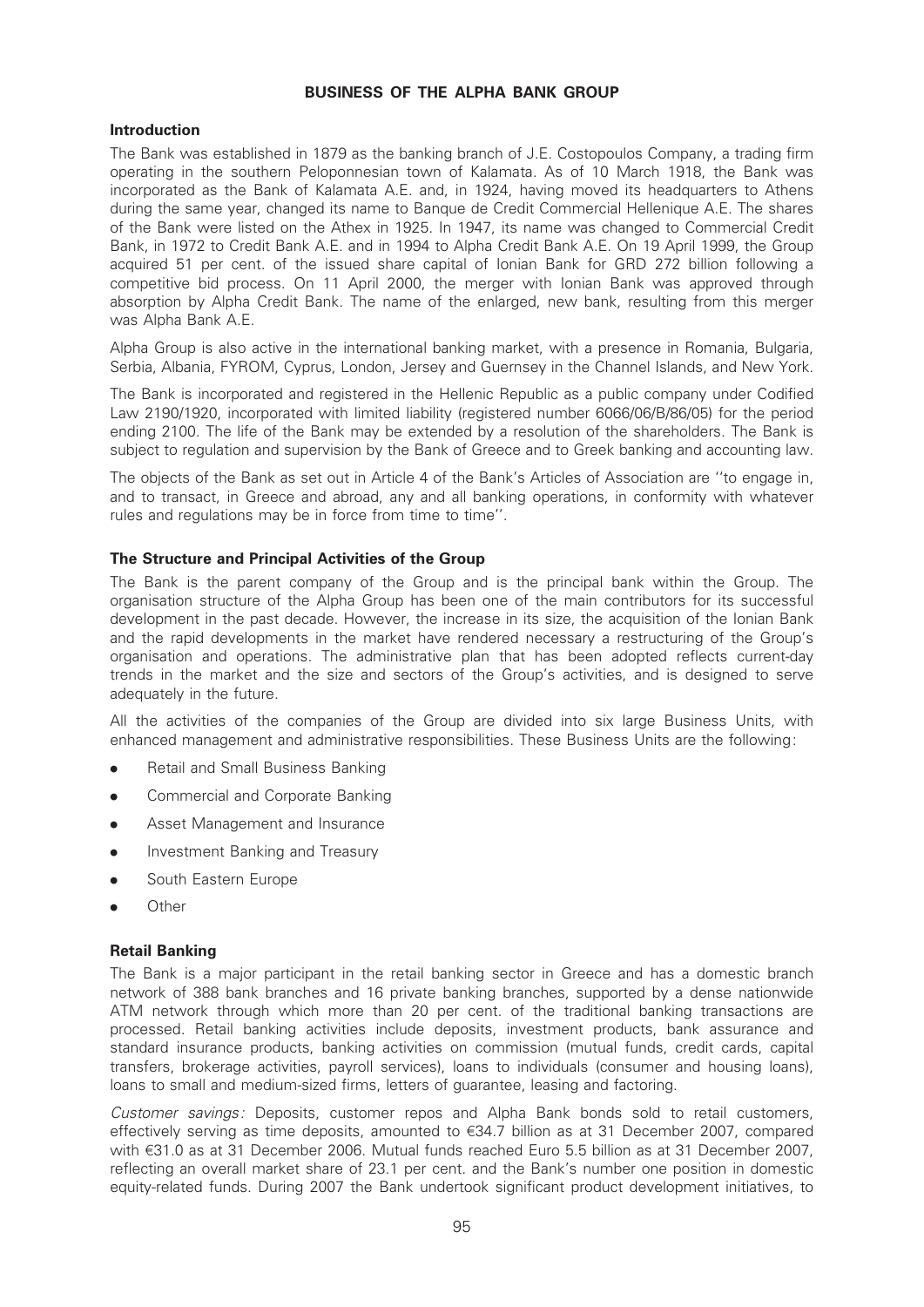# BUSINESS OF THE ALPHA BANK GROUP

## Introduction

The Bank was established in 1879 as the banking branch of J.E. Costopoulos Company, a trading firm operating in the southern Peloponnesian town of Kalamata. As of 10 March 1918, the Bank was incorporated as the Bank of Kalamata A.E. and, in 1924, having moved its headquarters to Athens during the same year, changed its name to Banque de Credit Commercial Hellenique A.E. The shares of the Bank were listed on the Athex in 1925. In 1947, its name was changed to Commercial Credit Bank, in 1972 to Credit Bank A.E. and in 1994 to Alpha Credit Bank A.E. On 19 April 1999, the Group acquired 51 per cent. of the issued share capital of Ionian Bank for GRD 272 billion following a competitive bid process. On 11 April 2000, the merger with Ionian Bank was approved through absorption by Alpha Credit Bank. The name of the enlarged, new bank, resulting from this merger was Alpha Bank A.E.

Alpha Group is also active in the international banking market, with a presence in Romania, Bulgaria, Serbia, Albania, FYROM, Cyprus, London, Jersey and Guernsey in the Channel Islands, and New York.

The Bank is incorporated and registered in the Hellenic Republic as a public company under Codified Law 2190/1920, incorporated with limited liability (registered number 6066/06/B/86/05) for the period ending 2100. The life of the Bank may be extended by a resolution of the shareholders. The Bank is subject to regulation and supervision by the Bank of Greece and to Greek banking and accounting law.

The objects of the Bank as set out in Article 4 of the Bank's Articles of Association are ''to engage in, and to transact, in Greece and abroad, any and all banking operations, in conformity with whatever rules and regulations may be in force from time to time''.

## The Structure and Principal Activities of the Group

The Bank is the parent company of the Group and is the principal bank within the Group. The organisation structure of the Alpha Group has been one of the main contributors for its successful development in the past decade. However, the increase in its size, the acquisition of the Ionian Bank and the rapid developments in the market have rendered necessary a restructuring of the Group's organisation and operations. The administrative plan that has been adopted reflects current-day trends in the market and the size and sectors of the Group's activities, and is designed to serve adequately in the future.

All the activities of the companies of the Group are divided into six large Business Units, with enhanced management and administrative responsibilities. These Business Units are the following:

- Retail and Small Business Banking
- Commercial and Corporate Banking
- Asset Management and Insurance
- Investment Banking and Treasury
- South Eastern Europe
- Other

## Retail Banking

The Bank is a major participant in the retail banking sector in Greece and has a domestic branch network of 388 bank branches and 16 private banking branches, supported by a dense nationwide ATM network through which more than 20 per cent. of the traditional banking transactions are processed. Retail banking activities include deposits, investment products, bank assurance and standard insurance products, banking activities on commission (mutual funds, credit cards, capital transfers, brokerage activities, payroll services), loans to individuals (consumer and housing loans), loans to small and medium-sized firms, letters of guarantee, leasing and factoring.

*Customer savings:* Deposits, customer repos and Alpha Bank bonds sold to retail customers, effectively serving as time deposits, amounted to €34.7 billion as at 31 December 2007, compared with €31.0 as at 31 December 2006. Mutual funds reached Euro 5.5 billion as at 31 December 2007, reflecting an overall market share of 23.1 per cent. and the Bank's number one position in domestic equity-related funds. During 2007 the Bank undertook significant product development initiatives, to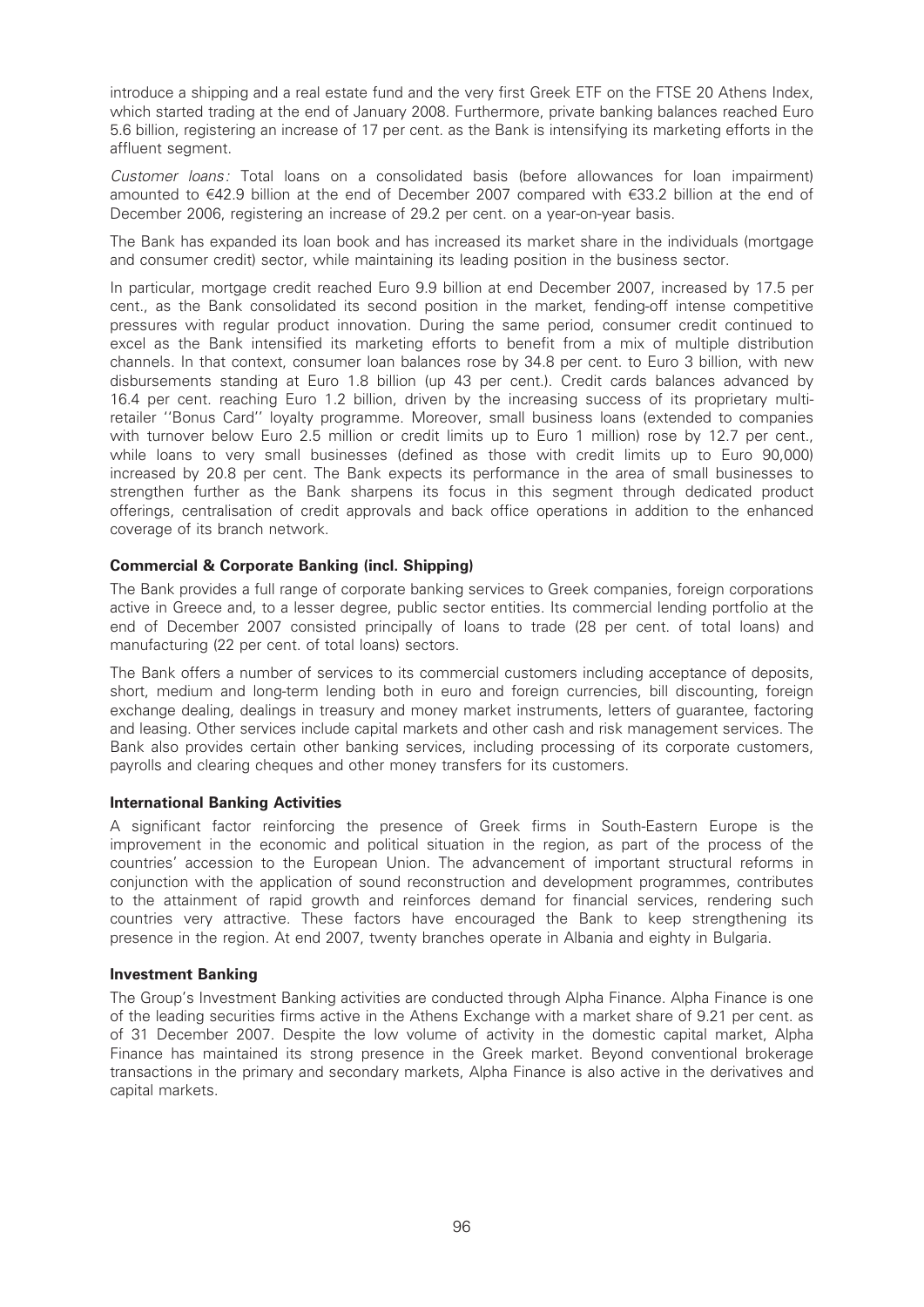introduce a shipping and a real estate fund and the very first Greek ETF on the FTSE 20 Athens Index, which started trading at the end of January 2008. Furthermore, private banking balances reached Euro 5.6 billion, registering an increase of 17 per cent. as the Bank is intensifying its marketing efforts in the affluent segment.

*Customer loans:* Total loans on a consolidated basis (before allowances for loan impairment) amounted to €42.9 billion at the end of December 2007 compared with €33.2 billion at the end of December 2006, registering an increase of 29.2 per cent. on a year-on-year basis.

The Bank has expanded its loan book and has increased its market share in the individuals (mortgage and consumer credit) sector, while maintaining its leading position in the business sector.

In particular, mortgage credit reached Euro 9.9 billion at end December 2007, increased by 17.5 per cent., as the Bank consolidated its second position in the market, fending-off intense competitive pressures with regular product innovation. During the same period, consumer credit continued to excel as the Bank intensified its marketing efforts to benefit from a mix of multiple distribution channels. In that context, consumer loan balances rose by 34.8 per cent. to Euro 3 billion, with new disbursements standing at Euro 1.8 billion (up 43 per cent.). Credit cards balances advanced by 16.4 per cent. reaching Euro 1.2 billion, driven by the increasing success of its proprietary multi-retailer ''Bonus Card'' loyalty programme. Moreover, small business loans (extended to companies with turnover below Euro 2.5 million or credit limits up to Euro 1 million) rose by 12.7 per cent., while loans to very small businesses (defined as those with credit limits up to Euro 90,000) increased by 20.8 per cent. The Bank expects its performance in the area of small businesses to strengthen further as the Bank sharpens its focus in this segment through dedicated product offerings, centralisation of credit approvals and back office operations in addition to the enhanced coverage of its branch network.

**Commercial & Corporate Banking (incl. Shipping)**

The Bank provides a full range of corporate banking services to Greek companies, foreign corporations active in Greece and, to a lesser degree, public sector entities. Its commercial lending portfolio at the end of December 2007 consisted principally of loans to trade (28 per cent. of total loans) and manufacturing (22 per cent. of total loans) sectors.

The Bank offers a number of services to its commercial customers including acceptance of deposits, short, medium and long-term lending both in euro and foreign currencies, bill discounting, foreign exchange dealing, dealings in treasury and money market instruments, letters of guarantee, factoring and leasing. Other services include capital markets and other cash and risk management services. The Bank also provides certain other banking services, including processing of its corporate customers, payrolls and clearing cheques and other money transfers for its customers.

**International Banking Activities**

A significant factor reinforcing the presence of Greek firms in South-Eastern Europe is the improvement in the economic and political situation in the region, as part of the process of the countries' accession to the European Union. The advancement of important structural reforms in conjunction with the application of sound reconstruction and development programmes, contributes to the attainment of rapid growth and reinforces demand for financial services, rendering such countries very attractive. These factors have encouraged the Bank to keep strengthening its presence in the region. At end 2007, twenty branches operate in Albania and eighty in Bulgaria.

**Investment Banking**

The Group's Investment Banking activities are conducted through Alpha Finance. Alpha Finance is one of the leading securities firms active in the Athens Exchange with a market share of 9.21 per cent. as of 31 December 2007. Despite the low volume of activity in the domestic capital market, Alpha Finance has maintained its strong presence in the Greek market. Beyond conventional brokerage transactions in the primary and secondary markets, Alpha Finance is also active in the derivatives and capital markets.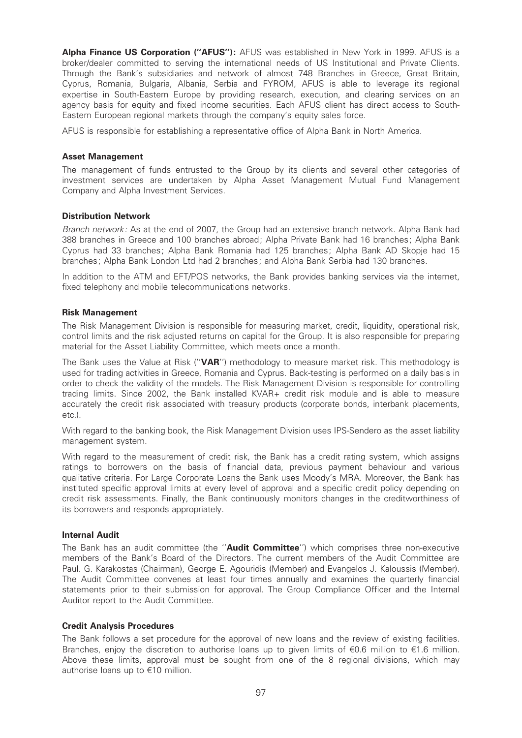**Alpha Finance US Corporation (''AFUS''):** AFUS was established in New York in 1999. AFUS is a broker/dealer committed to serving the international needs of US Institutional and Private Clients. Through the Bank's subsidiaries and network of almost 748 Branches in Greece, Great Britain, Cyprus, Romania, Bulgaria, Albania, Serbia and FYROM, AFUS is able to leverage its regional expertise in South-Eastern Europe by providing research, execution, and clearing services on an agency basis for equity and fixed income securities. Each AFUS client has direct access to South-Eastern European regional markets through the company's equity sales force.

AFUS is responsible for establishing a representative office of Alpha Bank in North America.

**Asset Management**

The management of funds entrusted to the Group by its clients and several other categories of investment services are undertaken by Alpha Asset Management Mutual Fund Management Company and Alpha Investment Services.

**Distribution Network**

*Branch network:* As at the end of 2007, the Group had an extensive branch network. Alpha Bank had 388 branches in Greece and 100 branches abroad; Alpha Private Bank had 16 branches; Alpha Bank Cyprus had 33 branches; Alpha Bank Romania had 125 branches; Alpha Bank AD Skopje had 15 branches; Alpha Bank London Ltd had 2 branches; and Alpha Bank Serbia had 130 branches.

In addition to the ATM and EFT/POS networks, the Bank provides banking services via the internet, fixed telephony and mobile telecommunications networks.

**Risk Management**

The Risk Management Division is responsible for measuring market, credit, liquidity, operational risk, control limits and the risk adjusted returns on capital for the Group. It is also responsible for preparing material for the Asset Liability Committee, which meets once a month.

The Bank uses the Value at Risk (''**VAR**'') methodology to measure market risk. This methodology is used for trading activities in Greece, Romania and Cyprus. Back-testing is performed on a daily basis in order to check the validity of the models. The Risk Management Division is responsible for controlling trading limits. Since 2002, the Bank installed KVAR+ credit risk module and is able to measure accurately the credit risk associated with treasury products (corporate bonds, interbank placements, etc.).

With regard to the banking book, the Risk Management Division uses IPS-Sendero as the asset liability management system.

With regard to the measurement of credit risk, the Bank has a credit rating system, which assigns ratings to borrowers on the basis of financial data, previous payment behaviour and various qualitative criteria. For Large Corporate Loans the Bank uses Moody's MRA. Moreover, the Bank has instituted specific approval limits at every level of approval and a specific credit policy depending on credit risk assessments. Finally, the Bank continuously monitors changes in the creditworthiness of its borrowers and responds appropriately.

**Internal Audit**

The Bank has an audit committee (the ''**Audit Committee**'') which comprises three non-executive members of the Bank's Board of the Directors. The current members of the Audit Committee are Paul. G. Karakostas (Chairman), George E. Agouridis (Member) and Evangelos J. Kaloussis (Member). The Audit Committee convenes at least four times annually and examines the quarterly financial statements prior to their submission for approval. The Group Compliance Officer and the Internal Auditor report to the Audit Committee.

**Credit Analysis Procedures**

The Bank follows a set procedure for the approval of new loans and the review of existing facilities. Branches, enjoy the discretion to authorise loans up to given limits of €0.6 million to €1.6 million. Above these limits, approval must be sought from one of the 8 regional divisions, which may authorise loans up to €10 million.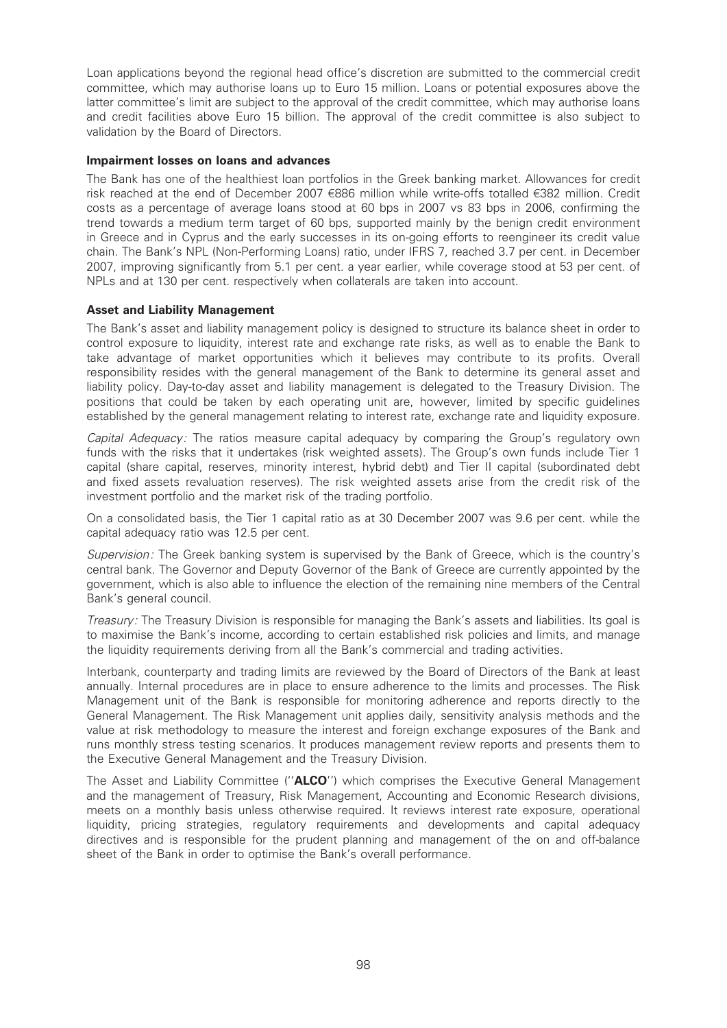Loan applications beyond the regional head office's discretion are submitted to the commercial credit committee, which may authorise loans up to Euro 15 million. Loans or potential exposures above the latter committee's limit are subject to the approval of the credit committee, which may authorise loans and credit facilities above Euro 15 billion. The approval of the credit committee is also subject to validation by the Board of Directors.

**Impairment losses on loans and advances**

The Bank has one of the healthiest loan portfolios in the Greek banking market. Allowances for credit risk reached at the end of December 2007 €886 million while write-offs totalled €382 million. Credit costs as a percentage of average loans stood at 60 bps in 2007 vs 83 bps in 2006, confirming the trend towards a medium term target of 60 bps, supported mainly by the benign credit environment in Greece and in Cyprus and the early successes in its on-going efforts to reengineer its credit value chain. The Bank's NPL (Non-Performing Loans) ratio, under IFRS 7, reached 3.7 per cent. in December 2007, improving significantly from 5.1 per cent. a year earlier, while coverage stood at 53 per cent. of NPLs and at 130 per cent. respectively when collaterals are taken into account.

**Asset and Liability Management**

The Bank's asset and liability management policy is designed to structure its balance sheet in order to control exposure to liquidity, interest rate and exchange rate risks, as well as to enable the Bank to take advantage of market opportunities which it believes may contribute to its profits. Overall responsibility resides with the general management of the Bank to determine its general asset and liability policy. Day-to-day asset and liability management is delegated to the Treasury Division. The positions that could be taken by each operating unit are, however, limited by specific guidelines established by the general management relating to interest rate, exchange rate and liquidity exposure.

*Capital Adequacy:* The ratios measure capital adequacy by comparing the Group's regulatory own funds with the risks that it undertakes (risk weighted assets). The Group's own funds include Tier 1 capital (share capital, reserves, minority interest, hybrid debt) and Tier II capital (subordinated debt and fixed assets revaluation reserves). The risk weighted assets arise from the credit risk of the investment portfolio and the market risk of the trading portfolio.

On a consolidated basis, the Tier 1 capital ratio as at 30 December 2007 was 9.6 per cent. while the capital adequacy ratio was 12.5 per cent.

*Supervision:* The Greek banking system is supervised by the Bank of Greece, which is the country's central bank. The Governor and Deputy Governor of the Bank of Greece are currently appointed by the government, which is also able to influence the election of the remaining nine members of the Central Bank's general council.

*Treasury:* The Treasury Division is responsible for managing the Bank's assets and liabilities. Its goal is to maximise the Bank's income, according to certain established risk policies and limits, and manage the liquidity requirements deriving from all the Bank's commercial and trading activities.

Interbank, counterparty and trading limits are reviewed by the Board of Directors of the Bank at least annually. Internal procedures are in place to ensure adherence to the limits and processes. The Risk Management unit of the Bank is responsible for monitoring adherence and reports directly to the General Management. The Risk Management unit applies daily, sensitivity analysis methods and the value at risk methodology to measure the interest and foreign exchange exposures of the Bank and runs monthly stress testing scenarios. It produces management review reports and presents them to the Executive General Management and the Treasury Division.

The Asset and Liability Committee (''**ALCO**'') which comprises the Executive General Management and the management of Treasury, Risk Management, Accounting and Economic Research divisions, meets on a monthly basis unless otherwise required. It reviews interest rate exposure, operational liquidity, pricing strategies, regulatory requirements and developments and capital adequacy directives and is responsible for the prudent planning and management of the on and off-balance sheet of the Bank in order to optimise the Bank's overall performance.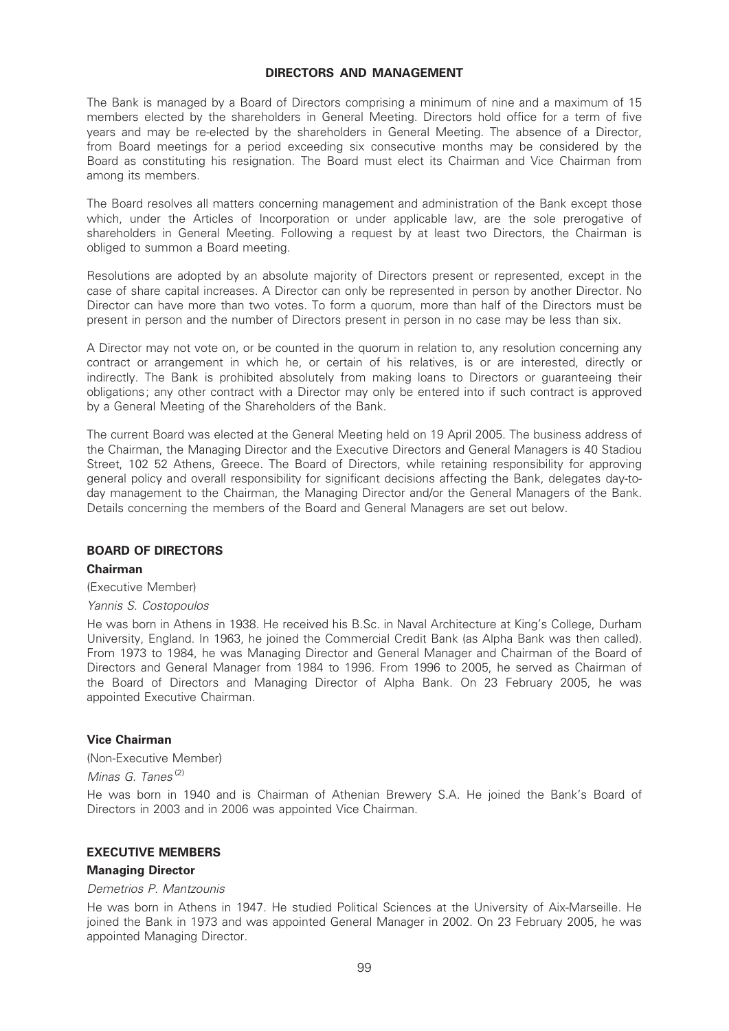# DIRECTORS AND MANAGEMENT

The Bank is managed by a Board of Directors comprising a minimum of nine and a maximum of 15 members elected by the shareholders in General Meeting. Directors hold office for a term of five years and may be re-elected by the shareholders in General Meeting. The absence of a Director, from Board meetings for a period exceeding six consecutive months may be considered by the Board as constituting his resignation. The Board must elect its Chairman and Vice Chairman from among its members.

The Board resolves all matters concerning management and administration of the Bank except those which, under the Articles of Incorporation or under applicable law, are the sole prerogative of shareholders in General Meeting. Following a request by at least two Directors, the Chairman is obliged to summon a Board meeting.

Resolutions are adopted by an absolute majority of Directors present or represented, except in the case of share capital increases. A Director can only be represented in person by another Director. No Director can have more than two votes. To form a quorum, more than half of the Directors must be present in person and the number of Directors present in person in no case may be less than six.

A Director may not vote on, or be counted in the quorum in relation to, any resolution concerning any contract or arrangement in which he, or certain of his relatives, is or are interested, directly or indirectly. The Bank is prohibited absolutely from making loans to Directors or guaranteeing their obligations; any other contract with a Director may only be entered into if such contract is approved by a General Meeting of the Shareholders of the Bank.

The current Board was elected at the General Meeting held on 19 April 2005. The business address of the Chairman, the Managing Director and the Executive Directors and General Managers is 40 Stadiou Street, 102 52 Athens, Greece. The Board of Directors, while retaining responsibility for approving general policy and overall responsibility for significant decisions affecting the Bank, delegates day-to-day management to the Chairman, the Managing Director and/or the General Managers of the Bank. Details concerning the members of the Board and General Managers are set out below.

## BOARD OF DIRECTORS

### Chairman

(Executive Member)

*Yannis S. Costopoulos*

He was born in Athens in 1938. He received his B.Sc. in Naval Architecture at King's College, Durham University, England. In 1963, he joined the Commercial Credit Bank (as Alpha Bank was then called). From 1973 to 1984, he was Managing Director and General Manager and Chairman of the Board of Directors and General Manager from 1984 to 1996. From 1996 to 2005, he served as Chairman of the Board of Directors and Managing Director of Alpha Bank. On 23 February 2005, he was appointed Executive Chairman.

### Vice Chairman

(Non-Executive Member)

*Minas G. Tanes*[(2)]

He was born in 1940 and is Chairman of Athenian Brewery S.A. He joined the Bank's Board of Directors in 2003 and in 2006 was appointed Vice Chairman.

## EXECUTIVE MEMBERS

### Managing Director

*Demetrios P. Mantzounis*

He was born in Athens in 1947. He studied Political Sciences at the University of Aix-Marseille. He joined the Bank in 1973 and was appointed General Manager in 2002. On 23 February 2005, he was appointed Managing Director.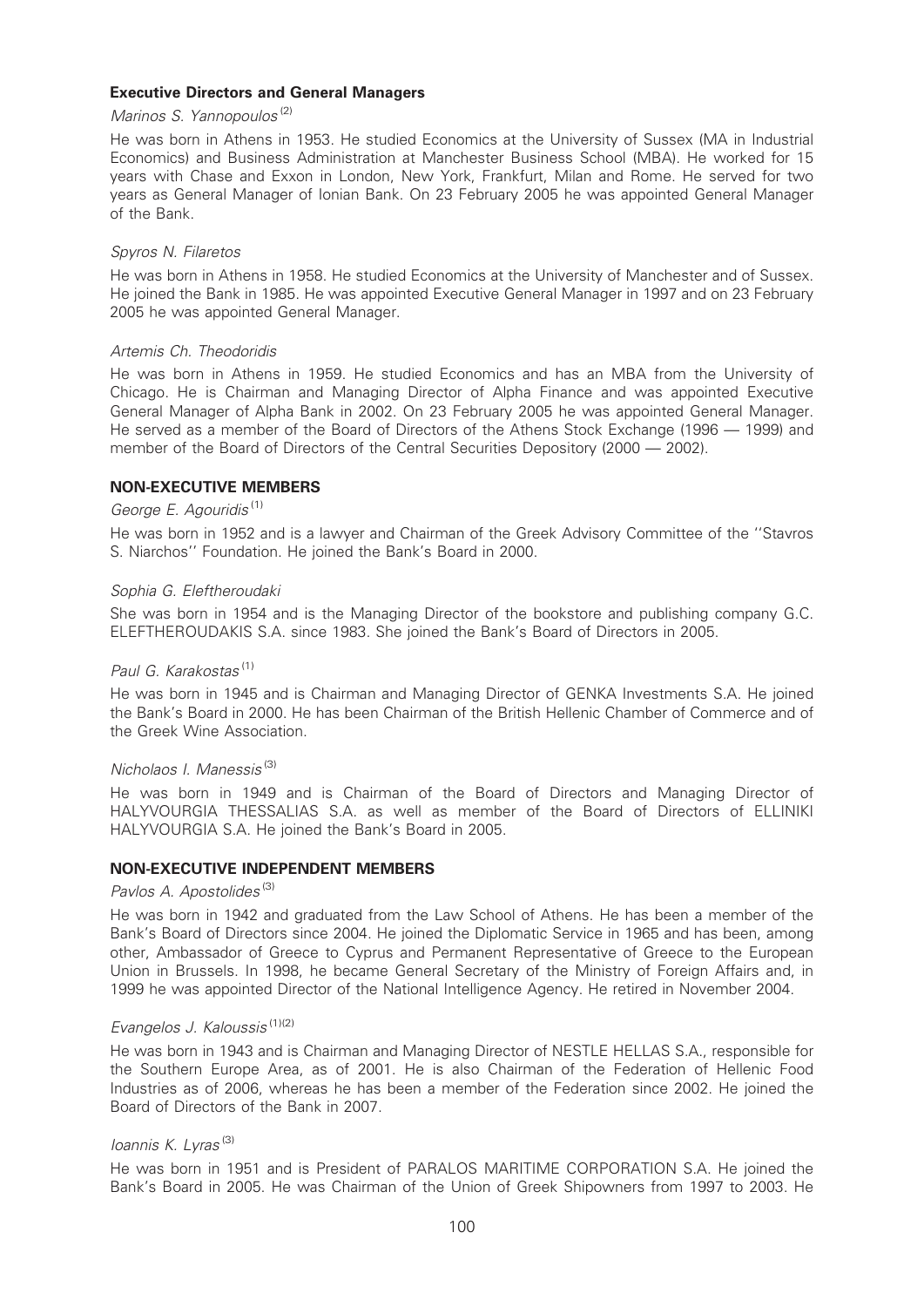### Executive Directors and General Managers

*Marinos S. Yannopoulos*[2]

He was born in Athens in 1953. He studied Economics at the University of Sussex (MA in Industrial Economics) and Business Administration at Manchester Business School (MBA). He worked for 15 years with Chase and Exxon in London, New York, Frankfurt, Milan and Rome. He served for two years as General Manager of Ionian Bank. On 23 February 2005 he was appointed General Manager of the Bank.

*Spyros N. Filaretos*

He was born in Athens in 1958. He studied Economics at the University of Manchester and of Sussex. He joined the Bank in 1985. He was appointed Executive General Manager in 1997 and on 23 February 2005 he was appointed General Manager.

*Artemis Ch. Theodoridis*

He was born in Athens in 1959. He studied Economics and has an MBA from the University of Chicago. He is Chairman and Managing Director of Alpha Finance and was appointed Executive General Manager of Alpha Bank in 2002. On 23 February 2005 he was appointed General Manager. He served as a member of the Board of Directors of the Athens Stock Exchange (1996 — 1999) and member of the Board of Directors of the Central Securities Depository (2000 — 2002).

### NON-EXECUTIVE MEMBERS

*George E. Agouridis*[1]

He was born in 1952 and is a lawyer and Chairman of the Greek Advisory Committee of the ''Stavros S. Niarchos'' Foundation. He joined the Bank's Board in 2000.

*Sophia G. Eleftheroudaki*

She was born in 1954 and is the Managing Director of the bookstore and publishing company G.C. ELEFTHEROUDAKIS S.A. since 1983. She joined the Bank's Board of Directors in 2005.

*Paul G. Karakostas*[1]

He was born in 1945 and is Chairman and Managing Director of GENKA Investments S.A. He joined the Bank's Board in 2000. He has been Chairman of the British Hellenic Chamber of Commerce and of the Greek Wine Association.

*Nicholaos I. Manessis*[3]

He was born in 1949 and is Chairman of the Board of Directors and Managing Director of HALYVOURGIA THESSALIAS S.A. as well as member of the Board of Directors of ELLINIKI HALYVOURGIA S.A. He joined the Bank's Board in 2005.

### NON-EXECUTIVE INDEPENDENT MEMBERS

*Pavlos A. Apostolides*[3]

He was born in 1942 and graduated from the Law School of Athens. He has been a member of the Bank's Board of Directors since 2004. He joined the Diplomatic Service in 1965 and has been, among other, Ambassador of Greece to Cyprus and Permanent Representative of Greece to the European Union in Brussels. In 1998, he became General Secretary of the Ministry of Foreign Affairs and, in 1999 he was appointed Director of the National Intelligence Agency. He retired in November 2004.

*Evangelos J. Kaloussis*[1][2]

He was born in 1943 and is Chairman and Managing Director of NESTLE HELLAS S.A., responsible for the Southern Europe Area, as of 2001. He is also Chairman of the Federation of Hellenic Food Industries as of 2006, whereas he has been a member of the Federation since 2002. He joined the Board of Directors of the Bank in 2007.

*Ioannis K. Lyras*[3]

He was born in 1951 and is President of PARALOS MARITIME CORPORATION S.A. He joined the Bank's Board in 2005. He was Chairman of the Union of Greek Shipowners from 1997 to 2003. He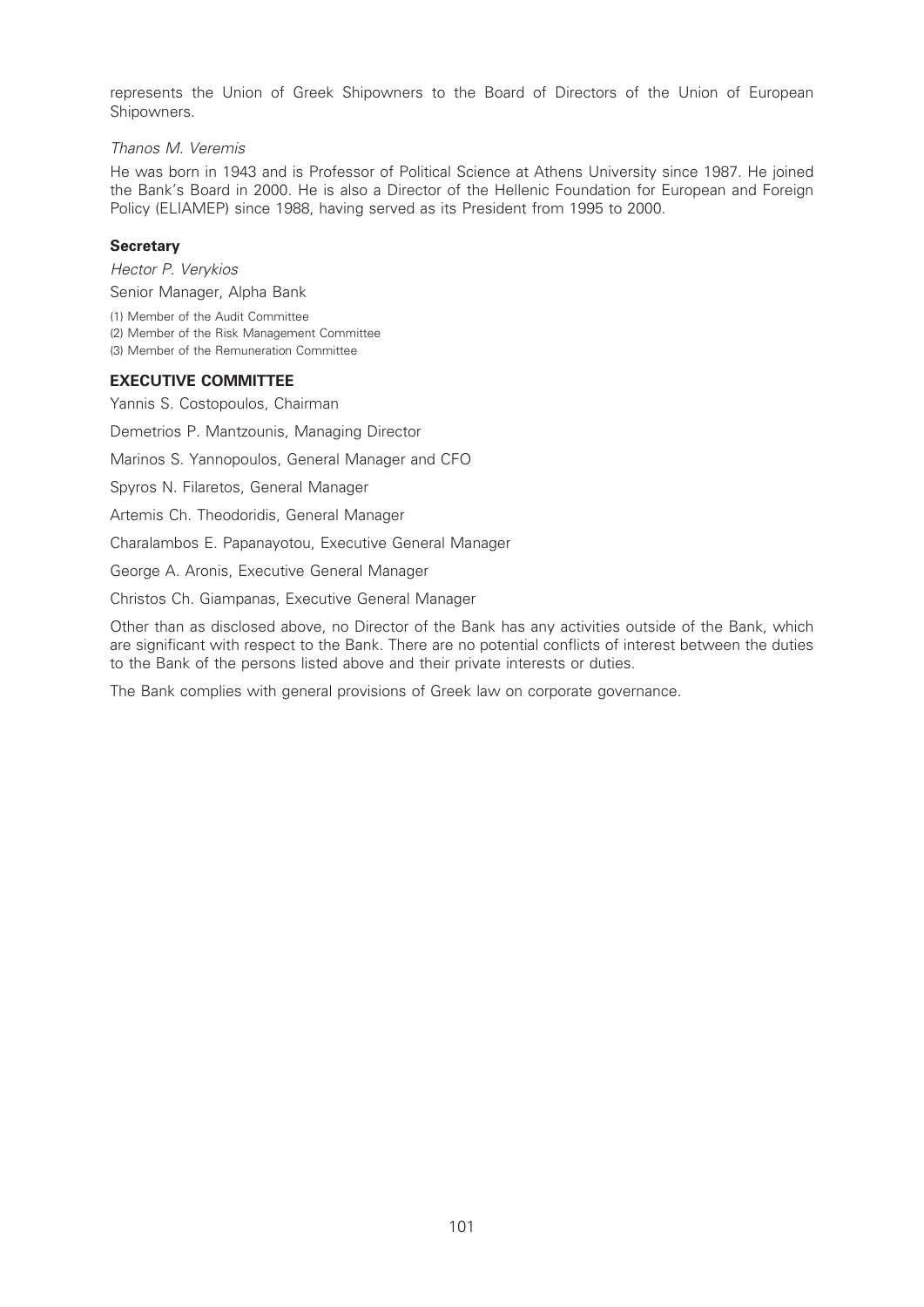represents the Union of Greek Shipowners to the Board of Directors of the Union of European Shipowners.

*Thanos M. Veremis*

He was born in 1943 and is Professor of Political Science at Athens University since 1987. He joined the Bank's Board in 2000. He is also a Director of the Hellenic Foundation for European and Foreign Policy (ELIAMEP) since 1988, having served as its President from 1995 to 2000.

**Secretary**

*Hector P. Verykios*

Senior Manager, Alpha Bank

(1) Member of the Audit Committee
(2) Member of the Risk Management Committee
(3) Member of the Remuneration Committee

**EXECUTIVE COMMITTEE**

Yannis S. Costopoulos, Chairman

Demetrios P. Mantzounis, Managing Director

Marinos S. Yannopoulos, General Manager and CFO

Spyros N. Filaretos, General Manager

Artemis Ch. Theodoridis, General Manager

Charalambos E. Papanayotou, Executive General Manager

George A. Aronis, Executive General Manager

Christos Ch. Giampanas, Executive General Manager

Other than as disclosed above, no Director of the Bank has any activities outside of the Bank, which are significant with respect to the Bank. There are no potential conflicts of interest between the duties to the Bank of the persons listed above and their private interests or duties.

The Bank complies with general provisions of Greek law on corporate governance.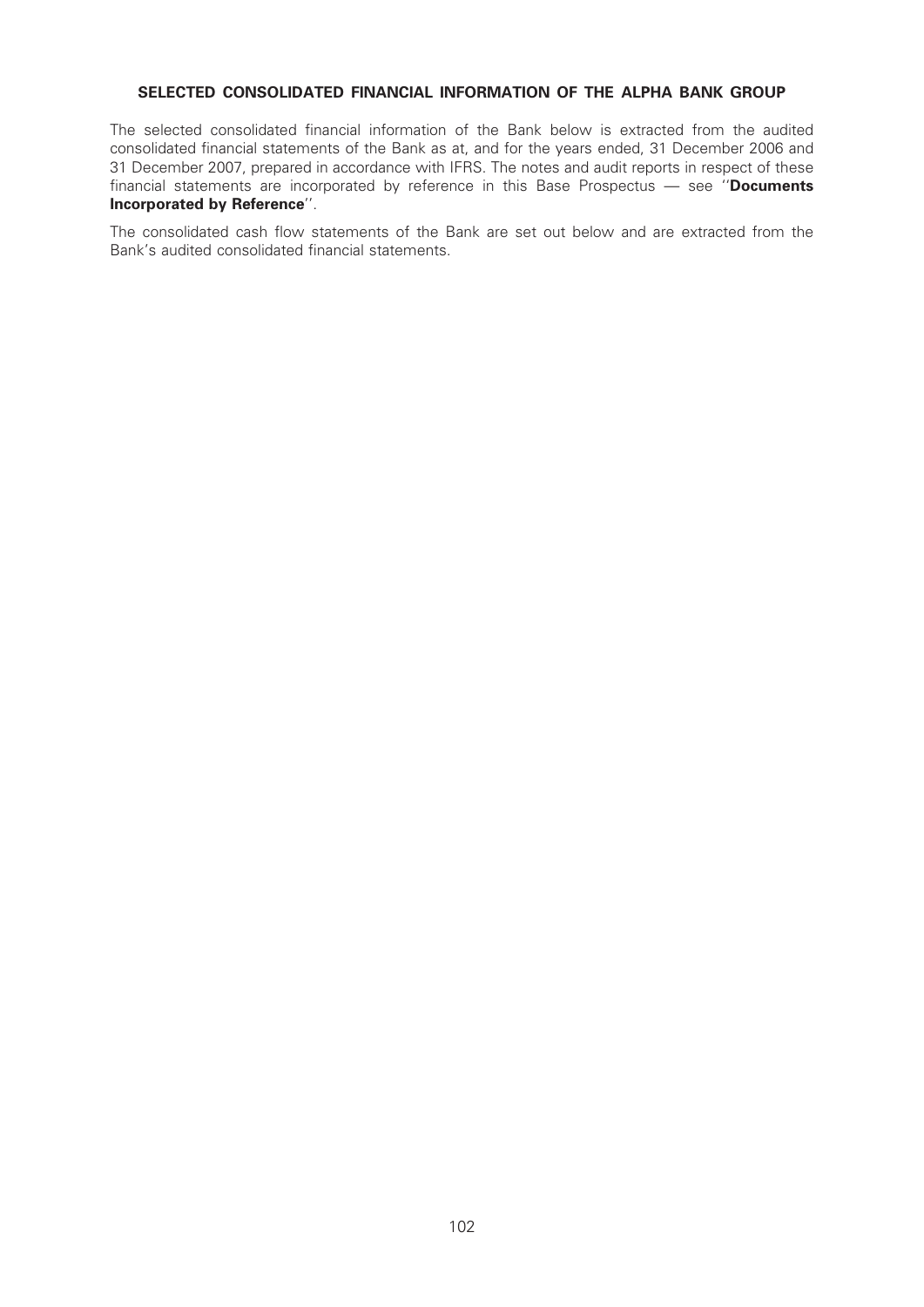## SELECTED CONSOLIDATED FINANCIAL INFORMATION OF THE ALPHA BANK GROUP

The selected consolidated financial information of the Bank below is extracted from the audited consolidated financial statements of the Bank as at, and for the years ended, 31 December 2006 and 31 December 2007, prepared in accordance with IFRS. The notes and audit reports in respect of these financial statements are incorporated by reference in this Base Prospectus — see ''**Documents Incorporated by Reference**''.

The consolidated cash flow statements of the Bank are set out below and are extracted from the Bank's audited consolidated financial statements.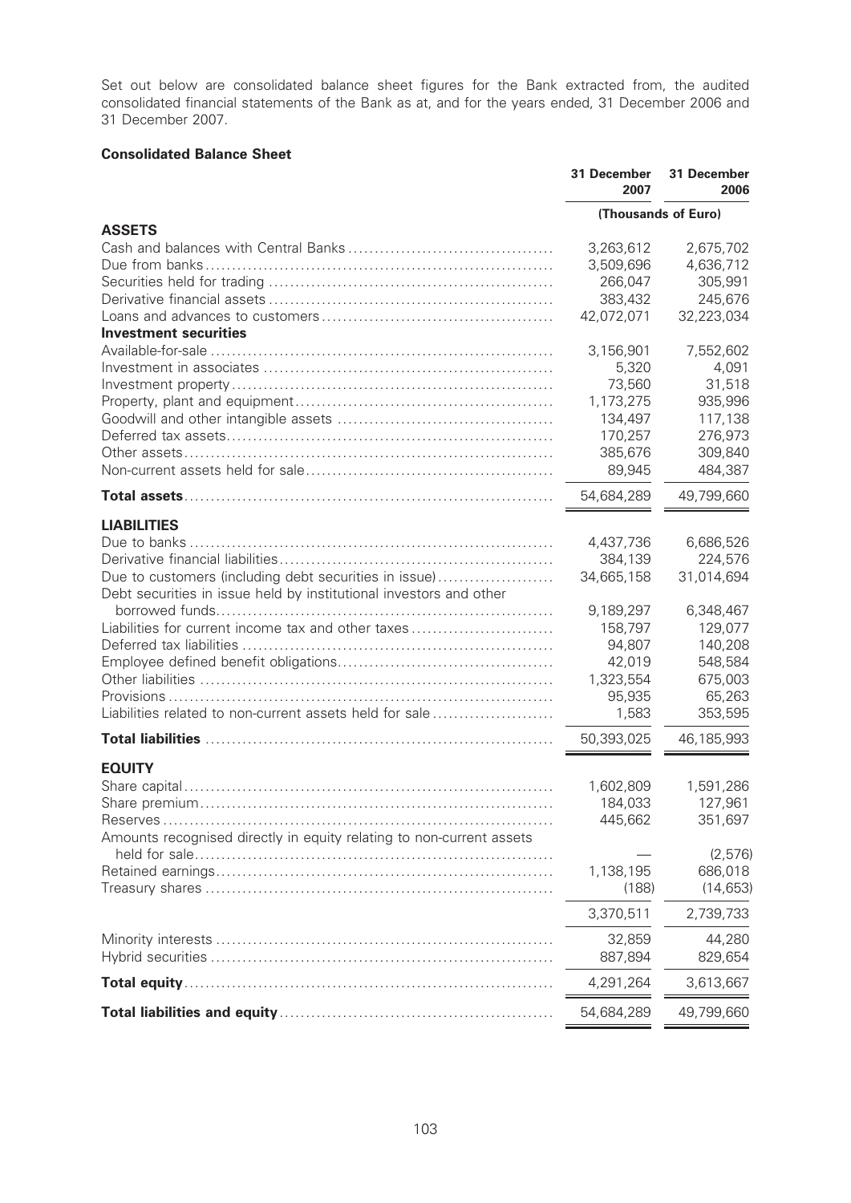Set out below are consolidated balance sheet figures for the Bank extracted from, the audited consolidated financial statements of the Bank as at, and for the years ended, 31 December 2006 and 31 December 2007.

**Consolidated Balance Sheet**

| | 31 December 2007 | 31 December 2006 |
|---|---|---|
| | (Thousands of Euro) | |
| **ASSETS** | | |
| Cash and balances with Central Banks | 3,263,612 | 2,675,702 |
| Due from banks | 3,509,696 | 4,636,712 |
| Securities held for trading | 266,047 | 305,991 |
| Derivative financial assets | 383,432 | 245,676 |
| Loans and advances to customers | 42,072,071 | 32,223,034 |
| **Investment securities** | | |
| Available-for-sale | 3,156,901 | 7,552,602 |
| Investment in associates | 5,320 | 4,091 |
| Investment property | 73,560 | 31,518 |
| Property, plant and equipment | 1,173,275 | 935,996 |
| Goodwill and other intangible assets | 134,497 | 117,138 |
| Deferred tax assets | 170,257 | 276,973 |
| Other assets | 385,676 | 309,840 |
| Non-current assets held for sale | 89,945 | 484,387 |
| **Total assets** | 54,684,289 | 49,799,660 |
| **LIABILITIES** | | |
| Due to banks | 4,437,736 | 6,686,526 |
| Derivative financial liabilities | 384,139 | 224,576 |
| Due to customers (including debt securities in issue) | 34,665,158 | 31,014,694 |
| Debt securities in issue held by institutional investors and other borrowed funds | 9,189,297 | 6,348,467 |
| Liabilities for current income tax and other taxes | 158,797 | 129,077 |
| Deferred tax liabilities | 94,807 | 140,208 |
| Employee defined benefit obligations | 42,019 | 548,584 |
| Other liabilities | 1,323,554 | 675,003 |
| Provisions | 95,935 | 65,263 |
| Liabilities related to non-current assets held for sale | 1,583 | 353,595 |
| **Total liabilities** | 50,393,025 | 46,185,993 |
| **EQUITY** | | |
| Share capital | 1,602,809 | 1,591,286 |
| Share premium | 184,033 | 127,961 |
| Reserves | 445,662 | 351,697 |
| Amounts recognised directly in equity relating to non-current assets held for sale | — | (2,576) |
| Retained earnings | 1,138,195 | 686,018 |
| Treasury shares | (188) | (14,653) |
| | 3,370,511 | 2,739,733 |
| Minority interests | 32,859 | 44,280 |
| Hybrid securities | 887,894 | 829,654 |
| **Total equity** | 4,291,264 | 3,613,667 |
| **Total liabilities and equity** | 54,684,289 | 49,799,660 |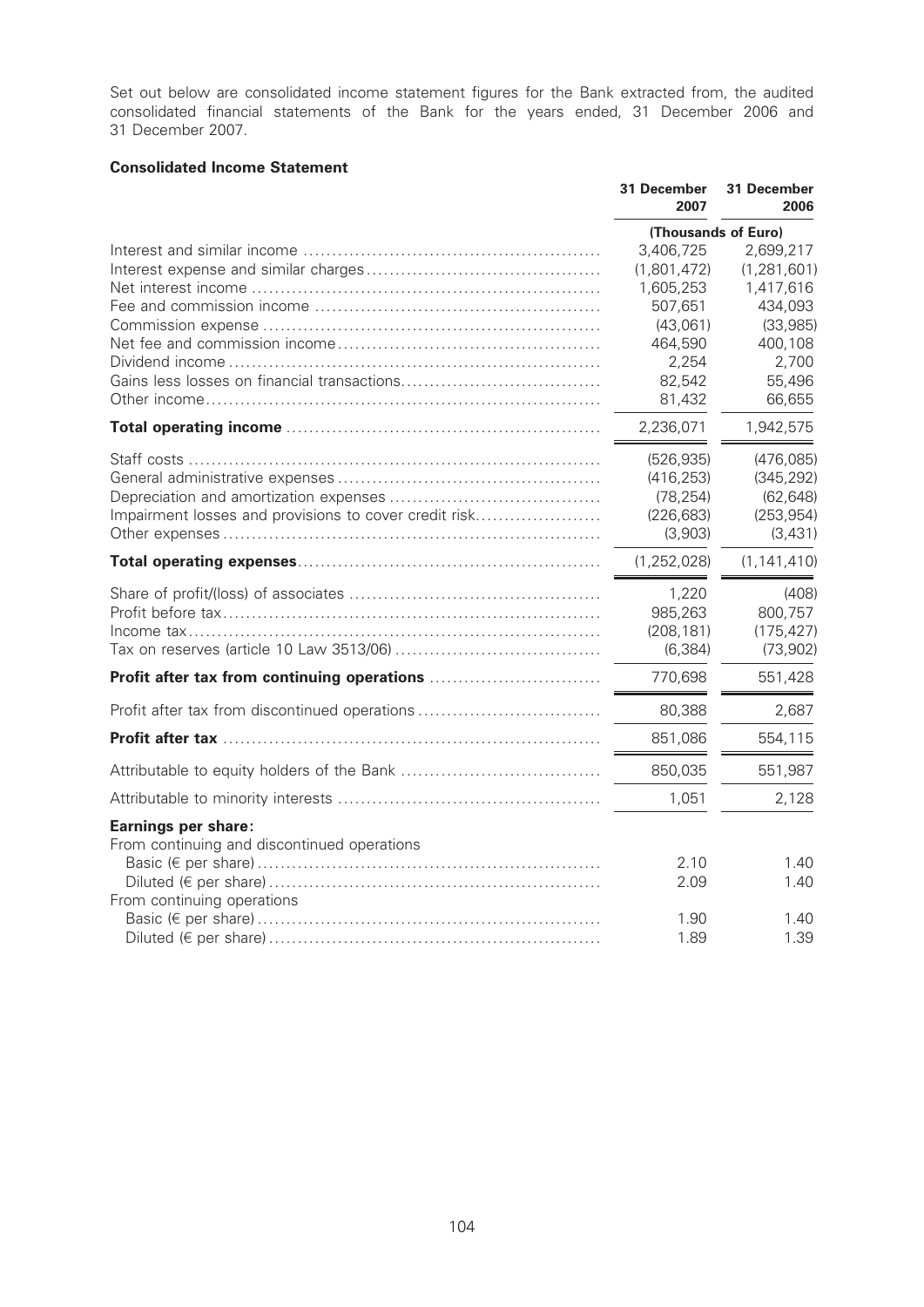Set out below are consolidated income statement figures for the Bank extracted from, the audited consolidated financial statements of the Bank for the years ended, 31 December 2006 and 31 December 2007.

**Consolidated Income Statement**

| | 31 December 2007 | 31 December 2006 |
|---|---|---|
| | (Thousands of Euro) | |
| Interest and similar income | 3,406,725 | 2,699,217 |
| Interest expense and similar charges | (1,801,472) | (1,281,601) |
| Net interest income | 1,605,253 | 1,417,616 |
| Fee and commission income | 507,651 | 434,093 |
| Commission expense | (43,061) | (33,985) |
| Net fee and commission income | 464,590 | 400,108 |
| Dividend income | 2,254 | 2,700 |
| Gains less losses on financial transactions | 82,542 | 55,496 |
| Other income | 81,432 | 66,655 |
| **Total operating income** | 2,236,071 | 1,942,575 |
| Staff costs | (526,935) | (476,085) |
| General administrative expenses | (416,253) | (345,292) |
| Depreciation and amortization expenses | (78,254) | (62,648) |
| Impairment losses and provisions to cover credit risk | (226,683) | (253,954) |
| Other expenses | (3,903) | (3,431) |
| **Total operating expenses** | (1,252,028) | (1,141,410) |
| Share of profit/(loss) of associates | 1,220 | (408) |
| Profit before tax | 985,263 | 800,757 |
| Income tax | (208,181) | (175,427) |
| Tax on reserves (article 10 Law 3513/06) | (6,384) | (73,902) |
| **Profit after tax from continuing operations** | 770,698 | 551,428 |
| Profit after tax from discontinued operations | 80,388 | 2,687 |
| **Profit after tax** | 851,086 | 554,115 |
| Attributable to equity holders of the Bank | 850,035 | 551,987 |
| Attributable to minority interests | 1,051 | 2,128 |
| **Earnings per share:** | | |
| From continuing and discontinued operations | | |
| Basic (€ per share) | 2.10 | 1.40 |
| Diluted (€ per share) | 2.09 | 1.40 |
| From continuing operations | | |
| Basic (€ per share) | 1.90 | 1.40 |
| Diluted (€ per share) | 1.89 | 1.39 |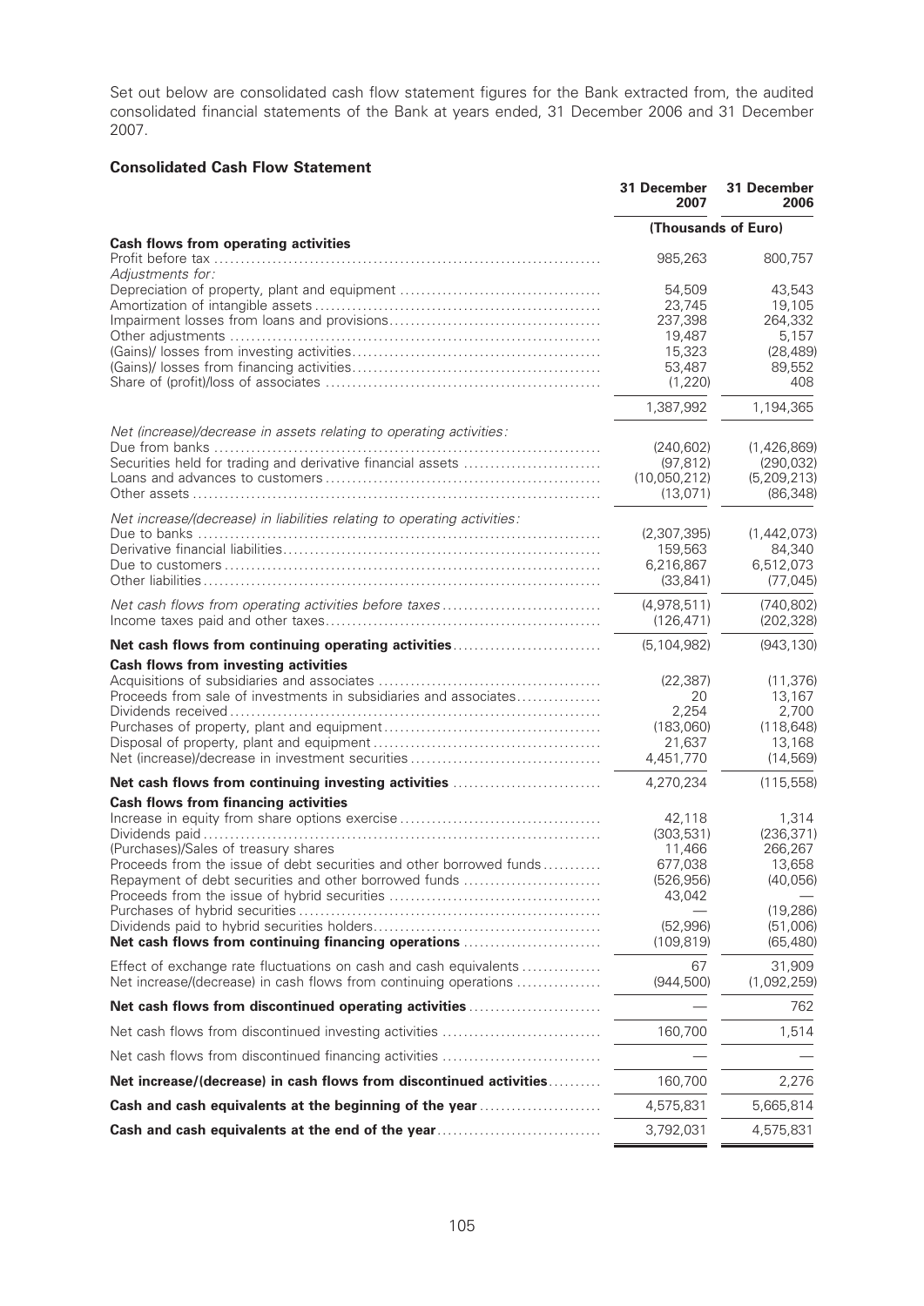Set out below are consolidated cash flow statement figures for the Bank extracted from, the audited consolidated financial statements of the Bank at years ended, 31 December 2006 and 31 December 2007.

**Consolidated Cash Flow Statement**

| | 31 December 2007 | 31 December 2006 |
|---|---|---|
| | (Thousands of Euro) | |
| **Cash flows from operating activities** | | |
| Profit before tax | 985,263 | 800,757 |
| *Adjustments for:* | | |
| Depreciation of property, plant and equipment | 54,509 | 43,543 |
| Amortization of intangible assets | 23,745 | 19,105 |
| Impairment losses from loans and provisions | 237,398 | 264,332 |
| Other adjustments | 19,487 | 5,157 |
| (Gains)/ losses from investing activities | 15,323 | (28,489) |
| (Gains)/ losses from financing activities | 53,487 | 89,552 |
| Share of (profit)/loss of associates | (1,220) | 408 |
| | 1,387,992 | 1,194,365 |
| *Net (increase)/decrease in assets relating to operating activities:* | | |
| Due from banks | (240,602) | (1,426,869) |
| Securities held for trading and derivative financial assets | (97,812) | (290,032) |
| Loans and advances to customers | (10,050,212) | (5,209,213) |
| Other assets | (13,071) | (86,348) |
| *Net increase/(decrease) in liabilities relating to operating activities:* | | |
| Due to banks | (2,307,395) | (1,442,073) |
| Derivative financial liabilities | 159,563 | 84,340 |
| Due to customers | 6,216,867 | 6,512,073 |
| Other liabilities | (33,841) | (77,045) |
| *Net cash flows from operating activities before taxes* | (4,978,511) | (740,802) |
| Income taxes paid and other taxes | (126,471) | (202,328) |
| **Net cash flows from continuing operating activities** | (5,104,982) | (943,130) |
| **Cash flows from investing activities** | | |
| Acquisitions of subsidiaries and associates | (22,387) | (11,376) |
| Proceeds from sale of investments in subsidiaries and associates | 20 | 13,167 |
| Dividends received | 2,254 | 2,700 |
| Purchases of property, plant and equipment | (183,060) | (118,648) |
| Disposal of property, plant and equipment | 21,637 | 13,168 |
| Net (increase)/decrease in investment securities | 4,451,770 | (14,569) |
| **Net cash flows from continuing investing activities** | 4,270,234 | (115,558) |
| **Cash flows from financing activities** | | |
| Increase in equity from share options exercise | 42,118 | 1,314 |
| Dividends paid | (303,531) | (236,371) |
| (Purchases)/Sales of treasury shares | 11,466 | 266,267 |
| Proceeds from the issue of debt securities and other borrowed funds | 677,038 | 13,658 |
| Repayment of debt securities and other borrowed funds | (526,956) | (40,056) |
| Proceeds from the issue of hybrid securities | 43,042 | — |
| Purchases of hybrid securities | — | (19,286) |
| Dividends paid to hybrid securities holders | (52,996) | (51,006) |
| **Net cash flows from continuing financing operations** | (109,819) | (65,480) |
| Effect of exchange rate fluctuations on cash and cash equivalents | 67 | 31,909 |
| Net increase/(decrease) in cash flows from continuing operations | (944,500) | (1,092,259) |
| **Net cash flows from discontinued operating activities** | — | 762 |
| Net cash flows from discontinued investing activities | 160,700 | 1,514 |
| Net cash flows from discontinued financing activities | — | — |
| **Net increase/(decrease) in cash flows from discontinued activities** | 160,700 | 2,276 |
| **Cash and cash equivalents at the beginning of the year** | 4,575,831 | 5,665,814 |
| **Cash and cash equivalents at the end of the year** | 3,792,031 | 4,575,831 |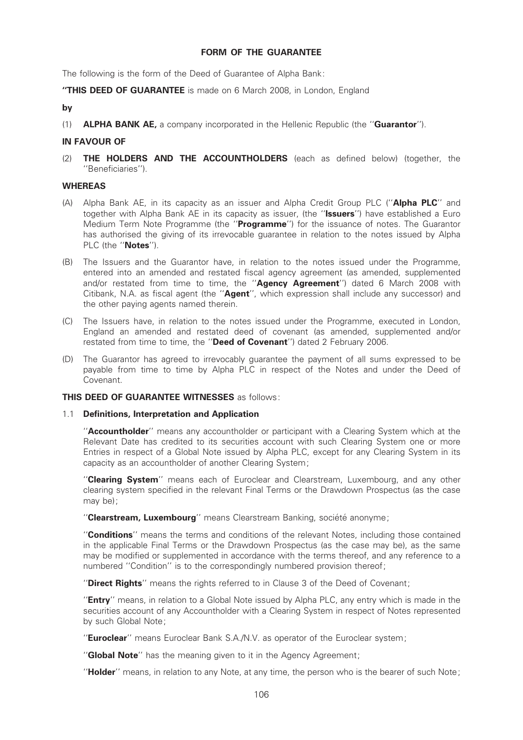## FORM OF THE GUARANTEE

The following is the form of the Deed of Guarantee of Alpha Bank:

**"THIS DEED OF GUARANTEE** is made on 6 March 2008, in London, England

**by**

(1) **ALPHA BANK AE,** a company incorporated in the Hellenic Republic (the "**Guarantor**").

**IN FAVOUR OF**

(2) **THE HOLDERS AND THE ACCOUNTHOLDERS** (each as defined below) (together, the "Beneficiaries").

**WHEREAS**

(A) Alpha Bank AE, in its capacity as an issuer and Alpha Credit Group PLC ("**Alpha PLC**" and together with Alpha Bank AE in its capacity as issuer, (the "**Issuers**") have established a Euro Medium Term Note Programme (the "**Programme**") for the issuance of notes. The Guarantor has authorised the giving of its irrevocable guarantee in relation to the notes issued by Alpha PLC (the "**Notes**").

(B) The Issuers and the Guarantor have, in relation to the notes issued under the Programme, entered into an amended and restated fiscal agency agreement (as amended, supplemented and/or restated from time to time, the "**Agency Agreement**") dated 6 March 2008 with Citibank, N.A. as fiscal agent (the "**Agent**", which expression shall include any successor) and the other paying agents named therein.

(C) The Issuers have, in relation to the notes issued under the Programme, executed in London, England an amended and restated deed of covenant (as amended, supplemented and/or restated from time to time, the "**Deed of Covenant**") dated 2 February 2006.

(D) The Guarantor has agreed to irrevocably guarantee the payment of all sums expressed to be payable from time to time by Alpha PLC in respect of the Notes and under the Deed of Covenant.

**THIS DEED OF GUARANTEE WITNESSES** as follows:

1.1 **Definitions, Interpretation and Application**

"**Accountholder**" means any accountholder or participant with a Clearing System which at the Relevant Date has credited to its securities account with such Clearing System one or more Entries in respect of a Global Note issued by Alpha PLC, except for any Clearing System in its capacity as an accountholder of another Clearing System;

"**Clearing System**" means each of Euroclear and Clearstream, Luxembourg, and any other clearing system specified in the relevant Final Terms or the Drawdown Prospectus (as the case may be);

"**Clearstream, Luxembourg**" means Clearstream Banking, société anonyme;

"**Conditions**" means the terms and conditions of the relevant Notes, including those contained in the applicable Final Terms or the Drawdown Prospectus (as the case may be), as the same may be modified or supplemented in accordance with the terms thereof, and any reference to a numbered "Condition" is to the correspondingly numbered provision thereof;

"**Direct Rights**" means the rights referred to in Clause 3 of the Deed of Covenant;

"**Entry**" means, in relation to a Global Note issued by Alpha PLC, any entry which is made in the securities account of any Accountholder with a Clearing System in respect of Notes represented by such Global Note;

"**Euroclear**" means Euroclear Bank S.A./N.V. as operator of the Euroclear system;

"**Global Note**" has the meaning given to it in the Agency Agreement;

"**Holder**" means, in relation to any Note, at any time, the person who is the bearer of such Note;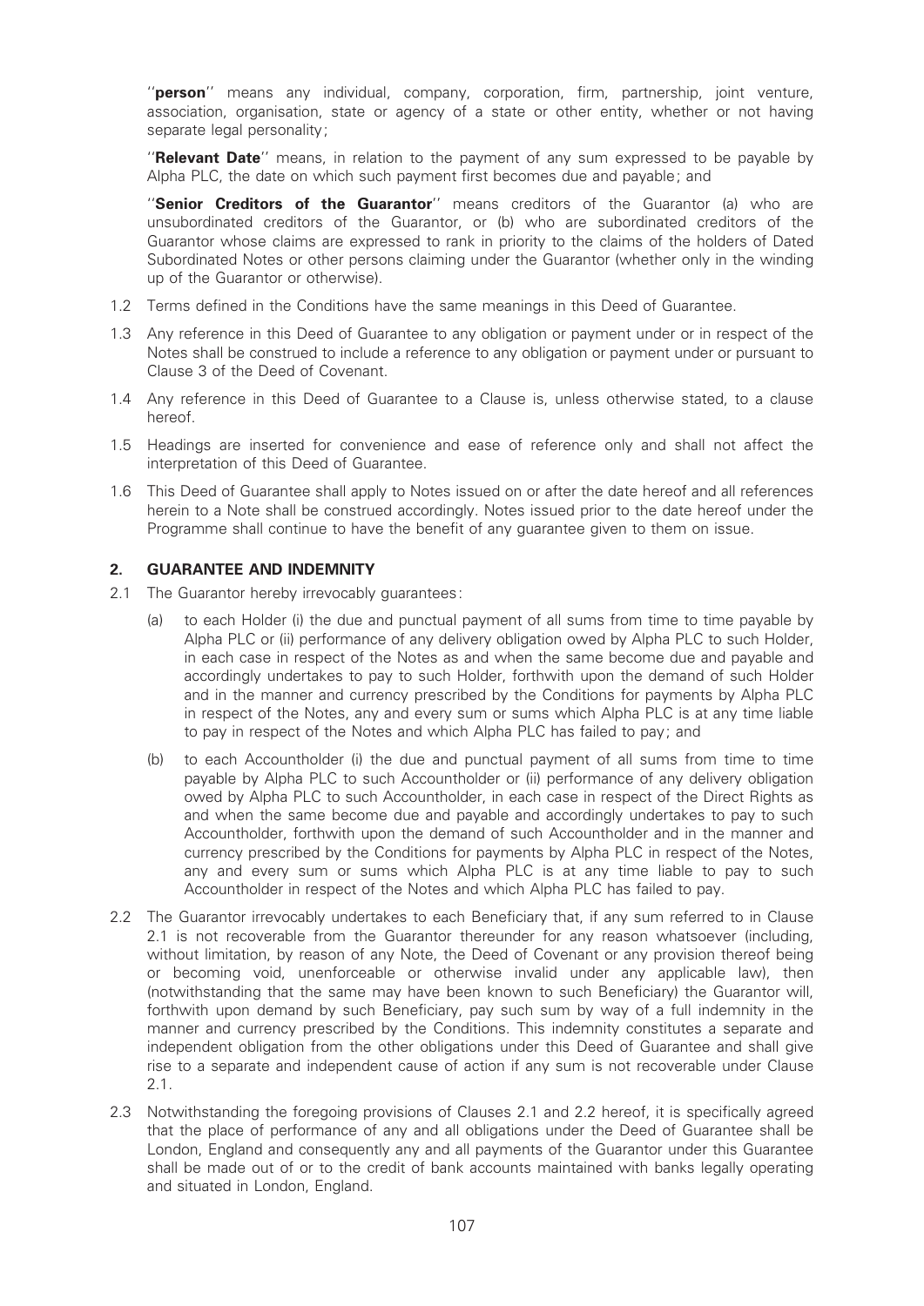''**person**'' means any individual, company, corporation, firm, partnership, joint venture, association, organisation, state or agency of a state or other entity, whether or not having separate legal personality;

''**Relevant Date**'' means, in relation to the payment of any sum expressed to be payable by Alpha PLC, the date on which such payment first becomes due and payable; and

''**Senior Creditors of the Guarantor**'' means creditors of the Guarantor (a) who are unsubordinated creditors of the Guarantor, or (b) who are subordinated creditors of the Guarantor whose claims are expressed to rank in priority to the claims of the holders of Dated Subordinated Notes or other persons claiming under the Guarantor (whether only in the winding up of the Guarantor or otherwise).

1.2 Terms defined in the Conditions have the same meanings in this Deed of Guarantee.

1.3 Any reference in this Deed of Guarantee to any obligation or payment under or in respect of the Notes shall be construed to include a reference to any obligation or payment under or pursuant to Clause 3 of the Deed of Covenant.

1.4 Any reference in this Deed of Guarantee to a Clause is, unless otherwise stated, to a clause hereof.

1.5 Headings are inserted for convenience and ease of reference only and shall not affect the interpretation of this Deed of Guarantee.

1.6 This Deed of Guarantee shall apply to Notes issued on or after the date hereof and all references herein to a Note shall be construed accordingly. Notes issued prior to the date hereof under the Programme shall continue to have the benefit of any guarantee given to them on issue.

## 2. GUARANTEE AND INDEMNITY

2.1 The Guarantor hereby irrevocably guarantees:

(a) to each Holder (i) the due and punctual payment of all sums from time to time payable by Alpha PLC or (ii) performance of any delivery obligation owed by Alpha PLC to such Holder, in each case in respect of the Notes as and when the same become due and payable and accordingly undertakes to pay to such Holder, forthwith upon the demand of such Holder and in the manner and currency prescribed by the Conditions for payments by Alpha PLC in respect of the Notes, any and every sum or sums which Alpha PLC is at any time liable to pay in respect of the Notes and which Alpha PLC has failed to pay; and

(b) to each Accountholder (i) the due and punctual payment of all sums from time to time payable by Alpha PLC to such Accountholder or (ii) performance of any delivery obligation owed by Alpha PLC to such Accountholder, in each case in respect of the Direct Rights as and when the same become due and payable and accordingly undertakes to pay to such Accountholder, forthwith upon the demand of such Accountholder and in the manner and currency prescribed by the Conditions for payments by Alpha PLC in respect of the Notes, any and every sum or sums which Alpha PLC is at any time liable to pay to such Accountholder in respect of the Notes and which Alpha PLC has failed to pay.

2.2 The Guarantor irrevocably undertakes to each Beneficiary that, if any sum referred to in Clause 2.1 is not recoverable from the Guarantor thereunder for any reason whatsoever (including, without limitation, by reason of any Note, the Deed of Covenant or any provision thereof being or becoming void, unenforceable or otherwise invalid under any applicable law), then (notwithstanding that the same may have been known to such Beneficiary) the Guarantor will, forthwith upon demand by such Beneficiary, pay such sum by way of a full indemnity in the manner and currency prescribed by the Conditions. This indemnity constitutes a separate and independent obligation from the other obligations under this Deed of Guarantee and shall give rise to a separate and independent cause of action if any sum is not recoverable under Clause 2.1.

2.3 Notwithstanding the foregoing provisions of Clauses 2.1 and 2.2 hereof, it is specifically agreed that the place of performance of any and all obligations under the Deed of Guarantee shall be London, England and consequently any and all payments of the Guarantor under this Guarantee shall be made out of or to the credit of bank accounts maintained with banks legally operating and situated in London, England.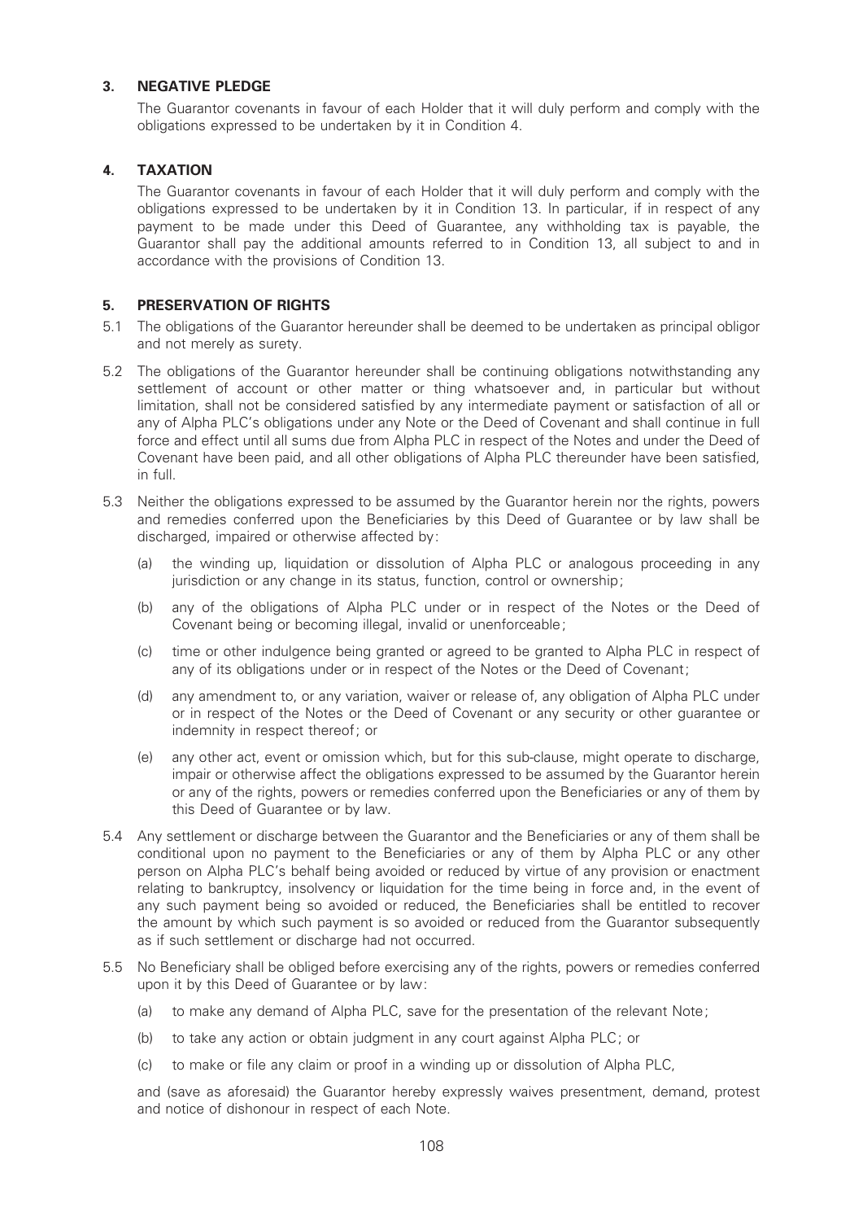### 3. NEGATIVE PLEDGE

The Guarantor covenants in favour of each Holder that it will duly perform and comply with the obligations expressed to be undertaken by it in Condition 4.

### 4. TAXATION

The Guarantor covenants in favour of each Holder that it will duly perform and comply with the obligations expressed to be undertaken by it in Condition 13. In particular, if in respect of any payment to be made under this Deed of Guarantee, any withholding tax is payable, the Guarantor shall pay the additional amounts referred to in Condition 13, all subject to and in accordance with the provisions of Condition 13.

### 5. PRESERVATION OF RIGHTS

5.1 The obligations of the Guarantor hereunder shall be deemed to be undertaken as principal obligor and not merely as surety.

5.2 The obligations of the Guarantor hereunder shall be continuing obligations notwithstanding any settlement of account or other matter or thing whatsoever and, in particular but without limitation, shall not be considered satisfied by any intermediate payment or satisfaction of all or any of Alpha PLC's obligations under any Note or the Deed of Covenant and shall continue in full force and effect until all sums due from Alpha PLC in respect of the Notes and under the Deed of Covenant have been paid, and all other obligations of Alpha PLC thereunder have been satisfied, in full.

5.3 Neither the obligations expressed to be assumed by the Guarantor herein nor the rights, powers and remedies conferred upon the Beneficiaries by this Deed of Guarantee or by law shall be discharged, impaired or otherwise affected by:

(a) the winding up, liquidation or dissolution of Alpha PLC or analogous proceeding in any jurisdiction or any change in its status, function, control or ownership;

(b) any of the obligations of Alpha PLC under or in respect of the Notes or the Deed of Covenant being or becoming illegal, invalid or unenforceable;

(c) time or other indulgence being granted or agreed to be granted to Alpha PLC in respect of any of its obligations under or in respect of the Notes or the Deed of Covenant;

(d) any amendment to, or any variation, waiver or release of, any obligation of Alpha PLC under or in respect of the Notes or the Deed of Covenant or any security or other guarantee or indemnity in respect thereof; or

(e) any other act, event or omission which, but for this sub-clause, might operate to discharge, impair or otherwise affect the obligations expressed to be assumed by the Guarantor herein or any of the rights, powers or remedies conferred upon the Beneficiaries or any of them by this Deed of Guarantee or by law.

5.4 Any settlement or discharge between the Guarantor and the Beneficiaries or any of them shall be conditional upon no payment to the Beneficiaries or any of them by Alpha PLC or any other person on Alpha PLC's behalf being avoided or reduced by virtue of any provision or enactment relating to bankruptcy, insolvency or liquidation for the time being in force and, in the event of any such payment being so avoided or reduced, the Beneficiaries shall be entitled to recover the amount by which such payment is so avoided or reduced from the Guarantor subsequently as if such settlement or discharge had not occurred.

5.5 No Beneficiary shall be obliged before exercising any of the rights, powers or remedies conferred upon it by this Deed of Guarantee or by law:

(a) to make any demand of Alpha PLC, save for the presentation of the relevant Note;

(b) to take any action or obtain judgment in any court against Alpha PLC; or

(c) to make or file any claim or proof in a winding up or dissolution of Alpha PLC,

and (save as aforesaid) the Guarantor hereby expressly waives presentment, demand, protest and notice of dishonour in respect of each Note.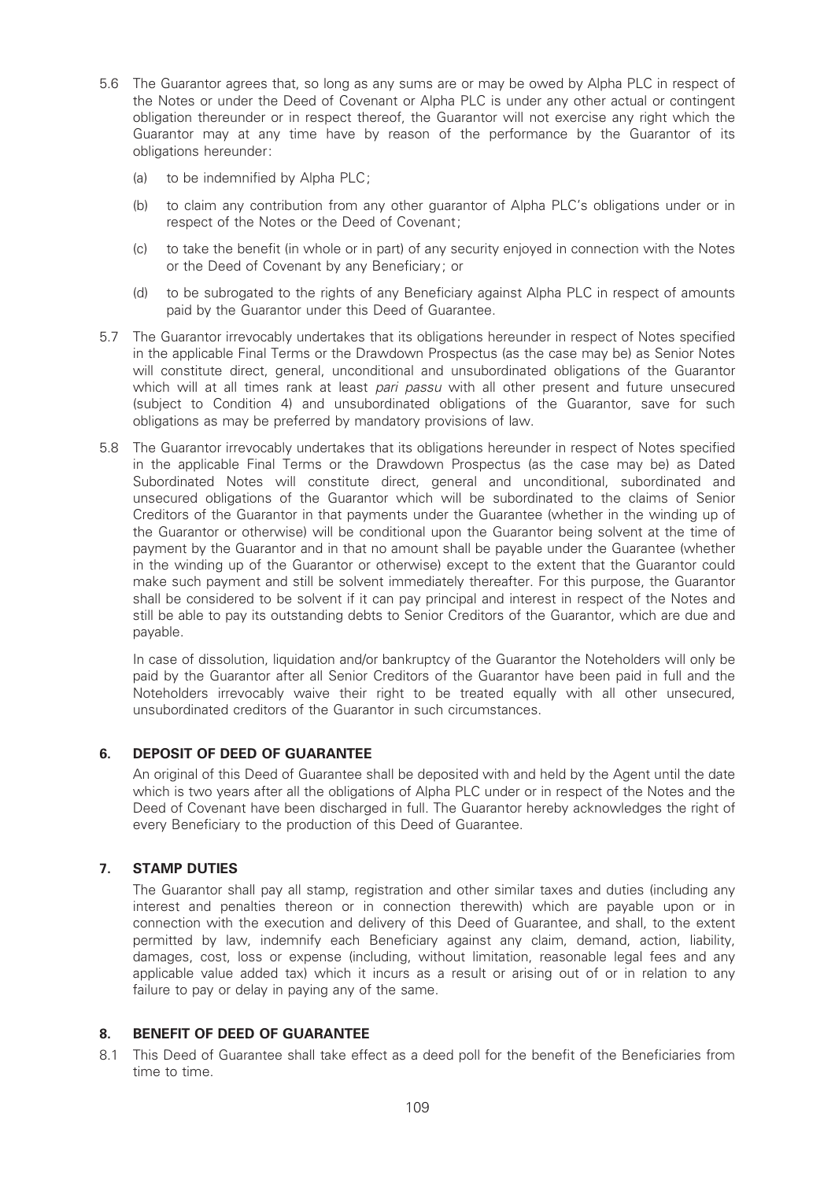5.6 The Guarantor agrees that, so long as any sums are or may be owed by Alpha PLC in respect of the Notes or under the Deed of Covenant or Alpha PLC is under any other actual or contingent obligation thereunder or in respect thereof, the Guarantor will not exercise any right which the Guarantor may at any time have by reason of the performance by the Guarantor of its obligations hereunder:

(a) to be indemnified by Alpha PLC;

(b) to claim any contribution from any other guarantor of Alpha PLC's obligations under or in respect of the Notes or the Deed of Covenant;

(c) to take the benefit (in whole or in part) of any security enjoyed in connection with the Notes or the Deed of Covenant by any Beneficiary; or

(d) to be subrogated to the rights of any Beneficiary against Alpha PLC in respect of amounts paid by the Guarantor under this Deed of Guarantee.

5.7 The Guarantor irrevocably undertakes that its obligations hereunder in respect of Notes specified in the applicable Final Terms or the Drawdown Prospectus (as the case may be) as Senior Notes will constitute direct, general, unconditional and unsubordinated obligations of the Guarantor which will at all times rank at least *pari passu* with all other present and future unsecured (subject to Condition 4) and unsubordinated obligations of the Guarantor, save for such obligations as may be preferred by mandatory provisions of law.

5.8 The Guarantor irrevocably undertakes that its obligations hereunder in respect of Notes specified in the applicable Final Terms or the Drawdown Prospectus (as the case may be) as Dated Subordinated Notes will constitute direct, general and unconditional, subordinated and unsecured obligations of the Guarantor which will be subordinated to the claims of Senior Creditors of the Guarantor in that payments under the Guarantee (whether in the winding up of the Guarantor or otherwise) will be conditional upon the Guarantor being solvent at the time of payment by the Guarantor and in that no amount shall be payable under the Guarantee (whether in the winding up of the Guarantor or otherwise) except to the extent that the Guarantor could make such payment and still be solvent immediately thereafter. For this purpose, the Guarantor shall be considered to be solvent if it can pay principal and interest in respect of the Notes and still be able to pay its outstanding debts to Senior Creditors of the Guarantor, which are due and payable.

In case of dissolution, liquidation and/or bankruptcy of the Guarantor the Noteholders will only be paid by the Guarantor after all Senior Creditors of the Guarantor have been paid in full and the Noteholders irrevocably waive their right to be treated equally with all other unsecured, unsubordinated creditors of the Guarantor in such circumstances.

## 6. DEPOSIT OF DEED OF GUARANTEE

An original of this Deed of Guarantee shall be deposited with and held by the Agent until the date which is two years after all the obligations of Alpha PLC under or in respect of the Notes and the Deed of Covenant have been discharged in full. The Guarantor hereby acknowledges the right of every Beneficiary to the production of this Deed of Guarantee.

## 7. STAMP DUTIES

The Guarantor shall pay all stamp, registration and other similar taxes and duties (including any interest and penalties thereon or in connection therewith) which are payable upon or in connection with the execution and delivery of this Deed of Guarantee, and shall, to the extent permitted by law, indemnify each Beneficiary against any claim, demand, action, liability, damages, cost, loss or expense (including, without limitation, reasonable legal fees and any applicable value added tax) which it incurs as a result or arising out of or in relation to any failure to pay or delay in paying any of the same.

## 8. BENEFIT OF DEED OF GUARANTEE

8.1 This Deed of Guarantee shall take effect as a deed poll for the benefit of the Beneficiaries from time to time.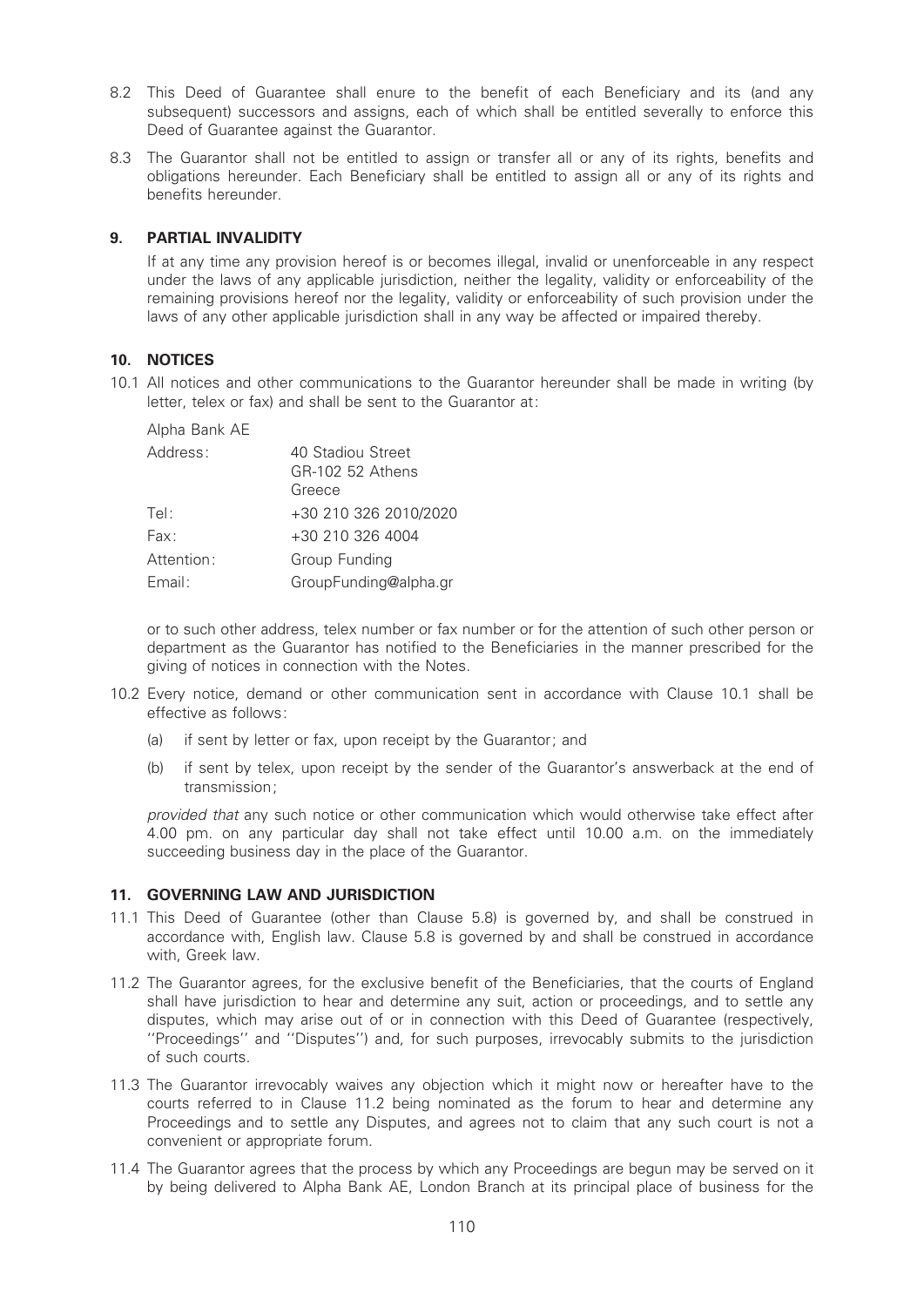8.2 This Deed of Guarantee shall enure to the benefit of each Beneficiary and its (and any subsequent) successors and assigns, each of which shall be entitled severally to enforce this Deed of Guarantee against the Guarantor.

8.3 The Guarantor shall not be entitled to assign or transfer all or any of its rights, benefits and obligations hereunder. Each Beneficiary shall be entitled to assign all or any of its rights and benefits hereunder.

## 9. PARTIAL INVALIDITY

If at any time any provision hereof is or becomes illegal, invalid or unenforceable in any respect under the laws of any applicable jurisdiction, neither the legality, validity or enforceability of the remaining provisions hereof nor the legality, validity or enforceability of such provision under the laws of any other applicable jurisdiction shall in any way be affected or impaired thereby.

## 10. NOTICES

10.1 All notices and other communications to the Guarantor hereunder shall be made in writing (by letter, telex or fax) and shall be sent to the Guarantor at:

Alpha Bank AE

| | |
|---|---|
| Address: | 40 Stadiou Street<br>GR-102 52 Athens<br>Greece |
| Tel: | +30 210 326 2010/2020 |
| Fax: | +30 210 326 4004 |
| Attention: | Group Funding |
| Email: | GroupFunding@alpha.gr |

or to such other address, telex number or fax number or for the attention of such other person or department as the Guarantor has notified to the Beneficiaries in the manner prescribed for the giving of notices in connection with the Notes.

10.2 Every notice, demand or other communication sent in accordance with Clause 10.1 shall be effective as follows:

(a) if sent by letter or fax, upon receipt by the Guarantor; and

(b) if sent by telex, upon receipt by the sender of the Guarantor's answerback at the end of transmission;

*provided that* any such notice or other communication which would otherwise take effect after 4.00 pm. on any particular day shall not take effect until 10.00 a.m. on the immediately succeeding business day in the place of the Guarantor.

## 11. GOVERNING LAW AND JURISDICTION

11.1 This Deed of Guarantee (other than Clause 5.8) is governed by, and shall be construed in accordance with, English law. Clause 5.8 is governed by and shall be construed in accordance with, Greek law.

11.2 The Guarantor agrees, for the exclusive benefit of the Beneficiaries, that the courts of England shall have jurisdiction to hear and determine any suit, action or proceedings, and to settle any disputes, which may arise out of or in connection with this Deed of Guarantee (respectively, ''Proceedings'' and ''Disputes'') and, for such purposes, irrevocably submits to the jurisdiction of such courts.

11.3 The Guarantor irrevocably waives any objection which it might now or hereafter have to the courts referred to in Clause 11.2 being nominated as the forum to hear and determine any Proceedings and to settle any Disputes, and agrees not to claim that any such court is not a convenient or appropriate forum.

11.4 The Guarantor agrees that the process by which any Proceedings are begun may be served on it by being delivered to Alpha Bank AE, London Branch at its principal place of business for the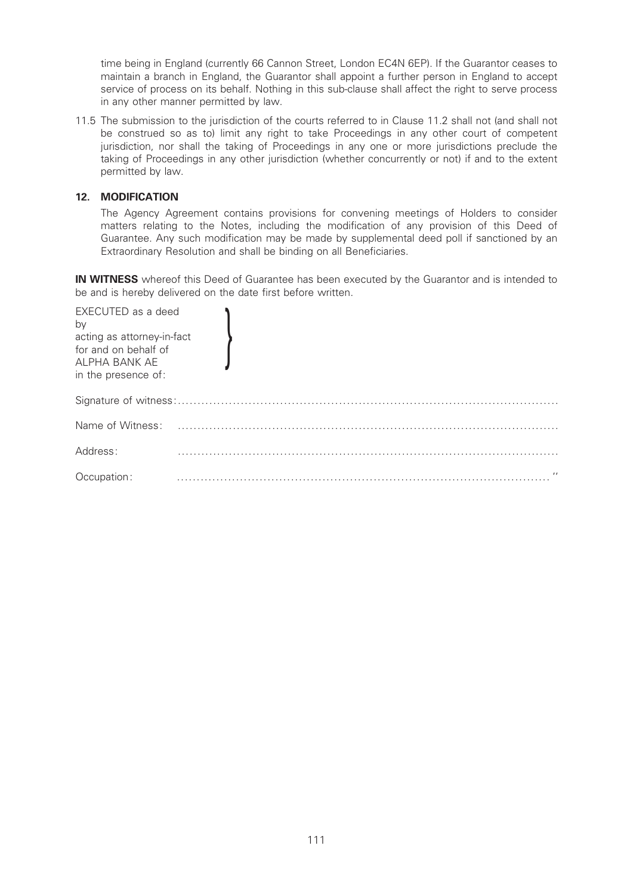time being in England (currently 66 Cannon Street, London EC4N 6EP). If the Guarantor ceases to maintain a branch in England, the Guarantor shall appoint a further person in England to accept service of process on its behalf. Nothing in this sub-clause shall affect the right to serve process in any other manner permitted by law.

11.5 The submission to the jurisdiction of the courts referred to in Clause 11.2 shall not (and shall not be construed so as to) limit any right to take Proceedings in any other court of competent jurisdiction, nor shall the taking of Proceedings in any one or more jurisdictions preclude the taking of Proceedings in any other jurisdiction (whether concurrently or not) if and to the extent permitted by law.

## 12. MODIFICATION

The Agency Agreement contains provisions for convening meetings of Holders to consider matters relating to the Notes, including the modification of any provision of this Deed of Guarantee. Any such modification may be made by supplemental deed poll if sanctioned by an Extraordinary Resolution and shall be binding on all Beneficiaries.

**IN WITNESS** whereof this Deed of Guarantee has been executed by the Guarantor and is intended to be and is hereby delivered on the date first before written.

EXECUTED as a deed
by
acting as attorney-in-fact
for and on behalf of
ALPHA BANK AE
in the presence of:

Signature of witness: ......................................................................................

Name of Witness: ......................................................................................

Address: ......................................................................................

Occupation: ......................................................................................"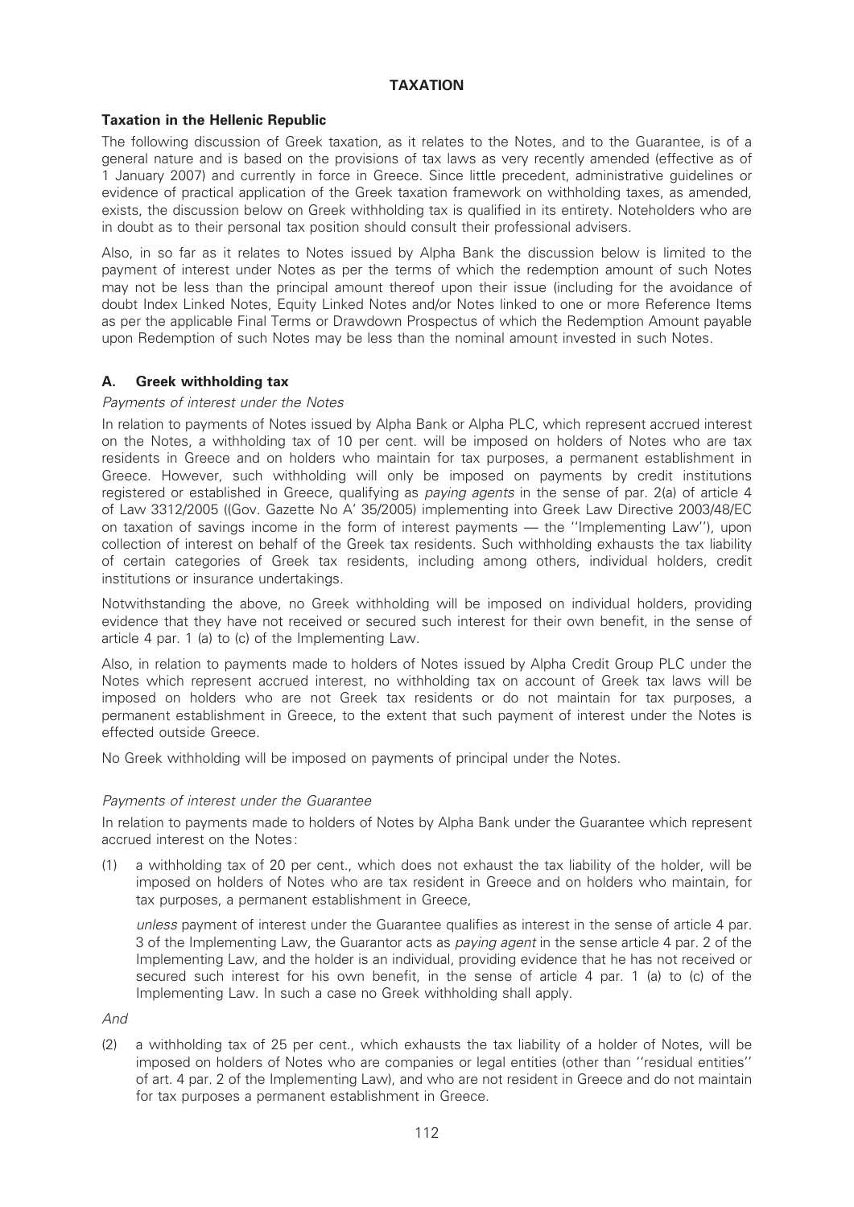# TAXATION

## Taxation in the Hellenic Republic

The following discussion of Greek taxation, as it relates to the Notes, and to the Guarantee, is of a general nature and is based on the provisions of tax laws as very recently amended (effective as of 1 January 2007) and currently in force in Greece. Since little precedent, administrative guidelines or evidence of practical application of the Greek taxation framework on withholding taxes, as amended, exists, the discussion below on Greek withholding tax is qualified in its entirety. Noteholders who are in doubt as to their personal tax position should consult their professional advisers.

Also, in so far as it relates to Notes issued by Alpha Bank the discussion below is limited to the payment of interest under Notes as per the terms of which the redemption amount of such Notes may not be less than the principal amount thereof upon their issue (including for the avoidance of doubt Index Linked Notes, Equity Linked Notes and/or Notes linked to one or more Reference Items as per the applicable Final Terms or Drawdown Prospectus of which the Redemption Amount payable upon Redemption of such Notes may be less than the nominal amount invested in such Notes.

### A. Greek withholding tax

*Payments of interest under the Notes*

In relation to payments of Notes issued by Alpha Bank or Alpha PLC, which represent accrued interest on the Notes, a withholding tax of 10 per cent. will be imposed on holders of Notes who are tax residents in Greece and on holders who maintain for tax purposes, a permanent establishment in Greece. However, such withholding will only be imposed on payments by credit institutions registered or established in Greece, qualifying as *paying agents* in the sense of par. 2(a) of article 4 of Law 3312/2005 ((Gov. Gazette No A' 35/2005) implementing into Greek Law Directive 2003/48/EC on taxation of savings income in the form of interest payments — the ''Implementing Law''), upon collection of interest on behalf of the Greek tax residents. Such withholding exhausts the tax liability of certain categories of Greek tax residents, including among others, individual holders, credit institutions or insurance undertakings.

Notwithstanding the above, no Greek withholding will be imposed on individual holders, providing evidence that they have not received or secured such interest for their own benefit, in the sense of article 4 par. 1 (a) to (c) of the Implementing Law.

Also, in relation to payments made to holders of Notes issued by Alpha Credit Group PLC under the Notes which represent accrued interest, no withholding tax on account of Greek tax laws will be imposed on holders who are not Greek tax residents or do not maintain for tax purposes, a permanent establishment in Greece, to the extent that such payment of interest under the Notes is effected outside Greece.

No Greek withholding will be imposed on payments of principal under the Notes.

*Payments of interest under the Guarantee*

In relation to payments made to holders of Notes by Alpha Bank under the Guarantee which represent accrued interest on the Notes:

(1) a withholding tax of 20 per cent., which does not exhaust the tax liability of the holder, will be imposed on holders of Notes who are tax resident in Greece and on holders who maintain, for tax purposes, a permanent establishment in Greece,

   *unless* payment of interest under the Guarantee qualifies as interest in the sense of article 4 par. 3 of the Implementing Law, the Guarantor acts as *paying agent* in the sense article 4 par. 2 of the Implementing Law, and the holder is an individual, providing evidence that he has not received or secured such interest for his own benefit, in the sense of article 4 par. 1 (a) to (c) of the Implementing Law. In such a case no Greek withholding shall apply.

*And*

(2) a withholding tax of 25 per cent., which exhausts the tax liability of a holder of Notes, will be imposed on holders of Notes who are companies or legal entities (other than ''residual entities'' of art. 4 par. 2 of the Implementing Law), and who are not resident in Greece and do not maintain for tax purposes a permanent establishment in Greece.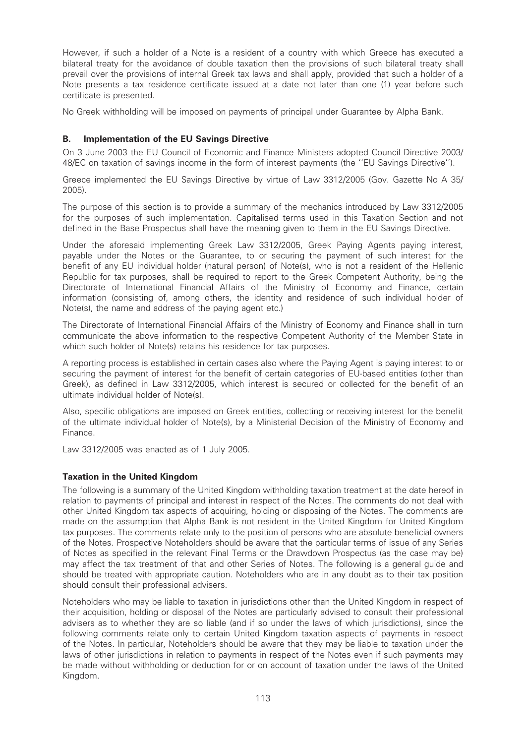However, if such a holder of a Note is a resident of a country with which Greece has executed a bilateral treaty for the avoidance of double taxation then the provisions of such bilateral treaty shall prevail over the provisions of internal Greek tax laws and shall apply, provided that such a holder of a Note presents a tax residence certificate issued at a date not later than one (1) year before such certificate is presented.

No Greek withholding will be imposed on payments of principal under Guarantee by Alpha Bank.

### B. Implementation of the EU Savings Directive

On 3 June 2003 the EU Council of Economic and Finance Ministers adopted Council Directive 2003/48/EC on taxation of savings income in the form of interest payments (the ''EU Savings Directive'').

Greece implemented the EU Savings Directive by virtue of Law 3312/2005 (Gov. Gazette No A 35/2005).

The purpose of this section is to provide a summary of the mechanics introduced by Law 3312/2005 for the purposes of such implementation. Capitalised terms used in this Taxation Section and not defined in the Base Prospectus shall have the meaning given to them in the EU Savings Directive.

Under the aforesaid implementing Greek Law 3312/2005, Greek Paying Agents paying interest, payable under the Notes or the Guarantee, to or securing the payment of such interest for the benefit of any EU individual holder (natural person) of Note(s), who is not a resident of the Hellenic Republic for tax purposes, shall be required to report to the Greek Competent Authority, being the Directorate of International Financial Affairs of the Ministry of Economy and Finance, certain information (consisting of, among others, the identity and residence of such individual holder of Note(s), the name and address of the paying agent etc.)

The Directorate of International Financial Affairs of the Ministry of Economy and Finance shall in turn communicate the above information to the respective Competent Authority of the Member State in which such holder of Note(s) retains his residence for tax purposes.

A reporting process is established in certain cases also where the Paying Agent is paying interest to or securing the payment of interest for the benefit of certain categories of EU-based entities (other than Greek), as defined in Law 3312/2005, which interest is secured or collected for the benefit of an ultimate individual holder of Note(s).

Also, specific obligations are imposed on Greek entities, collecting or receiving interest for the benefit of the ultimate individual holder of Note(s), by a Ministerial Decision of the Ministry of Economy and Finance.

Law 3312/2005 was enacted as of 1 July 2005.

## Taxation in the United Kingdom

The following is a summary of the United Kingdom withholding taxation treatment at the date hereof in relation to payments of principal and interest in respect of the Notes. The comments do not deal with other United Kingdom tax aspects of acquiring, holding or disposing of the Notes. The comments are made on the assumption that Alpha Bank is not resident in the United Kingdom for United Kingdom tax purposes. The comments relate only to the position of persons who are absolute beneficial owners of the Notes. Prospective Noteholders should be aware that the particular terms of issue of any Series of Notes as specified in the relevant Final Terms or the Drawdown Prospectus (as the case may be) may affect the tax treatment of that and other Series of Notes. The following is a general guide and should be treated with appropriate caution. Noteholders who are in any doubt as to their tax position should consult their professional advisers.

Noteholders who may be liable to taxation in jurisdictions other than the United Kingdom in respect of their acquisition, holding or disposal of the Notes are particularly advised to consult their professional advisers as to whether they are so liable (and if so under the laws of which jurisdictions), since the following comments relate only to certain United Kingdom taxation aspects of payments in respect of the Notes. In particular, Noteholders should be aware that they may be liable to taxation under the laws of other jurisdictions in relation to payments in respect of the Notes even if such payments may be made without withholding or deduction for or on account of taxation under the laws of the United Kingdom.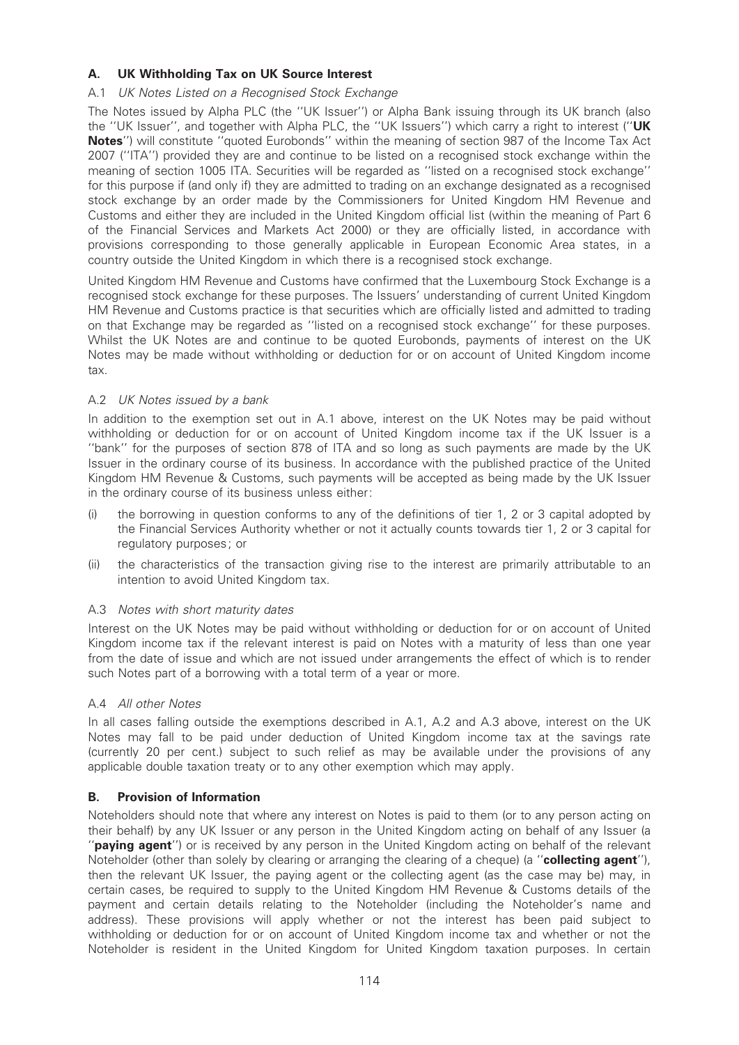## A. UK Withholding Tax on UK Source Interest

### A.1 *UK Notes Listed on a Recognised Stock Exchange*

The Notes issued by Alpha PLC (the ''UK Issuer'') or Alpha Bank issuing through its UK branch (also the ''UK Issuer'', and together with Alpha PLC, the ''UK Issuers'') which carry a right to interest (''**UK Notes**'') will constitute ''quoted Eurobonds'' within the meaning of section 987 of the Income Tax Act 2007 (''ITA'') provided they are and continue to be listed on a recognised stock exchange within the meaning of section 1005 ITA. Securities will be regarded as ''listed on a recognised stock exchange'' for this purpose if (and only if) they are admitted to trading on an exchange designated as a recognised stock exchange by an order made by the Commissioners for United Kingdom HM Revenue and Customs and either they are included in the United Kingdom official list (within the meaning of Part 6 of the Financial Services and Markets Act 2000) or they are officially listed, in accordance with provisions corresponding to those generally applicable in European Economic Area states, in a country outside the United Kingdom in which there is a recognised stock exchange.

United Kingdom HM Revenue and Customs have confirmed that the Luxembourg Stock Exchange is a recognised stock exchange for these purposes. The Issuers' understanding of current United Kingdom HM Revenue and Customs practice is that securities which are officially listed and admitted to trading on that Exchange may be regarded as ''listed on a recognised stock exchange'' for these purposes. Whilst the UK Notes are and continue to be quoted Eurobonds, payments of interest on the UK Notes may be made without withholding or deduction for or on account of United Kingdom income tax.

### A.2 *UK Notes issued by a bank*

In addition to the exemption set out in A.1 above, interest on the UK Notes may be paid without withholding or deduction for or on account of United Kingdom income tax if the UK Issuer is a ''bank'' for the purposes of section 878 of ITA and so long as such payments are made by the UK Issuer in the ordinary course of its business. In accordance with the published practice of the United Kingdom HM Revenue & Customs, such payments will be accepted as being made by the UK Issuer in the ordinary course of its business unless either:

(i) the borrowing in question conforms to any of the definitions of tier 1, 2 or 3 capital adopted by the Financial Services Authority whether or not it actually counts towards tier 1, 2 or 3 capital for regulatory purposes; or

(ii) the characteristics of the transaction giving rise to the interest are primarily attributable to an intention to avoid United Kingdom tax.

### A.3 *Notes with short maturity dates*

Interest on the UK Notes may be paid without withholding or deduction for or on account of United Kingdom income tax if the relevant interest is paid on Notes with a maturity of less than one year from the date of issue and which are not issued under arrangements the effect of which is to render such Notes part of a borrowing with a total term of a year or more.

### A.4 *All other Notes*

In all cases falling outside the exemptions described in A.1, A.2 and A.3 above, interest on the UK Notes may fall to be paid under deduction of United Kingdom income tax at the savings rate (currently 20 per cent.) subject to such relief as may be available under the provisions of any applicable double taxation treaty or to any other exemption which may apply.

## B. Provision of Information

Noteholders should note that where any interest on Notes is paid to them (or to any person acting on their behalf) by any UK Issuer or any person in the United Kingdom acting on behalf of any Issuer (a ''**paying agent**'') or is received by any person in the United Kingdom acting on behalf of the relevant Noteholder (other than solely by clearing or arranging the clearing of a cheque) (a ''**collecting agent**''), then the relevant UK Issuer, the paying agent or the collecting agent (as the case may be) may, in certain cases, be required to supply to the United Kingdom HM Revenue & Customs details of the payment and certain details relating to the Noteholder (including the Noteholder's name and address). These provisions will apply whether or not the interest has been paid subject to withholding or deduction for or on account of United Kingdom income tax and whether or not the Noteholder is resident in the United Kingdom for United Kingdom taxation purposes. In certain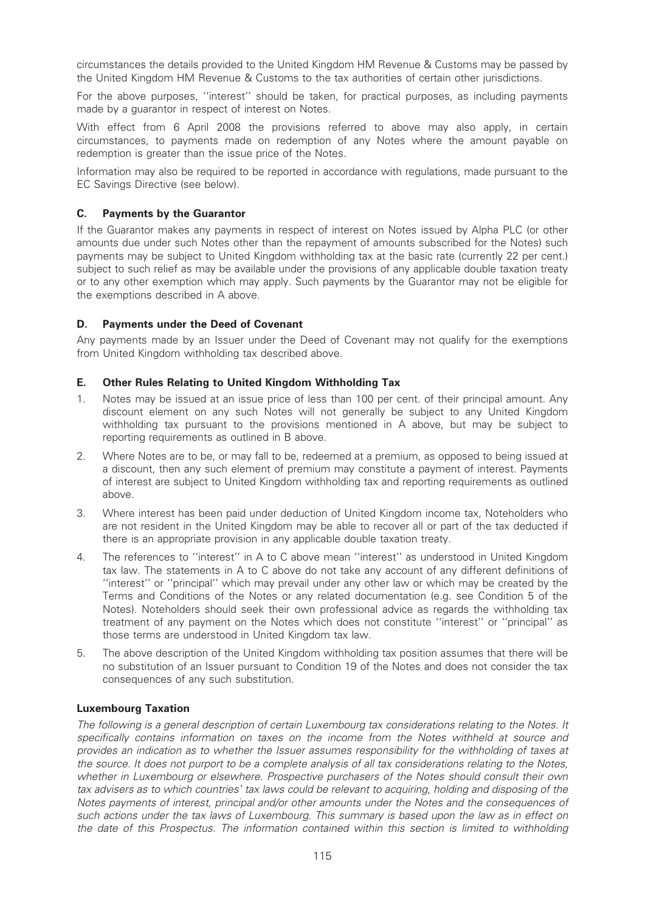circumstances the details provided to the United Kingdom HM Revenue & Customs may be passed by the United Kingdom HM Revenue & Customs to the tax authorities of certain other jurisdictions.

For the above purposes, ''interest'' should be taken, for practical purposes, as including payments made by a guarantor in respect of interest on Notes.

With effect from 6 April 2008 the provisions referred to above may also apply, in certain circumstances, to payments made on redemption of any Notes where the amount payable on redemption is greater than the issue price of the Notes.

Information may also be required to be reported in accordance with regulations, made pursuant to the EC Savings Directive (see below).

### C. Payments by the Guarantor

If the Guarantor makes any payments in respect of interest on Notes issued by Alpha PLC (or other amounts due under such Notes other than the repayment of amounts subscribed for the Notes) such payments may be subject to United Kingdom withholding tax at the basic rate (currently 22 per cent.) subject to such relief as may be available under the provisions of any applicable double taxation treaty or to any other exemption which may apply. Such payments by the Guarantor may not be eligible for the exemptions described in A above.

### D. Payments under the Deed of Covenant

Any payments made by an Issuer under the Deed of Covenant may not qualify for the exemptions from United Kingdom withholding tax described above.

### E. Other Rules Relating to United Kingdom Withholding Tax

1. Notes may be issued at an issue price of less than 100 per cent. of their principal amount. Any discount element on any such Notes will not generally be subject to any United Kingdom withholding tax pursuant to the provisions mentioned in A above, but may be subject to reporting requirements as outlined in B above.
2. Where Notes are to be, or may fall to be, redeemed at a premium, as opposed to being issued at a discount, then any such element of premium may constitute a payment of interest. Payments of interest are subject to United Kingdom withholding tax and reporting requirements as outlined above.
3. Where interest has been paid under deduction of United Kingdom income tax, Noteholders who are not resident in the United Kingdom may be able to recover all or part of the tax deducted if there is an appropriate provision in any applicable double taxation treaty.
4. The references to ''interest'' in A to C above mean ''interest'' as understood in United Kingdom tax law. The statements in A to C above do not take any account of any different definitions of ''interest'' or ''principal'' which may prevail under any other law or which may be created by the Terms and Conditions of the Notes or any related documentation (e.g. see Condition 5 of the Notes). Noteholders should seek their own professional advice as regards the withholding tax treatment of any payment on the Notes which does not constitute ''interest'' or ''principal'' as those terms are understood in United Kingdom tax law.
5. The above description of the United Kingdom withholding tax position assumes that there will be no substitution of an Issuer pursuant to Condition 19 of the Notes and does not consider the tax consequences of any such substitution.

## Luxembourg Taxation

*The following is a general description of certain Luxembourg tax considerations relating to the Notes. It specifically contains information on taxes on the income from the Notes withheld at source and provides an indication as to whether the Issuer assumes responsibility for the withholding of taxes at the source. It does not purport to be a complete analysis of all tax considerations relating to the Notes, whether in Luxembourg or elsewhere. Prospective purchasers of the Notes should consult their own tax advisers as to which countries' tax laws could be relevant to acquiring, holding and disposing of the Notes payments of interest, principal and/or other amounts under the Notes and the consequences of such actions under the tax laws of Luxembourg. This summary is based upon the law as in effect on the date of this Prospectus. The information contained within this section is limited to withholding*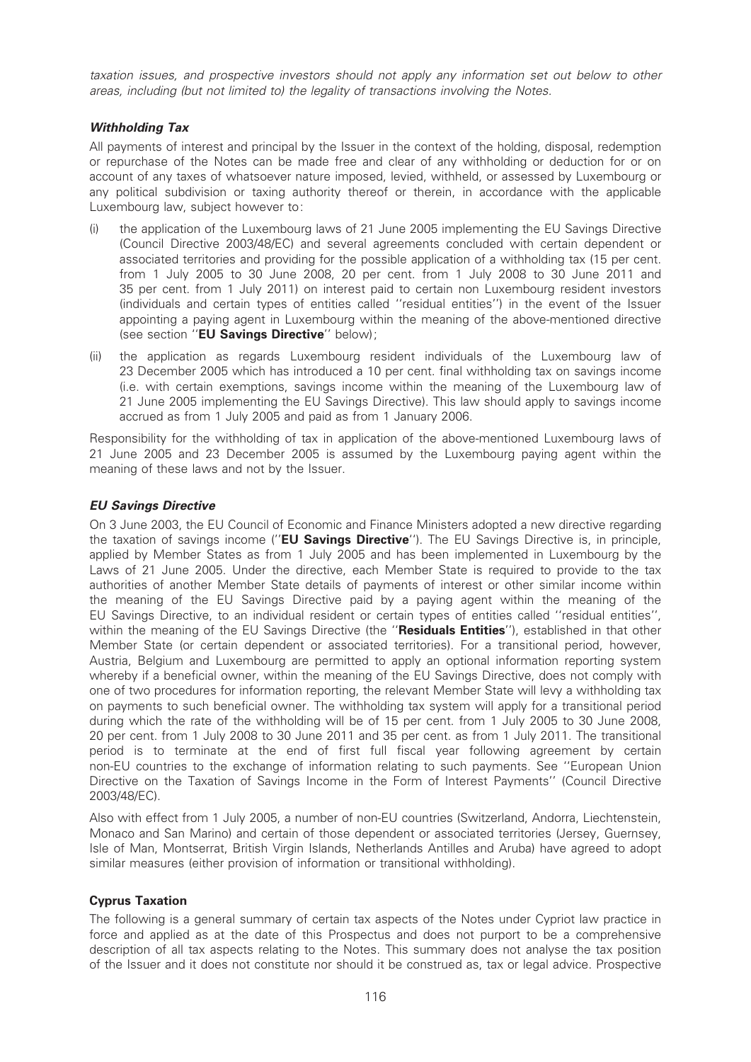*taxation issues, and prospective investors should not apply any information set out below to other areas, including (but not limited to) the legality of transactions involving the Notes.*

### *Withholding Tax*

All payments of interest and principal by the Issuer in the context of the holding, disposal, redemption or repurchase of the Notes can be made free and clear of any withholding or deduction for or on account of any taxes of whatsoever nature imposed, levied, withheld, or assessed by Luxembourg or any political subdivision or taxing authority thereof or therein, in accordance with the applicable Luxembourg law, subject however to:

(i) the application of the Luxembourg laws of 21 June 2005 implementing the EU Savings Directive (Council Directive 2003/48/EC) and several agreements concluded with certain dependent or associated territories and providing for the possible application of a withholding tax (15 per cent. from 1 July 2005 to 30 June 2008, 20 per cent. from 1 July 2008 to 30 June 2011 and 35 per cent. from 1 July 2011) on interest paid to certain non Luxembourg resident investors (individuals and certain types of entities called ''residual entities'') in the event of the Issuer appointing a paying agent in Luxembourg within the meaning of the above-mentioned directive (see section ''**EU Savings Directive**'' below);

(ii) the application as regards Luxembourg resident individuals of the Luxembourg law of 23 December 2005 which has introduced a 10 per cent. final withholding tax on savings income (i.e. with certain exemptions, savings income within the meaning of the Luxembourg law of 21 June 2005 implementing the EU Savings Directive). This law should apply to savings income accrued as from 1 July 2005 and paid as from 1 January 2006.

Responsibility for the withholding of tax in application of the above-mentioned Luxembourg laws of 21 June 2005 and 23 December 2005 is assumed by the Luxembourg paying agent within the meaning of these laws and not by the Issuer.

### *EU Savings Directive*

On 3 June 2003, the EU Council of Economic and Finance Ministers adopted a new directive regarding the taxation of savings income (''**EU Savings Directive**''). The EU Savings Directive is, in principle, applied by Member States as from 1 July 2005 and has been implemented in Luxembourg by the Laws of 21 June 2005. Under the directive, each Member State is required to provide to the tax authorities of another Member State details of payments of interest or other similar income within the meaning of the EU Savings Directive paid by a paying agent within the meaning of the EU Savings Directive, to an individual resident or certain types of entities called ''residual entities'', within the meaning of the EU Savings Directive (the ''**Residuals Entities**''), established in that other Member State (or certain dependent or associated territories). For a transitional period, however, Austria, Belgium and Luxembourg are permitted to apply an optional information reporting system whereby if a beneficial owner, within the meaning of the EU Savings Directive, does not comply with one of two procedures for information reporting, the relevant Member State will levy a withholding tax on payments to such beneficial owner. The withholding tax system will apply for a transitional period during which the rate of the withholding will be of 15 per cent. from 1 July 2005 to 30 June 2008, 20 per cent. from 1 July 2008 to 30 June 2011 and 35 per cent. as from 1 July 2011. The transitional period is to terminate at the end of first full fiscal year following agreement by certain non-EU countries to the exchange of information relating to such payments. See ''European Union Directive on the Taxation of Savings Income in the Form of Interest Payments'' (Council Directive 2003/48/EC).

Also with effect from 1 July 2005, a number of non-EU countries (Switzerland, Andorra, Liechtenstein, Monaco and San Marino) and certain of those dependent or associated territories (Jersey, Guernsey, Isle of Man, Montserrat, British Virgin Islands, Netherlands Antilles and Aruba) have agreed to adopt similar measures (either provision of information or transitional withholding).

## **Cyprus Taxation**

The following is a general summary of certain tax aspects of the Notes under Cypriot law practice in force and applied as at the date of this Prospectus and does not purport to be a comprehensive description of all tax aspects relating to the Notes. This summary does not analyse the tax position of the Issuer and it does not constitute nor should it be construed as, tax or legal advice. Prospective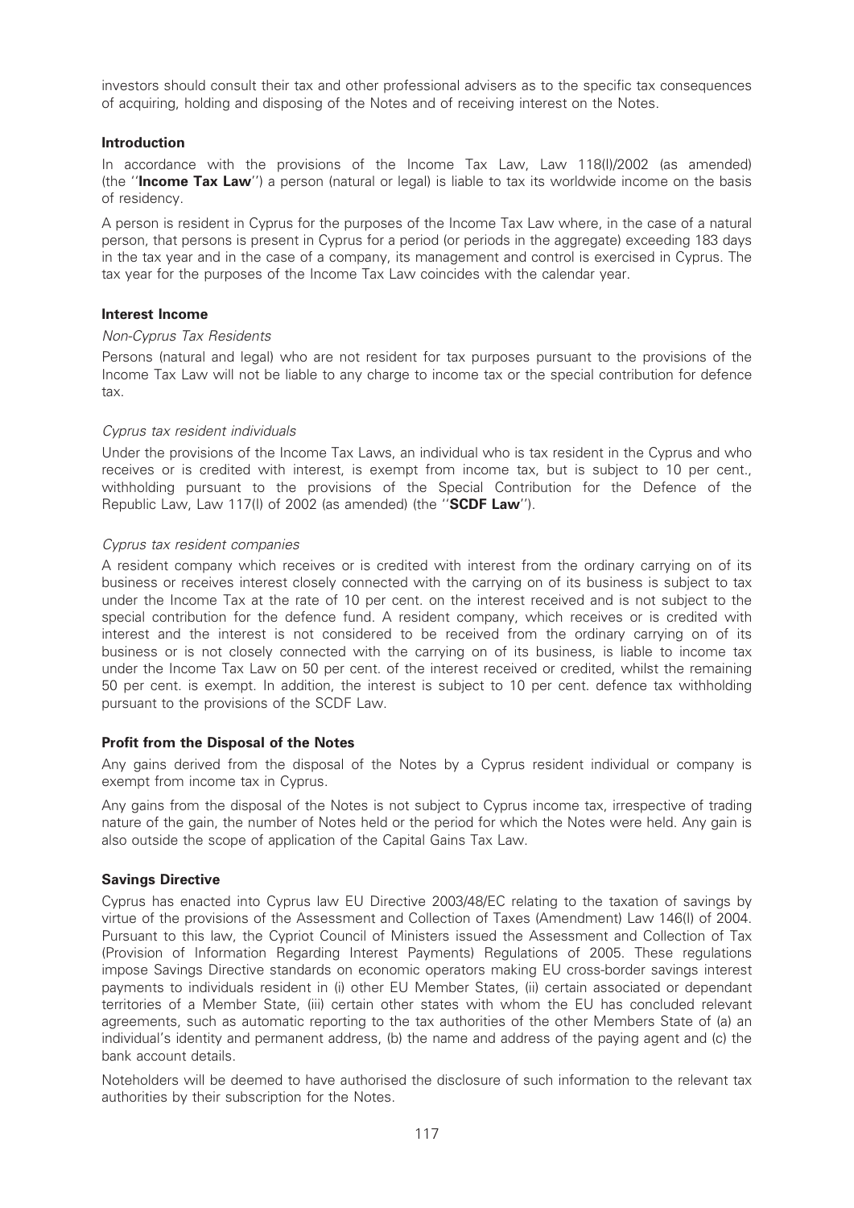investors should consult their tax and other professional advisers as to the specific tax consequences of acquiring, holding and disposing of the Notes and of receiving interest on the Notes.

**Introduction**

In accordance with the provisions of the Income Tax Law, Law 118(I)/2002 (as amended) (the ''**Income Tax Law**'') a person (natural or legal) is liable to tax its worldwide income on the basis of residency.

A person is resident in Cyprus for the purposes of the Income Tax Law where, in the case of a natural person, that persons is present in Cyprus for a period (or periods in the aggregate) exceeding 183 days in the tax year and in the case of a company, its management and control is exercised in Cyprus. The tax year for the purposes of the Income Tax Law coincides with the calendar year.

**Interest Income**

*Non-Cyprus Tax Residents*

Persons (natural and legal) who are not resident for tax purposes pursuant to the provisions of the Income Tax Law will not be liable to any charge to income tax or the special contribution for defence tax.

*Cyprus tax resident individuals*

Under the provisions of the Income Tax Laws, an individual who is tax resident in the Cyprus and who receives or is credited with interest, is exempt from income tax, but is subject to 10 per cent., withholding pursuant to the provisions of the Special Contribution for the Defence of the Republic Law, Law 117(I) of 2002 (as amended) (the ''**SCDF Law**'').

*Cyprus tax resident companies*

A resident company which receives or is credited with interest from the ordinary carrying on of its business or receives interest closely connected with the carrying on of its business is subject to tax under the Income Tax at the rate of 10 per cent. on the interest received and is not subject to the special contribution for the defence fund. A resident company, which receives or is credited with interest and the interest is not considered to be received from the ordinary carrying on of its business or is not closely connected with the carrying on of its business, is liable to income tax under the Income Tax Law on 50 per cent. of the interest received or credited, whilst the remaining 50 per cent. is exempt. In addition, the interest is subject to 10 per cent. defence tax withholding pursuant to the provisions of the SCDF Law.

**Profit from the Disposal of the Notes**

Any gains derived from the disposal of the Notes by a Cyprus resident individual or company is exempt from income tax in Cyprus.

Any gains from the disposal of the Notes is not subject to Cyprus income tax, irrespective of trading nature of the gain, the number of Notes held or the period for which the Notes were held. Any gain is also outside the scope of application of the Capital Gains Tax Law.

**Savings Directive**

Cyprus has enacted into Cyprus law EU Directive 2003/48/EC relating to the taxation of savings by virtue of the provisions of the Assessment and Collection of Taxes (Amendment) Law 146(I) of 2004. Pursuant to this law, the Cypriot Council of Ministers issued the Assessment and Collection of Tax (Provision of Information Regarding Interest Payments) Regulations of 2005. These regulations impose Savings Directive standards on economic operators making EU cross-border savings interest payments to individuals resident in (i) other EU Member States, (ii) certain associated or dependant territories of a Member State, (iii) certain other states with whom the EU has concluded relevant agreements, such as automatic reporting to the tax authorities of the other Members State of (a) an individual's identity and permanent address, (b) the name and address of the paying agent and (c) the bank account details.

Noteholders will be deemed to have authorised the disclosure of such information to the relevant tax authorities by their subscription for the Notes.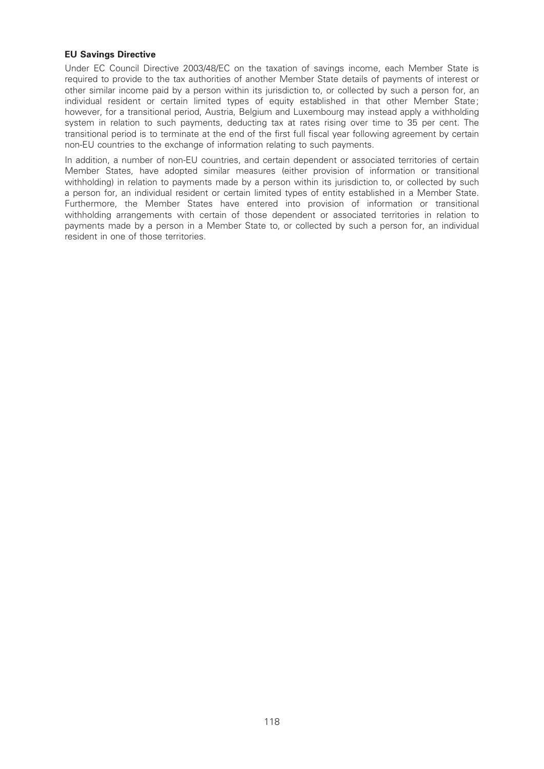**EU Savings Directive**

Under EC Council Directive 2003/48/EC on the taxation of savings income, each Member State is required to provide to the tax authorities of another Member State details of payments of interest or other similar income paid by a person within its jurisdiction to, or collected by such a person for, an individual resident or certain limited types of equity established in that other Member State; however, for a transitional period, Austria, Belgium and Luxembourg may instead apply a withholding system in relation to such payments, deducting tax at rates rising over time to 35 per cent. The transitional period is to terminate at the end of the first full fiscal year following agreement by certain non-EU countries to the exchange of information relating to such payments.

In addition, a number of non-EU countries, and certain dependent or associated territories of certain Member States, have adopted similar measures (either provision of information or transitional withholding) in relation to payments made by a person within its jurisdiction to, or collected by such a person for, an individual resident or certain limited types of entity established in a Member State. Furthermore, the Member States have entered into provision of information or transitional withholding arrangements with certain of those dependent or associated territories in relation to payments made by a person in a Member State to, or collected by such a person for, an individual resident in one of those territories.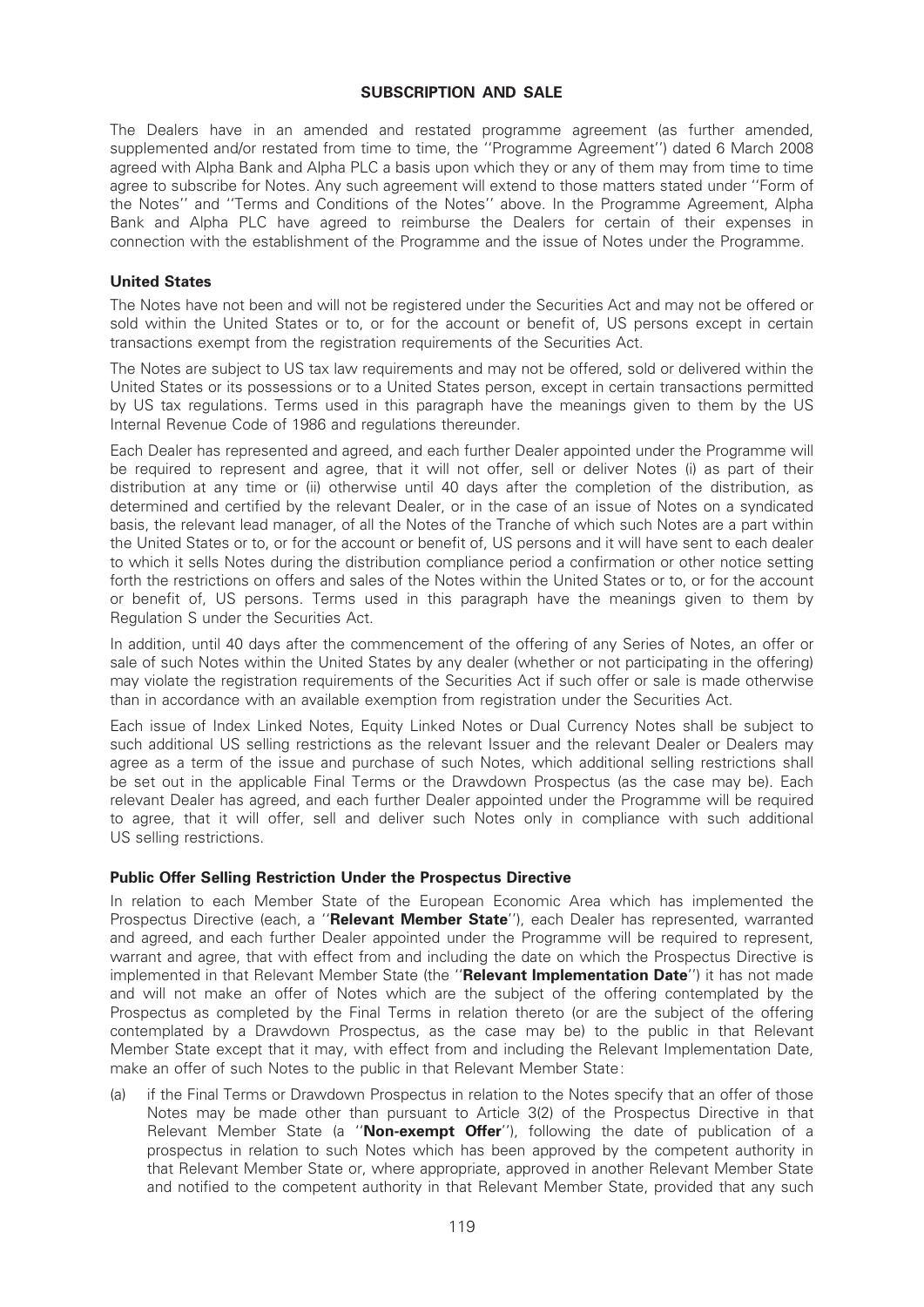# SUBSCRIPTION AND SALE

The Dealers have in an amended and restated programme agreement (as further amended, supplemented and/or restated from time to time, the ''Programme Agreement'') dated 6 March 2008 agreed with Alpha Bank and Alpha PLC a basis upon which they or any of them may from time to time agree to subscribe for Notes. Any such agreement will extend to those matters stated under ''Form of the Notes'' and ''Terms and Conditions of the Notes'' above. In the Programme Agreement, Alpha Bank and Alpha PLC have agreed to reimburse the Dealers for certain of their expenses in connection with the establishment of the Programme and the issue of Notes under the Programme.

## United States

The Notes have not been and will not be registered under the Securities Act and may not be offered or sold within the United States or to, or for the account or benefit of, US persons except in certain transactions exempt from the registration requirements of the Securities Act.

The Notes are subject to US tax law requirements and may not be offered, sold or delivered within the United States or its possessions or to a United States person, except in certain transactions permitted by US tax regulations. Terms used in this paragraph have the meanings given to them by the US Internal Revenue Code of 1986 and regulations thereunder.

Each Dealer has represented and agreed, and each further Dealer appointed under the Programme will be required to represent and agree, that it will not offer, sell or deliver Notes (i) as part of their distribution at any time or (ii) otherwise until 40 days after the completion of the distribution, as determined and certified by the relevant Dealer, or in the case of an issue of Notes on a syndicated basis, the relevant lead manager, of all the Notes of the Tranche of which such Notes are a part within the United States or to, or for the account or benefit of, US persons and it will have sent to each dealer to which it sells Notes during the distribution compliance period a confirmation or other notice setting forth the restrictions on offers and sales of the Notes within the United States or to, or for the account or benefit of, US persons. Terms used in this paragraph have the meanings given to them by Regulation S under the Securities Act.

In addition, until 40 days after the commencement of the offering of any Series of Notes, an offer or sale of such Notes within the United States by any dealer (whether or not participating in the offering) may violate the registration requirements of the Securities Act if such offer or sale is made otherwise than in accordance with an available exemption from registration under the Securities Act.

Each issue of Index Linked Notes, Equity Linked Notes or Dual Currency Notes shall be subject to such additional US selling restrictions as the relevant Issuer and the relevant Dealer or Dealers may agree as a term of the issue and purchase of such Notes, which additional selling restrictions shall be set out in the applicable Final Terms or the Drawdown Prospectus (as the case may be). Each relevant Dealer has agreed, and each further Dealer appointed under the Programme will be required to agree, that it will offer, sell and deliver such Notes only in compliance with such additional US selling restrictions.

## Public Offer Selling Restriction Under the Prospectus Directive

In relation to each Member State of the European Economic Area which has implemented the Prospectus Directive (each, a ''**Relevant Member State**''), each Dealer has represented, warranted and agreed, and each further Dealer appointed under the Programme will be required to represent, warrant and agree, that with effect from and including the date on which the Prospectus Directive is implemented in that Relevant Member State (the ''**Relevant Implementation Date**'') it has not made and will not make an offer of Notes which are the subject of the offering contemplated by the Prospectus as completed by the Final Terms in relation thereto (or are the subject of the offering contemplated by a Drawdown Prospectus, as the case may be) to the public in that Relevant Member State except that it may, with effect from and including the Relevant Implementation Date, make an offer of such Notes to the public in that Relevant Member State:

(a) if the Final Terms or Drawdown Prospectus in relation to the Notes specify that an offer of those Notes may be made other than pursuant to Article 3(2) of the Prospectus Directive in that Relevant Member State (a ''**Non-exempt Offer**''), following the date of publication of a prospectus in relation to such Notes which has been approved by the competent authority in that Relevant Member State or, where appropriate, approved in another Relevant Member State and notified to the competent authority in that Relevant Member State, provided that any such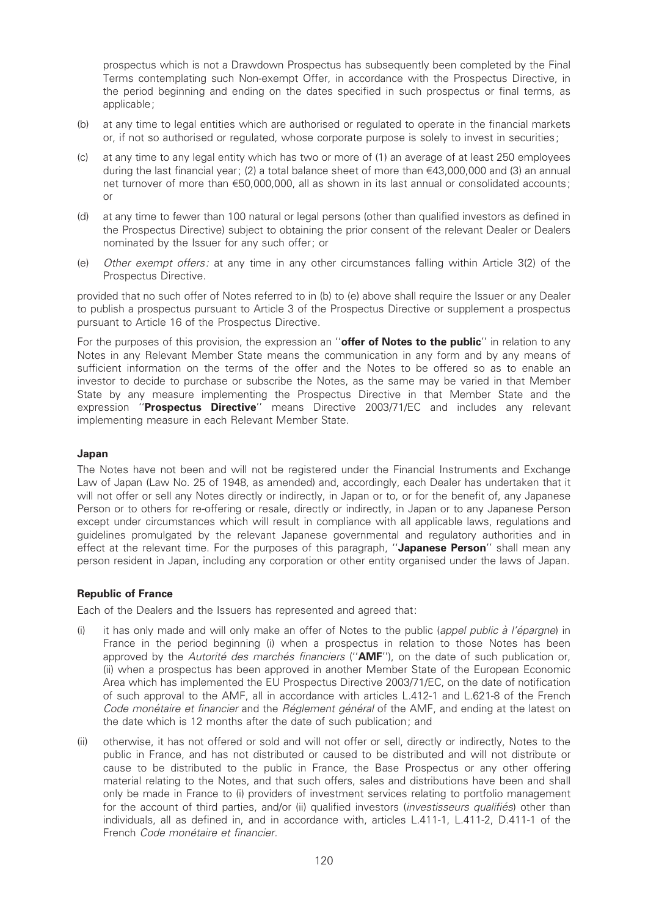prospectus which is not a Drawdown Prospectus has subsequently been completed by the Final Terms contemplating such Non-exempt Offer, in accordance with the Prospectus Directive, in the period beginning and ending on the dates specified in such prospectus or final terms, as applicable;

(b) at any time to legal entities which are authorised or regulated to operate in the financial markets or, if not so authorised or regulated, whose corporate purpose is solely to invest in securities;

(c) at any time to any legal entity which has two or more of (1) an average of at least 250 employees during the last financial year; (2) a total balance sheet of more than €43,000,000 and (3) an annual net turnover of more than €50,000,000, all as shown in its last annual or consolidated accounts; or

(d) at any time to fewer than 100 natural or legal persons (other than qualified investors as defined in the Prospectus Directive) subject to obtaining the prior consent of the relevant Dealer or Dealers nominated by the Issuer for any such offer; or

(e) *Other exempt offers:* at any time in any other circumstances falling within Article 3(2) of the Prospectus Directive.

provided that no such offer of Notes referred to in (b) to (e) above shall require the Issuer or any Dealer to publish a prospectus pursuant to Article 3 of the Prospectus Directive or supplement a prospectus pursuant to Article 16 of the Prospectus Directive.

For the purposes of this provision, the expression an ''**offer of Notes to the public**'' in relation to any Notes in any Relevant Member State means the communication in any form and by any means of sufficient information on the terms of the offer and the Notes to be offered so as to enable an investor to decide to purchase or subscribe the Notes, as the same may be varied in that Member State by any measure implementing the Prospectus Directive in that Member State and the expression ''**Prospectus Directive**'' means Directive 2003/71/EC and includes any relevant implementing measure in each Relevant Member State.

### Japan

The Notes have not been and will not be registered under the Financial Instruments and Exchange Law of Japan (Law No. 25 of 1948, as amended) and, accordingly, each Dealer has undertaken that it will not offer or sell any Notes directly or indirectly, in Japan or to, or for the benefit of, any Japanese Person or to others for re-offering or resale, directly or indirectly, in Japan or to any Japanese Person except under circumstances which will result in compliance with all applicable laws, regulations and guidelines promulgated by the relevant Japanese governmental and regulatory authorities and in effect at the relevant time. For the purposes of this paragraph, ''**Japanese Person**'' shall mean any person resident in Japan, including any corporation or other entity organised under the laws of Japan.

### Republic of France

Each of the Dealers and the Issuers has represented and agreed that:

(i) it has only made and will only make an offer of Notes to the public (*appel public à l'épargne*) in France in the period beginning (i) when a prospectus in relation to those Notes has been approved by the *Autorité des marchés financiers* (''**AMF**''), on the date of such publication or, (ii) when a prospectus has been approved in another Member State of the European Economic Area which has implemented the EU Prospectus Directive 2003/71/EC, on the date of notification of such approval to the AMF, all in accordance with articles L.412-1 and L.621-8 of the French *Code monétaire et financier* and the *Réglement général* of the AMF, and ending at the latest on the date which is 12 months after the date of such publication; and

(ii) otherwise, it has not offered or sold and will not offer or sell, directly or indirectly, Notes to the public in France, and has not distributed or caused to be distributed and will not distribute or cause to be distributed to the public in France, the Base Prospectus or any other offering material relating to the Notes, and that such offers, sales and distributions have been and shall only be made in France to (i) providers of investment services relating to portfolio management for the account of third parties, and/or (ii) qualified investors (*investisseurs qualifiés*) other than individuals, all as defined in, and in accordance with, articles L.411-1, L.411-2, D.411-1 of the French *Code monétaire et financier*.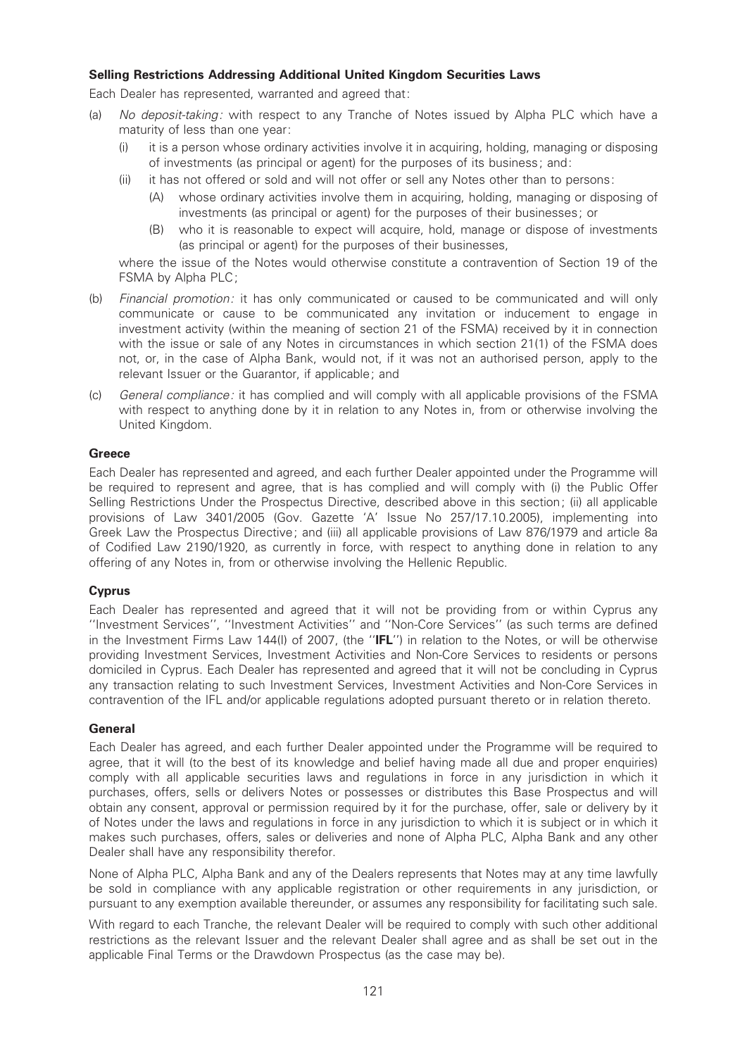### Selling Restrictions Addressing Additional United Kingdom Securities Laws

Each Dealer has represented, warranted and agreed that:

(a) *No deposit-taking:* with respect to any Tranche of Notes issued by Alpha PLC which have a maturity of less than one year:

  (i) it is a person whose ordinary activities involve it in acquiring, holding, managing or disposing of investments (as principal or agent) for the purposes of its business; and:

  (ii) it has not offered or sold and will not offer or sell any Notes other than to persons:

    (A) whose ordinary activities involve them in acquiring, holding, managing or disposing of investments (as principal or agent) for the purposes of their businesses; or

    (B) who it is reasonable to expect will acquire, hold, manage or dispose of investments (as principal or agent) for the purposes of their businesses,

  where the issue of the Notes would otherwise constitute a contravention of Section 19 of the FSMA by Alpha PLC;

(b) *Financial promotion:* it has only communicated or caused to be communicated and will only communicate or cause to be communicated any invitation or inducement to engage in investment activity (within the meaning of section 21 of the FSMA) received by it in connection with the issue or sale of any Notes in circumstances in which section 21(1) of the FSMA does not, or, in the case of Alpha Bank, would not, if it was not an authorised person, apply to the relevant Issuer or the Guarantor, if applicable; and

(c) *General compliance:* it has complied and will comply with all applicable provisions of the FSMA with respect to anything done by it in relation to any Notes in, from or otherwise involving the United Kingdom.

### Greece

Each Dealer has represented and agreed, and each further Dealer appointed under the Programme will be required to represent and agree, that is has complied and will comply with (i) the Public Offer Selling Restrictions Under the Prospectus Directive, described above in this section; (ii) all applicable provisions of Law 3401/2005 (Gov. Gazette 'A' Issue No 257/17.10.2005), implementing into Greek Law the Prospectus Directive; and (iii) all applicable provisions of Law 876/1979 and article 8a of Codified Law 2190/1920, as currently in force, with respect to anything done in relation to any offering of any Notes in, from or otherwise involving the Hellenic Republic.

### Cyprus

Each Dealer has represented and agreed that it will not be providing from or within Cyprus any ''Investment Services'', ''Investment Activities'' and ''Non-Core Services'' (as such terms are defined in the Investment Firms Law 144(I) of 2007, (the ''**IFL**'') in relation to the Notes, or will be otherwise providing Investment Services, Investment Activities and Non-Core Services to residents or persons domiciled in Cyprus. Each Dealer has represented and agreed that it will not be concluding in Cyprus any transaction relating to such Investment Services, Investment Activities and Non-Core Services in contravention of the IFL and/or applicable regulations adopted pursuant thereto or in relation thereto.

### General

Each Dealer has agreed, and each further Dealer appointed under the Programme will be required to agree, that it will (to the best of its knowledge and belief having made all due and proper enquiries) comply with all applicable securities laws and regulations in force in any jurisdiction in which it purchases, offers, sells or delivers Notes or possesses or distributes this Base Prospectus and will obtain any consent, approval or permission required by it for the purchase, offer, sale or delivery by it of Notes under the laws and regulations in force in any jurisdiction to which it is subject or in which it makes such purchases, offers, sales or deliveries and none of Alpha PLC, Alpha Bank and any other Dealer shall have any responsibility therefor.

None of Alpha PLC, Alpha Bank and any of the Dealers represents that Notes may at any time lawfully be sold in compliance with any applicable registration or other requirements in any jurisdiction, or pursuant to any exemption available thereunder, or assumes any responsibility for facilitating such sale.

With regard to each Tranche, the relevant Dealer will be required to comply with such other additional restrictions as the relevant Issuer and the relevant Dealer shall agree and as shall be set out in the applicable Final Terms or the Drawdown Prospectus (as the case may be).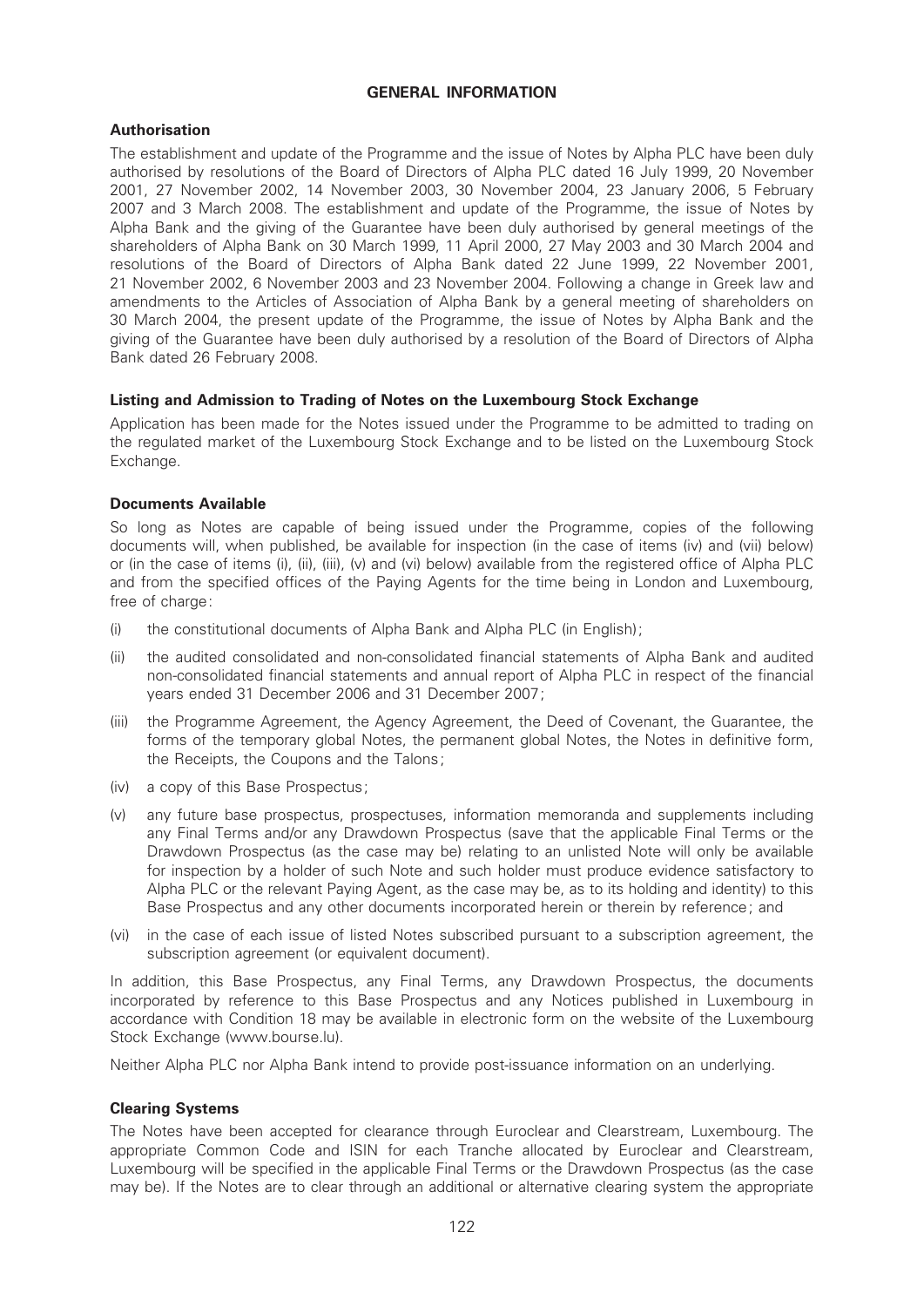## GENERAL INFORMATION

### Authorisation

The establishment and update of the Programme and the issue of Notes by Alpha PLC have been duly authorised by resolutions of the Board of Directors of Alpha PLC dated 16 July 1999, 20 November 2001, 27 November 2002, 14 November 2003, 30 November 2004, 23 January 2006, 5 February 2007 and 3 March 2008. The establishment and update of the Programme, the issue of Notes by Alpha Bank and the giving of the Guarantee have been duly authorised by general meetings of the shareholders of Alpha Bank on 30 March 1999, 11 April 2000, 27 May 2003 and 30 March 2004 and resolutions of the Board of Directors of Alpha Bank dated 22 June 1999, 22 November 2001, 21 November 2002, 6 November 2003 and 23 November 2004. Following a change in Greek law and amendments to the Articles of Association of Alpha Bank by a general meeting of shareholders on 30 March 2004, the present update of the Programme, the issue of Notes by Alpha Bank and the giving of the Guarantee have been duly authorised by a resolution of the Board of Directors of Alpha Bank dated 26 February 2008.

### Listing and Admission to Trading of Notes on the Luxembourg Stock Exchange

Application has been made for the Notes issued under the Programme to be admitted to trading on the regulated market of the Luxembourg Stock Exchange and to be listed on the Luxembourg Stock Exchange.

### Documents Available

So long as Notes are capable of being issued under the Programme, copies of the following documents will, when published, be available for inspection (in the case of items (iv) and (vii) below) or (in the case of items (i), (ii), (iii), (v) and (vi) below) available from the registered office of Alpha PLC and from the specified offices of the Paying Agents for the time being in London and Luxembourg, free of charge:

(i) the constitutional documents of Alpha Bank and Alpha PLC (in English);

(ii) the audited consolidated and non-consolidated financial statements of Alpha Bank and audited non-consolidated financial statements and annual report of Alpha PLC in respect of the financial years ended 31 December 2006 and 31 December 2007;

(iii) the Programme Agreement, the Agency Agreement, the Deed of Covenant, the Guarantee, the forms of the temporary global Notes, the permanent global Notes, the Notes in definitive form, the Receipts, the Coupons and the Talons;

(iv) a copy of this Base Prospectus;

(v) any future base prospectus, prospectuses, information memoranda and supplements including any Final Terms and/or any Drawdown Prospectus (save that the applicable Final Terms or the Drawdown Prospectus (as the case may be) relating to an unlisted Note will only be available for inspection by a holder of such Note and such holder must produce evidence satisfactory to Alpha PLC or the relevant Paying Agent, as the case may be, as to its holding and identity) to this Base Prospectus and any other documents incorporated herein or therein by reference; and

(vi) in the case of each issue of listed Notes subscribed pursuant to a subscription agreement, the subscription agreement (or equivalent document).

In addition, this Base Prospectus, any Final Terms, any Drawdown Prospectus, the documents incorporated by reference to this Base Prospectus and any Notices published in Luxembourg in accordance with Condition 18 may be available in electronic form on the website of the Luxembourg Stock Exchange (www.bourse.lu).

Neither Alpha PLC nor Alpha Bank intend to provide post-issuance information on an underlying.

### Clearing Systems

The Notes have been accepted for clearance through Euroclear and Clearstream, Luxembourg. The appropriate Common Code and ISIN for each Tranche allocated by Euroclear and Clearstream, Luxembourg will be specified in the applicable Final Terms or the Drawdown Prospectus (as the case may be). If the Notes are to clear through an additional or alternative clearing system the appropriate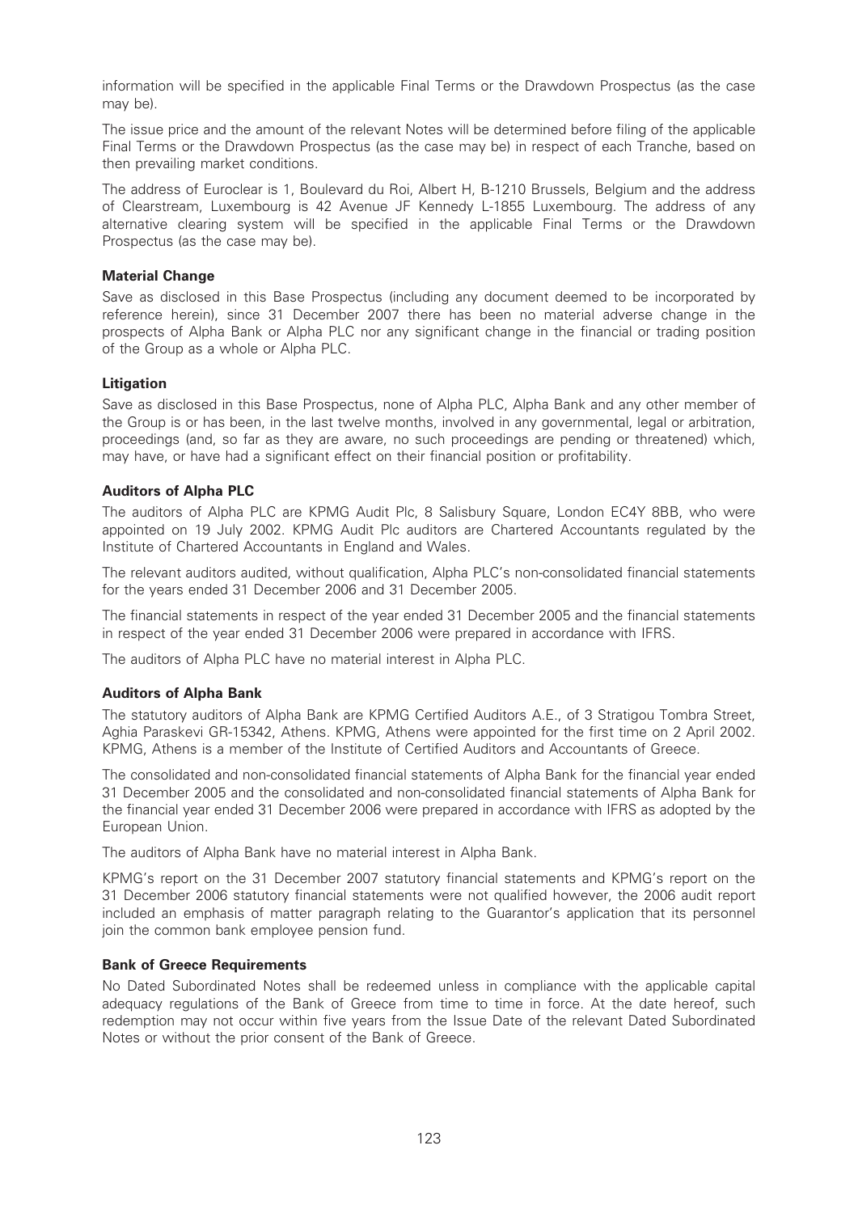information will be specified in the applicable Final Terms or the Drawdown Prospectus (as the case may be).

The issue price and the amount of the relevant Notes will be determined before filing of the applicable Final Terms or the Drawdown Prospectus (as the case may be) in respect of each Tranche, based on then prevailing market conditions.

The address of Euroclear is 1, Boulevard du Roi, Albert H, B-1210 Brussels, Belgium and the address of Clearstream, Luxembourg is 42 Avenue JF Kennedy L-1855 Luxembourg. The address of any alternative clearing system will be specified in the applicable Final Terms or the Drawdown Prospectus (as the case may be).

**Material Change**

Save as disclosed in this Base Prospectus (including any document deemed to be incorporated by reference herein), since 31 December 2007 there has been no material adverse change in the prospects of Alpha Bank or Alpha PLC nor any significant change in the financial or trading position of the Group as a whole or Alpha PLC.

**Litigation**

Save as disclosed in this Base Prospectus, none of Alpha PLC, Alpha Bank and any other member of the Group is or has been, in the last twelve months, involved in any governmental, legal or arbitration, proceedings (and, so far as they are aware, no such proceedings are pending or threatened) which, may have, or have had a significant effect on their financial position or profitability.

**Auditors of Alpha PLC**

The auditors of Alpha PLC are KPMG Audit Plc, 8 Salisbury Square, London EC4Y 8BB, who were appointed on 19 July 2002. KPMG Audit Plc auditors are Chartered Accountants regulated by the Institute of Chartered Accountants in England and Wales.

The relevant auditors audited, without qualification, Alpha PLC's non-consolidated financial statements for the years ended 31 December 2006 and 31 December 2005.

The financial statements in respect of the year ended 31 December 2005 and the financial statements in respect of the year ended 31 December 2006 were prepared in accordance with IFRS.

The auditors of Alpha PLC have no material interest in Alpha PLC.

**Auditors of Alpha Bank**

The statutory auditors of Alpha Bank are KPMG Certified Auditors A.E., of 3 Stratigou Tombra Street, Aghia Paraskevi GR-15342, Athens. KPMG, Athens were appointed for the first time on 2 April 2002. KPMG, Athens is a member of the Institute of Certified Auditors and Accountants of Greece.

The consolidated and non-consolidated financial statements of Alpha Bank for the financial year ended 31 December 2005 and the consolidated and non-consolidated financial statements of Alpha Bank for the financial year ended 31 December 2006 were prepared in accordance with IFRS as adopted by the European Union.

The auditors of Alpha Bank have no material interest in Alpha Bank.

KPMG's report on the 31 December 2007 statutory financial statements and KPMG's report on the 31 December 2006 statutory financial statements were not qualified however, the 2006 audit report included an emphasis of matter paragraph relating to the Guarantor's application that its personnel join the common bank employee pension fund.

**Bank of Greece Requirements**

No Dated Subordinated Notes shall be redeemed unless in compliance with the applicable capital adequacy regulations of the Bank of Greece from time to time in force. At the date hereof, such redemption may not occur within five years from the Issue Date of the relevant Dated Subordinated Notes or without the prior consent of the Bank of Greece.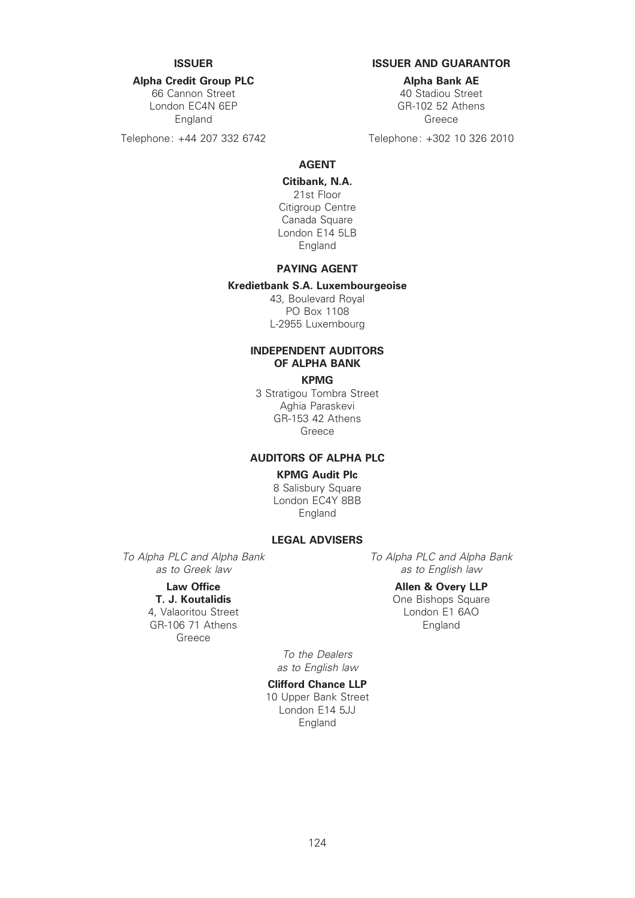**ISSUER**

**Alpha Credit Group PLC**
66 Cannon Street
London EC4N 6EP
England

Telephone: +44 207 332 6742

**ISSUER AND GUARANTOR**

**Alpha Bank AE**
40 Stadiou Street
GR-102 52 Athens
Greece

Telephone: +302 10 326 2010

**AGENT**

**Citibank, N.A.**
21st Floor
Citigroup Centre
Canada Square
London E14 5LB
England

**PAYING AGENT**

**Kredietbank S.A. Luxembourgeoise**
43, Boulevard Royal
PO Box 1108
L-2955 Luxembourg

**INDEPENDENT AUDITORS OF ALPHA BANK**

**KPMG**
3 Stratigou Tombra Street
Aghia Paraskevi
GR-153 42 Athens
Greece

**AUDITORS OF ALPHA PLC**

**KPMG Audit Plc**
8 Salisbury Square
London EC4Y 8BB
England

**LEGAL ADVISERS**

*To Alpha PLC and Alpha Bank as to Greek law*

**Law Office**
**T. J. Koutalidis**
4, Valaoritou Street
GR-106 71 Athens
Greece

*To Alpha PLC and Alpha Bank as to English law*

**Allen & Overy LLP**
One Bishops Square
London E1 6AO
England

*To the Dealers as to English law*

**Clifford Chance LLP**
10 Upper Bank Street
London E14 5JJ
England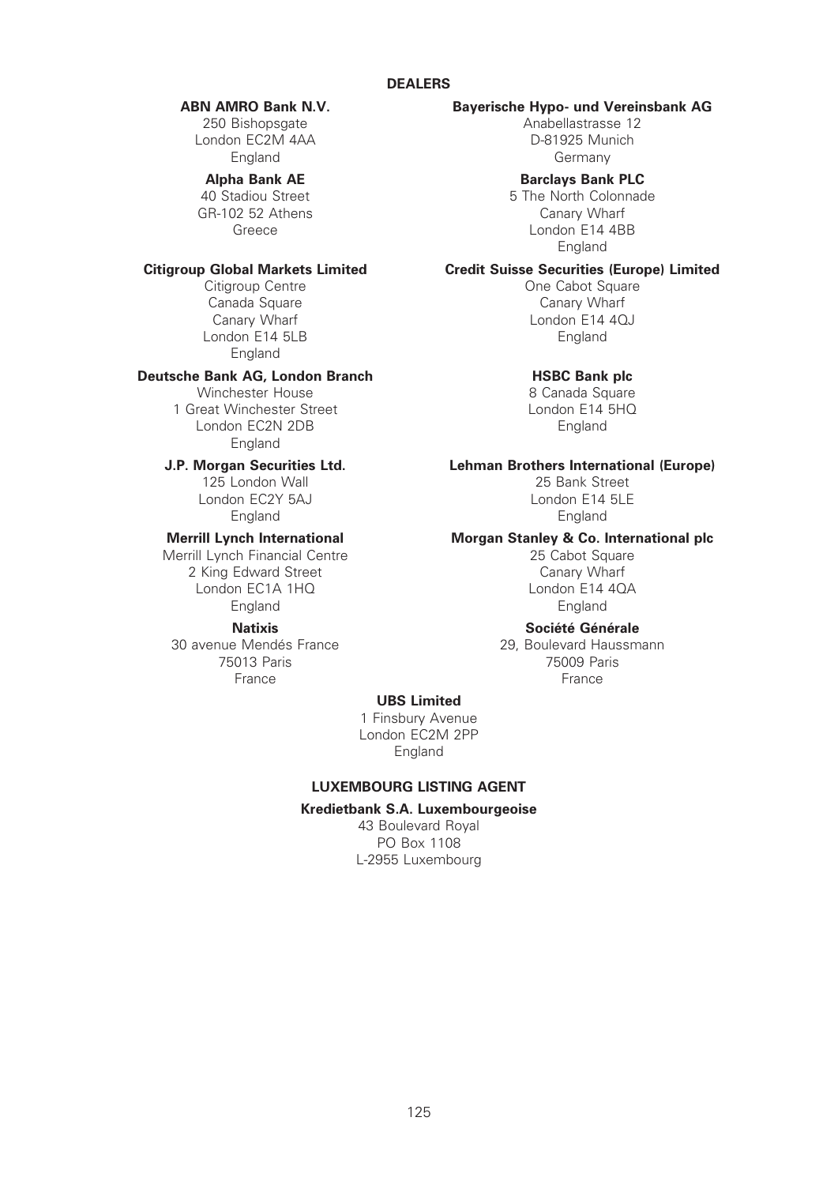## DEALERS

**ABN AMRO Bank N.V.**
250 Bishopsgate
London EC2M 4AA
England

**Bayerische Hypo- und Vereinsbank AG**
Anabellastrasse 12
D-81925 Munich
Germany

**Alpha Bank AE**
40 Stadiou Street
GR-102 52 Athens
Greece

**Barclays Bank PLC**
5 The North Colonnade
Canary Wharf
London E14 4BB
England

**Citigroup Global Markets Limited**
Citigroup Centre
Canada Square
Canary Wharf
London E14 5LB
England

**Credit Suisse Securities (Europe) Limited**
One Cabot Square
Canary Wharf
London E14 4QJ
England

**Deutsche Bank AG, London Branch**
Winchester House
1 Great Winchester Street
London EC2N 2DB
England

**HSBC Bank plc**
8 Canada Square
London E14 5HQ
England

**J.P. Morgan Securities Ltd.**
125 London Wall
London EC2Y 5AJ
England

**Lehman Brothers International (Europe)**
25 Bank Street
London E14 5LE
England

**Merrill Lynch International**
Merrill Lynch Financial Centre
2 King Edward Street
London EC1A 1HQ
England

**Morgan Stanley & Co. International plc**
25 Cabot Square
Canary Wharf
London E14 4QA
England

**Natixis**
30 avenue Mendés France
75013 Paris
France

**Société Générale**
29, Boulevard Haussmann
75009 Paris
France

**UBS Limited**
1 Finsbury Avenue
London EC2M 2PP
England

## LUXEMBOURG LISTING AGENT

**Kredietbank S.A. Luxembourgeoise**
43 Boulevard Royal
PO Box 1108
L-2955 Luxembourg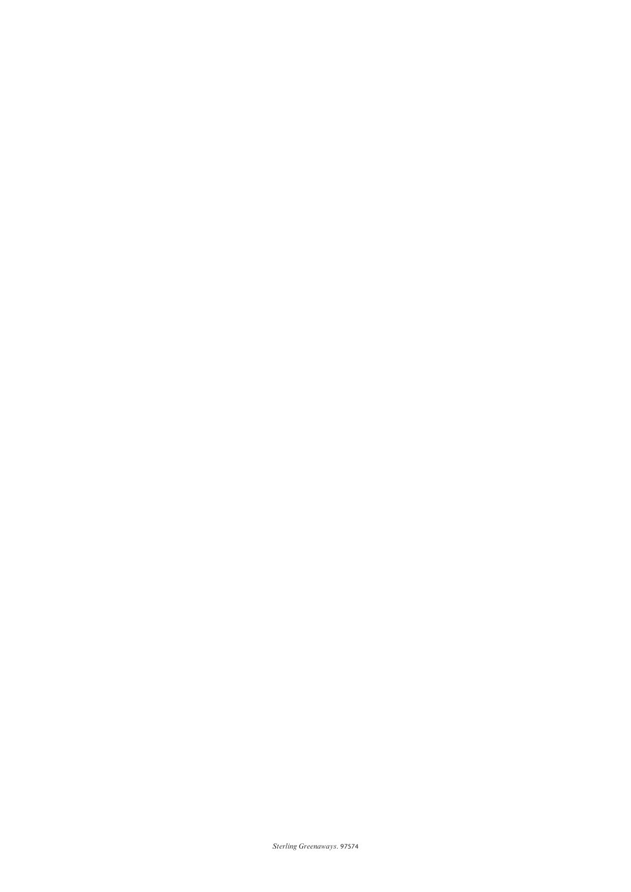*Sterling Greenaways.* 97574